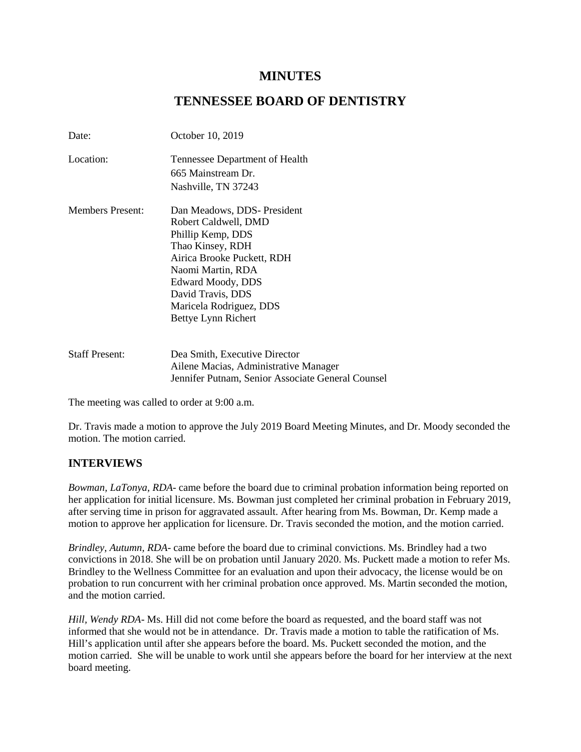# MINUTES

# TENNESSEE BOARD OF DENTISTRY

Date: October 10, 2019

Location: Tennessee Department of Health
665 Mainstream Dr.
Nashville, TN 37243

Members Present:
Dan Meadows, DDS- President
Robert Caldwell, DMD
Phillip Kemp, DDS
Thao Kinsey, RDH
Airica Brooke Puckett, RDH
Naomi Martin, RDA
Edward Moody, DDS
David Travis, DDS
Maricela Rodriguez, DDS
Bettye Lynn Richert

Staff Present:
Dea Smith, Executive Director
Ailene Macias, Administrative Manager
Jennifer Putnam, Senior Associate General Counsel

The meeting was called to order at 9:00 a.m.

Dr. Travis made a motion to approve the July 2019 Board Meeting Minutes, and Dr. Moody seconded the motion. The motion carried.

## INTERVIEWS

*Bowman, LaTonya, RDA*- came before the board due to criminal probation information being reported on her application for initial licensure. Ms. Bowman just completed her criminal probation in February 2019, after serving time in prison for aggravated assault. After hearing from Ms. Bowman, Dr. Kemp made a motion to approve her application for licensure. Dr. Travis seconded the motion, and the motion carried.

*Brindley, Autumn, RDA*- came before the board due to criminal convictions. Ms. Brindley had a two convictions in 2018. She will be on probation until January 2020. Ms. Puckett made a motion to refer Ms. Brindley to the Wellness Committee for an evaluation and upon their advocacy, the license would be on probation to run concurrent with her criminal probation once approved. Ms. Martin seconded the motion, and the motion carried.

*Hill, Wendy RDA*- Ms. Hill did not come before the board as requested, and the board staff was not informed that she would not be in attendance. Dr. Travis made a motion to table the ratification of Ms. Hill's application until after she appears before the board. Ms. Puckett seconded the motion, and the motion carried. She will be unable to work until she appears before the board for her interview at the next board meeting.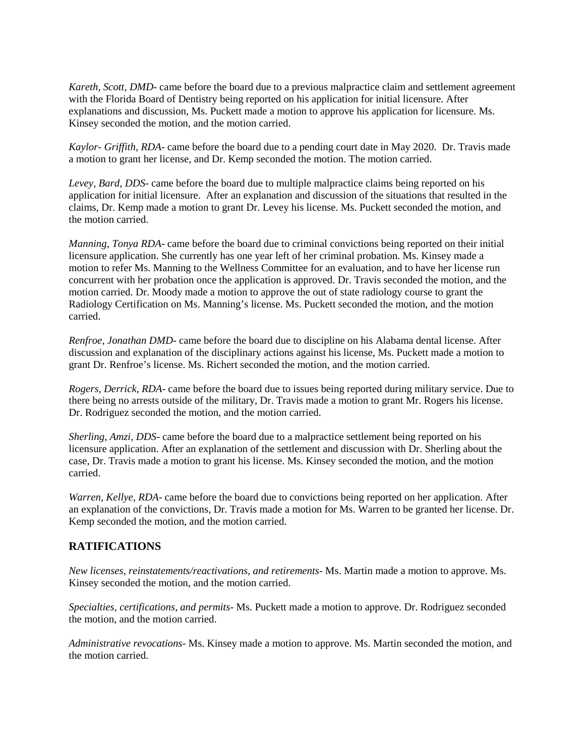*Kareth, Scott, DMD*- came before the board due to a previous malpractice claim and settlement agreement with the Florida Board of Dentistry being reported on his application for initial licensure. After explanations and discussion, Ms. Puckett made a motion to approve his application for licensure. Ms. Kinsey seconded the motion, and the motion carried.

*Kaylor- Griffith, RDA*- came before the board due to a pending court date in May 2020. Dr. Travis made a motion to grant her license, and Dr. Kemp seconded the motion. The motion carried.

*Levey, Bard, DDS*- came before the board due to multiple malpractice claims being reported on his application for initial licensure. After an explanation and discussion of the situations that resulted in the claims, Dr. Kemp made a motion to grant Dr. Levey his license. Ms. Puckett seconded the motion, and the motion carried.

*Manning, Tonya RDA*- came before the board due to criminal convictions being reported on their initial licensure application. She currently has one year left of her criminal probation. Ms. Kinsey made a motion to refer Ms. Manning to the Wellness Committee for an evaluation, and to have her license run concurrent with her probation once the application is approved. Dr. Travis seconded the motion, and the motion carried. Dr. Moody made a motion to approve the out of state radiology course to grant the Radiology Certification on Ms. Manning's license. Ms. Puckett seconded the motion, and the motion carried.

*Renfroe, Jonathan DMD*- came before the board due to discipline on his Alabama dental license. After discussion and explanation of the disciplinary actions against his license, Ms. Puckett made a motion to grant Dr. Renfroe's license. Ms. Richert seconded the motion, and the motion carried.

*Rogers, Derrick, RDA*- came before the board due to issues being reported during military service. Due to there being no arrests outside of the military, Dr. Travis made a motion to grant Mr. Rogers his license. Dr. Rodriguez seconded the motion, and the motion carried.

*Sherling, Amzi, DDS*- came before the board due to a malpractice settlement being reported on his licensure application. After an explanation of the settlement and discussion with Dr. Sherling about the case, Dr. Travis made a motion to grant his license. Ms. Kinsey seconded the motion, and the motion carried.

*Warren, Kellye, RDA*- came before the board due to convictions being reported on her application. After an explanation of the convictions, Dr. Travis made a motion for Ms. Warren to be granted her license. Dr. Kemp seconded the motion, and the motion carried.

## RATIFICATIONS

*New licenses, reinstatements/reactivations, and retirements*- Ms. Martin made a motion to approve. Ms. Kinsey seconded the motion, and the motion carried.

*Specialties, certifications, and permits*- Ms. Puckett made a motion to approve. Dr. Rodriguez seconded the motion, and the motion carried.

*Administrative revocations*- Ms. Kinsey made a motion to approve. Ms. Martin seconded the motion, and the motion carried.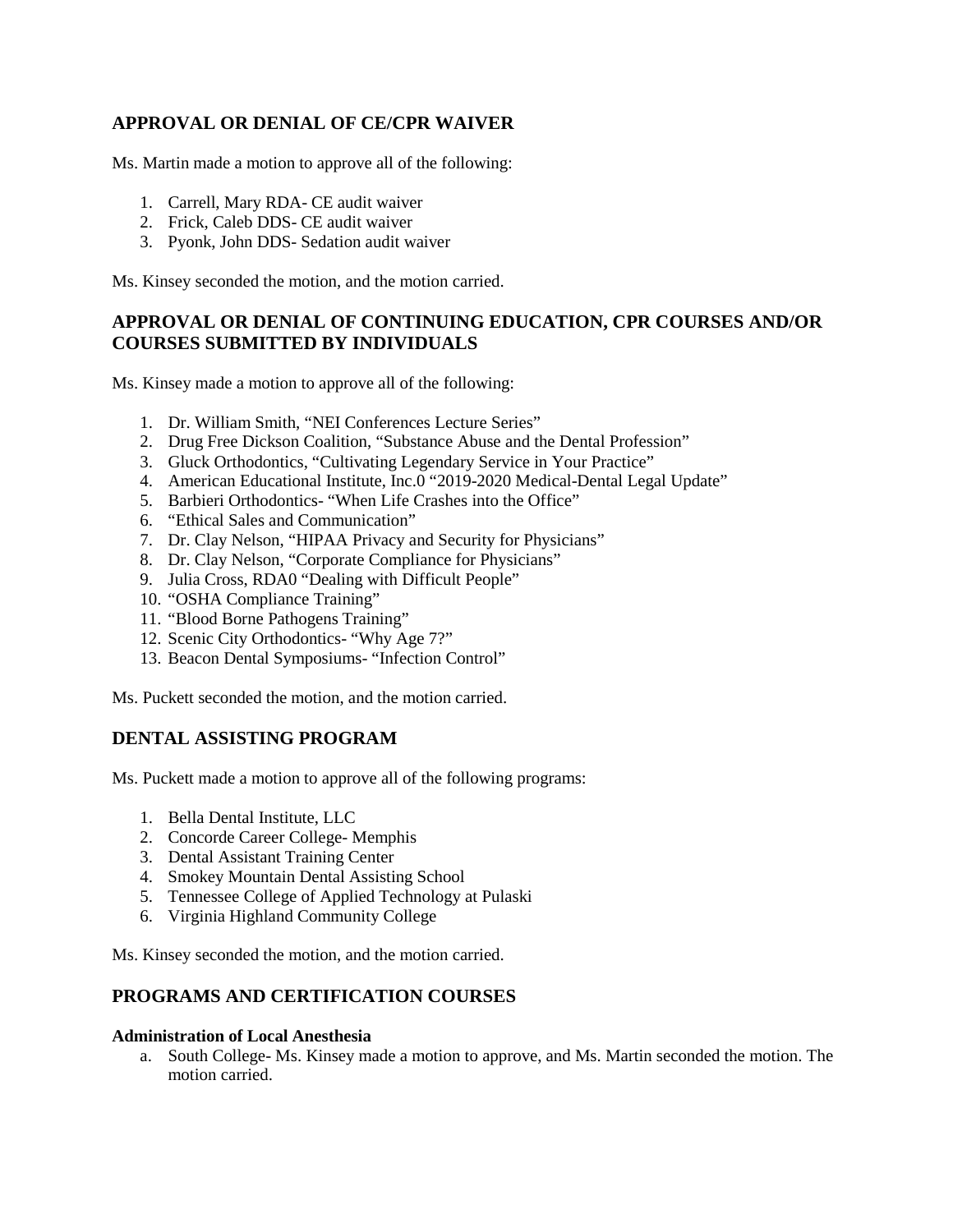## APPROVAL OR DENIAL OF CE/CPR WAIVER

Ms. Martin made a motion to approve all of the following:

1. Carrell, Mary RDA- CE audit waiver
2. Frick, Caleb DDS- CE audit waiver
3. Pyonk, John DDS- Sedation audit waiver

Ms. Kinsey seconded the motion, and the motion carried.

## APPROVAL OR DENIAL OF CONTINUING EDUCATION, CPR COURSES AND/OR COURSES SUBMITTED BY INDIVIDUALS

Ms. Kinsey made a motion to approve all of the following:

1. Dr. William Smith, "NEI Conferences Lecture Series"
2. Drug Free Dickson Coalition, "Substance Abuse and the Dental Profession"
3. Gluck Orthodontics, "Cultivating Legendary Service in Your Practice"
4. American Educational Institute, Inc.0 "2019-2020 Medical-Dental Legal Update"
5. Barbieri Orthodontics- "When Life Crashes into the Office"
6. "Ethical Sales and Communication"
7. Dr. Clay Nelson, "HIPAA Privacy and Security for Physicians"
8. Dr. Clay Nelson, "Corporate Compliance for Physicians"
9. Julia Cross, RDA0 "Dealing with Difficult People"
10. "OSHA Compliance Training"
11. "Blood Borne Pathogens Training"
12. Scenic City Orthodontics- "Why Age 7?"
13. Beacon Dental Symposiums- "Infection Control"

Ms. Puckett seconded the motion, and the motion carried.

## DENTAL ASSISTING PROGRAM

Ms. Puckett made a motion to approve all of the following programs:

1. Bella Dental Institute, LLC
2. Concorde Career College- Memphis
3. Dental Assistant Training Center
4. Smokey Mountain Dental Assisting School
5. Tennessee College of Applied Technology at Pulaski
6. Virginia Highland Community College

Ms. Kinsey seconded the motion, and the motion carried.

## PROGRAMS AND CERTIFICATION COURSES

**Administration of Local Anesthesia**

a. South College- Ms. Kinsey made a motion to approve, and Ms. Martin seconded the motion. The motion carried.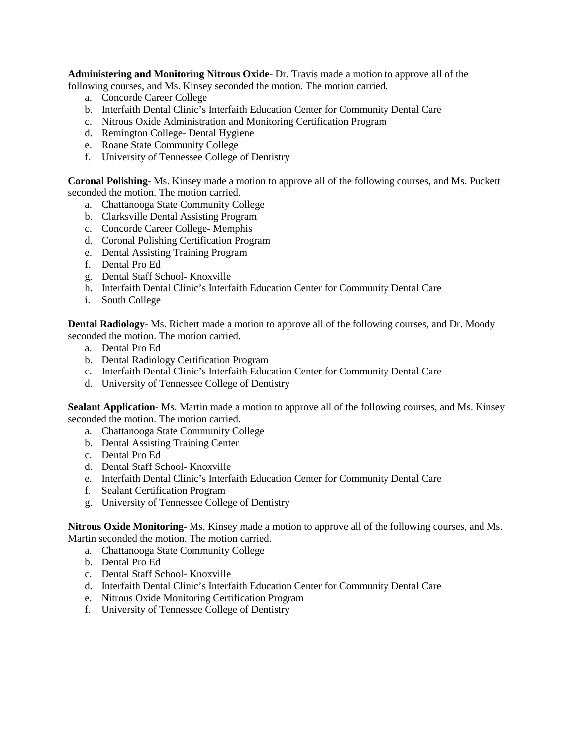**Administering and Monitoring Nitrous Oxide**- Dr. Travis made a motion to approve all of the following courses, and Ms. Kinsey seconded the motion. The motion carried.

a. Concorde Career College
b. Interfaith Dental Clinic's Interfaith Education Center for Community Dental Care
c. Nitrous Oxide Administration and Monitoring Certification Program
d. Remington College- Dental Hygiene
e. Roane State Community College
f. University of Tennessee College of Dentistry

**Coronal Polishing**- Ms. Kinsey made a motion to approve all of the following courses, and Ms. Puckett seconded the motion. The motion carried.

a. Chattanooga State Community College
b. Clarksville Dental Assisting Program
c. Concorde Career College- Memphis
d. Coronal Polishing Certification Program
e. Dental Assisting Training Program
f. Dental Pro Ed
g. Dental Staff School- Knoxville
h. Interfaith Dental Clinic's Interfaith Education Center for Community Dental Care
i. South College

**Dental Radiology**- Ms. Richert made a motion to approve all of the following courses, and Dr. Moody seconded the motion. The motion carried.

a. Dental Pro Ed
b. Dental Radiology Certification Program
c. Interfaith Dental Clinic's Interfaith Education Center for Community Dental Care
d. University of Tennessee College of Dentistry

**Sealant Application**- Ms. Martin made a motion to approve all of the following courses, and Ms. Kinsey seconded the motion. The motion carried.

a. Chattanooga State Community College
b. Dental Assisting Training Center
c. Dental Pro Ed
d. Dental Staff School- Knoxville
e. Interfaith Dental Clinic's Interfaith Education Center for Community Dental Care
f. Sealant Certification Program
g. University of Tennessee College of Dentistry

**Nitrous Oxide Monitoring**- Ms. Kinsey made a motion to approve all of the following courses, and Ms. Martin seconded the motion. The motion carried.

a. Chattanooga State Community College
b. Dental Pro Ed
c. Dental Staff School- Knoxville
d. Interfaith Dental Clinic's Interfaith Education Center for Community Dental Care
e. Nitrous Oxide Monitoring Certification Program
f. University of Tennessee College of Dentistry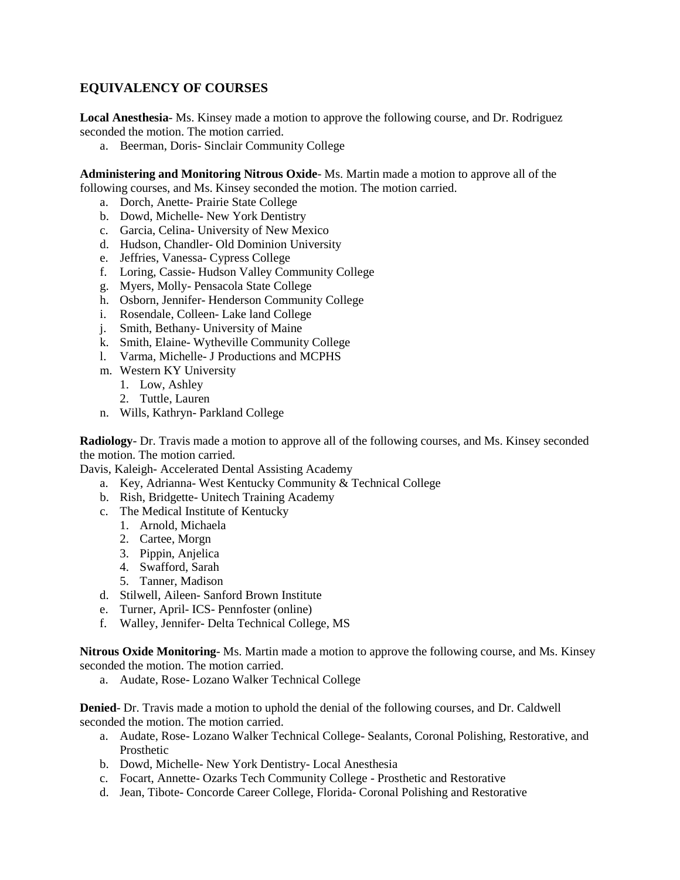## EQUIVALENCY OF COURSES

**Local Anesthesia**- Ms. Kinsey made a motion to approve the following course, and Dr. Rodriguez seconded the motion. The motion carried.

a. Beerman, Doris- Sinclair Community College

**Administering and Monitoring Nitrous Oxide**- Ms. Martin made a motion to approve all of the following courses, and Ms. Kinsey seconded the motion. The motion carried.

a. Dorch, Anette- Prairie State College
b. Dowd, Michelle- New York Dentistry
c. Garcia, Celina- University of New Mexico
d. Hudson, Chandler- Old Dominion University
e. Jeffries, Vanessa- Cypress College
f. Loring, Cassie- Hudson Valley Community College
g. Myers, Molly- Pensacola State College
h. Osborn, Jennifer- Henderson Community College
i. Rosendale, Colleen- Lake land College
j. Smith, Bethany- University of Maine
k. Smith, Elaine- Wytheville Community College
l. Varma, Michelle- J Productions and MCPHS
m. Western KY University
   1. Low, Ashley
   2. Tuttle, Lauren
n. Wills, Kathryn- Parkland College

**Radiology**- Dr. Travis made a motion to approve all of the following courses, and Ms. Kinsey seconded the motion. The motion carried.

Davis, Kaleigh- Accelerated Dental Assisting Academy

a. Key, Adrianna- West Kentucky Community & Technical College
b. Rish, Bridgette- Unitech Training Academy
c. The Medical Institute of Kentucky
   1. Arnold, Michaela
   2. Cartee, Morgn
   3. Pippin, Anjelica
   4. Swafford, Sarah
   5. Tanner, Madison
d. Stilwell, Aileen- Sanford Brown Institute
e. Turner, April- ICS- Pennfoster (online)
f. Walley, Jennifer- Delta Technical College, MS

**Nitrous Oxide Monitoring**- Ms. Martin made a motion to approve the following course, and Ms. Kinsey seconded the motion. The motion carried.

a. Audate, Rose- Lozano Walker Technical College

**Denied**- Dr. Travis made a motion to uphold the denial of the following courses, and Dr. Caldwell seconded the motion. The motion carried.

a. Audate, Rose- Lozano Walker Technical College- Sealants, Coronal Polishing, Restorative, and Prosthetic
b. Dowd, Michelle- New York Dentistry- Local Anesthesia
c. Focart, Annette- Ozarks Tech Community College - Prosthetic and Restorative
d. Jean, Tibote- Concorde Career College, Florida- Coronal Polishing and Restorative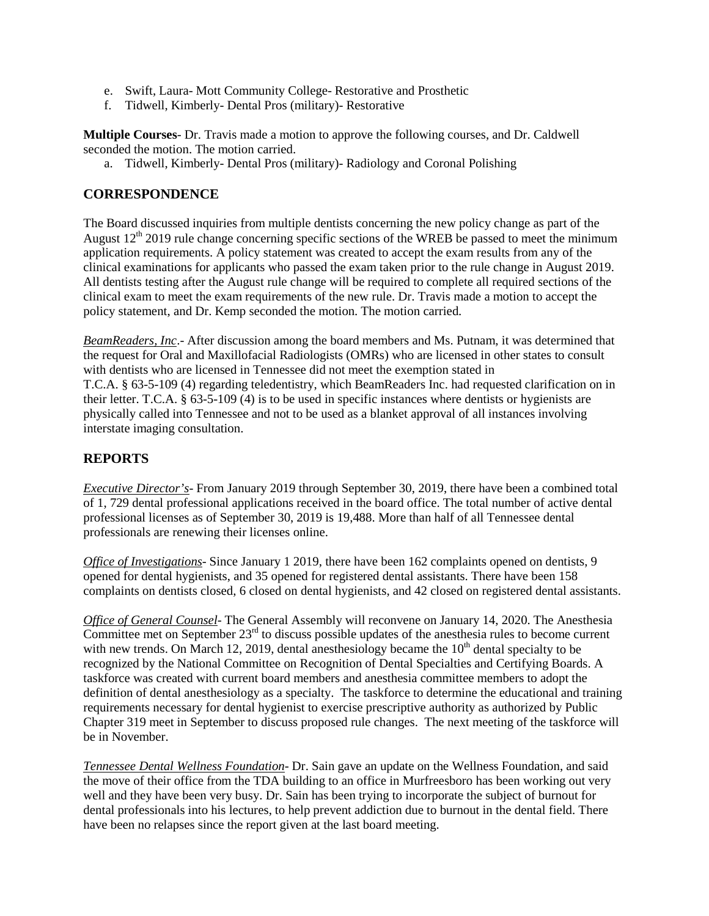e. Swift, Laura- Mott Community College- Restorative and Prosthetic
f. Tidwell, Kimberly- Dental Pros (military)- Restorative

**Multiple Courses**- Dr. Travis made a motion to approve the following courses, and Dr. Caldwell seconded the motion. The motion carried.

a. Tidwell, Kimberly- Dental Pros (military)- Radiology and Coronal Polishing

## CORRESPONDENCE

The Board discussed inquiries from multiple dentists concerning the new policy change as part of the August 12th 2019 rule change concerning specific sections of the WREB be passed to meet the minimum application requirements. A policy statement was created to accept the exam results from any of the clinical examinations for applicants who passed the exam taken prior to the rule change in August 2019. All dentists testing after the August rule change will be required to complete all required sections of the clinical exam to meet the exam requirements of the new rule. Dr. Travis made a motion to accept the policy statement, and Dr. Kemp seconded the motion. The motion carried.

*BeamReaders, Inc*.- After discussion among the board members and Ms. Putnam, it was determined that the request for Oral and Maxillofacial Radiologists (OMRs) who are licensed in other states to consult with dentists who are licensed in Tennessee did not meet the exemption stated in T.C.A. § 63-5-109 (4) regarding teledentistry, which BeamReaders Inc. had requested clarification on in their letter. T.C.A. § 63-5-109 (4) is to be used in specific instances where dentists or hygienists are physically called into Tennessee and not to be used as a blanket approval of all instances involving interstate imaging consultation.

## REPORTS

*Executive Director's*- From January 2019 through September 30, 2019, there have been a combined total of 1, 729 dental professional applications received in the board office. The total number of active dental professional licenses as of September 30, 2019 is 19,488. More than half of all Tennessee dental professionals are renewing their licenses online.

*Office of Investigations*- Since January 1 2019, there have been 162 complaints opened on dentists, 9 opened for dental hygienists, and 35 opened for registered dental assistants. There have been 158 complaints on dentists closed, 6 closed on dental hygienists, and 42 closed on registered dental assistants.

*Office of General Counsel*- The General Assembly will reconvene on January 14, 2020. The Anesthesia Committee met on September 23rd to discuss possible updates of the anesthesia rules to become current with new trends. On March 12, 2019, dental anesthesiology became the 10th dental specialty to be recognized by the National Committee on Recognition of Dental Specialties and Certifying Boards. A taskforce was created with current board members and anesthesia committee members to adopt the definition of dental anesthesiology as a specialty. The taskforce to determine the educational and training requirements necessary for dental hygienist to exercise prescriptive authority as authorized by Public Chapter 319 meet in September to discuss proposed rule changes. The next meeting of the taskforce will be in November.

*Tennessee Dental Wellness Foundation*- Dr. Sain gave an update on the Wellness Foundation, and said the move of their office from the TDA building to an office in Murfreesboro has been working out very well and they have been very busy. Dr. Sain has been trying to incorporate the subject of burnout for dental professionals into his lectures, to help prevent addiction due to burnout in the dental field. There have been no relapses since the report given at the last board meeting.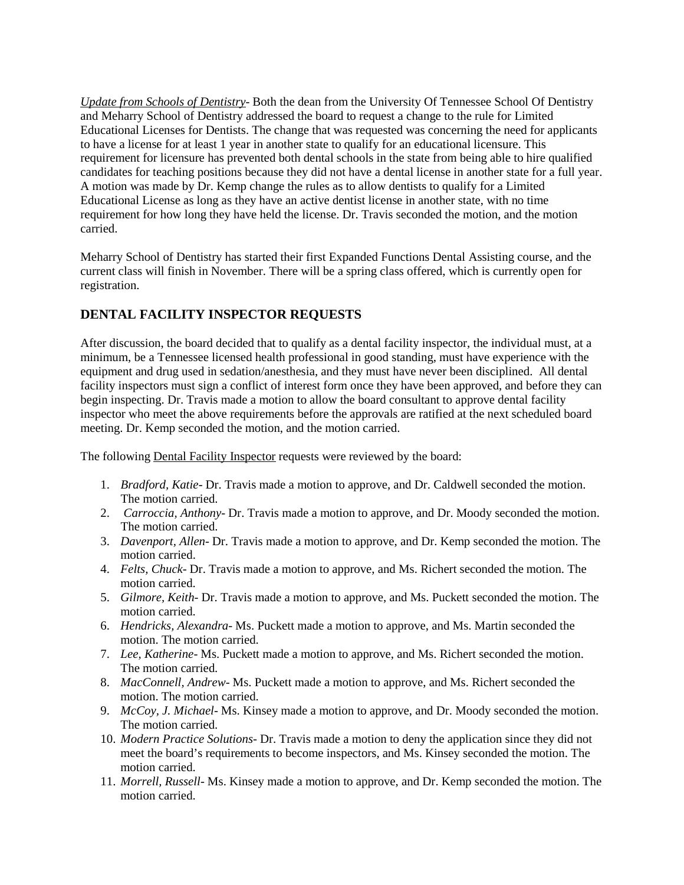*Update from Schools of Dentistry*- Both the dean from the University Of Tennessee School Of Dentistry and Meharry School of Dentistry addressed the board to request a change to the rule for Limited Educational Licenses for Dentists. The change that was requested was concerning the need for applicants to have a license for at least 1 year in another state to qualify for an educational licensure. This requirement for licensure has prevented both dental schools in the state from being able to hire qualified candidates for teaching positions because they did not have a dental license in another state for a full year. A motion was made by Dr. Kemp change the rules as to allow dentists to qualify for a Limited Educational License as long as they have an active dentist license in another state, with no time requirement for how long they have held the license. Dr. Travis seconded the motion, and the motion carried.

Meharry School of Dentistry has started their first Expanded Functions Dental Assisting course, and the current class will finish in November. There will be a spring class offered, which is currently open for registration.

## DENTAL FACILITY INSPECTOR REQUESTS

After discussion, the board decided that to qualify as a dental facility inspector, the individual must, at a minimum, be a Tennessee licensed health professional in good standing, must have experience with the equipment and drug used in sedation/anesthesia, and they must have never been disciplined. All dental facility inspectors must sign a conflict of interest form once they have been approved, and before they can begin inspecting. Dr. Travis made a motion to allow the board consultant to approve dental facility inspector who meet the above requirements before the approvals are ratified at the next scheduled board meeting. Dr. Kemp seconded the motion, and the motion carried.

The following Dental Facility Inspector requests were reviewed by the board:

1. *Bradford, Katie*- Dr. Travis made a motion to approve, and Dr. Caldwell seconded the motion. The motion carried.
2. *Carroccia, Anthony*- Dr. Travis made a motion to approve, and Dr. Moody seconded the motion. The motion carried.
3. *Davenport, Allen*- Dr. Travis made a motion to approve, and Dr. Kemp seconded the motion. The motion carried.
4. *Felts, Chuck*- Dr. Travis made a motion to approve, and Ms. Richert seconded the motion. The motion carried.
5. *Gilmore, Keith*- Dr. Travis made a motion to approve, and Ms. Puckett seconded the motion. The motion carried.
6. *Hendricks, Alexandra*- Ms. Puckett made a motion to approve, and Ms. Martin seconded the motion. The motion carried.
7. *Lee, Katherine*- Ms. Puckett made a motion to approve, and Ms. Richert seconded the motion. The motion carried.
8. *MacConnell, Andrew*- Ms. Puckett made a motion to approve, and Ms. Richert seconded the motion. The motion carried.
9. *McCoy, J. Michael*- Ms. Kinsey made a motion to approve, and Dr. Moody seconded the motion. The motion carried.
10. *Modern Practice Solutions*- Dr. Travis made a motion to deny the application since they did not meet the board's requirements to become inspectors, and Ms. Kinsey seconded the motion. The motion carried.
11. *Morrell, Russell*- Ms. Kinsey made a motion to approve, and Dr. Kemp seconded the motion. The motion carried.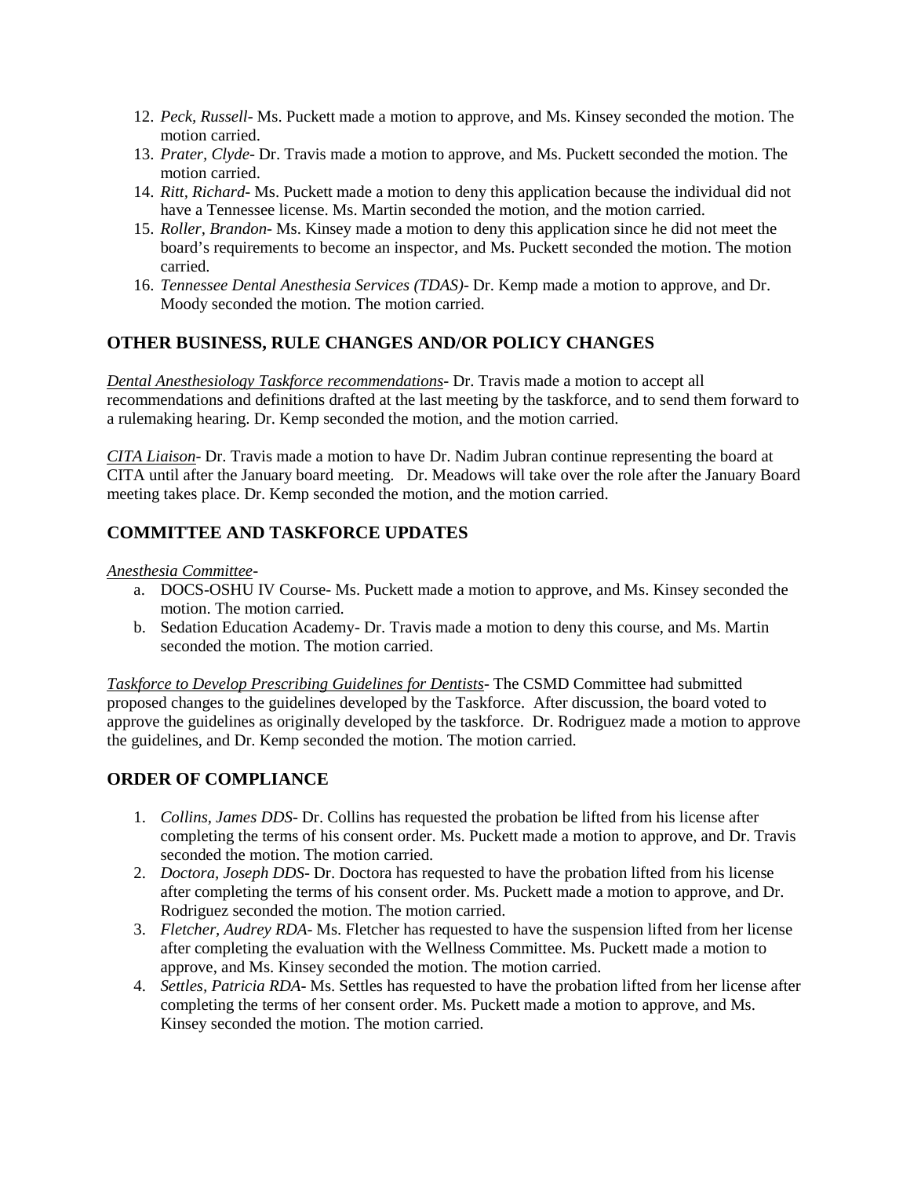12. *Peck, Russell*- Ms. Puckett made a motion to approve, and Ms. Kinsey seconded the motion. The motion carried.
13. *Prater, Clyde*- Dr. Travis made a motion to approve, and Ms. Puckett seconded the motion. The motion carried.
14. *Ritt, Richard*- Ms. Puckett made a motion to deny this application because the individual did not have a Tennessee license. Ms. Martin seconded the motion, and the motion carried.
15. *Roller, Brandon*- Ms. Kinsey made a motion to deny this application since he did not meet the board's requirements to become an inspector, and Ms. Puckett seconded the motion. The motion carried.
16. *Tennessee Dental Anesthesia Services (TDAS)*- Dr. Kemp made a motion to approve, and Dr. Moody seconded the motion. The motion carried.

## OTHER BUSINESS, RULE CHANGES AND/OR POLICY CHANGES

*Dental Anesthesiology Taskforce recommendations*- Dr. Travis made a motion to accept all recommendations and definitions drafted at the last meeting by the taskforce, and to send them forward to a rulemaking hearing. Dr. Kemp seconded the motion, and the motion carried.

*CITA Liaison*- Dr. Travis made a motion to have Dr. Nadim Jubran continue representing the board at CITA until after the January board meeting. Dr. Meadows will take over the role after the January Board meeting takes place. Dr. Kemp seconded the motion, and the motion carried.

## COMMITTEE AND TASKFORCE UPDATES

*Anesthesia Committee*-

a. DOCS-OSHU IV Course- Ms. Puckett made a motion to approve, and Ms. Kinsey seconded the motion. The motion carried.
b. Sedation Education Academy- Dr. Travis made a motion to deny this course, and Ms. Martin seconded the motion. The motion carried.

*Taskforce to Develop Prescribing Guidelines for Dentists*- The CSMD Committee had submitted proposed changes to the guidelines developed by the Taskforce. After discussion, the board voted to approve the guidelines as originally developed by the taskforce. Dr. Rodriguez made a motion to approve the guidelines, and Dr. Kemp seconded the motion. The motion carried.

## ORDER OF COMPLIANCE

1. *Collins, James DDS*- Dr. Collins has requested the probation be lifted from his license after completing the terms of his consent order. Ms. Puckett made a motion to approve, and Dr. Travis seconded the motion. The motion carried.
2. *Doctora, Joseph DDS*- Dr. Doctora has requested to have the probation lifted from his license after completing the terms of his consent order. Ms. Puckett made a motion to approve, and Dr. Rodriguez seconded the motion. The motion carried.
3. *Fletcher, Audrey RDA*- Ms. Fletcher has requested to have the suspension lifted from her license after completing the evaluation with the Wellness Committee. Ms. Puckett made a motion to approve, and Ms. Kinsey seconded the motion. The motion carried.
4. *Settles, Patricia RDA*- Ms. Settles has requested to have the probation lifted from her license after completing the terms of her consent order. Ms. Puckett made a motion to approve, and Ms. Kinsey seconded the motion. The motion carried.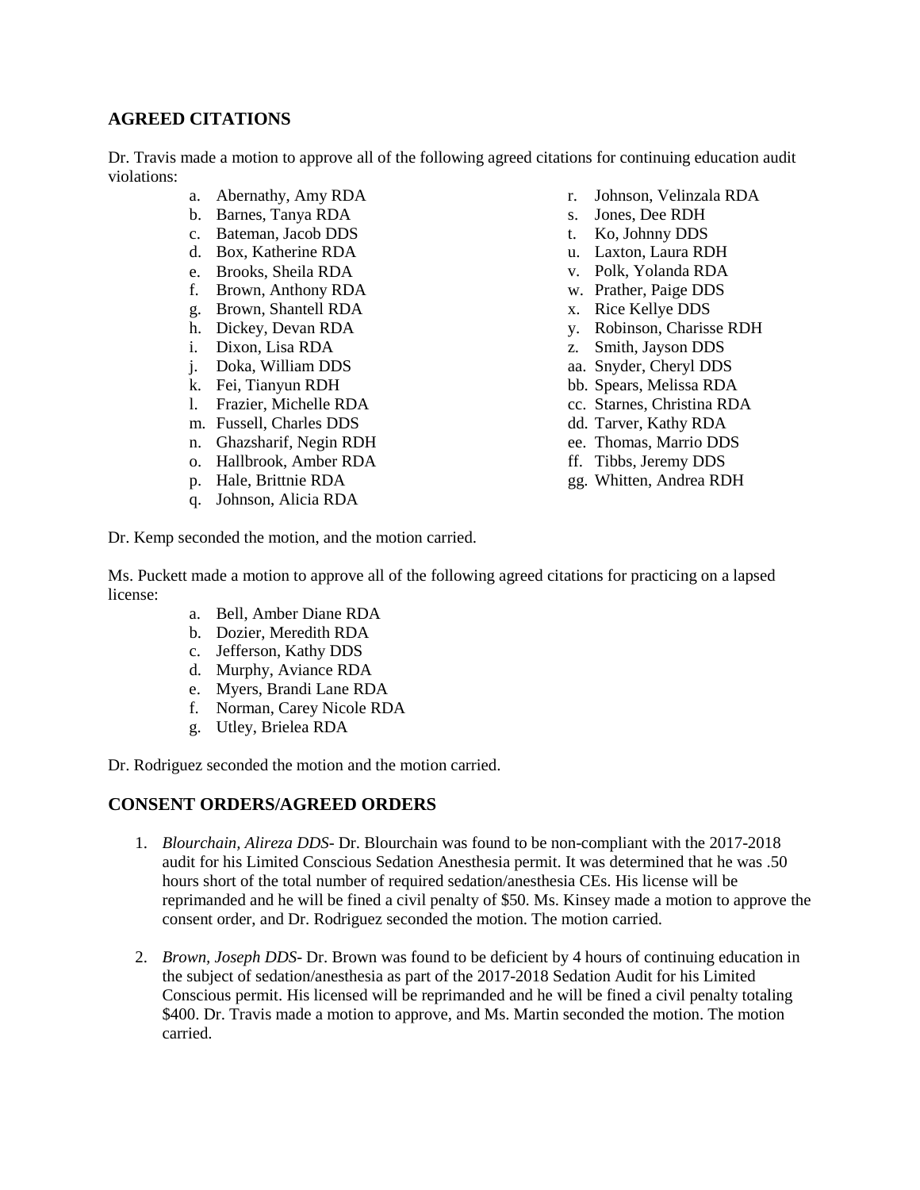## AGREED CITATIONS

Dr. Travis made a motion to approve all of the following agreed citations for continuing education audit violations:

a. Abernathy, Amy RDA
b. Barnes, Tanya RDA
c. Bateman, Jacob DDS
d. Box, Katherine RDA
e. Brooks, Sheila RDA
f. Brown, Anthony RDA
g. Brown, Shantell RDA
h. Dickey, Devan RDA
i. Dixon, Lisa RDA
j. Doka, William DDS
k. Fei, Tianyun RDH
l. Frazier, Michelle RDA
m. Fussell, Charles DDS
n. Ghazsharif, Negin RDH
o. Hallbrook, Amber RDA
p. Hale, Brittnie RDA
q. Johnson, Alicia RDA
r. Johnson, Velinzala RDA
s. Jones, Dee RDH
t. Ko, Johnny DDS
u. Laxton, Laura RDH
v. Polk, Yolanda RDA
w. Prather, Paige DDS
x. Rice Kellye DDS
y. Robinson, Charisse RDH
z. Smith, Jayson DDS
aa. Snyder, Cheryl DDS
bb. Spears, Melissa RDA
cc. Starnes, Christina RDA
dd. Tarver, Kathy RDA
ee. Thomas, Marrio DDS
ff. Tibbs, Jeremy DDS
gg. Whitten, Andrea RDH

Dr. Kemp seconded the motion, and the motion carried.

Ms. Puckett made a motion to approve all of the following agreed citations for practicing on a lapsed license:

a. Bell, Amber Diane RDA
b. Dozier, Meredith RDA
c. Jefferson, Kathy DDS
d. Murphy, Aviance RDA
e. Myers, Brandi Lane RDA
f. Norman, Carey Nicole RDA
g. Utley, Brielea RDA

Dr. Rodriguez seconded the motion and the motion carried.

## CONSENT ORDERS/AGREED ORDERS

1. *Blourchain, Alireza DDS*- Dr. Blourchain was found to be non-compliant with the 2017-2018 audit for his Limited Conscious Sedation Anesthesia permit. It was determined that he was .50 hours short of the total number of required sedation/anesthesia CEs. His license will be reprimanded and he will be fined a civil penalty of $50. Ms. Kinsey made a motion to approve the consent order, and Dr. Rodriguez seconded the motion. The motion carried.

2. *Brown, Joseph DDS*- Dr. Brown was found to be deficient by 4 hours of continuing education in the subject of sedation/anesthesia as part of the 2017-2018 Sedation Audit for his Limited Conscious permit. His licensed will be reprimanded and he will be fined a civil penalty totaling $400. Dr. Travis made a motion to approve, and Ms. Martin seconded the motion. The motion carried.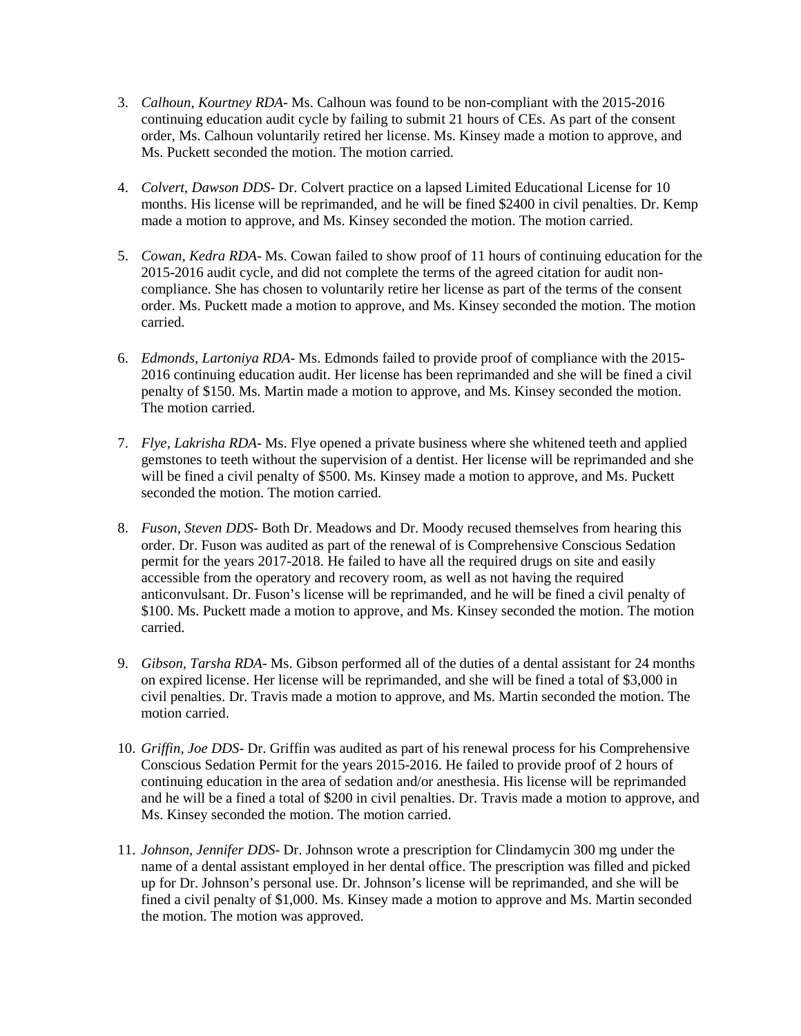3. *Calhoun, Kourtney RDA*- Ms. Calhoun was found to be non-compliant with the 2015-2016 continuing education audit cycle by failing to submit 21 hours of CEs. As part of the consent order, Ms. Calhoun voluntarily retired her license. Ms. Kinsey made a motion to approve, and Ms. Puckett seconded the motion. The motion carried.

4. *Colvert, Dawson DDS*- Dr. Colvert practice on a lapsed Limited Educational License for 10 months. His license will be reprimanded, and he will be fined $2400 in civil penalties. Dr. Kemp made a motion to approve, and Ms. Kinsey seconded the motion. The motion carried.

5. *Cowan, Kedra RDA*- Ms. Cowan failed to show proof of 11 hours of continuing education for the 2015-2016 audit cycle, and did not complete the terms of the agreed citation for audit non-compliance. She has chosen to voluntarily retire her license as part of the terms of the consent order. Ms. Puckett made a motion to approve, and Ms. Kinsey seconded the motion. The motion carried.

6. *Edmonds, Lartoniya RDA*- Ms. Edmonds failed to provide proof of compliance with the 2015-2016 continuing education audit. Her license has been reprimanded and she will be fined a civil penalty of $150. Ms. Martin made a motion to approve, and Ms. Kinsey seconded the motion. The motion carried.

7. *Flye, Lakrisha RDA*- Ms. Flye opened a private business where she whitened teeth and applied gemstones to teeth without the supervision of a dentist. Her license will be reprimanded and she will be fined a civil penalty of $500. Ms. Kinsey made a motion to approve, and Ms. Puckett seconded the motion. The motion carried.

8. *Fuson, Steven DDS*- Both Dr. Meadows and Dr. Moody recused themselves from hearing this order. Dr. Fuson was audited as part of the renewal of is Comprehensive Conscious Sedation permit for the years 2017-2018. He failed to have all the required drugs on site and easily accessible from the operatory and recovery room, as well as not having the required anticonvulsant. Dr. Fuson's license will be reprimanded, and he will be fined a civil penalty of $100. Ms. Puckett made a motion to approve, and Ms. Kinsey seconded the motion. The motion carried.

9. *Gibson, Tarsha RDA*- Ms. Gibson performed all of the duties of a dental assistant for 24 months on expired license. Her license will be reprimanded, and she will be fined a total of $3,000 in civil penalties. Dr. Travis made a motion to approve, and Ms. Martin seconded the motion. The motion carried.

10. *Griffin, Joe DDS*- Dr. Griffin was audited as part of his renewal process for his Comprehensive Conscious Sedation Permit for the years 2015-2016. He failed to provide proof of 2 hours of continuing education in the area of sedation and/or anesthesia. His license will be reprimanded and he will be a fined a total of $200 in civil penalties. Dr. Travis made a motion to approve, and Ms. Kinsey seconded the motion. The motion carried.

11. *Johnson, Jennifer DDS*- Dr. Johnson wrote a prescription for Clindamycin 300 mg under the name of a dental assistant employed in her dental office. The prescription was filled and picked up for Dr. Johnson's personal use. Dr. Johnson's license will be reprimanded, and she will be fined a civil penalty of $1,000. Ms. Kinsey made a motion to approve and Ms. Martin seconded the motion. The motion was approved.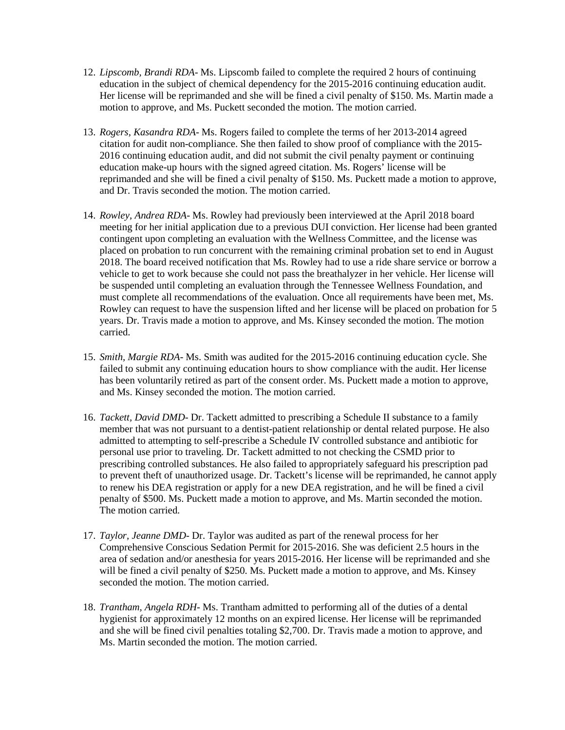12. *Lipscomb, Brandi RDA*- Ms. Lipscomb failed to complete the required 2 hours of continuing education in the subject of chemical dependency for the 2015-2016 continuing education audit. Her license will be reprimanded and she will be fined a civil penalty of $150. Ms. Martin made a motion to approve, and Ms. Puckett seconded the motion. The motion carried.

13. *Rogers, Kasandra RDA*- Ms. Rogers failed to complete the terms of her 2013-2014 agreed citation for audit non-compliance. She then failed to show proof of compliance with the 2015-2016 continuing education audit, and did not submit the civil penalty payment or continuing education make-up hours with the signed agreed citation. Ms. Rogers' license will be reprimanded and she will be fined a civil penalty of $150. Ms. Puckett made a motion to approve, and Dr. Travis seconded the motion. The motion carried.

14. *Rowley, Andrea RDA*- Ms. Rowley had previously been interviewed at the April 2018 board meeting for her initial application due to a previous DUI conviction. Her license had been granted contingent upon completing an evaluation with the Wellness Committee, and the license was placed on probation to run concurrent with the remaining criminal probation set to end in August 2018. The board received notification that Ms. Rowley had to use a ride share service or borrow a vehicle to get to work because she could not pass the breathalyzer in her vehicle. Her license will be suspended until completing an evaluation through the Tennessee Wellness Foundation, and must complete all recommendations of the evaluation. Once all requirements have been met, Ms. Rowley can request to have the suspension lifted and her license will be placed on probation for 5 years. Dr. Travis made a motion to approve, and Ms. Kinsey seconded the motion. The motion carried.

15. *Smith, Margie RDA*- Ms. Smith was audited for the 2015-2016 continuing education cycle. She failed to submit any continuing education hours to show compliance with the audit. Her license has been voluntarily retired as part of the consent order. Ms. Puckett made a motion to approve, and Ms. Kinsey seconded the motion. The motion carried.

16. *Tackett, David DMD*- Dr. Tackett admitted to prescribing a Schedule II substance to a family member that was not pursuant to a dentist-patient relationship or dental related purpose. He also admitted to attempting to self-prescribe a Schedule IV controlled substance and antibiotic for personal use prior to traveling. Dr. Tackett admitted to not checking the CSMD prior to prescribing controlled substances. He also failed to appropriately safeguard his prescription pad to prevent theft of unauthorized usage. Dr. Tackett's license will be reprimanded, he cannot apply to renew his DEA registration or apply for a new DEA registration, and he will be fined a civil penalty of $500. Ms. Puckett made a motion to approve, and Ms. Martin seconded the motion. The motion carried.

17. *Taylor, Jeanne DMD*- Dr. Taylor was audited as part of the renewal process for her Comprehensive Conscious Sedation Permit for 2015-2016. She was deficient 2.5 hours in the area of sedation and/or anesthesia for years 2015-2016. Her license will be reprimanded and she will be fined a civil penalty of $250. Ms. Puckett made a motion to approve, and Ms. Kinsey seconded the motion. The motion carried.

18. *Trantham, Angela RDH*- Ms. Trantham admitted to performing all of the duties of a dental hygienist for approximately 12 months on an expired license. Her license will be reprimanded and she will be fined civil penalties totaling $2,700. Dr. Travis made a motion to approve, and Ms. Martin seconded the motion. The motion carried.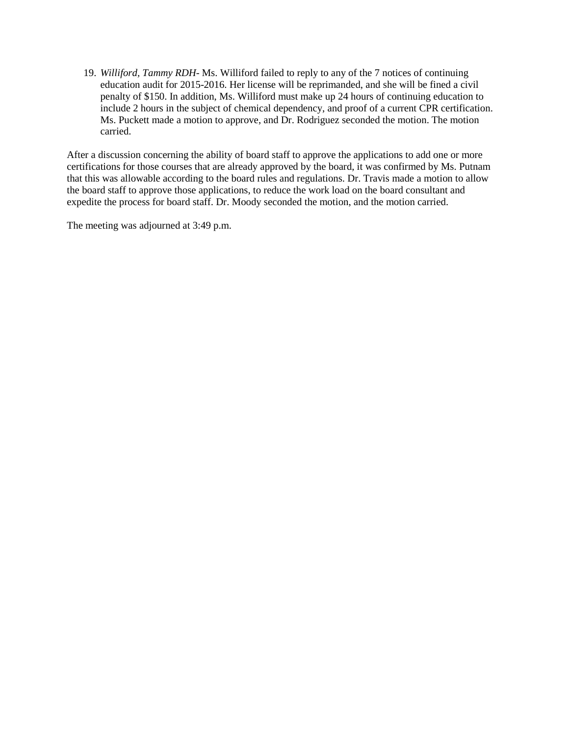19. *Williford, Tammy RDH*- Ms. Williford failed to reply to any of the 7 notices of continuing education audit for 2015-2016. Her license will be reprimanded, and she will be fined a civil penalty of $150. In addition, Ms. Williford must make up 24 hours of continuing education to include 2 hours in the subject of chemical dependency, and proof of a current CPR certification. Ms. Puckett made a motion to approve, and Dr. Rodriguez seconded the motion. The motion carried.

After a discussion concerning the ability of board staff to approve the applications to add one or more certifications for those courses that are already approved by the board, it was confirmed by Ms. Putnam that this was allowable according to the board rules and regulations. Dr. Travis made a motion to allow the board staff to approve those applications, to reduce the work load on the board consultant and expedite the process for board staff. Dr. Moody seconded the motion, and the motion carried.

The meeting was adjourned at 3:49 p.m.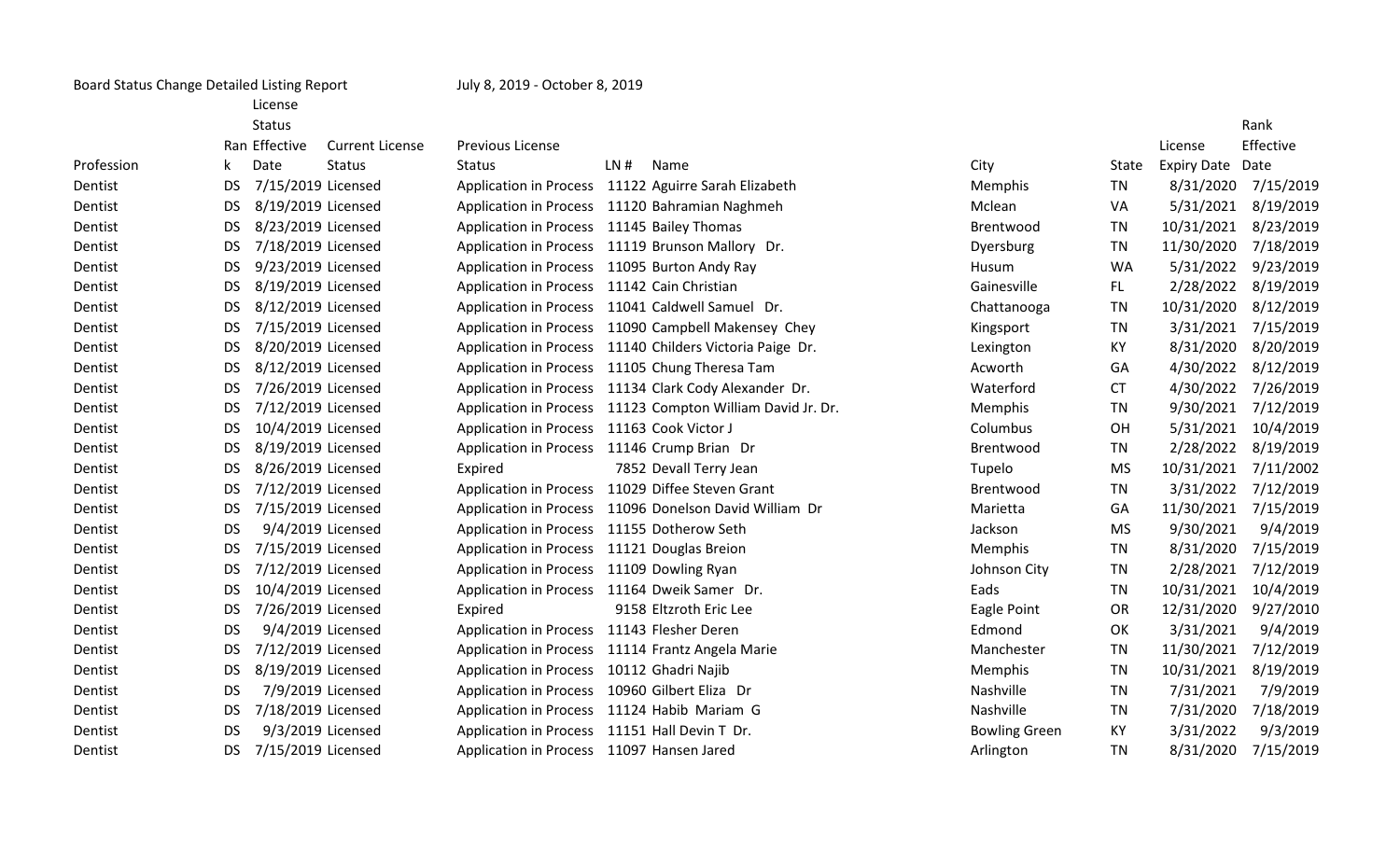Board Status Change Detailed Listing Report July 8, 2019 - October 8, 2019

| Profession | Rank | License Status Effective Date | Current License Status | Previous License Status | LN # | Name | City | State | License Expiry Date | Rank Effective Date |
|---|---|---|---|---|---|---|---|---|---|---|
| Dentist | DS | 7/15/2019 | Licensed | Application in Process | 11122 | Aguirre Sarah Elizabeth | Memphis | TN | 8/31/2020 | 7/15/2019 |
| Dentist | DS | 8/19/2019 | Licensed | Application in Process | 11120 | Bahramian Naghmeh | Mclean | VA | 5/31/2021 | 8/19/2019 |
| Dentist | DS | 8/23/2019 | Licensed | Application in Process | 11145 | Bailey Thomas | Brentwood | TN | 10/31/2021 | 8/23/2019 |
| Dentist | DS | 7/18/2019 | Licensed | Application in Process | 11119 | Brunson Mallory Dr. | Dyersburg | TN | 11/30/2020 | 7/18/2019 |
| Dentist | DS | 9/23/2019 | Licensed | Application in Process | 11095 | Burton Andy Ray | Husum | WA | 5/31/2022 | 9/23/2019 |
| Dentist | DS | 8/19/2019 | Licensed | Application in Process | 11142 | Cain Christian | Gainesville | FL | 2/28/2022 | 8/19/2019 |
| Dentist | DS | 8/12/2019 | Licensed | Application in Process | 11041 | Caldwell Samuel Dr. | Chattanooga | TN | 10/31/2020 | 8/12/2019 |
| Dentist | DS | 7/15/2019 | Licensed | Application in Process | 11090 | Campbell Makensey Chey | Kingsport | TN | 3/31/2021 | 7/15/2019 |
| Dentist | DS | 8/20/2019 | Licensed | Application in Process | 11140 | Childers Victoria Paige Dr. | Lexington | KY | 8/31/2020 | 8/20/2019 |
| Dentist | DS | 8/12/2019 | Licensed | Application in Process | 11105 | Chung Theresa Tam | Acworth | GA | 4/30/2022 | 8/12/2019 |
| Dentist | DS | 7/26/2019 | Licensed | Application in Process | 11134 | Clark Cody Alexander Dr. | Waterford | CT | 4/30/2022 | 7/26/2019 |
| Dentist | DS | 7/12/2019 | Licensed | Application in Process | 11123 | Compton William David Jr. Dr. | Memphis | TN | 9/30/2021 | 7/12/2019 |
| Dentist | DS | 10/4/2019 | Licensed | Application in Process | 11163 | Cook Victor J | Columbus | OH | 5/31/2021 | 10/4/2019 |
| Dentist | DS | 8/19/2019 | Licensed | Application in Process | 11146 | Crump Brian Dr | Brentwood | TN | 2/28/2022 | 8/19/2019 |
| Dentist | DS | 8/26/2019 | Licensed | Expired | 7852 | Devall Terry Jean | Tupelo | MS | 10/31/2021 | 7/11/2002 |
| Dentist | DS | 7/12/2019 | Licensed | Application in Process | 11029 | Diffee Steven Grant | Brentwood | TN | 3/31/2022 | 7/12/2019 |
| Dentist | DS | 7/15/2019 | Licensed | Application in Process | 11096 | Donelson David William Dr | Marietta | GA | 11/30/2021 | 7/15/2019 |
| Dentist | DS | 9/4/2019 | Licensed | Application in Process | 11155 | Dotherow Seth | Jackson | MS | 9/30/2021 | 9/4/2019 |
| Dentist | DS | 7/15/2019 | Licensed | Application in Process | 11121 | Douglas Breion | Memphis | TN | 8/31/2020 | 7/15/2019 |
| Dentist | DS | 7/12/2019 | Licensed | Application in Process | 11109 | Dowling Ryan | Johnson City | TN | 2/28/2021 | 7/12/2019 |
| Dentist | DS | 10/4/2019 | Licensed | Application in Process | 11164 | Dweik Samer Dr. | Eads | TN | 10/31/2021 | 10/4/2019 |
| Dentist | DS | 7/26/2019 | Licensed | Expired | 9158 | Eltzroth Eric Lee | Eagle Point | OR | 12/31/2020 | 9/27/2010 |
| Dentist | DS | 9/4/2019 | Licensed | Application in Process | 11143 | Flesher Deren | Edmond | OK | 3/31/2021 | 9/4/2019 |
| Dentist | DS | 7/12/2019 | Licensed | Application in Process | 11114 | Frantz Angela Marie | Manchester | TN | 11/30/2021 | 7/12/2019 |
| Dentist | DS | 8/19/2019 | Licensed | Application in Process | 10112 | Ghadri Najib | Memphis | TN | 10/31/2021 | 8/19/2019 |
| Dentist | DS | 7/9/2019 | Licensed | Application in Process | 10960 | Gilbert Eliza Dr | Nashville | TN | 7/31/2021 | 7/9/2019 |
| Dentist | DS | 7/18/2019 | Licensed | Application in Process | 11124 | Habib Mariam G | Nashville | TN | 7/31/2020 | 7/18/2019 |
| Dentist | DS | 9/3/2019 | Licensed | Application in Process | 11151 | Hall Devin T Dr. | Bowling Green | KY | 3/31/2022 | 9/3/2019 |
| Dentist | DS | 7/15/2019 | Licensed | Application in Process | 11097 | Hansen Jared | Arlington | TN | 8/31/2020 | 7/15/2019 |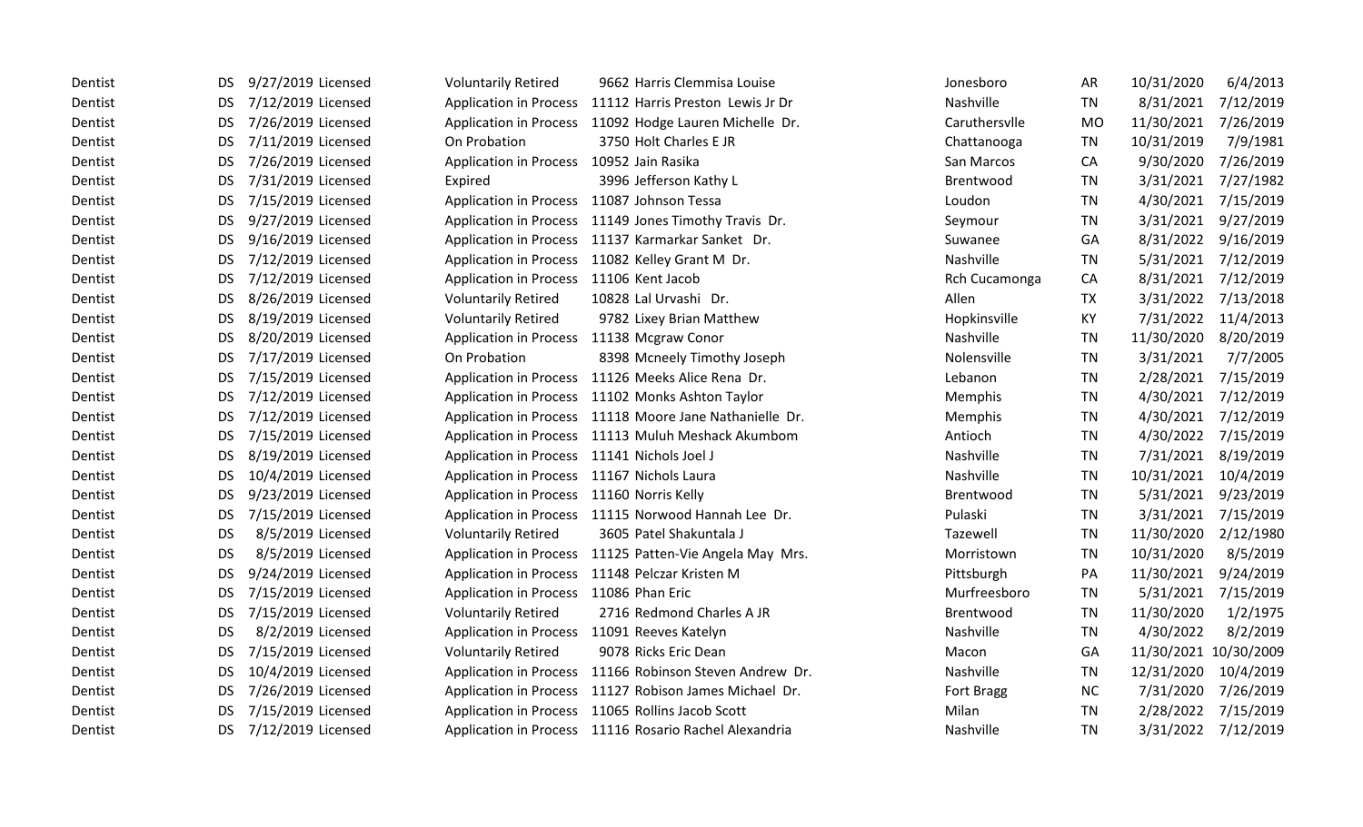| | | | | | | | | | | |
|---|---|---|---|---|---|---|---|---|---|---|
| Dentist | DS | 9/27/2019 | Licensed | Voluntarily Retired | 9662 | Harris Clemmisa Louise | Jonesboro | AR | 10/31/2020 | 6/4/2013 |
| Dentist | DS | 7/12/2019 | Licensed | Application in Process | 11112 | Harris Preston Lewis Jr Dr | Nashville | TN | 8/31/2021 | 7/12/2019 |
| Dentist | DS | 7/26/2019 | Licensed | Application in Process | 11092 | Hodge Lauren Michelle Dr. | Caruthersvlle | MO | 11/30/2021 | 7/26/2019 |
| Dentist | DS | 7/11/2019 | Licensed | On Probation | 3750 | Holt Charles E JR | Chattanooga | TN | 10/31/2019 | 7/9/1981 |
| Dentist | DS | 7/26/2019 | Licensed | Application in Process | 10952 | Jain Rasika | San Marcos | CA | 9/30/2020 | 7/26/2019 |
| Dentist | DS | 7/31/2019 | Licensed | Expired | 3996 | Jefferson Kathy L | Brentwood | TN | 3/31/2021 | 7/27/1982 |
| Dentist | DS | 7/15/2019 | Licensed | Application in Process | 11087 | Johnson Tessa | Loudon | TN | 4/30/2021 | 7/15/2019 |
| Dentist | DS | 9/27/2019 | Licensed | Application in Process | 11149 | Jones Timothy Travis Dr. | Seymour | TN | 3/31/2021 | 9/27/2019 |
| Dentist | DS | 9/16/2019 | Licensed | Application in Process | 11137 | Karmarkar Sanket Dr. | Suwanee | GA | 8/31/2022 | 9/16/2019 |
| Dentist | DS | 7/12/2019 | Licensed | Application in Process | 11082 | Kelley Grant M Dr. | Nashville | TN | 5/31/2021 | 7/12/2019 |
| Dentist | DS | 7/12/2019 | Licensed | Application in Process | 11106 | Kent Jacob | Rch Cucamonga | CA | 8/31/2021 | 7/12/2019 |
| Dentist | DS | 8/26/2019 | Licensed | Voluntarily Retired | 10828 | Lal Urvashi Dr. | Allen | TX | 3/31/2022 | 7/13/2018 |
| Dentist | DS | 8/19/2019 | Licensed | Voluntarily Retired | 9782 | Lixey Brian Matthew | Hopkinsville | KY | 7/31/2022 | 11/4/2013 |
| Dentist | DS | 8/20/2019 | Licensed | Application in Process | 11138 | Mcgraw Conor | Nashville | TN | 11/30/2020 | 8/20/2019 |
| Dentist | DS | 7/17/2019 | Licensed | On Probation | 8398 | Mcneely Timothy Joseph | Nolensville | TN | 3/31/2021 | 7/7/2005 |
| Dentist | DS | 7/15/2019 | Licensed | Application in Process | 11126 | Meeks Alice Rena Dr. | Lebanon | TN | 2/28/2021 | 7/15/2019 |
| Dentist | DS | 7/12/2019 | Licensed | Application in Process | 11102 | Monks Ashton Taylor | Memphis | TN | 4/30/2021 | 7/12/2019 |
| Dentist | DS | 7/12/2019 | Licensed | Application in Process | 11118 | Moore Jane Nathanielle Dr. | Memphis | TN | 4/30/2021 | 7/12/2019 |
| Dentist | DS | 7/15/2019 | Licensed | Application in Process | 11113 | Muluh Meshack Akumbom | Antioch | TN | 4/30/2022 | 7/15/2019 |
| Dentist | DS | 8/19/2019 | Licensed | Application in Process | 11141 | Nichols Joel J | Nashville | TN | 7/31/2021 | 8/19/2019 |
| Dentist | DS | 10/4/2019 | Licensed | Application in Process | 11167 | Nichols Laura | Nashville | TN | 10/31/2021 | 10/4/2019 |
| Dentist | DS | 9/23/2019 | Licensed | Application in Process | 11160 | Norris Kelly | Brentwood | TN | 5/31/2021 | 9/23/2019 |
| Dentist | DS | 7/15/2019 | Licensed | Application in Process | 11115 | Norwood Hannah Lee Dr. | Pulaski | TN | 3/31/2021 | 7/15/2019 |
| Dentist | DS | 8/5/2019 | Licensed | Voluntarily Retired | 3605 | Patel Shakuntala J | Tazewell | TN | 11/30/2020 | 2/12/1980 |
| Dentist | DS | 8/5/2019 | Licensed | Application in Process | 11125 | Patten-Vie Angela May Mrs. | Morristown | TN | 10/31/2020 | 8/5/2019 |
| Dentist | DS | 9/24/2019 | Licensed | Application in Process | 11148 | Pelczar Kristen M | Pittsburgh | PA | 11/30/2021 | 9/24/2019 |
| Dentist | DS | 7/15/2019 | Licensed | Application in Process | 11086 | Phan Eric | Murfreesboro | TN | 5/31/2021 | 7/15/2019 |
| Dentist | DS | 7/15/2019 | Licensed | Voluntarily Retired | 2716 | Redmond Charles A JR | Brentwood | TN | 11/30/2020 | 1/2/1975 |
| Dentist | DS | 8/2/2019 | Licensed | Application in Process | 11091 | Reeves Katelyn | Nashville | TN | 4/30/2022 | 8/2/2019 |
| Dentist | DS | 7/15/2019 | Licensed | Voluntarily Retired | 9078 | Ricks Eric Dean | Macon | GA | 11/30/2021 | 10/30/2009 |
| Dentist | DS | 10/4/2019 | Licensed | Application in Process | 11166 | Robinson Steven Andrew Dr. | Nashville | TN | 12/31/2020 | 10/4/2019 |
| Dentist | DS | 7/26/2019 | Licensed | Application in Process | 11127 | Robison James Michael Dr. | Fort Bragg | NC | 7/31/2020 | 7/26/2019 |
| Dentist | DS | 7/15/2019 | Licensed | Application in Process | 11065 | Rollins Jacob Scott | Milan | TN | 2/28/2022 | 7/15/2019 |
| Dentist | DS | 7/12/2019 | Licensed | Application in Process | 11116 | Rosario Rachel Alexandria | Nashville | TN | 3/31/2022 | 7/12/2019 |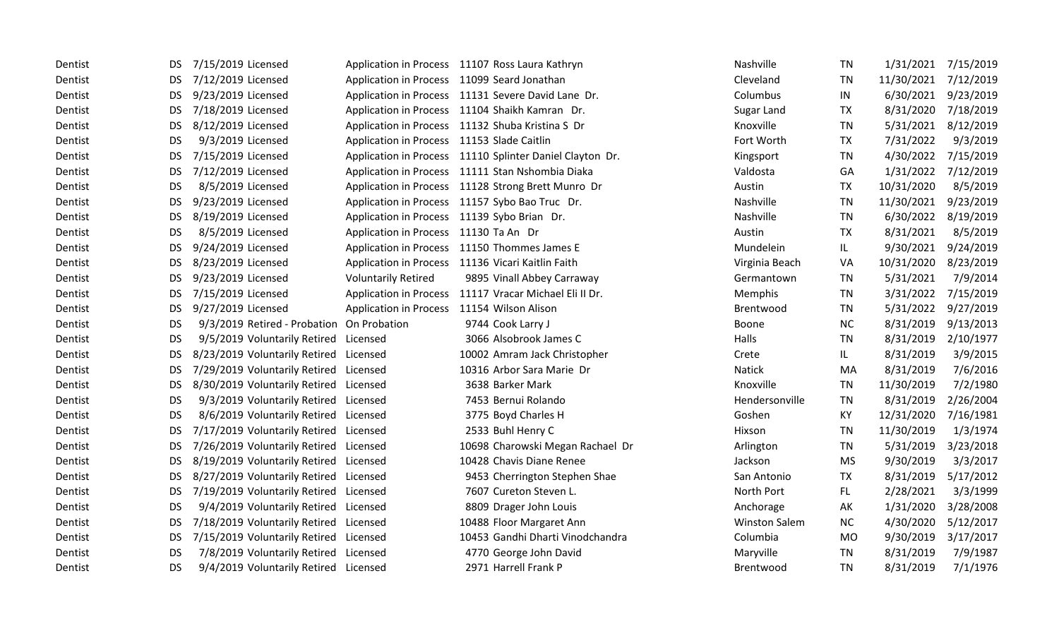| | | | | | | | | | | |
|---|---|---|---|---|---|---|---|---|---|---|
| Dentist | DS | 7/15/2019 | Licensed | Application in Process | 11107 | Ross Laura Kathryn | Nashville | TN | 1/31/2021 | 7/15/2019 |
| Dentist | DS | 7/12/2019 | Licensed | Application in Process | 11099 | Seard Jonathan | Cleveland | TN | 11/30/2021 | 7/12/2019 |
| Dentist | DS | 9/23/2019 | Licensed | Application in Process | 11131 | Severe David Lane Dr. | Columbus | IN | 6/30/2021 | 9/23/2019 |
| Dentist | DS | 7/18/2019 | Licensed | Application in Process | 11104 | Shaikh Kamran Dr. | Sugar Land | TX | 8/31/2020 | 7/18/2019 |
| Dentist | DS | 8/12/2019 | Licensed | Application in Process | 11132 | Shuba Kristina S Dr | Knoxville | TN | 5/31/2021 | 8/12/2019 |
| Dentist | DS | 9/3/2019 | Licensed | Application in Process | 11153 | Slade Caitlin | Fort Worth | TX | 7/31/2022 | 9/3/2019 |
| Dentist | DS | 7/15/2019 | Licensed | Application in Process | 11110 | Splinter Daniel Clayton Dr. | Kingsport | TN | 4/30/2022 | 7/15/2019 |
| Dentist | DS | 7/12/2019 | Licensed | Application in Process | 11111 | Stan Nshombia Diaka | Valdosta | GA | 1/31/2022 | 7/12/2019 |
| Dentist | DS | 8/5/2019 | Licensed | Application in Process | 11128 | Strong Brett Munro Dr | Austin | TX | 10/31/2020 | 8/5/2019 |
| Dentist | DS | 9/23/2019 | Licensed | Application in Process | 11157 | Sybo Bao Truc Dr. | Nashville | TN | 11/30/2021 | 9/23/2019 |
| Dentist | DS | 8/19/2019 | Licensed | Application in Process | 11139 | Sybo Brian Dr. | Nashville | TN | 6/30/2022 | 8/19/2019 |
| Dentist | DS | 8/5/2019 | Licensed | Application in Process | 11130 | Ta An Dr | Austin | TX | 8/31/2021 | 8/5/2019 |
| Dentist | DS | 9/24/2019 | Licensed | Application in Process | 11150 | Thommes James E | Mundelein | IL | 9/30/2021 | 9/24/2019 |
| Dentist | DS | 8/23/2019 | Licensed | Application in Process | 11136 | Vicari Kaitlin Faith | Virginia Beach | VA | 10/31/2020 | 8/23/2019 |
| Dentist | DS | 9/23/2019 | Licensed | Voluntarily Retired | 9895 | Vinall Abbey Carraway | Germantown | TN | 5/31/2021 | 7/9/2014 |
| Dentist | DS | 7/15/2019 | Licensed | Application in Process | 11117 | Vracar Michael Eli II Dr. | Memphis | TN | 3/31/2022 | 7/15/2019 |
| Dentist | DS | 9/27/2019 | Licensed | Application in Process | 11154 | Wilson Alison | Brentwood | TN | 5/31/2022 | 9/27/2019 |
| Dentist | DS | 9/3/2019 | Retired - Probation | On Probation | 9744 | Cook Larry J | Boone | NC | 8/31/2019 | 9/13/2013 |
| Dentist | DS | 9/5/2019 | Voluntarily Retired | Licensed | 3066 | Alsobrook James C | Halls | TN | 8/31/2019 | 2/10/1977 |
| Dentist | DS | 8/23/2019 | Voluntarily Retired | Licensed | 10002 | Amram Jack Christopher | Crete | IL | 8/31/2019 | 3/9/2015 |
| Dentist | DS | 7/29/2019 | Voluntarily Retired | Licensed | 10316 | Arbor Sara Marie Dr | Natick | MA | 8/31/2019 | 7/6/2016 |
| Dentist | DS | 8/30/2019 | Voluntarily Retired | Licensed | 3638 | Barker Mark | Knoxville | TN | 11/30/2019 | 7/2/1980 |
| Dentist | DS | 9/3/2019 | Voluntarily Retired | Licensed | 7453 | Bernui Rolando | Hendersonville | TN | 8/31/2019 | 2/26/2004 |
| Dentist | DS | 8/6/2019 | Voluntarily Retired | Licensed | 3775 | Boyd Charles H | Goshen | KY | 12/31/2020 | 7/16/1981 |
| Dentist | DS | 7/17/2019 | Voluntarily Retired | Licensed | 2533 | Buhl Henry C | Hixson | TN | 11/30/2019 | 1/3/1974 |
| Dentist | DS | 7/26/2019 | Voluntarily Retired | Licensed | 10698 | Charowski Megan Rachael Dr | Arlington | TN | 5/31/2019 | 3/23/2018 |
| Dentist | DS | 8/19/2019 | Voluntarily Retired | Licensed | 10428 | Chavis Diane Renee | Jackson | MS | 9/30/2019 | 3/3/2017 |
| Dentist | DS | 8/27/2019 | Voluntarily Retired | Licensed | 9453 | Cherrington Stephen Shae | San Antonio | TX | 8/31/2019 | 5/17/2012 |
| Dentist | DS | 7/19/2019 | Voluntarily Retired | Licensed | 7607 | Cureton Steven L. | North Port | FL | 2/28/2021 | 3/3/1999 |
| Dentist | DS | 9/4/2019 | Voluntarily Retired | Licensed | 8809 | Drager John Louis | Anchorage | AK | 1/31/2020 | 3/28/2008 |
| Dentist | DS | 7/18/2019 | Voluntarily Retired | Licensed | 10488 | Floor Margaret Ann | Winston Salem | NC | 4/30/2020 | 5/12/2017 |
| Dentist | DS | 7/15/2019 | Voluntarily Retired | Licensed | 10453 | Gandhi Dharti Vinodchandra | Columbia | MO | 9/30/2019 | 3/17/2017 |
| Dentist | DS | 7/8/2019 | Voluntarily Retired | Licensed | 4770 | George John David | Maryville | TN | 8/31/2019 | 7/9/1987 |
| Dentist | DS | 9/4/2019 | Voluntarily Retired | Licensed | 2971 | Harrell Frank P | Brentwood | TN | 8/31/2019 | 7/1/1976 |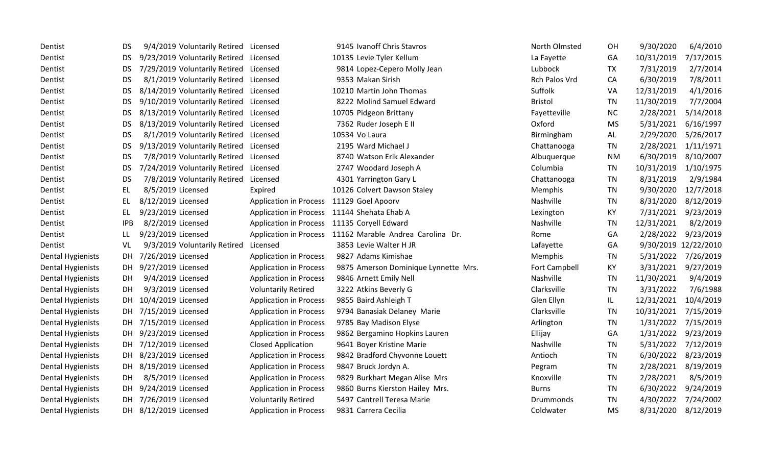| | | | | | | | | | | |
|---|---|---|---|---|---|---|---|---|---|---|
| Dentist | DS | 9/4/2019 | Voluntarily Retired | Licensed | 9145 | Ivanoff Chris Stavros | North Olmsted | OH | 9/30/2020 | 6/4/2010 |
| Dentist | DS | 9/23/2019 | Voluntarily Retired | Licensed | 10135 | Levie Tyler Kellum | La Fayette | GA | 10/31/2019 | 7/17/2015 |
| Dentist | DS | 7/29/2019 | Voluntarily Retired | Licensed | 9814 | Lopez-Cepero Molly Jean | Lubbock | TX | 7/31/2019 | 2/7/2014 |
| Dentist | DS | 8/1/2019 | Voluntarily Retired | Licensed | 9353 | Makan Sirish | Rch Palos Vrd | CA | 6/30/2019 | 7/8/2011 |
| Dentist | DS | 8/14/2019 | Voluntarily Retired | Licensed | 10210 | Martin John Thomas | Suffolk | VA | 12/31/2019 | 4/1/2016 |
| Dentist | DS | 9/10/2019 | Voluntarily Retired | Licensed | 8222 | Molind Samuel Edward | Bristol | TN | 11/30/2019 | 7/7/2004 |
| Dentist | DS | 8/13/2019 | Voluntarily Retired | Licensed | 10705 | Pidgeon Brittany | Fayetteville | NC | 2/28/2021 | 5/14/2018 |
| Dentist | DS | 8/13/2019 | Voluntarily Retired | Licensed | 7362 | Ruder Joseph E II | Oxford | MS | 5/31/2021 | 6/16/1997 |
| Dentist | DS | 8/1/2019 | Voluntarily Retired | Licensed | 10534 | Vo Laura | Birmingham | AL | 2/29/2020 | 5/26/2017 |
| Dentist | DS | 9/13/2019 | Voluntarily Retired | Licensed | 2195 | Ward Michael J | Chattanooga | TN | 2/28/2021 | 1/11/1971 |
| Dentist | DS | 7/8/2019 | Voluntarily Retired | Licensed | 8740 | Watson Erik Alexander | Albuquerque | NM | 6/30/2019 | 8/10/2007 |
| Dentist | DS | 7/24/2019 | Voluntarily Retired | Licensed | 2747 | Woodard Joseph A | Columbia | TN | 10/31/2019 | 1/10/1975 |
| Dentist | DS | 7/8/2019 | Voluntarily Retired | Licensed | 4301 | Yarrington Gary L | Chattanooga | TN | 8/31/2019 | 2/9/1984 |
| Dentist | EL | 8/5/2019 | Licensed | Expired | 10126 | Colvert Dawson Staley | Memphis | TN | 9/30/2020 | 12/7/2018 |
| Dentist | EL | 8/12/2019 | Licensed | Application in Process | 11129 | Goel Apoorv | Nashville | TN | 8/31/2020 | 8/12/2019 |
| Dentist | EL | 9/23/2019 | Licensed | Application in Process | 11144 | Shehata Ehab A | Lexington | KY | 7/31/2021 | 9/23/2019 |
| Dentist | IPB | 8/2/2019 | Licensed | Application in Process | 11135 | Coryell Edward | Nashville | TN | 12/31/2021 | 8/2/2019 |
| Dentist | LL | 9/23/2019 | Licensed | Application in Process | 11162 | Marable Andrea Carolina Dr. | Rome | GA | 2/28/2022 | 9/23/2019 |
| Dentist | VL | 9/3/2019 | Voluntarily Retired | Licensed | 3853 | Levie Walter H JR | Lafayette | GA | 9/30/2019 | 12/22/2010 |
| Dental Hygienists | DH | 7/26/2019 | Licensed | Application in Process | 9827 | Adams Kimishae | Memphis | TN | 5/31/2022 | 7/26/2019 |
| Dental Hygienists | DH | 9/27/2019 | Licensed | Application in Process | 9875 | Amerson Dominique Lynnette Mrs. | Fort Campbell | KY | 3/31/2021 | 9/27/2019 |
| Dental Hygienists | DH | 9/4/2019 | Licensed | Application in Process | 9846 | Arnett Emily Nell | Nashville | TN | 11/30/2021 | 9/4/2019 |
| Dental Hygienists | DH | 9/3/2019 | Licensed | Voluntarily Retired | 3222 | Atkins Beverly G | Clarksville | TN | 3/31/2022 | 7/6/1988 |
| Dental Hygienists | DH | 10/4/2019 | Licensed | Application in Process | 9855 | Baird Ashleigh T | Glen Ellyn | IL | 12/31/2021 | 10/4/2019 |
| Dental Hygienists | DH | 7/15/2019 | Licensed | Application in Process | 9794 | Banasiak Delaney Marie | Clarksville | TN | 10/31/2021 | 7/15/2019 |
| Dental Hygienists | DH | 7/15/2019 | Licensed | Application in Process | 9785 | Bay Madison Elyse | Arlington | TN | 1/31/2022 | 7/15/2019 |
| Dental Hygienists | DH | 9/23/2019 | Licensed | Application in Process | 9862 | Bergamino Hopkins Lauren | Ellijay | GA | 1/31/2022 | 9/23/2019 |
| Dental Hygienists | DH | 7/12/2019 | Licensed | Closed Application | 9641 | Boyer Kristine Marie | Nashville | TN | 5/31/2022 | 7/12/2019 |
| Dental Hygienists | DH | 8/23/2019 | Licensed | Application in Process | 9842 | Bradford Chyvonne Louett | Antioch | TN | 6/30/2022 | 8/23/2019 |
| Dental Hygienists | DH | 8/19/2019 | Licensed | Application in Process | 9847 | Bruck Jordyn A. | Pegram | TN | 2/28/2021 | 8/19/2019 |
| Dental Hygienists | DH | 8/5/2019 | Licensed | Application in Process | 9829 | Burkhart Megan Alise Mrs | Knoxville | TN | 2/28/2021 | 8/5/2019 |
| Dental Hygienists | DH | 9/24/2019 | Licensed | Application in Process | 9860 | Burns Kierston Hailey Mrs. | Burns | TN | 6/30/2022 | 9/24/2019 |
| Dental Hygienists | DH | 7/26/2019 | Licensed | Voluntarily Retired | 5497 | Cantrell Teresa Marie | Drummonds | TN | 4/30/2022 | 7/24/2002 |
| Dental Hygienists | DH | 8/12/2019 | Licensed | Application in Process | 9831 | Carrera Cecilia | Coldwater | MS | 8/31/2020 | 8/12/2019 |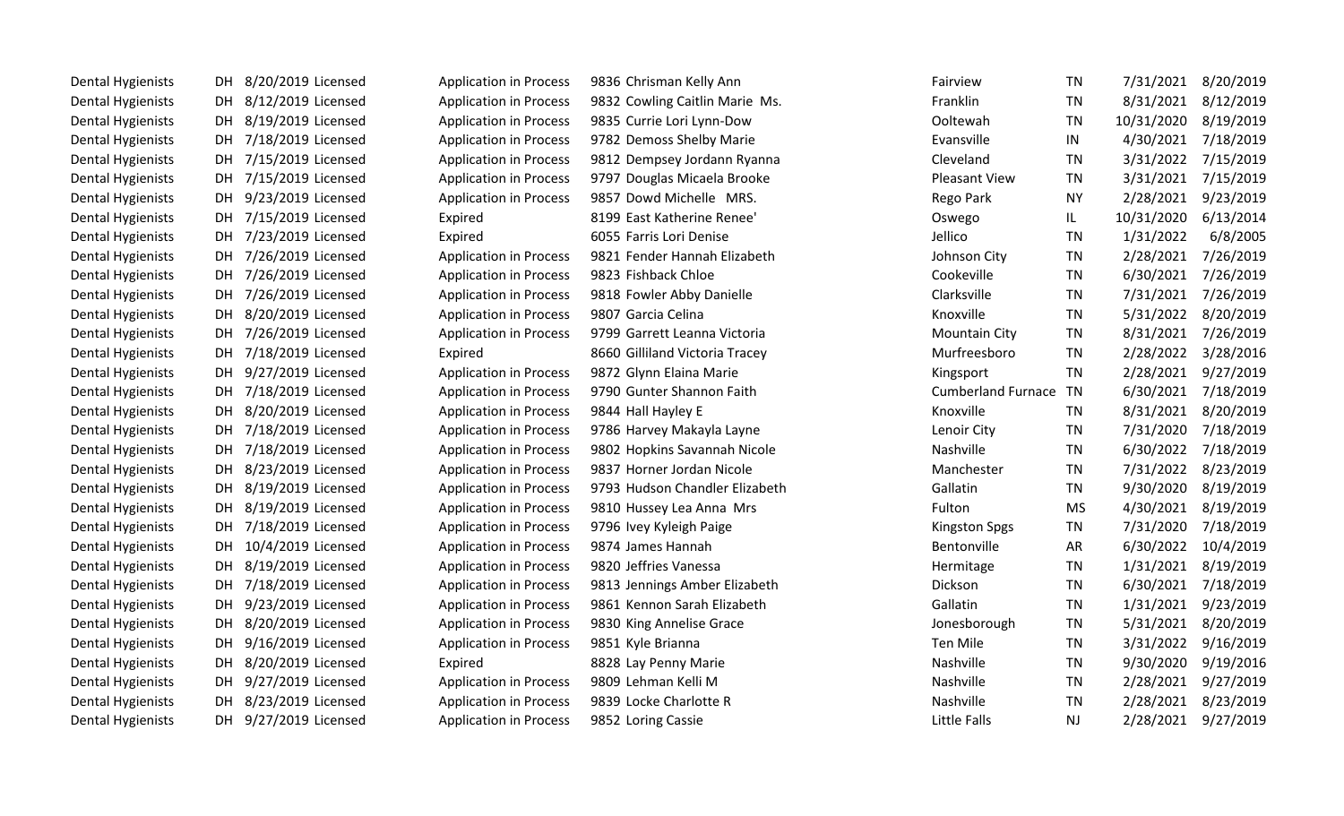| | | | | | | | | | | | |
|---|---|---|---|---|---|---|---|---|---|---|---|
| Dental Hygienists | DH | 8/20/2019 | Licensed | Application in Process | 9836 | Chrisman Kelly Ann | Fairview | TN | 7/31/2021 | 8/20/2019 |
| Dental Hygienists | DH | 8/12/2019 | Licensed | Application in Process | 9832 | Cowling Caitlin Marie Ms. | Franklin | TN | 8/31/2021 | 8/12/2019 |
| Dental Hygienists | DH | 8/19/2019 | Licensed | Application in Process | 9835 | Currie Lori Lynn-Dow | Ooltewah | TN | 10/31/2020 | 8/19/2019 |
| Dental Hygienists | DH | 7/18/2019 | Licensed | Application in Process | 9782 | Demoss Shelby Marie | Evansville | IN | 4/30/2021 | 7/18/2019 |
| Dental Hygienists | DH | 7/15/2019 | Licensed | Application in Process | 9812 | Dempsey Jordann Ryanna | Cleveland | TN | 3/31/2022 | 7/15/2019 |
| Dental Hygienists | DH | 7/15/2019 | Licensed | Application in Process | 9797 | Douglas Micaela Brooke | Pleasant View | TN | 3/31/2021 | 7/15/2019 |
| Dental Hygienists | DH | 9/23/2019 | Licensed | Application in Process | 9857 | Dowd Michelle MRS. | Rego Park | NY | 2/28/2021 | 9/23/2019 |
| Dental Hygienists | DH | 7/15/2019 | Licensed | Expired | 8199 | East Katherine Renee' | Oswego | IL | 10/31/2020 | 6/13/2014 |
| Dental Hygienists | DH | 7/23/2019 | Licensed | Expired | 6055 | Farris Lori Denise | Jellico | TN | 1/31/2022 | 6/8/2005 |
| Dental Hygienists | DH | 7/26/2019 | Licensed | Application in Process | 9821 | Fender Hannah Elizabeth | Johnson City | TN | 2/28/2021 | 7/26/2019 |
| Dental Hygienists | DH | 7/26/2019 | Licensed | Application in Process | 9823 | Fishback Chloe | Cookeville | TN | 6/30/2021 | 7/26/2019 |
| Dental Hygienists | DH | 7/26/2019 | Licensed | Application in Process | 9818 | Fowler Abby Danielle | Clarksville | TN | 7/31/2021 | 7/26/2019 |
| Dental Hygienists | DH | 8/20/2019 | Licensed | Application in Process | 9807 | Garcia Celina | Knoxville | TN | 5/31/2022 | 8/20/2019 |
| Dental Hygienists | DH | 7/26/2019 | Licensed | Application in Process | 9799 | Garrett Leanna Victoria | Mountain City | TN | 8/31/2021 | 7/26/2019 |
| Dental Hygienists | DH | 7/18/2019 | Licensed | Expired | 8660 | Gilliland Victoria Tracey | Murfreesboro | TN | 2/28/2022 | 3/28/2016 |
| Dental Hygienists | DH | 9/27/2019 | Licensed | Application in Process | 9872 | Glynn Elaina Marie | Kingsport | TN | 2/28/2021 | 9/27/2019 |
| Dental Hygienists | DH | 7/18/2019 | Licensed | Application in Process | 9790 | Gunter Shannon Faith | Cumberland Furnace | TN | 6/30/2021 | 7/18/2019 |
| Dental Hygienists | DH | 8/20/2019 | Licensed | Application in Process | 9844 | Hall Hayley E | Knoxville | TN | 8/31/2021 | 8/20/2019 |
| Dental Hygienists | DH | 7/18/2019 | Licensed | Application in Process | 9786 | Harvey Makayla Layne | Lenoir City | TN | 7/31/2020 | 7/18/2019 |
| Dental Hygienists | DH | 7/18/2019 | Licensed | Application in Process | 9802 | Hopkins Savannah Nicole | Nashville | TN | 6/30/2022 | 7/18/2019 |
| Dental Hygienists | DH | 8/23/2019 | Licensed | Application in Process | 9837 | Horner Jordan Nicole | Manchester | TN | 7/31/2022 | 8/23/2019 |
| Dental Hygienists | DH | 8/19/2019 | Licensed | Application in Process | 9793 | Hudson Chandler Elizabeth | Gallatin | TN | 9/30/2020 | 8/19/2019 |
| Dental Hygienists | DH | 8/19/2019 | Licensed | Application in Process | 9810 | Hussey Lea Anna Mrs | Fulton | MS | 4/30/2021 | 8/19/2019 |
| Dental Hygienists | DH | 7/18/2019 | Licensed | Application in Process | 9796 | Ivey Kyleigh Paige | Kingston Spgs | TN | 7/31/2020 | 7/18/2019 |
| Dental Hygienists | DH | 10/4/2019 | Licensed | Application in Process | 9874 | James Hannah | Bentonville | AR | 6/30/2022 | 10/4/2019 |
| Dental Hygienists | DH | 8/19/2019 | Licensed | Application in Process | 9820 | Jeffries Vanessa | Hermitage | TN | 1/31/2021 | 8/19/2019 |
| Dental Hygienists | DH | 7/18/2019 | Licensed | Application in Process | 9813 | Jennings Amber Elizabeth | Dickson | TN | 6/30/2021 | 7/18/2019 |
| Dental Hygienists | DH | 9/23/2019 | Licensed | Application in Process | 9861 | Kennon Sarah Elizabeth | Gallatin | TN | 1/31/2021 | 9/23/2019 |
| Dental Hygienists | DH | 8/20/2019 | Licensed | Application in Process | 9830 | King Annelise Grace | Jonesborough | TN | 5/31/2021 | 8/20/2019 |
| Dental Hygienists | DH | 9/16/2019 | Licensed | Application in Process | 9851 | Kyle Brianna | Ten Mile | TN | 3/31/2022 | 9/16/2019 |
| Dental Hygienists | DH | 8/20/2019 | Licensed | Expired | 8828 | Lay Penny Marie | Nashville | TN | 9/30/2020 | 9/19/2016 |
| Dental Hygienists | DH | 9/27/2019 | Licensed | Application in Process | 9809 | Lehman Kelli M | Nashville | TN | 2/28/2021 | 9/27/2019 |
| Dental Hygienists | DH | 8/23/2019 | Licensed | Application in Process | 9839 | Locke Charlotte R | Nashville | TN | 2/28/2021 | 8/23/2019 |
| Dental Hygienists | DH | 9/27/2019 | Licensed | Application in Process | 9852 | Loring Cassie | Little Falls | NJ | 2/28/2021 | 9/27/2019 |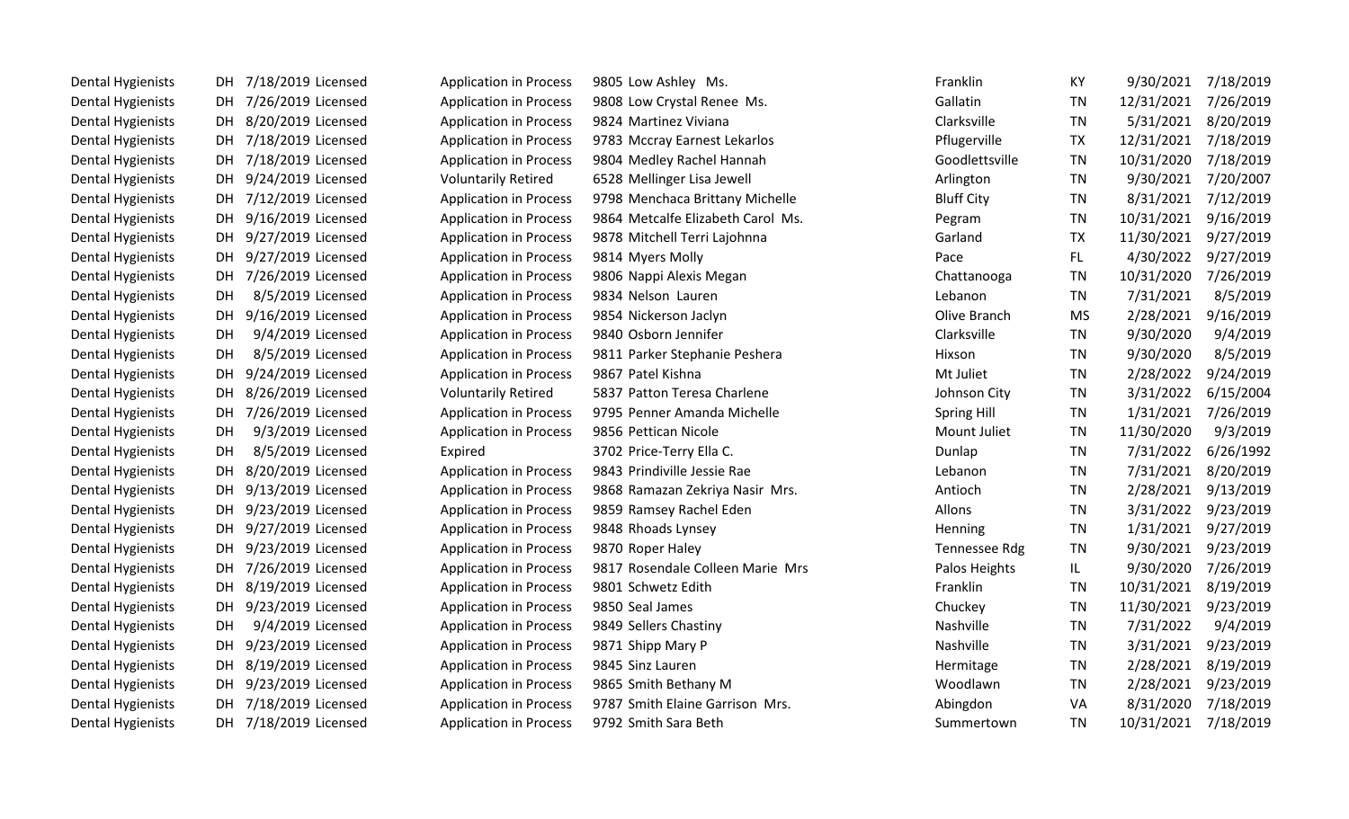| | | | | | | | | | | |
|---|---|---|---|---|---|---|---|---|---|---|
| Dental Hygienists | DH | 7/18/2019 | Licensed | Application in Process | 9805 | Low Ashley Ms. | Franklin | KY | 9/30/2021 | 7/18/2019 |
| Dental Hygienists | DH | 7/26/2019 | Licensed | Application in Process | 9808 | Low Crystal Renee Ms. | Gallatin | TN | 12/31/2021 | 7/26/2019 |
| Dental Hygienists | DH | 8/20/2019 | Licensed | Application in Process | 9824 | Martinez Viviana | Clarksville | TN | 5/31/2021 | 8/20/2019 |
| Dental Hygienists | DH | 7/18/2019 | Licensed | Application in Process | 9783 | Mccray Earnest Lekarlos | Pflugerville | TX | 12/31/2021 | 7/18/2019 |
| Dental Hygienists | DH | 7/18/2019 | Licensed | Application in Process | 9804 | Medley Rachel Hannah | Goodlettsville | TN | 10/31/2020 | 7/18/2019 |
| Dental Hygienists | DH | 9/24/2019 | Licensed | Voluntarily Retired | 6528 | Mellinger Lisa Jewell | Arlington | TN | 9/30/2021 | 7/20/2007 |
| Dental Hygienists | DH | 7/12/2019 | Licensed | Application in Process | 9798 | Menchaca Brittany Michelle | Bluff City | TN | 8/31/2021 | 7/12/2019 |
| Dental Hygienists | DH | 9/16/2019 | Licensed | Application in Process | 9864 | Metcalfe Elizabeth Carol Ms. | Pegram | TN | 10/31/2021 | 9/16/2019 |
| Dental Hygienists | DH | 9/27/2019 | Licensed | Application in Process | 9878 | Mitchell Terri Lajohnna | Garland | TX | 11/30/2021 | 9/27/2019 |
| Dental Hygienists | DH | 9/27/2019 | Licensed | Application in Process | 9814 | Myers Molly | Pace | FL | 4/30/2022 | 9/27/2019 |
| Dental Hygienists | DH | 7/26/2019 | Licensed | Application in Process | 9806 | Nappi Alexis Megan | Chattanooga | TN | 10/31/2020 | 7/26/2019 |
| Dental Hygienists | DH | 8/5/2019 | Licensed | Application in Process | 9834 | Nelson Lauren | Lebanon | TN | 7/31/2021 | 8/5/2019 |
| Dental Hygienists | DH | 9/16/2019 | Licensed | Application in Process | 9854 | Nickerson Jaclyn | Olive Branch | MS | 2/28/2021 | 9/16/2019 |
| Dental Hygienists | DH | 9/4/2019 | Licensed | Application in Process | 9840 | Osborn Jennifer | Clarksville | TN | 9/30/2020 | 9/4/2019 |
| Dental Hygienists | DH | 8/5/2019 | Licensed | Application in Process | 9811 | Parker Stephanie Peshera | Hixson | TN | 9/30/2020 | 8/5/2019 |
| Dental Hygienists | DH | 9/24/2019 | Licensed | Application in Process | 9867 | Patel Kishna | Mt Juliet | TN | 2/28/2022 | 9/24/2019 |
| Dental Hygienists | DH | 8/26/2019 | Licensed | Voluntarily Retired | 5837 | Patton Teresa Charlene | Johnson City | TN | 3/31/2022 | 6/15/2004 |
| Dental Hygienists | DH | 7/26/2019 | Licensed | Application in Process | 9795 | Penner Amanda Michelle | Spring Hill | TN | 1/31/2021 | 7/26/2019 |
| Dental Hygienists | DH | 9/3/2019 | Licensed | Application in Process | 9856 | Pettican Nicole | Mount Juliet | TN | 11/30/2020 | 9/3/2019 |
| Dental Hygienists | DH | 8/5/2019 | Licensed | Expired | 3702 | Price-Terry Ella C. | Dunlap | TN | 7/31/2022 | 6/26/1992 |
| Dental Hygienists | DH | 8/20/2019 | Licensed | Application in Process | 9843 | Prindiville Jessie Rae | Lebanon | TN | 7/31/2021 | 8/20/2019 |
| Dental Hygienists | DH | 9/13/2019 | Licensed | Application in Process | 9868 | Ramazan Zekriya Nasir Mrs. | Antioch | TN | 2/28/2021 | 9/13/2019 |
| Dental Hygienists | DH | 9/23/2019 | Licensed | Application in Process | 9859 | Ramsey Rachel Eden | Allons | TN | 3/31/2022 | 9/23/2019 |
| Dental Hygienists | DH | 9/27/2019 | Licensed | Application in Process | 9848 | Rhoads Lynsey | Henning | TN | 1/31/2021 | 9/27/2019 |
| Dental Hygienists | DH | 9/23/2019 | Licensed | Application in Process | 9870 | Roper Haley | Tennessee Rdg | TN | 9/30/2021 | 9/23/2019 |
| Dental Hygienists | DH | 7/26/2019 | Licensed | Application in Process | 9817 | Rosendale Colleen Marie Mrs | Palos Heights | IL | 9/30/2020 | 7/26/2019 |
| Dental Hygienists | DH | 8/19/2019 | Licensed | Application in Process | 9801 | Schwetz Edith | Franklin | TN | 10/31/2021 | 8/19/2019 |
| Dental Hygienists | DH | 9/23/2019 | Licensed | Application in Process | 9850 | Seal James | Chuckey | TN | 11/30/2021 | 9/23/2019 |
| Dental Hygienists | DH | 9/4/2019 | Licensed | Application in Process | 9849 | Sellers Chastiny | Nashville | TN | 7/31/2022 | 9/4/2019 |
| Dental Hygienists | DH | 9/23/2019 | Licensed | Application in Process | 9871 | Shipp Mary P | Nashville | TN | 3/31/2021 | 9/23/2019 |
| Dental Hygienists | DH | 8/19/2019 | Licensed | Application in Process | 9845 | Sinz Lauren | Hermitage | TN | 2/28/2021 | 8/19/2019 |
| Dental Hygienists | DH | 9/23/2019 | Licensed | Application in Process | 9865 | Smith Bethany M | Woodlawn | TN | 2/28/2021 | 9/23/2019 |
| Dental Hygienists | DH | 7/18/2019 | Licensed | Application in Process | 9787 | Smith Elaine Garrison Mrs. | Abingdon | VA | 8/31/2020 | 7/18/2019 |
| Dental Hygienists | DH | 7/18/2019 | Licensed | Application in Process | 9792 | Smith Sara Beth | Summertown | TN | 10/31/2021 | 7/18/2019 |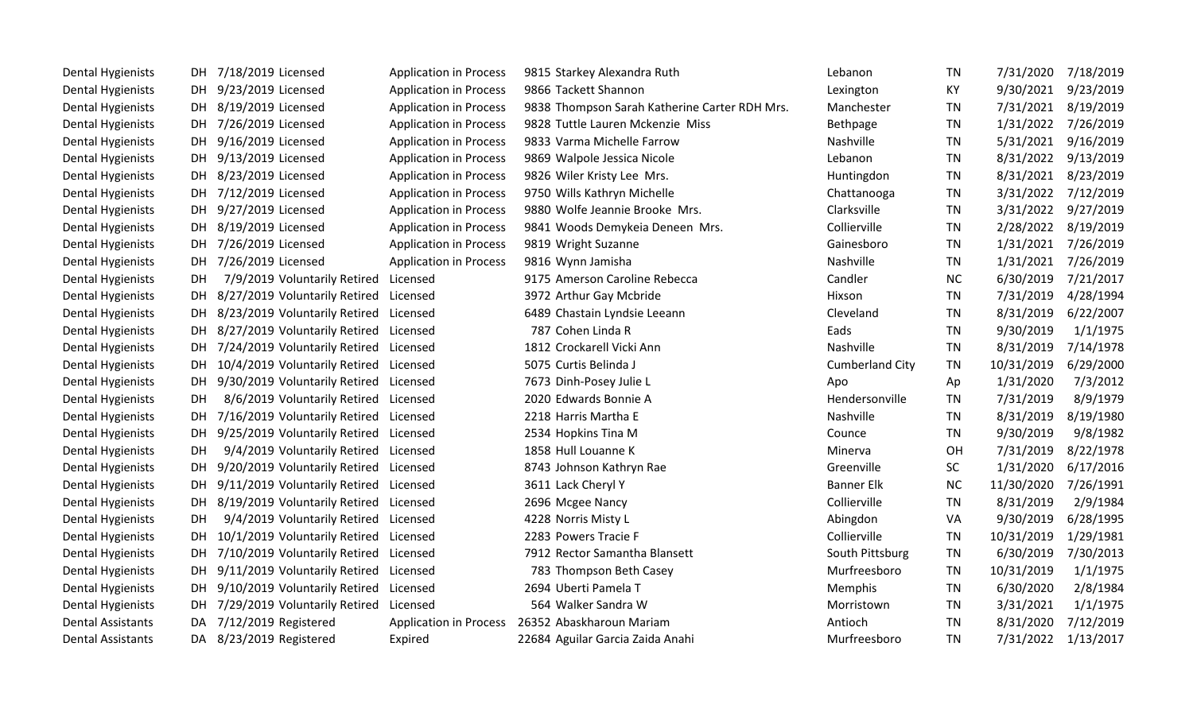| | | | | | | | | | | |
|---|---|---|---|---|---|---|---|---|---|---|
| Dental Hygienists | DH | 7/18/2019 | Licensed | Application in Process | 9815 | Starkey Alexandra Ruth | Lebanon | TN | 7/31/2020 | 7/18/2019 |
| Dental Hygienists | DH | 9/23/2019 | Licensed | Application in Process | 9866 | Tackett Shannon | Lexington | KY | 9/30/2021 | 9/23/2019 |
| Dental Hygienists | DH | 8/19/2019 | Licensed | Application in Process | 9838 | Thompson Sarah Katherine Carter RDH Mrs. | Manchester | TN | 7/31/2021 | 8/19/2019 |
| Dental Hygienists | DH | 7/26/2019 | Licensed | Application in Process | 9828 | Tuttle Lauren Mckenzie Miss | Bethpage | TN | 1/31/2022 | 7/26/2019 |
| Dental Hygienists | DH | 9/16/2019 | Licensed | Application in Process | 9833 | Varma Michelle Farrow | Nashville | TN | 5/31/2021 | 9/16/2019 |
| Dental Hygienists | DH | 9/13/2019 | Licensed | Application in Process | 9869 | Walpole Jessica Nicole | Lebanon | TN | 8/31/2022 | 9/13/2019 |
| Dental Hygienists | DH | 8/23/2019 | Licensed | Application in Process | 9826 | Wiler Kristy Lee Mrs. | Huntingdon | TN | 8/31/2021 | 8/23/2019 |
| Dental Hygienists | DH | 7/12/2019 | Licensed | Application in Process | 9750 | Wills Kathryn Michelle | Chattanooga | TN | 3/31/2022 | 7/12/2019 |
| Dental Hygienists | DH | 9/27/2019 | Licensed | Application in Process | 9880 | Wolfe Jeannie Brooke Mrs. | Clarksville | TN | 3/31/2022 | 9/27/2019 |
| Dental Hygienists | DH | 8/19/2019 | Licensed | Application in Process | 9841 | Woods Demykeia Deneen Mrs. | Collierville | TN | 2/28/2022 | 8/19/2019 |
| Dental Hygienists | DH | 7/26/2019 | Licensed | Application in Process | 9819 | Wright Suzanne | Gainesboro | TN | 1/31/2021 | 7/26/2019 |
| Dental Hygienists | DH | 7/26/2019 | Licensed | Application in Process | 9816 | Wynn Jamisha | Nashville | TN | 1/31/2021 | 7/26/2019 |
| Dental Hygienists | DH | 7/9/2019 | Voluntarily Retired | Licensed | 9175 | Amerson Caroline Rebecca | Candler | NC | 6/30/2019 | 7/21/2017 |
| Dental Hygienists | DH | 8/27/2019 | Voluntarily Retired | Licensed | 3972 | Arthur Gay Mcbride | Hixson | TN | 7/31/2019 | 4/28/1994 |
| Dental Hygienists | DH | 8/23/2019 | Voluntarily Retired | Licensed | 6489 | Chastain Lyndsie Leeann | Cleveland | TN | 8/31/2019 | 6/22/2007 |
| Dental Hygienists | DH | 8/27/2019 | Voluntarily Retired | Licensed | 787 | Cohen Linda R | Eads | TN | 9/30/2019 | 1/1/1975 |
| Dental Hygienists | DH | 7/24/2019 | Voluntarily Retired | Licensed | 1812 | Crockarell Vicki Ann | Nashville | TN | 8/31/2019 | 7/14/1978 |
| Dental Hygienists | DH | 10/4/2019 | Voluntarily Retired | Licensed | 5075 | Curtis Belinda J | Cumberland City | TN | 10/31/2019 | 6/29/2000 |
| Dental Hygienists | DH | 9/30/2019 | Voluntarily Retired | Licensed | 7673 | Dinh-Posey Julie L | Apo | Ap | 1/31/2020 | 7/3/2012 |
| Dental Hygienists | DH | 8/6/2019 | Voluntarily Retired | Licensed | 2020 | Edwards Bonnie A | Hendersonville | TN | 7/31/2019 | 8/9/1979 |
| Dental Hygienists | DH | 7/16/2019 | Voluntarily Retired | Licensed | 2218 | Harris Martha E | Nashville | TN | 8/31/2019 | 8/19/1980 |
| Dental Hygienists | DH | 9/25/2019 | Voluntarily Retired | Licensed | 2534 | Hopkins Tina M | Counce | TN | 9/30/2019 | 9/8/1982 |
| Dental Hygienists | DH | 9/4/2019 | Voluntarily Retired | Licensed | 1858 | Hull Louanne K | Minerva | OH | 7/31/2019 | 8/22/1978 |
| Dental Hygienists | DH | 9/20/2019 | Voluntarily Retired | Licensed | 8743 | Johnson Kathryn Rae | Greenville | SC | 1/31/2020 | 6/17/2016 |
| Dental Hygienists | DH | 9/11/2019 | Voluntarily Retired | Licensed | 3611 | Lack Cheryl Y | Banner Elk | NC | 11/30/2020 | 7/26/1991 |
| Dental Hygienists | DH | 8/19/2019 | Voluntarily Retired | Licensed | 2696 | Mcgee Nancy | Collierville | TN | 8/31/2019 | 2/9/1984 |
| Dental Hygienists | DH | 9/4/2019 | Voluntarily Retired | Licensed | 4228 | Norris Misty L | Abingdon | VA | 9/30/2019 | 6/28/1995 |
| Dental Hygienists | DH | 10/1/2019 | Voluntarily Retired | Licensed | 2283 | Powers Tracie F | Collierville | TN | 10/31/2019 | 1/29/1981 |
| Dental Hygienists | DH | 7/10/2019 | Voluntarily Retired | Licensed | 7912 | Rector Samantha Blansett | South Pittsburg | TN | 6/30/2019 | 7/30/2013 |
| Dental Hygienists | DH | 9/11/2019 | Voluntarily Retired | Licensed | 783 | Thompson Beth Casey | Murfreesboro | TN | 10/31/2019 | 1/1/1975 |
| Dental Hygienists | DH | 9/10/2019 | Voluntarily Retired | Licensed | 2694 | Uberti Pamela T | Memphis | TN | 6/30/2020 | 2/8/1984 |
| Dental Hygienists | DH | 7/29/2019 | Voluntarily Retired | Licensed | 564 | Walker Sandra W | Morristown | TN | 3/31/2021 | 1/1/1975 |
| Dental Assistants | DA | 7/12/2019 | Registered | Application in Process | 26352 | Abaskharoun Mariam | Antioch | TN | 8/31/2020 | 7/12/2019 |
| Dental Assistants | DA | 8/23/2019 | Registered | Expired | 22684 | Aguilar Garcia Zaida Anahi | Murfreesboro | TN | 7/31/2022 | 1/13/2017 |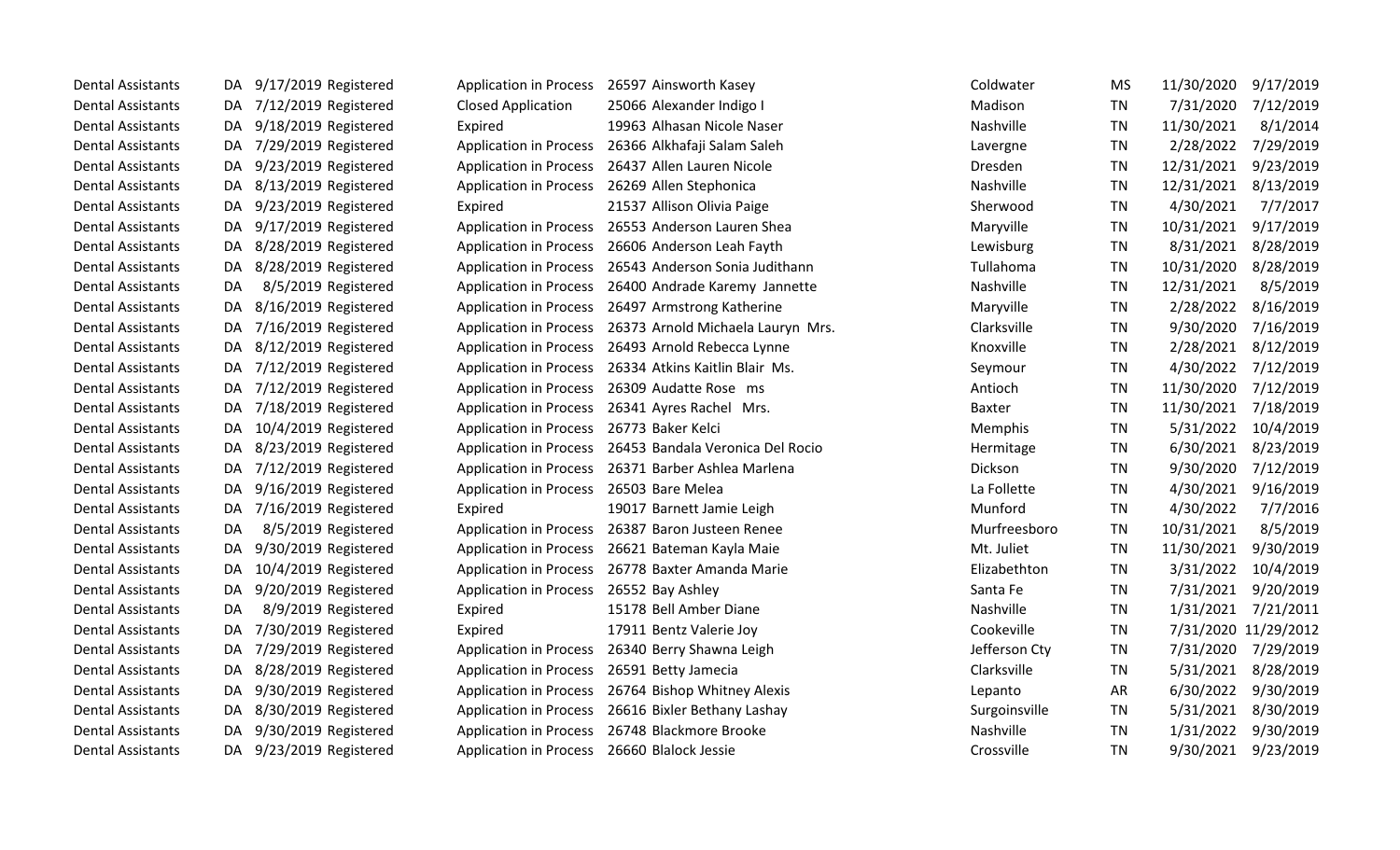| | | | | | | | | | | |
|---|---|---|---|---|---|---|---|---|---|---|
| Dental Assistants | DA | 9/17/2019 | Registered | Application in Process | 26597 | Ainsworth Kasey | Coldwater | MS | 11/30/2020 | 9/17/2019 |
| Dental Assistants | DA | 7/12/2019 | Registered | Closed Application | 25066 | Alexander Indigo I | Madison | TN | 7/31/2020 | 7/12/2019 |
| Dental Assistants | DA | 9/18/2019 | Registered | Expired | 19963 | Alhasan Nicole Naser | Nashville | TN | 11/30/2021 | 8/1/2014 |
| Dental Assistants | DA | 7/29/2019 | Registered | Application in Process | 26366 | Alkhafaji Salam Saleh | Lavergne | TN | 2/28/2022 | 7/29/2019 |
| Dental Assistants | DA | 9/23/2019 | Registered | Application in Process | 26437 | Allen Lauren Nicole | Dresden | TN | 12/31/2021 | 9/23/2019 |
| Dental Assistants | DA | 8/13/2019 | Registered | Application in Process | 26269 | Allen Stephonica | Nashville | TN | 12/31/2021 | 8/13/2019 |
| Dental Assistants | DA | 9/23/2019 | Registered | Expired | 21537 | Allison Olivia Paige | Sherwood | TN | 4/30/2021 | 7/7/2017 |
| Dental Assistants | DA | 9/17/2019 | Registered | Application in Process | 26553 | Anderson Lauren Shea | Maryville | TN | 10/31/2021 | 9/17/2019 |
| Dental Assistants | DA | 8/28/2019 | Registered | Application in Process | 26606 | Anderson Leah Fayth | Lewisburg | TN | 8/31/2021 | 8/28/2019 |
| Dental Assistants | DA | 8/28/2019 | Registered | Application in Process | 26543 | Anderson Sonia Judithann | Tullahoma | TN | 10/31/2020 | 8/28/2019 |
| Dental Assistants | DA | 8/5/2019 | Registered | Application in Process | 26400 | Andrade Karemy Jannette | Nashville | TN | 12/31/2021 | 8/5/2019 |
| Dental Assistants | DA | 8/16/2019 | Registered | Application in Process | 26497 | Armstrong Katherine | Maryville | TN | 2/28/2022 | 8/16/2019 |
| Dental Assistants | DA | 7/16/2019 | Registered | Application in Process | 26373 | Arnold Michaela Lauryn Mrs. | Clarksville | TN | 9/30/2020 | 7/16/2019 |
| Dental Assistants | DA | 8/12/2019 | Registered | Application in Process | 26493 | Arnold Rebecca Lynne | Knoxville | TN | 2/28/2021 | 8/12/2019 |
| Dental Assistants | DA | 7/12/2019 | Registered | Application in Process | 26334 | Atkins Kaitlin Blair Ms. | Seymour | TN | 4/30/2022 | 7/12/2019 |
| Dental Assistants | DA | 7/12/2019 | Registered | Application in Process | 26309 | Audatte Rose ms | Antioch | TN | 11/30/2020 | 7/12/2019 |
| Dental Assistants | DA | 7/18/2019 | Registered | Application in Process | 26341 | Ayres Rachel Mrs. | Baxter | TN | 11/30/2021 | 7/18/2019 |
| Dental Assistants | DA | 10/4/2019 | Registered | Application in Process | 26773 | Baker Kelci | Memphis | TN | 5/31/2022 | 10/4/2019 |
| Dental Assistants | DA | 8/23/2019 | Registered | Application in Process | 26453 | Bandala Veronica Del Rocio | Hermitage | TN | 6/30/2021 | 8/23/2019 |
| Dental Assistants | DA | 7/12/2019 | Registered | Application in Process | 26371 | Barber Ashlea Marlena | Dickson | TN | 9/30/2020 | 7/12/2019 |
| Dental Assistants | DA | 9/16/2019 | Registered | Application in Process | 26503 | Bare Melea | La Follette | TN | 4/30/2021 | 9/16/2019 |
| Dental Assistants | DA | 7/16/2019 | Registered | Expired | 19017 | Barnett Jamie Leigh | Munford | TN | 4/30/2022 | 7/7/2016 |
| Dental Assistants | DA | 8/5/2019 | Registered | Application in Process | 26387 | Baron Justeen Renee | Murfreesboro | TN | 10/31/2021 | 8/5/2019 |
| Dental Assistants | DA | 9/30/2019 | Registered | Application in Process | 26621 | Bateman Kayla Maie | Mt. Juliet | TN | 11/30/2021 | 9/30/2019 |
| Dental Assistants | DA | 10/4/2019 | Registered | Application in Process | 26778 | Baxter Amanda Marie | Elizabethton | TN | 3/31/2022 | 10/4/2019 |
| Dental Assistants | DA | 9/20/2019 | Registered | Application in Process | 26552 | Bay Ashley | Santa Fe | TN | 7/31/2021 | 9/20/2019 |
| Dental Assistants | DA | 8/9/2019 | Registered | Expired | 15178 | Bell Amber Diane | Nashville | TN | 1/31/2021 | 7/21/2011 |
| Dental Assistants | DA | 7/30/2019 | Registered | Expired | 17911 | Bentz Valerie Joy | Cookeville | TN | 7/31/2020 | 11/29/2012 |
| Dental Assistants | DA | 7/29/2019 | Registered | Application in Process | 26340 | Berry Shawna Leigh | Jefferson Cty | TN | 7/31/2020 | 7/29/2019 |
| Dental Assistants | DA | 8/28/2019 | Registered | Application in Process | 26591 | Betty Jamecia | Clarksville | TN | 5/31/2021 | 8/28/2019 |
| Dental Assistants | DA | 9/30/2019 | Registered | Application in Process | 26764 | Bishop Whitney Alexis | Lepanto | AR | 6/30/2022 | 9/30/2019 |
| Dental Assistants | DA | 8/30/2019 | Registered | Application in Process | 26616 | Bixler Bethany Lashay | Surgoinsville | TN | 5/31/2021 | 8/30/2019 |
| Dental Assistants | DA | 9/30/2019 | Registered | Application in Process | 26748 | Blackmore Brooke | Nashville | TN | 1/31/2022 | 9/30/2019 |
| Dental Assistants | DA | 9/23/2019 | Registered | Application in Process | 26660 | Blalock Jessie | Crossville | TN | 9/30/2021 | 9/23/2019 |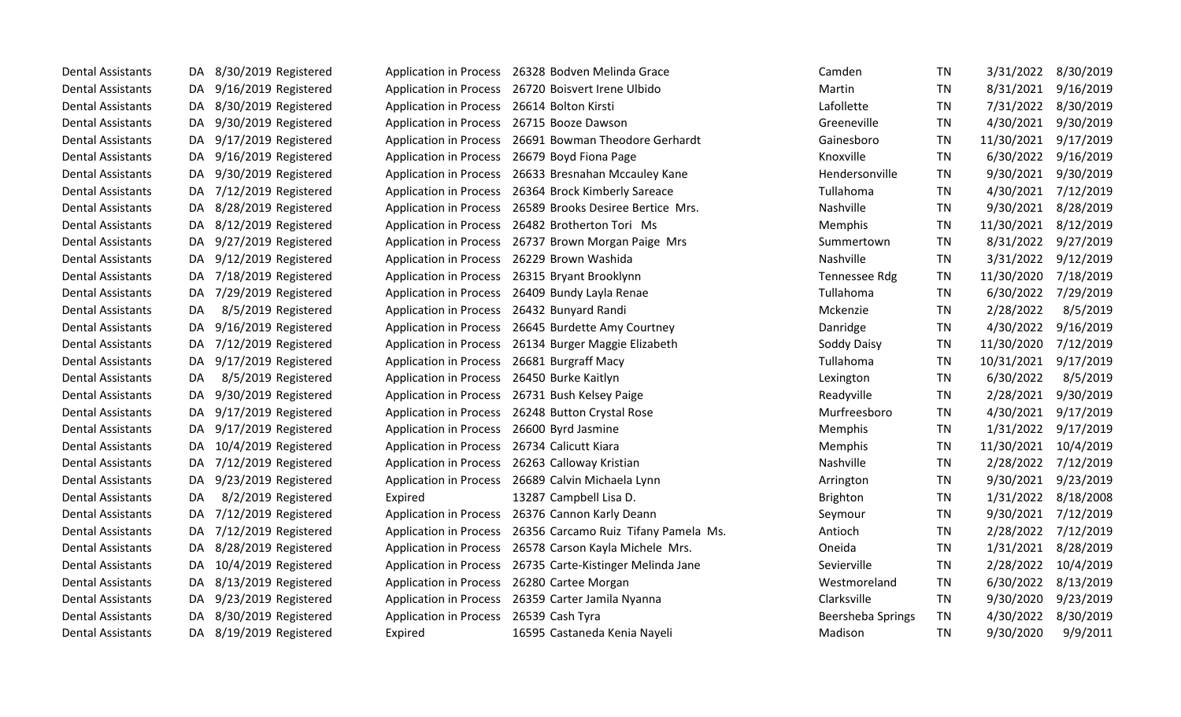| | | | | | | | | | | |
|---|---|---|---|---|---|---|---|---|---|---|
| Dental Assistants | DA | 8/30/2019 | Registered | Application in Process | 26328 | Bodven Melinda Grace | Camden | TN | 3/31/2022 | 8/30/2019 |
| Dental Assistants | DA | 9/16/2019 | Registered | Application in Process | 26720 | Boisvert Irene Ulbido | Martin | TN | 8/31/2021 | 9/16/2019 |
| Dental Assistants | DA | 8/30/2019 | Registered | Application in Process | 26614 | Bolton Kirsti | Lafollette | TN | 7/31/2022 | 8/30/2019 |
| Dental Assistants | DA | 9/30/2019 | Registered | Application in Process | 26715 | Booze Dawson | Greeneville | TN | 4/30/2021 | 9/30/2019 |
| Dental Assistants | DA | 9/17/2019 | Registered | Application in Process | 26691 | Bowman Theodore Gerhardt | Gainesboro | TN | 11/30/2021 | 9/17/2019 |
| Dental Assistants | DA | 9/16/2019 | Registered | Application in Process | 26679 | Boyd Fiona Page | Knoxville | TN | 6/30/2022 | 9/16/2019 |
| Dental Assistants | DA | 9/30/2019 | Registered | Application in Process | 26633 | Bresnahan Mccauley Kane | Hendersonville | TN | 9/30/2021 | 9/30/2019 |
| Dental Assistants | DA | 7/12/2019 | Registered | Application in Process | 26364 | Brock Kimberly Sareace | Tullahoma | TN | 4/30/2021 | 7/12/2019 |
| Dental Assistants | DA | 8/28/2019 | Registered | Application in Process | 26589 | Brooks Desiree Bertice Mrs. | Nashville | TN | 9/30/2021 | 8/28/2019 |
| Dental Assistants | DA | 8/12/2019 | Registered | Application in Process | 26482 | Brotherton Tori Ms | Memphis | TN | 11/30/2021 | 8/12/2019 |
| Dental Assistants | DA | 9/27/2019 | Registered | Application in Process | 26737 | Brown Morgan Paige Mrs | Summertown | TN | 8/31/2022 | 9/27/2019 |
| Dental Assistants | DA | 9/12/2019 | Registered | Application in Process | 26229 | Brown Washida | Nashville | TN | 3/31/2022 | 9/12/2019 |
| Dental Assistants | DA | 7/18/2019 | Registered | Application in Process | 26315 | Bryant Brooklynn | Tennessee Rdg | TN | 11/30/2020 | 7/18/2019 |
| Dental Assistants | DA | 7/29/2019 | Registered | Application in Process | 26409 | Bundy Layla Renae | Tullahoma | TN | 6/30/2022 | 7/29/2019 |
| Dental Assistants | DA | 8/5/2019 | Registered | Application in Process | 26432 | Bunyard Randi | Mckenzie | TN | 2/28/2022 | 8/5/2019 |
| Dental Assistants | DA | 9/16/2019 | Registered | Application in Process | 26645 | Burdette Amy Courtney | Danridge | TN | 4/30/2022 | 9/16/2019 |
| Dental Assistants | DA | 7/12/2019 | Registered | Application in Process | 26134 | Burger Maggie Elizabeth | Soddy Daisy | TN | 11/30/2020 | 7/12/2019 |
| Dental Assistants | DA | 9/17/2019 | Registered | Application in Process | 26681 | Burgraff Macy | Tullahoma | TN | 10/31/2021 | 9/17/2019 |
| Dental Assistants | DA | 8/5/2019 | Registered | Application in Process | 26450 | Burke Kaitlyn | Lexington | TN | 6/30/2022 | 8/5/2019 |
| Dental Assistants | DA | 9/30/2019 | Registered | Application in Process | 26731 | Bush Kelsey Paige | Readyville | TN | 2/28/2021 | 9/30/2019 |
| Dental Assistants | DA | 9/17/2019 | Registered | Application in Process | 26248 | Button Crystal Rose | Murfreesboro | TN | 4/30/2021 | 9/17/2019 |
| Dental Assistants | DA | 9/17/2019 | Registered | Application in Process | 26600 | Byrd Jasmine | Memphis | TN | 1/31/2022 | 9/17/2019 |
| Dental Assistants | DA | 10/4/2019 | Registered | Application in Process | 26734 | Calicutt Kiara | Memphis | TN | 11/30/2021 | 10/4/2019 |
| Dental Assistants | DA | 7/12/2019 | Registered | Application in Process | 26263 | Calloway Kristian | Nashville | TN | 2/28/2022 | 7/12/2019 |
| Dental Assistants | DA | 9/23/2019 | Registered | Application in Process | 26689 | Calvin Michaela Lynn | Arrington | TN | 9/30/2021 | 9/23/2019 |
| Dental Assistants | DA | 8/2/2019 | Registered | Expired | 13287 | Campbell Lisa D. | Brighton | TN | 1/31/2022 | 8/18/2008 |
| Dental Assistants | DA | 7/12/2019 | Registered | Application in Process | 26376 | Cannon Karly Deann | Seymour | TN | 9/30/2021 | 7/12/2019 |
| Dental Assistants | DA | 7/12/2019 | Registered | Application in Process | 26356 | Carcamo Ruiz Tifany Pamela Ms. | Antioch | TN | 2/28/2022 | 7/12/2019 |
| Dental Assistants | DA | 8/28/2019 | Registered | Application in Process | 26578 | Carson Kayla Michele Mrs. | Oneida | TN | 1/31/2021 | 8/28/2019 |
| Dental Assistants | DA | 10/4/2019 | Registered | Application in Process | 26735 | Carte-Kistinger Melinda Jane | Sevierville | TN | 2/28/2022 | 10/4/2019 |
| Dental Assistants | DA | 8/13/2019 | Registered | Application in Process | 26280 | Cartee Morgan | Westmoreland | TN | 6/30/2022 | 8/13/2019 |
| Dental Assistants | DA | 9/23/2019 | Registered | Application in Process | 26359 | Carter Jamila Nyanna | Clarksville | TN | 9/30/2020 | 9/23/2019 |
| Dental Assistants | DA | 8/30/2019 | Registered | Application in Process | 26539 | Cash Tyra | Beersheba Springs | TN | 4/30/2022 | 8/30/2019 |
| Dental Assistants | DA | 8/19/2019 | Registered | Expired | 16595 | Castaneda Kenia Nayeli | Madison | TN | 9/30/2020 | 9/9/2011 |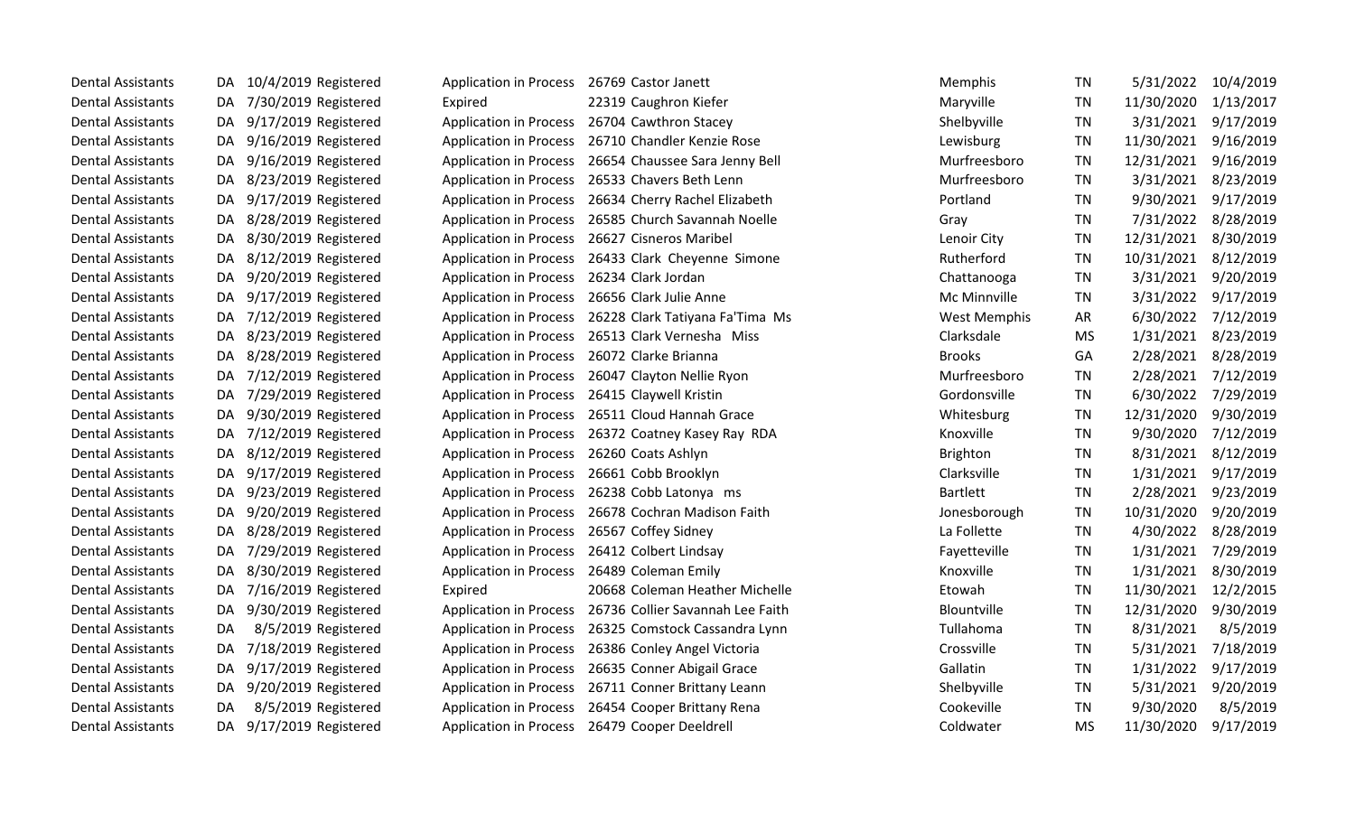| | | | | | | | | | | |
|---|---|---|---|---|---|---|---|---|---|---|
| Dental Assistants | DA | 10/4/2019 | Registered | Application in Process | 26769 | Castor Janett | Memphis | TN | 5/31/2022 | 10/4/2019 |
| Dental Assistants | DA | 7/30/2019 | Registered | Expired | 22319 | Caughron Kiefer | Maryville | TN | 11/30/2020 | 1/13/2017 |
| Dental Assistants | DA | 9/17/2019 | Registered | Application in Process | 26704 | Cawthron Stacey | Shelbyville | TN | 3/31/2021 | 9/17/2019 |
| Dental Assistants | DA | 9/16/2019 | Registered | Application in Process | 26710 | Chandler Kenzie Rose | Lewisburg | TN | 11/30/2021 | 9/16/2019 |
| Dental Assistants | DA | 9/16/2019 | Registered | Application in Process | 26654 | Chaussee Sara Jenny Bell | Murfreesboro | TN | 12/31/2021 | 9/16/2019 |
| Dental Assistants | DA | 8/23/2019 | Registered | Application in Process | 26533 | Chavers Beth Lenn | Murfreesboro | TN | 3/31/2021 | 8/23/2019 |
| Dental Assistants | DA | 9/17/2019 | Registered | Application in Process | 26634 | Cherry Rachel Elizabeth | Portland | TN | 9/30/2021 | 9/17/2019 |
| Dental Assistants | DA | 8/28/2019 | Registered | Application in Process | 26585 | Church Savannah Noelle | Gray | TN | 7/31/2022 | 8/28/2019 |
| Dental Assistants | DA | 8/30/2019 | Registered | Application in Process | 26627 | Cisneros Maribel | Lenoir City | TN | 12/31/2021 | 8/30/2019 |
| Dental Assistants | DA | 8/12/2019 | Registered | Application in Process | 26433 | Clark Cheyenne Simone | Rutherford | TN | 10/31/2021 | 8/12/2019 |
| Dental Assistants | DA | 9/20/2019 | Registered | Application in Process | 26234 | Clark Jordan | Chattanooga | TN | 3/31/2021 | 9/20/2019 |
| Dental Assistants | DA | 9/17/2019 | Registered | Application in Process | 26656 | Clark Julie Anne | Mc Minnville | TN | 3/31/2022 | 9/17/2019 |
| Dental Assistants | DA | 7/12/2019 | Registered | Application in Process | 26228 | Clark Tatiyana Fa'Tima Ms | West Memphis | AR | 6/30/2022 | 7/12/2019 |
| Dental Assistants | DA | 8/23/2019 | Registered | Application in Process | 26513 | Clark Vernesha Miss | Clarksdale | MS | 1/31/2021 | 8/23/2019 |
| Dental Assistants | DA | 8/28/2019 | Registered | Application in Process | 26072 | Clarke Brianna | Brooks | GA | 2/28/2021 | 8/28/2019 |
| Dental Assistants | DA | 7/12/2019 | Registered | Application in Process | 26047 | Clayton Nellie Ryon | Murfreesboro | TN | 2/28/2021 | 7/12/2019 |
| Dental Assistants | DA | 7/29/2019 | Registered | Application in Process | 26415 | Claywell Kristin | Gordonsville | TN | 6/30/2022 | 7/29/2019 |
| Dental Assistants | DA | 9/30/2019 | Registered | Application in Process | 26511 | Cloud Hannah Grace | Whitesburg | TN | 12/31/2020 | 9/30/2019 |
| Dental Assistants | DA | 7/12/2019 | Registered | Application in Process | 26372 | Coatney Kasey Ray RDA | Knoxville | TN | 9/30/2020 | 7/12/2019 |
| Dental Assistants | DA | 8/12/2019 | Registered | Application in Process | 26260 | Coats Ashlyn | Brighton | TN | 8/31/2021 | 8/12/2019 |
| Dental Assistants | DA | 9/17/2019 | Registered | Application in Process | 26661 | Cobb Brooklyn | Clarksville | TN | 1/31/2021 | 9/17/2019 |
| Dental Assistants | DA | 9/23/2019 | Registered | Application in Process | 26238 | Cobb Latonya ms | Bartlett | TN | 2/28/2021 | 9/23/2019 |
| Dental Assistants | DA | 9/20/2019 | Registered | Application in Process | 26678 | Cochran Madison Faith | Jonesborough | TN | 10/31/2020 | 9/20/2019 |
| Dental Assistants | DA | 8/28/2019 | Registered | Application in Process | 26567 | Coffey Sidney | La Follette | TN | 4/30/2022 | 8/28/2019 |
| Dental Assistants | DA | 7/29/2019 | Registered | Application in Process | 26412 | Colbert Lindsay | Fayetteville | TN | 1/31/2021 | 7/29/2019 |
| Dental Assistants | DA | 8/30/2019 | Registered | Application in Process | 26489 | Coleman Emily | Knoxville | TN | 1/31/2021 | 8/30/2019 |
| Dental Assistants | DA | 7/16/2019 | Registered | Expired | 20668 | Coleman Heather Michelle | Etowah | TN | 11/30/2021 | 12/2/2015 |
| Dental Assistants | DA | 9/30/2019 | Registered | Application in Process | 26736 | Collier Savannah Lee Faith | Blountville | TN | 12/31/2020 | 9/30/2019 |
| Dental Assistants | DA | 8/5/2019 | Registered | Application in Process | 26325 | Comstock Cassandra Lynn | Tullahoma | TN | 8/31/2021 | 8/5/2019 |
| Dental Assistants | DA | 7/18/2019 | Registered | Application in Process | 26386 | Conley Angel Victoria | Crossville | TN | 5/31/2021 | 7/18/2019 |
| Dental Assistants | DA | 9/17/2019 | Registered | Application in Process | 26635 | Conner Abigail Grace | Gallatin | TN | 1/31/2022 | 9/17/2019 |
| Dental Assistants | DA | 9/20/2019 | Registered | Application in Process | 26711 | Conner Brittany Leann | Shelbyville | TN | 5/31/2021 | 9/20/2019 |
| Dental Assistants | DA | 8/5/2019 | Registered | Application in Process | 26454 | Cooper Brittany Rena | Cookeville | TN | 9/30/2020 | 8/5/2019 |
| Dental Assistants | DA | 9/17/2019 | Registered | Application in Process | 26479 | Cooper Deeldrell | Coldwater | MS | 11/30/2020 | 9/17/2019 |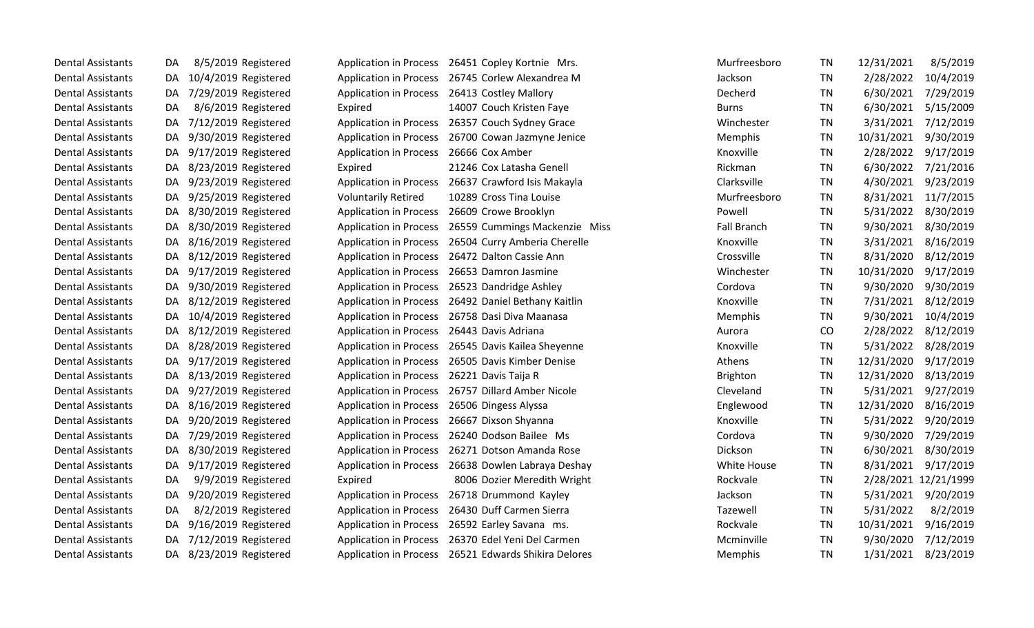| | | | | | | | | | | |
|---|---|---|---|---|---|---|---|---|---|---|
| Dental Assistants | DA | 8/5/2019 | Registered | Application in Process | 26451 | Copley Kortnie Mrs. | Murfreesboro | TN | 12/31/2021 | 8/5/2019 |
| Dental Assistants | DA | 10/4/2019 | Registered | Application in Process | 26745 | Corlew Alexandrea M | Jackson | TN | 2/28/2022 | 10/4/2019 |
| Dental Assistants | DA | 7/29/2019 | Registered | Application in Process | 26413 | Costley Mallory | Decherd | TN | 6/30/2021 | 7/29/2019 |
| Dental Assistants | DA | 8/6/2019 | Registered | Expired | 14007 | Couch Kristen Faye | Burns | TN | 6/30/2021 | 5/15/2009 |
| Dental Assistants | DA | 7/12/2019 | Registered | Application in Process | 26357 | Couch Sydney Grace | Winchester | TN | 3/31/2021 | 7/12/2019 |
| Dental Assistants | DA | 9/30/2019 | Registered | Application in Process | 26700 | Cowan Jazmyne Jenice | Memphis | TN | 10/31/2021 | 9/30/2019 |
| Dental Assistants | DA | 9/17/2019 | Registered | Application in Process | 26666 | Cox Amber | Knoxville | TN | 2/28/2022 | 9/17/2019 |
| Dental Assistants | DA | 8/23/2019 | Registered | Expired | 21246 | Cox Latasha Genell | Rickman | TN | 6/30/2022 | 7/21/2016 |
| Dental Assistants | DA | 9/23/2019 | Registered | Application in Process | 26637 | Crawford Isis Makayla | Clarksville | TN | 4/30/2021 | 9/23/2019 |
| Dental Assistants | DA | 9/25/2019 | Registered | Voluntarily Retired | 10289 | Cross Tina Louise | Murfreesboro | TN | 8/31/2021 | 11/7/2015 |
| Dental Assistants | DA | 8/30/2019 | Registered | Application in Process | 26609 | Crowe Brooklyn | Powell | TN | 5/31/2022 | 8/30/2019 |
| Dental Assistants | DA | 8/30/2019 | Registered | Application in Process | 26559 | Cummings Mackenzie Miss | Fall Branch | TN | 9/30/2021 | 8/30/2019 |
| Dental Assistants | DA | 8/16/2019 | Registered | Application in Process | 26504 | Curry Amberia Cherelle | Knoxville | TN | 3/31/2021 | 8/16/2019 |
| Dental Assistants | DA | 8/12/2019 | Registered | Application in Process | 26472 | Dalton Cassie Ann | Crossville | TN | 8/31/2020 | 8/12/2019 |
| Dental Assistants | DA | 9/17/2019 | Registered | Application in Process | 26653 | Damron Jasmine | Winchester | TN | 10/31/2020 | 9/17/2019 |
| Dental Assistants | DA | 9/30/2019 | Registered | Application in Process | 26523 | Dandridge Ashley | Cordova | TN | 9/30/2020 | 9/30/2019 |
| Dental Assistants | DA | 8/12/2019 | Registered | Application in Process | 26492 | Daniel Bethany Kaitlin | Knoxville | TN | 7/31/2021 | 8/12/2019 |
| Dental Assistants | DA | 10/4/2019 | Registered | Application in Process | 26758 | Dasi Diva Maanasa | Memphis | TN | 9/30/2021 | 10/4/2019 |
| Dental Assistants | DA | 8/12/2019 | Registered | Application in Process | 26443 | Davis Adriana | Aurora | CO | 2/28/2022 | 8/12/2019 |
| Dental Assistants | DA | 8/28/2019 | Registered | Application in Process | 26545 | Davis Kailea Sheyenne | Knoxville | TN | 5/31/2022 | 8/28/2019 |
| Dental Assistants | DA | 9/17/2019 | Registered | Application in Process | 26505 | Davis Kimber Denise | Athens | TN | 12/31/2020 | 9/17/2019 |
| Dental Assistants | DA | 8/13/2019 | Registered | Application in Process | 26221 | Davis Taija R | Brighton | TN | 12/31/2020 | 8/13/2019 |
| Dental Assistants | DA | 9/27/2019 | Registered | Application in Process | 26757 | Dillard Amber Nicole | Cleveland | TN | 5/31/2021 | 9/27/2019 |
| Dental Assistants | DA | 8/16/2019 | Registered | Application in Process | 26506 | Dingess Alyssa | Englewood | TN | 12/31/2020 | 8/16/2019 |
| Dental Assistants | DA | 9/20/2019 | Registered | Application in Process | 26667 | Dixson Shyanna | Knoxville | TN | 5/31/2022 | 9/20/2019 |
| Dental Assistants | DA | 7/29/2019 | Registered | Application in Process | 26240 | Dodson Bailee Ms | Cordova | TN | 9/30/2020 | 7/29/2019 |
| Dental Assistants | DA | 8/30/2019 | Registered | Application in Process | 26271 | Dotson Amanda Rose | Dickson | TN | 6/30/2021 | 8/30/2019 |
| Dental Assistants | DA | 9/17/2019 | Registered | Application in Process | 26638 | Dowlen Labraya Deshay | White House | TN | 8/31/2021 | 9/17/2019 |
| Dental Assistants | DA | 9/9/2019 | Registered | Expired | 8006 | Dozier Meredith Wright | Rockvale | TN | 2/28/2021 | 12/21/1999 |
| Dental Assistants | DA | 9/20/2019 | Registered | Application in Process | 26718 | Drummond Kayley | Jackson | TN | 5/31/2021 | 9/20/2019 |
| Dental Assistants | DA | 8/2/2019 | Registered | Application in Process | 26430 | Duff Carmen Sierra | Tazewell | TN | 5/31/2022 | 8/2/2019 |
| Dental Assistants | DA | 9/16/2019 | Registered | Application in Process | 26592 | Earley Savana ms. | Rockvale | TN | 10/31/2021 | 9/16/2019 |
| Dental Assistants | DA | 7/12/2019 | Registered | Application in Process | 26370 | Edel Yeni Del Carmen | Mcminville | TN | 9/30/2020 | 7/12/2019 |
| Dental Assistants | DA | 8/23/2019 | Registered | Application in Process | 26521 | Edwards Shikira Delores | Memphis | TN | 1/31/2021 | 8/23/2019 |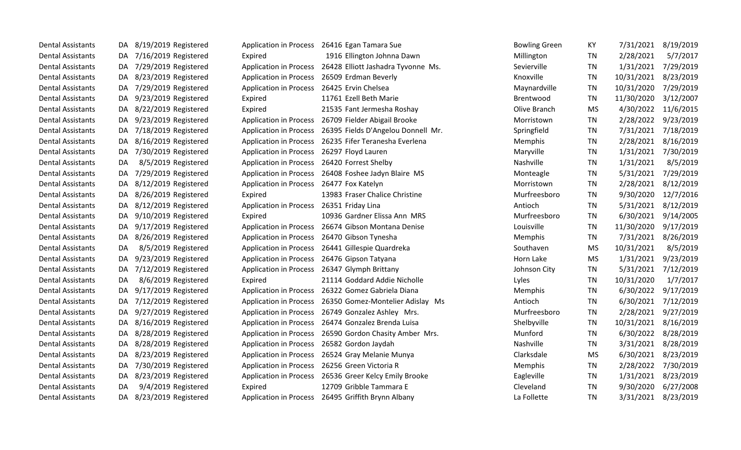| Dental Assistants | DA | 8/19/2019 | Registered | Application in Process | 26416 | Egan Tamara Sue | Bowling Green | KY | 7/31/2021 | 8/19/2019 |
|---|---|---|---|---|---|---|---|---|---|---|
| Dental Assistants | DA | 7/16/2019 | Registered | Expired | 1916 | Ellington Johnna Dawn | Millington | TN | 2/28/2021 | 5/7/2017 |
| Dental Assistants | DA | 7/29/2019 | Registered | Application in Process | 26428 | Elliott Jashadra Tyvonne Ms. | Sevierville | TN | 1/31/2021 | 7/29/2019 |
| Dental Assistants | DA | 8/23/2019 | Registered | Application in Process | 26509 | Erdman Beverly | Knoxville | TN | 10/31/2021 | 8/23/2019 |
| Dental Assistants | DA | 7/29/2019 | Registered | Application in Process | 26425 | Ervin Chelsea | Maynardville | TN | 10/31/2020 | 7/29/2019 |
| Dental Assistants | DA | 9/23/2019 | Registered | Expired | 11761 | Ezell Beth Marie | Brentwood | TN | 11/30/2020 | 3/12/2007 |
| Dental Assistants | DA | 8/22/2019 | Registered | Expired | 21535 | Fant Jermesha Roshay | Olive Branch | MS | 4/30/2022 | 11/6/2015 |
| Dental Assistants | DA | 9/23/2019 | Registered | Application in Process | 26709 | Fielder Abigail Brooke | Morristown | TN | 2/28/2022 | 9/23/2019 |
| Dental Assistants | DA | 7/18/2019 | Registered | Application in Process | 26395 | Fields D'Angelou Donnell Mr. | Springfield | TN | 7/31/2021 | 7/18/2019 |
| Dental Assistants | DA | 8/16/2019 | Registered | Application in Process | 26235 | Fifer Teranesha Everlena | Memphis | TN | 2/28/2021 | 8/16/2019 |
| Dental Assistants | DA | 7/30/2019 | Registered | Application in Process | 26297 | Floyd Lauren | Maryville | TN | 1/31/2021 | 7/30/2019 |
| Dental Assistants | DA | 8/5/2019 | Registered | Application in Process | 26420 | Forrest Shelby | Nashville | TN | 1/31/2021 | 8/5/2019 |
| Dental Assistants | DA | 7/29/2019 | Registered | Application in Process | 26408 | Foshee Jadyn Blaire MS | Monteagle | TN | 5/31/2021 | 7/29/2019 |
| Dental Assistants | DA | 8/12/2019 | Registered | Application in Process | 26477 | Fox Katelyn | Morristown | TN | 2/28/2021 | 8/12/2019 |
| Dental Assistants | DA | 8/26/2019 | Registered | Expired | 13983 | Fraser Chalice Christine | Murfreesboro | TN | 9/30/2020 | 12/7/2016 |
| Dental Assistants | DA | 8/12/2019 | Registered | Application in Process | 26351 | Friday Lina | Antioch | TN | 5/31/2021 | 8/12/2019 |
| Dental Assistants | DA | 9/10/2019 | Registered | Expired | 10936 | Gardner Elissa Ann MRS | Murfreesboro | TN | 6/30/2021 | 9/14/2005 |
| Dental Assistants | DA | 9/17/2019 | Registered | Application in Process | 26674 | Gibson Montana Denise | Louisville | TN | 11/30/2020 | 9/17/2019 |
| Dental Assistants | DA | 8/26/2019 | Registered | Application in Process | 26470 | Gibson Tynesha | Memphis | TN | 7/31/2021 | 8/26/2019 |
| Dental Assistants | DA | 8/5/2019 | Registered | Application in Process | 26441 | Gillespie Quardreka | Southaven | MS | 10/31/2021 | 8/5/2019 |
| Dental Assistants | DA | 9/23/2019 | Registered | Application in Process | 26476 | Gipson Tatyana | Horn Lake | MS | 1/31/2021 | 9/23/2019 |
| Dental Assistants | DA | 7/12/2019 | Registered | Application in Process | 26347 | Glymph Brittany | Johnson City | TN | 5/31/2021 | 7/12/2019 |
| Dental Assistants | DA | 8/6/2019 | Registered | Expired | 21114 | Goddard Addie Nicholle | Lyles | TN | 10/31/2020 | 1/7/2017 |
| Dental Assistants | DA | 9/17/2019 | Registered | Application in Process | 26322 | Gomez Gabriela Diana | Memphis | TN | 6/30/2022 | 9/17/2019 |
| Dental Assistants | DA | 7/12/2019 | Registered | Application in Process | 26350 | Gomez-Montelier Adislay Ms | Antioch | TN | 6/30/2021 | 7/12/2019 |
| Dental Assistants | DA | 9/27/2019 | Registered | Application in Process | 26749 | Gonzalez Ashley Mrs. | Murfreesboro | TN | 2/28/2021 | 9/27/2019 |
| Dental Assistants | DA | 8/16/2019 | Registered | Application in Process | 26474 | Gonzalez Brenda Luisa | Shelbyville | TN | 10/31/2021 | 8/16/2019 |
| Dental Assistants | DA | 8/28/2019 | Registered | Application in Process | 26590 | Gordon Chasity Amber Mrs. | Munford | TN | 6/30/2022 | 8/28/2019 |
| Dental Assistants | DA | 8/28/2019 | Registered | Application in Process | 26582 | Gordon Jaydah | Nashville | TN | 3/31/2021 | 8/28/2019 |
| Dental Assistants | DA | 8/23/2019 | Registered | Application in Process | 26524 | Gray Melanie Munya | Clarksdale | MS | 6/30/2021 | 8/23/2019 |
| Dental Assistants | DA | 7/30/2019 | Registered | Application in Process | 26256 | Green Victoria R | Memphis | TN | 2/28/2022 | 7/30/2019 |
| Dental Assistants | DA | 8/23/2019 | Registered | Application in Process | 26536 | Greer Kelcy Emily Brooke | Eagleville | TN | 1/31/2021 | 8/23/2019 |
| Dental Assistants | DA | 9/4/2019 | Registered | Expired | 12709 | Gribble Tammara E | Cleveland | TN | 9/30/2020 | 6/27/2008 |
| Dental Assistants | DA | 8/23/2019 | Registered | Application in Process | 26495 | Griffith Brynn Albany | La Follette | TN | 3/31/2021 | 8/23/2019 |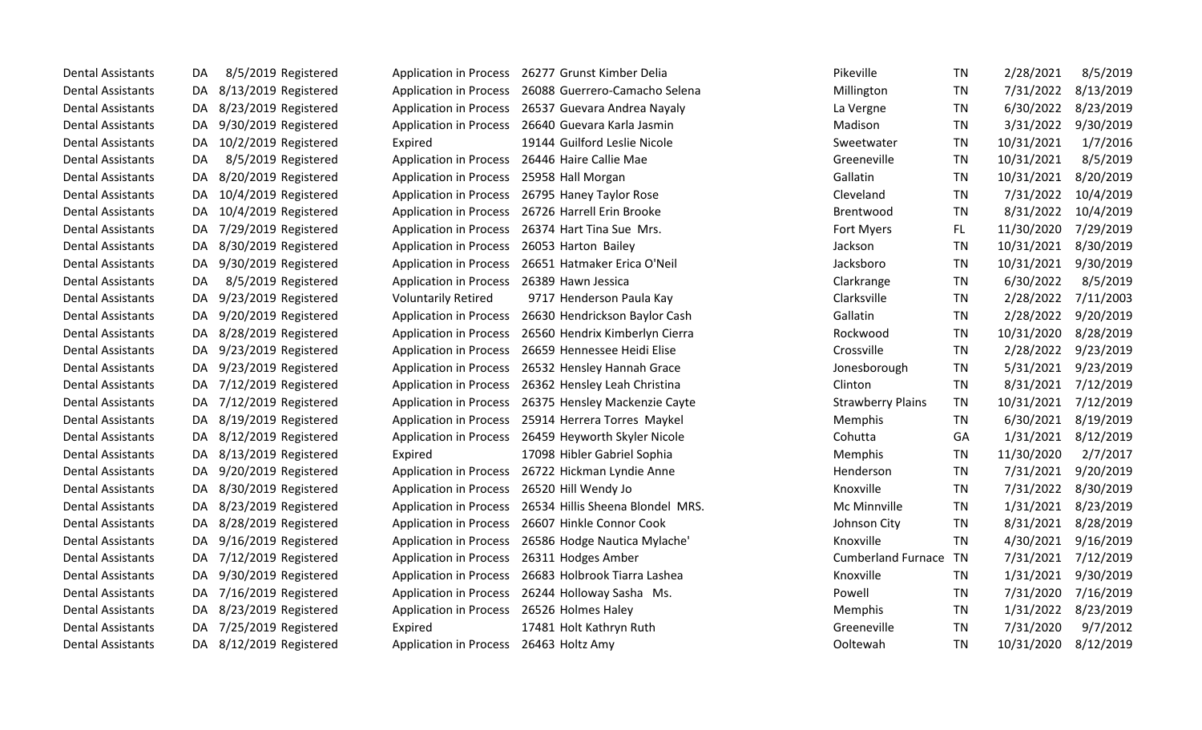| Dental Assistants | DA | 8/5/2019 | Registered | Application in Process | 26277 | Grunst Kimber Delia | Pikeville | TN | 2/28/2021 | 8/5/2019 |
|---|---|---|---|---|---|---|---|---|---|---|
| Dental Assistants | DA | 8/13/2019 | Registered | Application in Process | 26088 | Guerrero-Camacho Selena | Millington | TN | 7/31/2022 | 8/13/2019 |
| Dental Assistants | DA | 8/23/2019 | Registered | Application in Process | 26537 | Guevara Andrea Nayaly | La Vergne | TN | 6/30/2022 | 8/23/2019 |
| Dental Assistants | DA | 9/30/2019 | Registered | Application in Process | 26640 | Guevara Karla Jasmin | Madison | TN | 3/31/2022 | 9/30/2019 |
| Dental Assistants | DA | 10/2/2019 | Registered | Expired | 19144 | Guilford Leslie Nicole | Sweetwater | TN | 10/31/2021 | 1/7/2016 |
| Dental Assistants | DA | 8/5/2019 | Registered | Application in Process | 26446 | Haire Callie Mae | Greeneville | TN | 10/31/2021 | 8/5/2019 |
| Dental Assistants | DA | 8/20/2019 | Registered | Application in Process | 25958 | Hall Morgan | Gallatin | TN | 10/31/2021 | 8/20/2019 |
| Dental Assistants | DA | 10/4/2019 | Registered | Application in Process | 26795 | Haney Taylor Rose | Cleveland | TN | 7/31/2022 | 10/4/2019 |
| Dental Assistants | DA | 10/4/2019 | Registered | Application in Process | 26726 | Harrell Erin Brooke | Brentwood | TN | 8/31/2022 | 10/4/2019 |
| Dental Assistants | DA | 7/29/2019 | Registered | Application in Process | 26374 | Hart Tina Sue Mrs. | Fort Myers | FL | 11/30/2020 | 7/29/2019 |
| Dental Assistants | DA | 8/30/2019 | Registered | Application in Process | 26053 | Harton Bailey | Jackson | TN | 10/31/2021 | 8/30/2019 |
| Dental Assistants | DA | 9/30/2019 | Registered | Application in Process | 26651 | Hatmaker Erica O'Neil | Jacksboro | TN | 10/31/2021 | 9/30/2019 |
| Dental Assistants | DA | 8/5/2019 | Registered | Application in Process | 26389 | Hawn Jessica | Clarkrange | TN | 6/30/2022 | 8/5/2019 |
| Dental Assistants | DA | 9/23/2019 | Registered | Voluntarily Retired | 9717 | Henderson Paula Kay | Clarksville | TN | 2/28/2022 | 7/11/2003 |
| Dental Assistants | DA | 9/20/2019 | Registered | Application in Process | 26630 | Hendrickson Baylor Cash | Gallatin | TN | 2/28/2022 | 9/20/2019 |
| Dental Assistants | DA | 8/28/2019 | Registered | Application in Process | 26560 | Hendrix Kimberlyn Cierra | Rockwood | TN | 10/31/2020 | 8/28/2019 |
| Dental Assistants | DA | 9/23/2019 | Registered | Application in Process | 26659 | Hennessee Heidi Elise | Crossville | TN | 2/28/2022 | 9/23/2019 |
| Dental Assistants | DA | 9/23/2019 | Registered | Application in Process | 26532 | Hensley Hannah Grace | Jonesborough | TN | 5/31/2021 | 9/23/2019 |
| Dental Assistants | DA | 7/12/2019 | Registered | Application in Process | 26362 | Hensley Leah Christina | Clinton | TN | 8/31/2021 | 7/12/2019 |
| Dental Assistants | DA | 7/12/2019 | Registered | Application in Process | 26375 | Hensley Mackenzie Cayte | Strawberry Plains | TN | 10/31/2021 | 7/12/2019 |
| Dental Assistants | DA | 8/19/2019 | Registered | Application in Process | 25914 | Herrera Torres Maykel | Memphis | TN | 6/30/2021 | 8/19/2019 |
| Dental Assistants | DA | 8/12/2019 | Registered | Application in Process | 26459 | Heyworth Skyler Nicole | Cohutta | GA | 1/31/2021 | 8/12/2019 |
| Dental Assistants | DA | 8/13/2019 | Registered | Expired | 17098 | Hibler Gabriel Sophia | Memphis | TN | 11/30/2020 | 2/7/2017 |
| Dental Assistants | DA | 9/20/2019 | Registered | Application in Process | 26722 | Hickman Lyndie Anne | Henderson | TN | 7/31/2021 | 9/20/2019 |
| Dental Assistants | DA | 8/30/2019 | Registered | Application in Process | 26520 | Hill Wendy Jo | Knoxville | TN | 7/31/2022 | 8/30/2019 |
| Dental Assistants | DA | 8/23/2019 | Registered | Application in Process | 26534 | Hillis Sheena Blondel MRS. | Mc Minnville | TN | 1/31/2021 | 8/23/2019 |
| Dental Assistants | DA | 8/28/2019 | Registered | Application in Process | 26607 | Hinkle Connor Cook | Johnson City | TN | 8/31/2021 | 8/28/2019 |
| Dental Assistants | DA | 9/16/2019 | Registered | Application in Process | 26586 | Hodge Nautica Mylache' | Knoxville | TN | 4/30/2021 | 9/16/2019 |
| Dental Assistants | DA | 7/12/2019 | Registered | Application in Process | 26311 | Hodges Amber | Cumberland Furnace | TN | 7/31/2021 | 7/12/2019 |
| Dental Assistants | DA | 9/30/2019 | Registered | Application in Process | 26683 | Holbrook Tiarra Lashea | Knoxville | TN | 1/31/2021 | 9/30/2019 |
| Dental Assistants | DA | 7/16/2019 | Registered | Application in Process | 26244 | Holloway Sasha Ms. | Powell | TN | 7/31/2020 | 7/16/2019 |
| Dental Assistants | DA | 8/23/2019 | Registered | Application in Process | 26526 | Holmes Haley | Memphis | TN | 1/31/2022 | 8/23/2019 |
| Dental Assistants | DA | 7/25/2019 | Registered | Expired | 17481 | Holt Kathryn Ruth | Greeneville | TN | 7/31/2020 | 9/7/2012 |
| Dental Assistants | DA | 8/12/2019 | Registered | Application in Process | 26463 | Holtz Amy | Ooltewah | TN | 10/31/2020 | 8/12/2019 |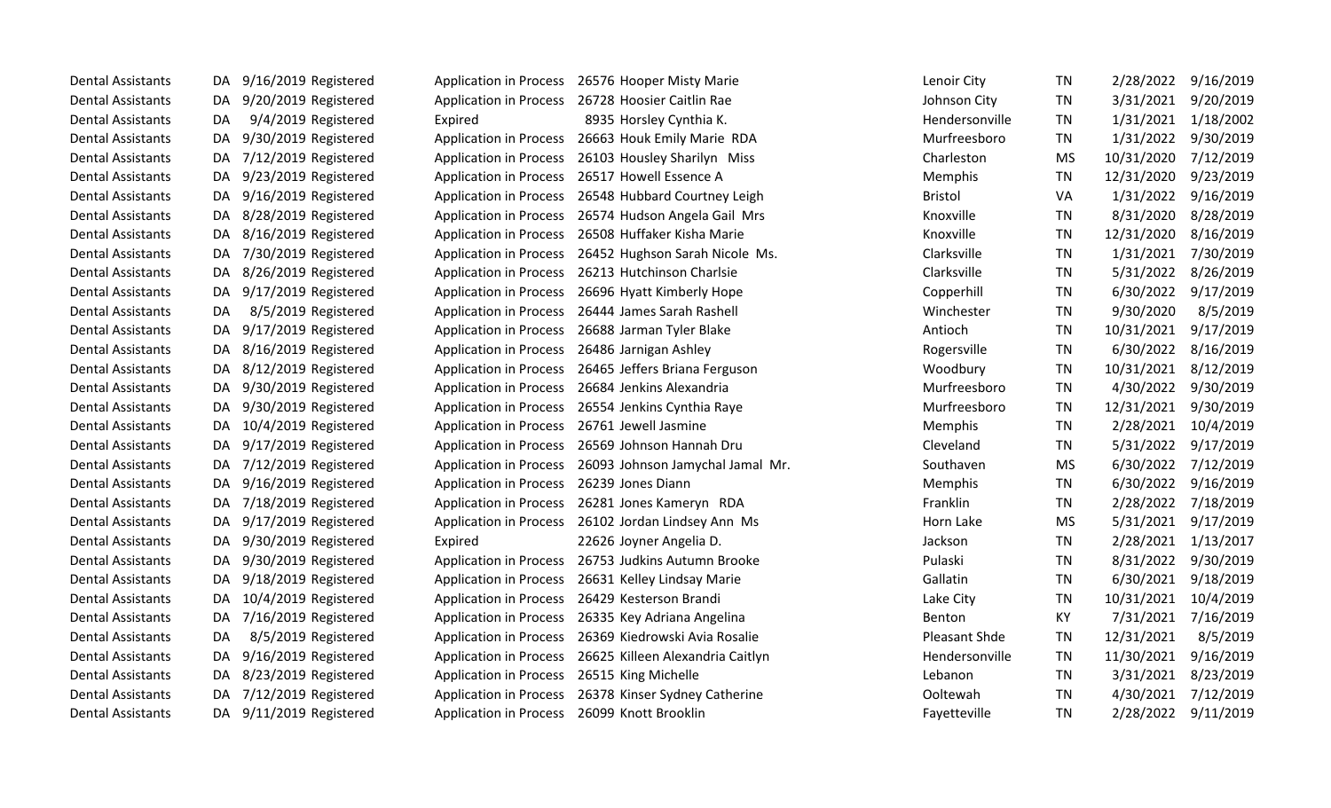| | | | | | | | | | | |
|---|---|---|---|---|---|---|---|---|---|---|
| Dental Assistants | DA | 9/16/2019 | Registered | Application in Process | 26576 | Hooper Misty Marie | Lenoir City | TN | 2/28/2022 | 9/16/2019 |
| Dental Assistants | DA | 9/20/2019 | Registered | Application in Process | 26728 | Hoosier Caitlin Rae | Johnson City | TN | 3/31/2021 | 9/20/2019 |
| Dental Assistants | DA | 9/4/2019 | Registered | Expired | 8935 | Horsley Cynthia K. | Hendersonville | TN | 1/31/2021 | 1/18/2002 |
| Dental Assistants | DA | 9/30/2019 | Registered | Application in Process | 26663 | Houk Emily Marie RDA | Murfreesboro | TN | 1/31/2022 | 9/30/2019 |
| Dental Assistants | DA | 7/12/2019 | Registered | Application in Process | 26103 | Housley Sharilyn Miss | Charleston | MS | 10/31/2020 | 7/12/2019 |
| Dental Assistants | DA | 9/23/2019 | Registered | Application in Process | 26517 | Howell Essence A | Memphis | TN | 12/31/2020 | 9/23/2019 |
| Dental Assistants | DA | 9/16/2019 | Registered | Application in Process | 26548 | Hubbard Courtney Leigh | Bristol | VA | 1/31/2022 | 9/16/2019 |
| Dental Assistants | DA | 8/28/2019 | Registered | Application in Process | 26574 | Hudson Angela Gail Mrs | Knoxville | TN | 8/31/2020 | 8/28/2019 |
| Dental Assistants | DA | 8/16/2019 | Registered | Application in Process | 26508 | Huffaker Kisha Marie | Knoxville | TN | 12/31/2020 | 8/16/2019 |
| Dental Assistants | DA | 7/30/2019 | Registered | Application in Process | 26452 | Hughson Sarah Nicole Ms. | Clarksville | TN | 1/31/2021 | 7/30/2019 |
| Dental Assistants | DA | 8/26/2019 | Registered | Application in Process | 26213 | Hutchinson Charlsie | Clarksville | TN | 5/31/2022 | 8/26/2019 |
| Dental Assistants | DA | 9/17/2019 | Registered | Application in Process | 26696 | Hyatt Kimberly Hope | Copperhill | TN | 6/30/2022 | 9/17/2019 |
| Dental Assistants | DA | 8/5/2019 | Registered | Application in Process | 26444 | James Sarah Rashell | Winchester | TN | 9/30/2020 | 8/5/2019 |
| Dental Assistants | DA | 9/17/2019 | Registered | Application in Process | 26688 | Jarman Tyler Blake | Antioch | TN | 10/31/2021 | 9/17/2019 |
| Dental Assistants | DA | 8/16/2019 | Registered | Application in Process | 26486 | Jarnigan Ashley | Rogersville | TN | 6/30/2022 | 8/16/2019 |
| Dental Assistants | DA | 8/12/2019 | Registered | Application in Process | 26465 | Jeffers Briana Ferguson | Woodbury | TN | 10/31/2021 | 8/12/2019 |
| Dental Assistants | DA | 9/30/2019 | Registered | Application in Process | 26684 | Jenkins Alexandria | Murfreesboro | TN | 4/30/2022 | 9/30/2019 |
| Dental Assistants | DA | 9/30/2019 | Registered | Application in Process | 26554 | Jenkins Cynthia Raye | Murfreesboro | TN | 12/31/2021 | 9/30/2019 |
| Dental Assistants | DA | 10/4/2019 | Registered | Application in Process | 26761 | Jewell Jasmine | Memphis | TN | 2/28/2021 | 10/4/2019 |
| Dental Assistants | DA | 9/17/2019 | Registered | Application in Process | 26569 | Johnson Hannah Dru | Cleveland | TN | 5/31/2022 | 9/17/2019 |
| Dental Assistants | DA | 7/12/2019 | Registered | Application in Process | 26093 | Johnson Jamychal Jamal Mr. | Southaven | MS | 6/30/2022 | 7/12/2019 |
| Dental Assistants | DA | 9/16/2019 | Registered | Application in Process | 26239 | Jones Diann | Memphis | TN | 6/30/2022 | 9/16/2019 |
| Dental Assistants | DA | 7/18/2019 | Registered | Application in Process | 26281 | Jones Kameryn RDA | Franklin | TN | 2/28/2022 | 7/18/2019 |
| Dental Assistants | DA | 9/17/2019 | Registered | Application in Process | 26102 | Jordan Lindsey Ann Ms | Horn Lake | MS | 5/31/2021 | 9/17/2019 |
| Dental Assistants | DA | 9/30/2019 | Registered | Expired | 22626 | Joyner Angelia D. | Jackson | TN | 2/28/2021 | 1/13/2017 |
| Dental Assistants | DA | 9/30/2019 | Registered | Application in Process | 26753 | Judkins Autumn Brooke | Pulaski | TN | 8/31/2022 | 9/30/2019 |
| Dental Assistants | DA | 9/18/2019 | Registered | Application in Process | 26631 | Kelley Lindsay Marie | Gallatin | TN | 6/30/2021 | 9/18/2019 |
| Dental Assistants | DA | 10/4/2019 | Registered | Application in Process | 26429 | Kesterson Brandi | Lake City | TN | 10/31/2021 | 10/4/2019 |
| Dental Assistants | DA | 7/16/2019 | Registered | Application in Process | 26335 | Key Adriana Angelina | Benton | KY | 7/31/2021 | 7/16/2019 |
| Dental Assistants | DA | 8/5/2019 | Registered | Application in Process | 26369 | Kiedrowski Avia Rosalie | Pleasant Shde | TN | 12/31/2021 | 8/5/2019 |
| Dental Assistants | DA | 9/16/2019 | Registered | Application in Process | 26625 | Killeen Alexandria Caitlyn | Hendersonville | TN | 11/30/2021 | 9/16/2019 |
| Dental Assistants | DA | 8/23/2019 | Registered | Application in Process | 26515 | King Michelle | Lebanon | TN | 3/31/2021 | 8/23/2019 |
| Dental Assistants | DA | 7/12/2019 | Registered | Application in Process | 26378 | Kinser Sydney Catherine | Ooltewah | TN | 4/30/2021 | 7/12/2019 |
| Dental Assistants | DA | 9/11/2019 | Registered | Application in Process | 26099 | Knott Brooklin | Fayetteville | TN | 2/28/2022 | 9/11/2019 |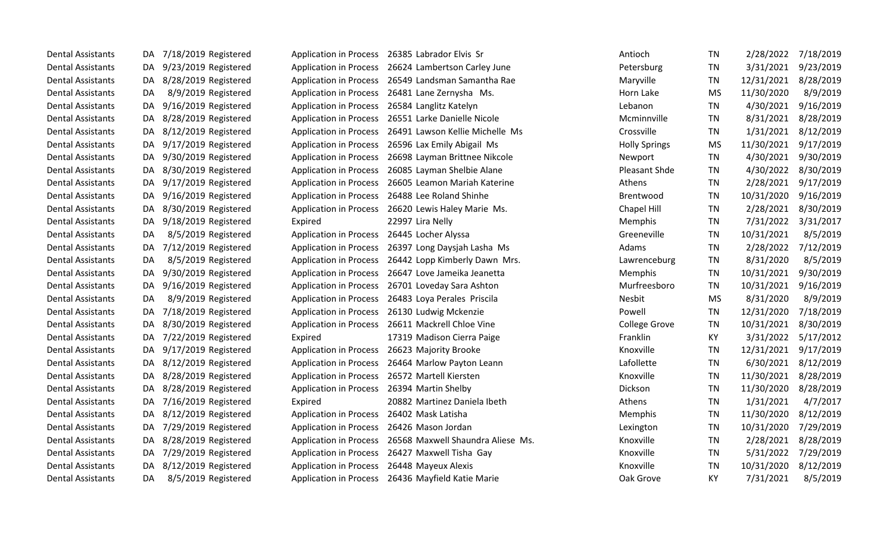| | | | | | | | | | | |
|---|---|---|---|---|---|---|---|---|---|---|
| Dental Assistants | DA | 7/18/2019 | Registered | Application in Process | 26385 | Labrador Elvis Sr | Antioch | TN | 2/28/2022 | 7/18/2019 |
| Dental Assistants | DA | 9/23/2019 | Registered | Application in Process | 26624 | Lambertson Carley June | Petersburg | TN | 3/31/2021 | 9/23/2019 |
| Dental Assistants | DA | 8/28/2019 | Registered | Application in Process | 26549 | Landsman Samantha Rae | Maryville | TN | 12/31/2021 | 8/28/2019 |
| Dental Assistants | DA | 8/9/2019 | Registered | Application in Process | 26481 | Lane Zernysha Ms. | Horn Lake | MS | 11/30/2020 | 8/9/2019 |
| Dental Assistants | DA | 9/16/2019 | Registered | Application in Process | 26584 | Langlitz Katelyn | Lebanon | TN | 4/30/2021 | 9/16/2019 |
| Dental Assistants | DA | 8/28/2019 | Registered | Application in Process | 26551 | Larke Danielle Nicole | Mcminnville | TN | 8/31/2021 | 8/28/2019 |
| Dental Assistants | DA | 8/12/2019 | Registered | Application in Process | 26491 | Lawson Kellie Michelle Ms | Crossville | TN | 1/31/2021 | 8/12/2019 |
| Dental Assistants | DA | 9/17/2019 | Registered | Application in Process | 26596 | Lax Emily Abigail Ms | Holly Springs | MS | 11/30/2021 | 9/17/2019 |
| Dental Assistants | DA | 9/30/2019 | Registered | Application in Process | 26698 | Layman Brittnee Nikcole | Newport | TN | 4/30/2021 | 9/30/2019 |
| Dental Assistants | DA | 8/30/2019 | Registered | Application in Process | 26085 | Layman Shelbie Alane | Pleasant Shde | TN | 4/30/2022 | 8/30/2019 |
| Dental Assistants | DA | 9/17/2019 | Registered | Application in Process | 26605 | Leamon Mariah Katerine | Athens | TN | 2/28/2021 | 9/17/2019 |
| Dental Assistants | DA | 9/16/2019 | Registered | Application in Process | 26488 | Lee Roland Shinhe | Brentwood | TN | 10/31/2020 | 9/16/2019 |
| Dental Assistants | DA | 8/30/2019 | Registered | Application in Process | 26620 | Lewis Haley Marie Ms. | Chapel Hill | TN | 2/28/2021 | 8/30/2019 |
| Dental Assistants | DA | 9/18/2019 | Registered | Expired | 22997 | Lira Nelly | Memphis | TN | 7/31/2022 | 3/31/2017 |
| Dental Assistants | DA | 8/5/2019 | Registered | Application in Process | 26445 | Locher Alyssa | Greeneville | TN | 10/31/2021 | 8/5/2019 |
| Dental Assistants | DA | 7/12/2019 | Registered | Application in Process | 26397 | Long Daysjah Lasha Ms | Adams | TN | 2/28/2022 | 7/12/2019 |
| Dental Assistants | DA | 8/5/2019 | Registered | Application in Process | 26442 | Lopp Kimberly Dawn Mrs. | Lawrenceburg | TN | 8/31/2020 | 8/5/2019 |
| Dental Assistants | DA | 9/30/2019 | Registered | Application in Process | 26647 | Love Jameika Jeanetta | Memphis | TN | 10/31/2021 | 9/30/2019 |
| Dental Assistants | DA | 9/16/2019 | Registered | Application in Process | 26701 | Loveday Sara Ashton | Murfreesboro | TN | 10/31/2021 | 9/16/2019 |
| Dental Assistants | DA | 8/9/2019 | Registered | Application in Process | 26483 | Loya Perales Priscila | Nesbit | MS | 8/31/2020 | 8/9/2019 |
| Dental Assistants | DA | 7/18/2019 | Registered | Application in Process | 26130 | Ludwig Mckenzie | Powell | TN | 12/31/2020 | 7/18/2019 |
| Dental Assistants | DA | 8/30/2019 | Registered | Application in Process | 26611 | Mackrell Chloe Vine | College Grove | TN | 10/31/2021 | 8/30/2019 |
| Dental Assistants | DA | 7/22/2019 | Registered | Expired | 17319 | Madison Cierra Paige | Franklin | KY | 3/31/2022 | 5/17/2012 |
| Dental Assistants | DA | 9/17/2019 | Registered | Application in Process | 26623 | Majority Brooke | Knoxville | TN | 12/31/2021 | 9/17/2019 |
| Dental Assistants | DA | 8/12/2019 | Registered | Application in Process | 26464 | Marlow Payton Leann | Lafollette | TN | 6/30/2021 | 8/12/2019 |
| Dental Assistants | DA | 8/28/2019 | Registered | Application in Process | 26572 | Martell Kiersten | Knoxville | TN | 11/30/2021 | 8/28/2019 |
| Dental Assistants | DA | 8/28/2019 | Registered | Application in Process | 26394 | Martin Shelby | Dickson | TN | 11/30/2020 | 8/28/2019 |
| Dental Assistants | DA | 7/16/2019 | Registered | Expired | 20882 | Martinez Daniela Ibeth | Athens | TN | 1/31/2021 | 4/7/2017 |
| Dental Assistants | DA | 8/12/2019 | Registered | Application in Process | 26402 | Mask Latisha | Memphis | TN | 11/30/2020 | 8/12/2019 |
| Dental Assistants | DA | 7/29/2019 | Registered | Application in Process | 26426 | Mason Jordan | Lexington | TN | 10/31/2020 | 7/29/2019 |
| Dental Assistants | DA | 8/28/2019 | Registered | Application in Process | 26568 | Maxwell Shaundra Aliese Ms. | Knoxville | TN | 2/28/2021 | 8/28/2019 |
| Dental Assistants | DA | 7/29/2019 | Registered | Application in Process | 26427 | Maxwell Tisha Gay | Knoxville | TN | 5/31/2022 | 7/29/2019 |
| Dental Assistants | DA | 8/12/2019 | Registered | Application in Process | 26448 | Mayeux Alexis | Knoxville | TN | 10/31/2020 | 8/12/2019 |
| Dental Assistants | DA | 8/5/2019 | Registered | Application in Process | 26436 | Mayfield Katie Marie | Oak Grove | KY | 7/31/2021 | 8/5/2019 |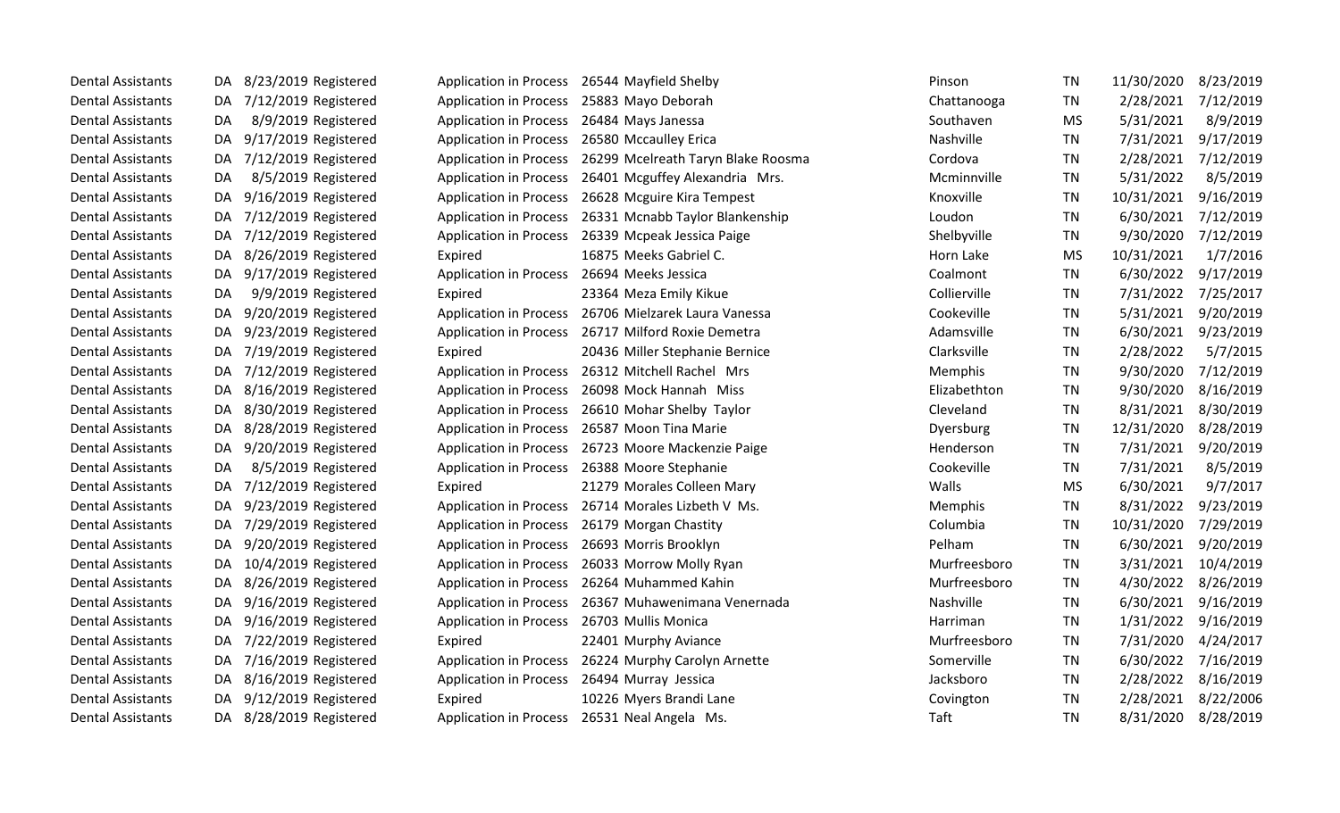| Dental Assistants | DA | 8/23/2019 | Registered | Application in Process | 26544 | Mayfield Shelby | Pinson | TN | 11/30/2020 | 8/23/2019 |
|---|---|---|---|---|---|---|---|---|---|---|
| Dental Assistants | DA | 7/12/2019 | Registered | Application in Process | 25883 | Mayo Deborah | Chattanooga | TN | 2/28/2021 | 7/12/2019 |
| Dental Assistants | DA | 8/9/2019 | Registered | Application in Process | 26484 | Mays Janessa | Southaven | MS | 5/31/2021 | 8/9/2019 |
| Dental Assistants | DA | 9/17/2019 | Registered | Application in Process | 26580 | Mccaulley Erica | Nashville | TN | 7/31/2021 | 9/17/2019 |
| Dental Assistants | DA | 7/12/2019 | Registered | Application in Process | 26299 | Mcelreath Taryn Blake Roosma | Cordova | TN | 2/28/2021 | 7/12/2019 |
| Dental Assistants | DA | 8/5/2019 | Registered | Application in Process | 26401 | Mcguffey Alexandria Mrs. | Mcminnville | TN | 5/31/2022 | 8/5/2019 |
| Dental Assistants | DA | 9/16/2019 | Registered | Application in Process | 26628 | Mcguire Kira Tempest | Knoxville | TN | 10/31/2021 | 9/16/2019 |
| Dental Assistants | DA | 7/12/2019 | Registered | Application in Process | 26331 | Mcnabb Taylor Blankenship | Loudon | TN | 6/30/2021 | 7/12/2019 |
| Dental Assistants | DA | 7/12/2019 | Registered | Application in Process | 26339 | Mcpeak Jessica Paige | Shelbyville | TN | 9/30/2020 | 7/12/2019 |
| Dental Assistants | DA | 8/26/2019 | Registered | Expired | 16875 | Meeks Gabriel C. | Horn Lake | MS | 10/31/2021 | 1/7/2016 |
| Dental Assistants | DA | 9/17/2019 | Registered | Application in Process | 26694 | Meeks Jessica | Coalmont | TN | 6/30/2022 | 9/17/2019 |
| Dental Assistants | DA | 9/9/2019 | Registered | Expired | 23364 | Meza Emily Kikue | Collierville | TN | 7/31/2022 | 7/25/2017 |
| Dental Assistants | DA | 9/20/2019 | Registered | Application in Process | 26706 | Mielzarek Laura Vanessa | Cookeville | TN | 5/31/2021 | 9/20/2019 |
| Dental Assistants | DA | 9/23/2019 | Registered | Application in Process | 26717 | Milford Roxie Demetra | Adamsville | TN | 6/30/2021 | 9/23/2019 |
| Dental Assistants | DA | 7/19/2019 | Registered | Expired | 20436 | Miller Stephanie Bernice | Clarksville | TN | 2/28/2022 | 5/7/2015 |
| Dental Assistants | DA | 7/12/2019 | Registered | Application in Process | 26312 | Mitchell Rachel Mrs | Memphis | TN | 9/30/2020 | 7/12/2019 |
| Dental Assistants | DA | 8/16/2019 | Registered | Application in Process | 26098 | Mock Hannah Miss | Elizabethton | TN | 9/30/2020 | 8/16/2019 |
| Dental Assistants | DA | 8/30/2019 | Registered | Application in Process | 26610 | Mohar Shelby Taylor | Cleveland | TN | 8/31/2021 | 8/30/2019 |
| Dental Assistants | DA | 8/28/2019 | Registered | Application in Process | 26587 | Moon Tina Marie | Dyersburg | TN | 12/31/2020 | 8/28/2019 |
| Dental Assistants | DA | 9/20/2019 | Registered | Application in Process | 26723 | Moore Mackenzie Paige | Henderson | TN | 7/31/2021 | 9/20/2019 |
| Dental Assistants | DA | 8/5/2019 | Registered | Application in Process | 26388 | Moore Stephanie | Cookeville | TN | 7/31/2021 | 8/5/2019 |
| Dental Assistants | DA | 7/12/2019 | Registered | Expired | 21279 | Morales Colleen Mary | Walls | MS | 6/30/2021 | 9/7/2017 |
| Dental Assistants | DA | 9/23/2019 | Registered | Application in Process | 26714 | Morales Lizbeth V Ms. | Memphis | TN | 8/31/2022 | 9/23/2019 |
| Dental Assistants | DA | 7/29/2019 | Registered | Application in Process | 26179 | Morgan Chastity | Columbia | TN | 10/31/2020 | 7/29/2019 |
| Dental Assistants | DA | 9/20/2019 | Registered | Application in Process | 26693 | Morris Brooklyn | Pelham | TN | 6/30/2021 | 9/20/2019 |
| Dental Assistants | DA | 10/4/2019 | Registered | Application in Process | 26033 | Morrow Molly Ryan | Murfreesboro | TN | 3/31/2021 | 10/4/2019 |
| Dental Assistants | DA | 8/26/2019 | Registered | Application in Process | 26264 | Muhammed Kahin | Murfreesboro | TN | 4/30/2022 | 8/26/2019 |
| Dental Assistants | DA | 9/16/2019 | Registered | Application in Process | 26367 | Muhawenimana Venernada | Nashville | TN | 6/30/2021 | 9/16/2019 |
| Dental Assistants | DA | 9/16/2019 | Registered | Application in Process | 26703 | Mullis Monica | Harriman | TN | 1/31/2022 | 9/16/2019 |
| Dental Assistants | DA | 7/22/2019 | Registered | Expired | 22401 | Murphy Aviance | Murfreesboro | TN | 7/31/2020 | 4/24/2017 |
| Dental Assistants | DA | 7/16/2019 | Registered | Application in Process | 26224 | Murphy Carolyn Arnette | Somerville | TN | 6/30/2022 | 7/16/2019 |
| Dental Assistants | DA | 8/16/2019 | Registered | Application in Process | 26494 | Murray Jessica | Jacksboro | TN | 2/28/2022 | 8/16/2019 |
| Dental Assistants | DA | 9/12/2019 | Registered | Expired | 10226 | Myers Brandi Lane | Covington | TN | 2/28/2021 | 8/22/2006 |
| Dental Assistants | DA | 8/28/2019 | Registered | Application in Process | 26531 | Neal Angela Ms. | Taft | TN | 8/31/2020 | 8/28/2019 |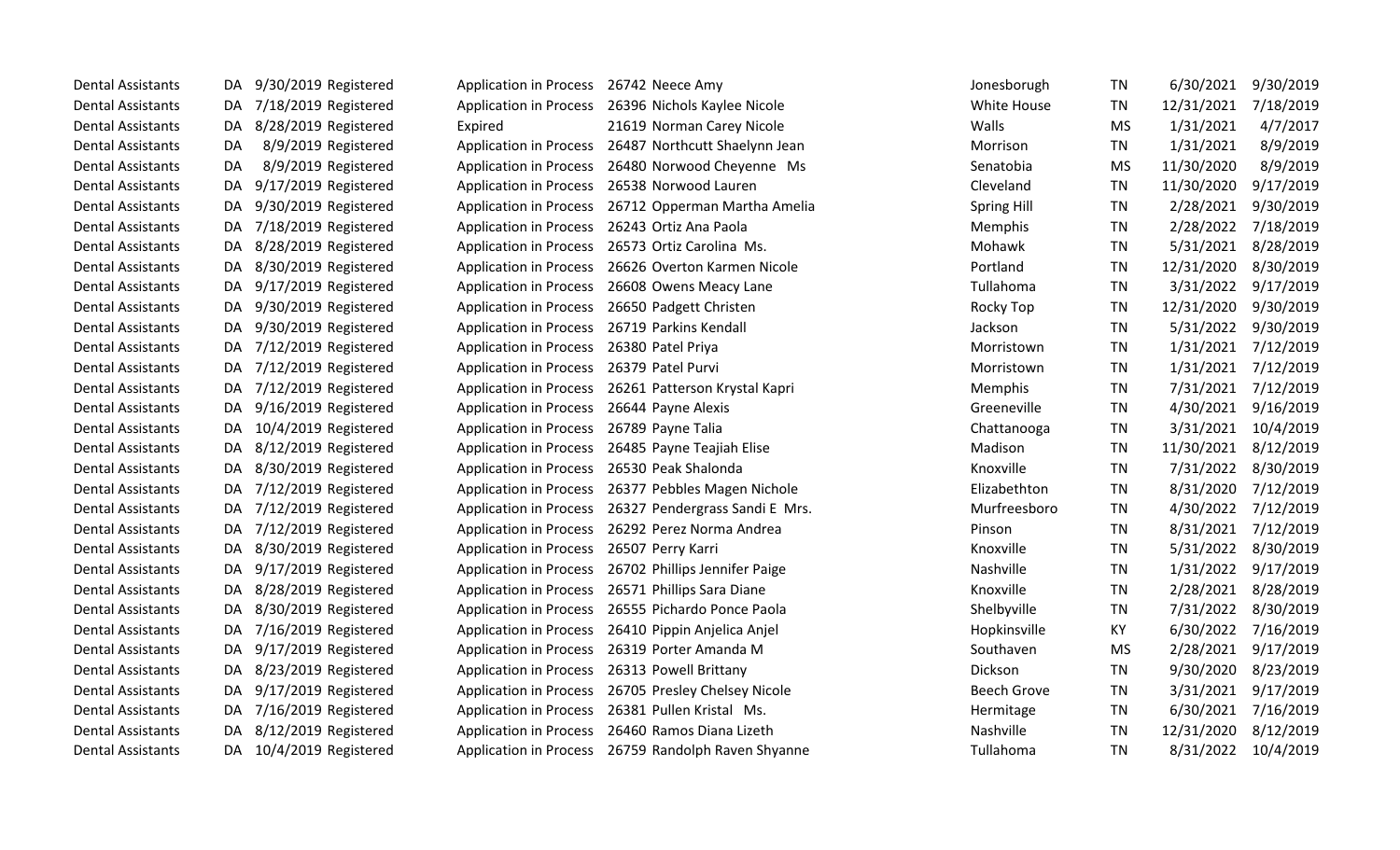| | | | | | | | | | | |
|---|---|---|---|---|---|---|---|---|---|---|
| Dental Assistants | DA | 9/30/2019 | Registered | Application in Process | 26742 | Neece Amy | Jonesborugh | TN | 6/30/2021 | 9/30/2019 |
| Dental Assistants | DA | 7/18/2019 | Registered | Application in Process | 26396 | Nichols Kaylee Nicole | White House | TN | 12/31/2021 | 7/18/2019 |
| Dental Assistants | DA | 8/28/2019 | Registered | Expired | 21619 | Norman Carey Nicole | Walls | MS | 1/31/2021 | 4/7/2017 |
| Dental Assistants | DA | 8/9/2019 | Registered | Application in Process | 26487 | Northcutt Shaelynn Jean | Morrison | TN | 1/31/2021 | 8/9/2019 |
| Dental Assistants | DA | 8/9/2019 | Registered | Application in Process | 26480 | Norwood Cheyenne Ms | Senatobia | MS | 11/30/2020 | 8/9/2019 |
| Dental Assistants | DA | 9/17/2019 | Registered | Application in Process | 26538 | Norwood Lauren | Cleveland | TN | 11/30/2020 | 9/17/2019 |
| Dental Assistants | DA | 9/30/2019 | Registered | Application in Process | 26712 | Opperman Martha Amelia | Spring Hill | TN | 2/28/2021 | 9/30/2019 |
| Dental Assistants | DA | 7/18/2019 | Registered | Application in Process | 26243 | Ortiz Ana Paola | Memphis | TN | 2/28/2022 | 7/18/2019 |
| Dental Assistants | DA | 8/28/2019 | Registered | Application in Process | 26573 | Ortiz Carolina Ms. | Mohawk | TN | 5/31/2021 | 8/28/2019 |
| Dental Assistants | DA | 8/30/2019 | Registered | Application in Process | 26626 | Overton Karmen Nicole | Portland | TN | 12/31/2020 | 8/30/2019 |
| Dental Assistants | DA | 9/17/2019 | Registered | Application in Process | 26608 | Owens Meacy Lane | Tullahoma | TN | 3/31/2022 | 9/17/2019 |
| Dental Assistants | DA | 9/30/2019 | Registered | Application in Process | 26650 | Padgett Christen | Rocky Top | TN | 12/31/2020 | 9/30/2019 |
| Dental Assistants | DA | 9/30/2019 | Registered | Application in Process | 26719 | Parkins Kendall | Jackson | TN | 5/31/2022 | 9/30/2019 |
| Dental Assistants | DA | 7/12/2019 | Registered | Application in Process | 26380 | Patel Priya | Morristown | TN | 1/31/2021 | 7/12/2019 |
| Dental Assistants | DA | 7/12/2019 | Registered | Application in Process | 26379 | Patel Purvi | Morristown | TN | 1/31/2021 | 7/12/2019 |
| Dental Assistants | DA | 7/12/2019 | Registered | Application in Process | 26261 | Patterson Krystal Kapri | Memphis | TN | 7/31/2021 | 7/12/2019 |
| Dental Assistants | DA | 9/16/2019 | Registered | Application in Process | 26644 | Payne Alexis | Greeneville | TN | 4/30/2021 | 9/16/2019 |
| Dental Assistants | DA | 10/4/2019 | Registered | Application in Process | 26789 | Payne Talia | Chattanooga | TN | 3/31/2021 | 10/4/2019 |
| Dental Assistants | DA | 8/12/2019 | Registered | Application in Process | 26485 | Payne Teajiah Elise | Madison | TN | 11/30/2021 | 8/12/2019 |
| Dental Assistants | DA | 8/30/2019 | Registered | Application in Process | 26530 | Peak Shalonda | Knoxville | TN | 7/31/2022 | 8/30/2019 |
| Dental Assistants | DA | 7/12/2019 | Registered | Application in Process | 26377 | Pebbles Magen Nichole | Elizabethton | TN | 8/31/2020 | 7/12/2019 |
| Dental Assistants | DA | 7/12/2019 | Registered | Application in Process | 26327 | Pendergrass Sandi E Mrs. | Murfreesboro | TN | 4/30/2022 | 7/12/2019 |
| Dental Assistants | DA | 7/12/2019 | Registered | Application in Process | 26292 | Perez Norma Andrea | Pinson | TN | 8/31/2021 | 7/12/2019 |
| Dental Assistants | DA | 8/30/2019 | Registered | Application in Process | 26507 | Perry Karri | Knoxville | TN | 5/31/2022 | 8/30/2019 |
| Dental Assistants | DA | 9/17/2019 | Registered | Application in Process | 26702 | Phillips Jennifer Paige | Nashville | TN | 1/31/2022 | 9/17/2019 |
| Dental Assistants | DA | 8/28/2019 | Registered | Application in Process | 26571 | Phillips Sara Diane | Knoxville | TN | 2/28/2021 | 8/28/2019 |
| Dental Assistants | DA | 8/30/2019 | Registered | Application in Process | 26555 | Pichardo Ponce Paola | Shelbyville | TN | 7/31/2022 | 8/30/2019 |
| Dental Assistants | DA | 7/16/2019 | Registered | Application in Process | 26410 | Pippin Anjelica Anjel | Hopkinsville | KY | 6/30/2022 | 7/16/2019 |
| Dental Assistants | DA | 9/17/2019 | Registered | Application in Process | 26319 | Porter Amanda M | Southaven | MS | 2/28/2021 | 9/17/2019 |
| Dental Assistants | DA | 8/23/2019 | Registered | Application in Process | 26313 | Powell Brittany | Dickson | TN | 9/30/2020 | 8/23/2019 |
| Dental Assistants | DA | 9/17/2019 | Registered | Application in Process | 26705 | Presley Chelsey Nicole | Beech Grove | TN | 3/31/2021 | 9/17/2019 |
| Dental Assistants | DA | 7/16/2019 | Registered | Application in Process | 26381 | Pullen Kristal Ms. | Hermitage | TN | 6/30/2021 | 7/16/2019 |
| Dental Assistants | DA | 8/12/2019 | Registered | Application in Process | 26460 | Ramos Diana Lizeth | Nashville | TN | 12/31/2020 | 8/12/2019 |
| Dental Assistants | DA | 10/4/2019 | Registered | Application in Process | 26759 | Randolph Raven Shyanne | Tullahoma | TN | 8/31/2022 | 10/4/2019 |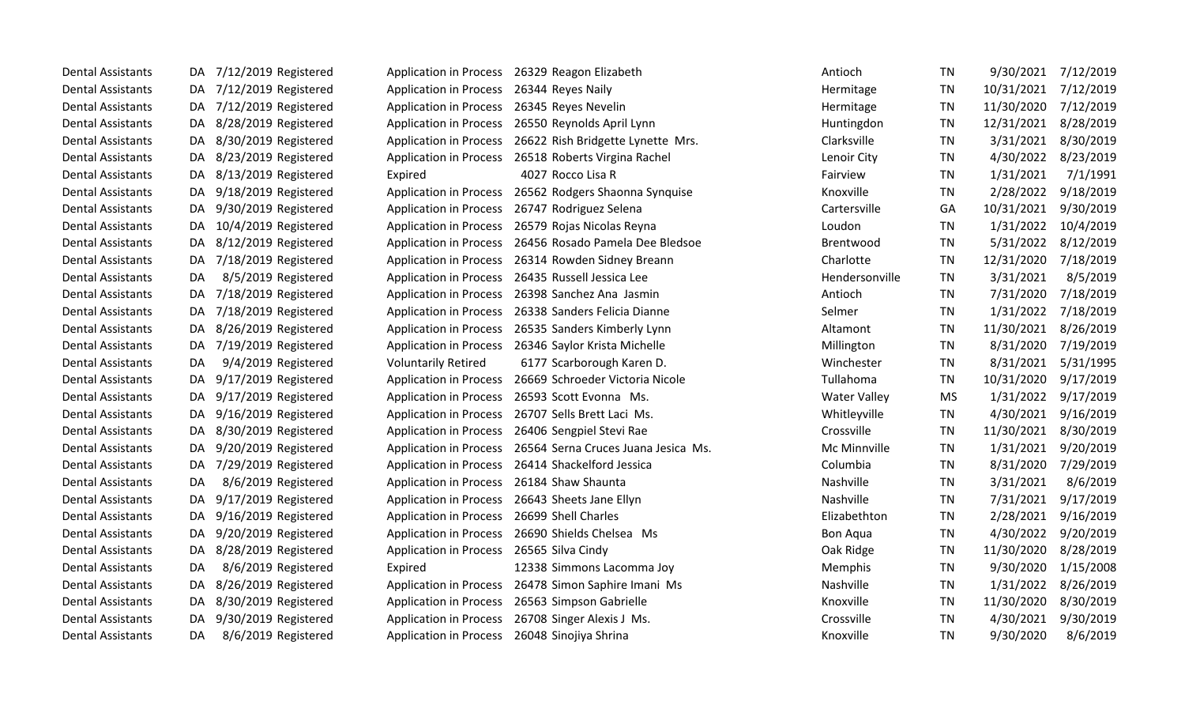| | | | | | | | | | | |
|---|---|---|---|---|---|---|---|---|---|---|
| Dental Assistants | DA | 7/12/2019 | Registered | Application in Process | 26329 | Reagon Elizabeth | Antioch | TN | 9/30/2021 | 7/12/2019 |
| Dental Assistants | DA | 7/12/2019 | Registered | Application in Process | 26344 | Reyes Naily | Hermitage | TN | 10/31/2021 | 7/12/2019 |
| Dental Assistants | DA | 7/12/2019 | Registered | Application in Process | 26345 | Reyes Nevelin | Hermitage | TN | 11/30/2020 | 7/12/2019 |
| Dental Assistants | DA | 8/28/2019 | Registered | Application in Process | 26550 | Reynolds April Lynn | Huntingdon | TN | 12/31/2021 | 8/28/2019 |
| Dental Assistants | DA | 8/30/2019 | Registered | Application in Process | 26622 | Rish Bridgette Lynette Mrs. | Clarksville | TN | 3/31/2021 | 8/30/2019 |
| Dental Assistants | DA | 8/23/2019 | Registered | Application in Process | 26518 | Roberts Virgina Rachel | Lenoir City | TN | 4/30/2022 | 8/23/2019 |
| Dental Assistants | DA | 8/13/2019 | Registered | Expired | 4027 | Rocco Lisa R | Fairview | TN | 1/31/2021 | 7/1/1991 |
| Dental Assistants | DA | 9/18/2019 | Registered | Application in Process | 26562 | Rodgers Shaonna Synquise | Knoxville | TN | 2/28/2022 | 9/18/2019 |
| Dental Assistants | DA | 9/30/2019 | Registered | Application in Process | 26747 | Rodriguez Selena | Cartersville | GA | 10/31/2021 | 9/30/2019 |
| Dental Assistants | DA | 10/4/2019 | Registered | Application in Process | 26579 | Rojas Nicolas Reyna | Loudon | TN | 1/31/2022 | 10/4/2019 |
| Dental Assistants | DA | 8/12/2019 | Registered | Application in Process | 26456 | Rosado Pamela Dee Bledsoe | Brentwood | TN | 5/31/2022 | 8/12/2019 |
| Dental Assistants | DA | 7/18/2019 | Registered | Application in Process | 26314 | Rowden Sidney Breann | Charlotte | TN | 12/31/2020 | 7/18/2019 |
| Dental Assistants | DA | 8/5/2019 | Registered | Application in Process | 26435 | Russell Jessica Lee | Hendersonville | TN | 3/31/2021 | 8/5/2019 |
| Dental Assistants | DA | 7/18/2019 | Registered | Application in Process | 26398 | Sanchez Ana Jasmin | Antioch | TN | 7/31/2020 | 7/18/2019 |
| Dental Assistants | DA | 7/18/2019 | Registered | Application in Process | 26338 | Sanders Felicia Dianne | Selmer | TN | 1/31/2022 | 7/18/2019 |
| Dental Assistants | DA | 8/26/2019 | Registered | Application in Process | 26535 | Sanders Kimberly Lynn | Altamont | TN | 11/30/2021 | 8/26/2019 |
| Dental Assistants | DA | 7/19/2019 | Registered | Application in Process | 26346 | Saylor Krista Michelle | Millington | TN | 8/31/2020 | 7/19/2019 |
| Dental Assistants | DA | 9/4/2019 | Registered | Voluntarily Retired | 6177 | Scarborough Karen D. | Winchester | TN | 8/31/2021 | 5/31/1995 |
| Dental Assistants | DA | 9/17/2019 | Registered | Application in Process | 26669 | Schroeder Victoria Nicole | Tullahoma | TN | 10/31/2020 | 9/17/2019 |
| Dental Assistants | DA | 9/17/2019 | Registered | Application in Process | 26593 | Scott Evonna Ms. | Water Valley | MS | 1/31/2022 | 9/17/2019 |
| Dental Assistants | DA | 9/16/2019 | Registered | Application in Process | 26707 | Sells Brett Laci Ms. | Whitleyville | TN | 4/30/2021 | 9/16/2019 |
| Dental Assistants | DA | 8/30/2019 | Registered | Application in Process | 26406 | Sengpiel Stevi Rae | Crossville | TN | 11/30/2021 | 8/30/2019 |
| Dental Assistants | DA | 9/20/2019 | Registered | Application in Process | 26564 | Serna Cruces Juana Jesica Ms. | Mc Minnville | TN | 1/31/2021 | 9/20/2019 |
| Dental Assistants | DA | 7/29/2019 | Registered | Application in Process | 26414 | Shackelford Jessica | Columbia | TN | 8/31/2020 | 7/29/2019 |
| Dental Assistants | DA | 8/6/2019 | Registered | Application in Process | 26184 | Shaw Shaunta | Nashville | TN | 3/31/2021 | 8/6/2019 |
| Dental Assistants | DA | 9/17/2019 | Registered | Application in Process | 26643 | Sheets Jane Ellyn | Nashville | TN | 7/31/2021 | 9/17/2019 |
| Dental Assistants | DA | 9/16/2019 | Registered | Application in Process | 26699 | Shell Charles | Elizabethton | TN | 2/28/2021 | 9/16/2019 |
| Dental Assistants | DA | 9/20/2019 | Registered | Application in Process | 26690 | Shields Chelsea Ms | Bon Aqua | TN | 4/30/2022 | 9/20/2019 |
| Dental Assistants | DA | 8/28/2019 | Registered | Application in Process | 26565 | Silva Cindy | Oak Ridge | TN | 11/30/2020 | 8/28/2019 |
| Dental Assistants | DA | 8/6/2019 | Registered | Expired | 12338 | Simmons Lacomma Joy | Memphis | TN | 9/30/2020 | 1/15/2008 |
| Dental Assistants | DA | 8/26/2019 | Registered | Application in Process | 26478 | Simon Saphire Imani Ms | Nashville | TN | 1/31/2022 | 8/26/2019 |
| Dental Assistants | DA | 8/30/2019 | Registered | Application in Process | 26563 | Simpson Gabrielle | Knoxville | TN | 11/30/2020 | 8/30/2019 |
| Dental Assistants | DA | 9/30/2019 | Registered | Application in Process | 26708 | Singer Alexis J Ms. | Crossville | TN | 4/30/2021 | 9/30/2019 |
| Dental Assistants | DA | 8/6/2019 | Registered | Application in Process | 26048 | Sinojiya Shrina | Knoxville | TN | 9/30/2020 | 8/6/2019 |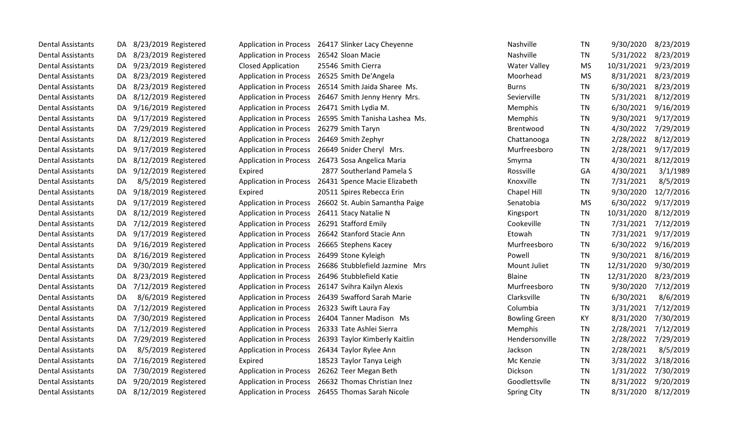| | | | | | | | | | | |
|---|---|---|---|---|---|---|---|---|---|---|
| Dental Assistants | DA | 8/23/2019 | Registered | Application in Process | 26417 | Slinker Lacy Cheyenne | Nashville | TN | 9/30/2020 | 8/23/2019 |
| Dental Assistants | DA | 8/23/2019 | Registered | Application in Process | 26542 | Sloan Macie | Nashville | TN | 5/31/2022 | 8/23/2019 |
| Dental Assistants | DA | 9/23/2019 | Registered | Closed Application | 25546 | Smith Cierra | Water Valley | MS | 10/31/2021 | 9/23/2019 |
| Dental Assistants | DA | 8/23/2019 | Registered | Application in Process | 26525 | Smith De'Angela | Moorhead | MS | 8/31/2021 | 8/23/2019 |
| Dental Assistants | DA | 8/23/2019 | Registered | Application in Process | 26514 | Smith Jaida Sharee Ms. | Burns | TN | 6/30/2021 | 8/23/2019 |
| Dental Assistants | DA | 8/12/2019 | Registered | Application in Process | 26467 | Smith Jenny Henry Mrs. | Sevierville | TN | 5/31/2021 | 8/12/2019 |
| Dental Assistants | DA | 9/16/2019 | Registered | Application in Process | 26471 | Smith Lydia M. | Memphis | TN | 6/30/2021 | 9/16/2019 |
| Dental Assistants | DA | 9/17/2019 | Registered | Application in Process | 26595 | Smith Tanisha Lashea Ms. | Memphis | TN | 9/30/2021 | 9/17/2019 |
| Dental Assistants | DA | 7/29/2019 | Registered | Application in Process | 26279 | Smith Taryn | Brentwood | TN | 4/30/2022 | 7/29/2019 |
| Dental Assistants | DA | 8/12/2019 | Registered | Application in Process | 26469 | Smith Zephyr | Chattanooga | TN | 2/28/2022 | 8/12/2019 |
| Dental Assistants | DA | 9/17/2019 | Registered | Application in Process | 26649 | Snider Cheryl Mrs. | Murfreesboro | TN | 2/28/2021 | 9/17/2019 |
| Dental Assistants | DA | 8/12/2019 | Registered | Application in Process | 26473 | Sosa Angelica Maria | Smyrna | TN | 4/30/2021 | 8/12/2019 |
| Dental Assistants | DA | 9/12/2019 | Registered | Expired | 2877 | Southerland Pamela S | Rossville | GA | 4/30/2021 | 3/1/1989 |
| Dental Assistants | DA | 8/5/2019 | Registered | Application in Process | 26431 | Spence Macie Elizabeth | Knoxville | TN | 7/31/2021 | 8/5/2019 |
| Dental Assistants | DA | 9/18/2019 | Registered | Expired | 20511 | Spires Rebecca Erin | Chapel Hill | TN | 9/30/2020 | 12/7/2016 |
| Dental Assistants | DA | 9/17/2019 | Registered | Application in Process | 26602 | St. Aubin Samantha Paige | Senatobia | MS | 6/30/2022 | 9/17/2019 |
| Dental Assistants | DA | 8/12/2019 | Registered | Application in Process | 26411 | Stacy Natalie N | Kingsport | TN | 10/31/2020 | 8/12/2019 |
| Dental Assistants | DA | 7/12/2019 | Registered | Application in Process | 26291 | Stafford Emily | Cookeville | TN | 7/31/2021 | 7/12/2019 |
| Dental Assistants | DA | 9/17/2019 | Registered | Application in Process | 26642 | Stanford Stacie Ann | Etowah | TN | 7/31/2021 | 9/17/2019 |
| Dental Assistants | DA | 9/16/2019 | Registered | Application in Process | 26665 | Stephens Kacey | Murfreesboro | TN | 6/30/2022 | 9/16/2019 |
| Dental Assistants | DA | 8/16/2019 | Registered | Application in Process | 26499 | Stone Kyleigh | Powell | TN | 9/30/2021 | 8/16/2019 |
| Dental Assistants | DA | 9/30/2019 | Registered | Application in Process | 26686 | Stubblefield Jazmine Mrs | Mount Juliet | TN | 12/31/2020 | 9/30/2019 |
| Dental Assistants | DA | 8/23/2019 | Registered | Application in Process | 26496 | Stubblefield Katie | Blaine | TN | 12/31/2020 | 8/23/2019 |
| Dental Assistants | DA | 7/12/2019 | Registered | Application in Process | 26147 | Svihra Kailyn Alexis | Murfreesboro | TN | 9/30/2020 | 7/12/2019 |
| Dental Assistants | DA | 8/6/2019 | Registered | Application in Process | 26439 | Swafford Sarah Marie | Clarksville | TN | 6/30/2021 | 8/6/2019 |
| Dental Assistants | DA | 7/12/2019 | Registered | Application in Process | 26323 | Swift Laura Fay | Columbia | TN | 3/31/2021 | 7/12/2019 |
| Dental Assistants | DA | 7/30/2019 | Registered | Application in Process | 26404 | Tanner Madison Ms | Bowling Green | KY | 8/31/2020 | 7/30/2019 |
| Dental Assistants | DA | 7/12/2019 | Registered | Application in Process | 26333 | Tate Ashlei Sierra | Memphis | TN | 2/28/2021 | 7/12/2019 |
| Dental Assistants | DA | 7/29/2019 | Registered | Application in Process | 26393 | Taylor Kimberly Kaitlin | Hendersonville | TN | 2/28/2022 | 7/29/2019 |
| Dental Assistants | DA | 8/5/2019 | Registered | Application in Process | 26434 | Taylor Rylee Ann | Jackson | TN | 2/28/2021 | 8/5/2019 |
| Dental Assistants | DA | 7/16/2019 | Registered | Expired | 18523 | Taylor Tanya Leigh | Mc Kenzie | TN | 3/31/2022 | 3/18/2016 |
| Dental Assistants | DA | 7/30/2019 | Registered | Application in Process | 26262 | Teer Megan Beth | Dickson | TN | 1/31/2022 | 7/30/2019 |
| Dental Assistants | DA | 9/20/2019 | Registered | Application in Process | 26632 | Thomas Christian Inez | Goodlettsvlle | TN | 8/31/2022 | 9/20/2019 |
| Dental Assistants | DA | 8/12/2019 | Registered | Application in Process | 26455 | Thomas Sarah Nicole | Spring City | TN | 8/31/2020 | 8/12/2019 |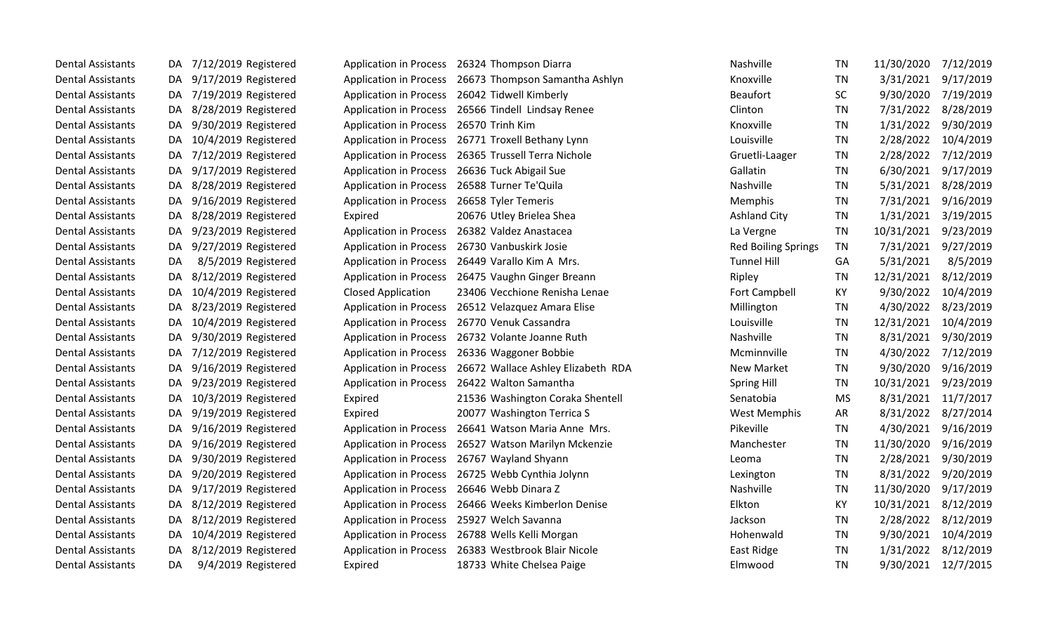| | | | | | | | | | | |
|---|---|---|---|---|---|---|---|---|---|---|
| Dental Assistants | DA | 7/12/2019 | Registered | Application in Process | 26324 | Thompson Diarra | Nashville | TN | 11/30/2020 | 7/12/2019 |
| Dental Assistants | DA | 9/17/2019 | Registered | Application in Process | 26673 | Thompson Samantha Ashlyn | Knoxville | TN | 3/31/2021 | 9/17/2019 |
| Dental Assistants | DA | 7/19/2019 | Registered | Application in Process | 26042 | Tidwell Kimberly | Beaufort | SC | 9/30/2020 | 7/19/2019 |
| Dental Assistants | DA | 8/28/2019 | Registered | Application in Process | 26566 | Tindell Lindsay Renee | Clinton | TN | 7/31/2022 | 8/28/2019 |
| Dental Assistants | DA | 9/30/2019 | Registered | Application in Process | 26570 | Trinh Kim | Knoxville | TN | 1/31/2022 | 9/30/2019 |
| Dental Assistants | DA | 10/4/2019 | Registered | Application in Process | 26771 | Troxell Bethany Lynn | Louisville | TN | 2/28/2022 | 10/4/2019 |
| Dental Assistants | DA | 7/12/2019 | Registered | Application in Process | 26365 | Trussell Terra Nichole | Gruetli-Laager | TN | 2/28/2022 | 7/12/2019 |
| Dental Assistants | DA | 9/17/2019 | Registered | Application in Process | 26636 | Tuck Abigail Sue | Gallatin | TN | 6/30/2021 | 9/17/2019 |
| Dental Assistants | DA | 8/28/2019 | Registered | Application in Process | 26588 | Turner Te'Quila | Nashville | TN | 5/31/2021 | 8/28/2019 |
| Dental Assistants | DA | 9/16/2019 | Registered | Application in Process | 26658 | Tyler Temeris | Memphis | TN | 7/31/2021 | 9/16/2019 |
| Dental Assistants | DA | 8/28/2019 | Registered | Expired | 20676 | Utley Brielea Shea | Ashland City | TN | 1/31/2021 | 3/19/2015 |
| Dental Assistants | DA | 9/23/2019 | Registered | Application in Process | 26382 | Valdez Anastacea | La Vergne | TN | 10/31/2021 | 9/23/2019 |
| Dental Assistants | DA | 9/27/2019 | Registered | Application in Process | 26730 | Vanbuskirk Josie | Red Boiling Springs | TN | 7/31/2021 | 9/27/2019 |
| Dental Assistants | DA | 8/5/2019 | Registered | Application in Process | 26449 | Varallo Kim A Mrs. | Tunnel Hill | GA | 5/31/2021 | 8/5/2019 |
| Dental Assistants | DA | 8/12/2019 | Registered | Application in Process | 26475 | Vaughn Ginger Breann | Ripley | TN | 12/31/2021 | 8/12/2019 |
| Dental Assistants | DA | 10/4/2019 | Registered | Closed Application | 23406 | Vecchione Renisha Lenae | Fort Campbell | KY | 9/30/2022 | 10/4/2019 |
| Dental Assistants | DA | 8/23/2019 | Registered | Application in Process | 26512 | Velazquez Amara Elise | Millington | TN | 4/30/2022 | 8/23/2019 |
| Dental Assistants | DA | 10/4/2019 | Registered | Application in Process | 26770 | Venuk Cassandra | Louisville | TN | 12/31/2021 | 10/4/2019 |
| Dental Assistants | DA | 9/30/2019 | Registered | Application in Process | 26732 | Volante Joanne Ruth | Nashville | TN | 8/31/2021 | 9/30/2019 |
| Dental Assistants | DA | 7/12/2019 | Registered | Application in Process | 26336 | Waggoner Bobbie | Mcminnville | TN | 4/30/2022 | 7/12/2019 |
| Dental Assistants | DA | 9/16/2019 | Registered | Application in Process | 26672 | Wallace Ashley Elizabeth RDA | New Market | TN | 9/30/2020 | 9/16/2019 |
| Dental Assistants | DA | 9/23/2019 | Registered | Application in Process | 26422 | Walton Samantha | Spring Hill | TN | 10/31/2021 | 9/23/2019 |
| Dental Assistants | DA | 10/3/2019 | Registered | Expired | 21536 | Washington Coraka Shentell | Senatobia | MS | 8/31/2021 | 11/7/2017 |
| Dental Assistants | DA | 9/19/2019 | Registered | Expired | 20077 | Washington Terrica S | West Memphis | AR | 8/31/2022 | 8/27/2014 |
| Dental Assistants | DA | 9/16/2019 | Registered | Application in Process | 26641 | Watson Maria Anne Mrs. | Pikeville | TN | 4/30/2021 | 9/16/2019 |
| Dental Assistants | DA | 9/16/2019 | Registered | Application in Process | 26527 | Watson Marilyn Mckenzie | Manchester | TN | 11/30/2020 | 9/16/2019 |
| Dental Assistants | DA | 9/30/2019 | Registered | Application in Process | 26767 | Wayland Shyann | Leoma | TN | 2/28/2021 | 9/30/2019 |
| Dental Assistants | DA | 9/20/2019 | Registered | Application in Process | 26725 | Webb Cynthia Jolynn | Lexington | TN | 8/31/2022 | 9/20/2019 |
| Dental Assistants | DA | 9/17/2019 | Registered | Application in Process | 26646 | Webb Dinara Z | Nashville | TN | 11/30/2020 | 9/17/2019 |
| Dental Assistants | DA | 8/12/2019 | Registered | Application in Process | 26466 | Weeks Kimberlon Denise | Elkton | KY | 10/31/2021 | 8/12/2019 |
| Dental Assistants | DA | 8/12/2019 | Registered | Application in Process | 25927 | Welch Savanna | Jackson | TN | 2/28/2022 | 8/12/2019 |
| Dental Assistants | DA | 10/4/2019 | Registered | Application in Process | 26788 | Wells Kelli Morgan | Hohenwald | TN | 9/30/2021 | 10/4/2019 |
| Dental Assistants | DA | 8/12/2019 | Registered | Application in Process | 26383 | Westbrook Blair Nicole | East Ridge | TN | 1/31/2022 | 8/12/2019 |
| Dental Assistants | DA | 9/4/2019 | Registered | Expired | 18733 | White Chelsea Paige | Elmwood | TN | 9/30/2021 | 12/7/2015 |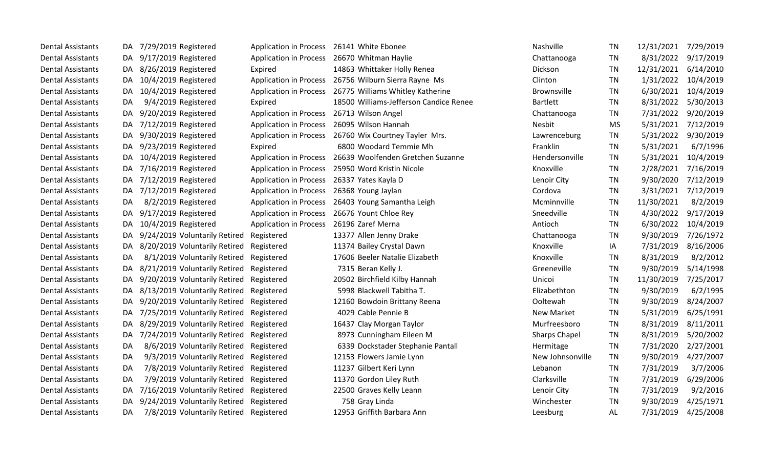| | | | | | | | | | | |
|---|---|---|---|---|---|---|---|---|---|---|
| Dental Assistants | DA | 7/29/2019 | Registered | Application in Process | 26141 | White Ebonee | Nashville | TN | 12/31/2021 | 7/29/2019 |
| Dental Assistants | DA | 9/17/2019 | Registered | Application in Process | 26670 | Whitman Haylie | Chattanooga | TN | 8/31/2022 | 9/17/2019 |
| Dental Assistants | DA | 8/26/2019 | Registered | Expired | 14863 | Whittaker Holly Renea | Dickson | TN | 12/31/2021 | 6/14/2010 |
| Dental Assistants | DA | 10/4/2019 | Registered | Application in Process | 26756 | Wilburn Sierra Rayne Ms | Clinton | TN | 1/31/2022 | 10/4/2019 |
| Dental Assistants | DA | 10/4/2019 | Registered | Application in Process | 26775 | Williams Whitley Katherine | Brownsville | TN | 6/30/2021 | 10/4/2019 |
| Dental Assistants | DA | 9/4/2019 | Registered | Expired | 18500 | Williams-Jefferson Candice Renee | Bartlett | TN | 8/31/2022 | 5/30/2013 |
| Dental Assistants | DA | 9/20/2019 | Registered | Application in Process | 26713 | Wilson Angel | Chattanooga | TN | 7/31/2022 | 9/20/2019 |
| Dental Assistants | DA | 7/12/2019 | Registered | Application in Process | 26095 | Wilson Hannah | Nesbit | MS | 5/31/2021 | 7/12/2019 |
| Dental Assistants | DA | 9/30/2019 | Registered | Application in Process | 26760 | Wix Courtney Tayler Mrs. | Lawrenceburg | TN | 5/31/2022 | 9/30/2019 |
| Dental Assistants | DA | 9/23/2019 | Registered | Expired | 6800 | Woodard Temmie Mh | Franklin | TN | 5/31/2021 | 6/7/1996 |
| Dental Assistants | DA | 10/4/2019 | Registered | Application in Process | 26639 | Woolfenden Gretchen Suzanne | Hendersonville | TN | 5/31/2021 | 10/4/2019 |
| Dental Assistants | DA | 7/16/2019 | Registered | Application in Process | 25950 | Word Kristin Nicole | Knoxville | TN | 2/28/2021 | 7/16/2019 |
| Dental Assistants | DA | 7/12/2019 | Registered | Application in Process | 26337 | Yates Kayla D | Lenoir City | TN | 9/30/2020 | 7/12/2019 |
| Dental Assistants | DA | 7/12/2019 | Registered | Application in Process | 26368 | Young Jaylan | Cordova | TN | 3/31/2021 | 7/12/2019 |
| Dental Assistants | DA | 8/2/2019 | Registered | Application in Process | 26403 | Young Samantha Leigh | Mcminnville | TN | 11/30/2021 | 8/2/2019 |
| Dental Assistants | DA | 9/17/2019 | Registered | Application in Process | 26676 | Yount Chloe Rey | Sneedville | TN | 4/30/2022 | 9/17/2019 |
| Dental Assistants | DA | 10/4/2019 | Registered | Application in Process | 26196 | Zaref Merna | Antioch | TN | 6/30/2022 | 10/4/2019 |
| Dental Assistants | DA | 9/24/2019 | Voluntarily Retired | Registered | 13377 | Allen Jenny Drake | Chattanooga | TN | 9/30/2019 | 7/26/1972 |
| Dental Assistants | DA | 8/20/2019 | Voluntarily Retired | Registered | 11374 | Bailey Crystal Dawn | Knoxville | IA | 7/31/2019 | 8/16/2006 |
| Dental Assistants | DA | 8/1/2019 | Voluntarily Retired | Registered | 17606 | Beeler Natalie Elizabeth | Knoxville | TN | 8/31/2019 | 8/2/2012 |
| Dental Assistants | DA | 8/21/2019 | Voluntarily Retired | Registered | 7315 | Beran Kelly J. | Greeneville | TN | 9/30/2019 | 5/14/1998 |
| Dental Assistants | DA | 9/20/2019 | Voluntarily Retired | Registered | 20502 | Birchfield Kilby Hannah | Unicoi | TN | 11/30/2019 | 7/25/2017 |
| Dental Assistants | DA | 8/13/2019 | Voluntarily Retired | Registered | 5998 | Blackwell Tabitha T. | Elizabethton | TN | 9/30/2019 | 6/2/1995 |
| Dental Assistants | DA | 9/20/2019 | Voluntarily Retired | Registered | 12160 | Bowdoin Brittany Reena | Ooltewah | TN | 9/30/2019 | 8/24/2007 |
| Dental Assistants | DA | 7/25/2019 | Voluntarily Retired | Registered | 4029 | Cable Pennie B | New Market | TN | 5/31/2019 | 6/25/1991 |
| Dental Assistants | DA | 8/29/2019 | Voluntarily Retired | Registered | 16437 | Clay Morgan Taylor | Murfreesboro | TN | 8/31/2019 | 8/11/2011 |
| Dental Assistants | DA | 7/24/2019 | Voluntarily Retired | Registered | 8973 | Cunningham Eileen M | Sharps Chapel | TN | 8/31/2019 | 5/20/2002 |
| Dental Assistants | DA | 8/6/2019 | Voluntarily Retired | Registered | 6339 | Dockstader Stephanie Pantall | Hermitage | TN | 7/31/2020 | 2/27/2001 |
| Dental Assistants | DA | 9/3/2019 | Voluntarily Retired | Registered | 12153 | Flowers Jamie Lynn | New Johnsonville | TN | 9/30/2019 | 4/27/2007 |
| Dental Assistants | DA | 7/8/2019 | Voluntarily Retired | Registered | 11237 | Gilbert Keri Lynn | Lebanon | TN | 7/31/2019 | 3/7/2006 |
| Dental Assistants | DA | 7/9/2019 | Voluntarily Retired | Registered | 11370 | Gordon Liley Ruth | Clarksville | TN | 7/31/2019 | 6/29/2006 |
| Dental Assistants | DA | 7/16/2019 | Voluntarily Retired | Registered | 22500 | Graves Kelly Leann | Lenoir City | TN | 7/31/2019 | 9/2/2016 |
| Dental Assistants | DA | 9/24/2019 | Voluntarily Retired | Registered | 758 | Gray Linda | Winchester | TN | 9/30/2019 | 4/25/1971 |
| Dental Assistants | DA | 7/8/2019 | Voluntarily Retired | Registered | 12953 | Griffith Barbara Ann | Leesburg | AL | 7/31/2019 | 4/25/2008 |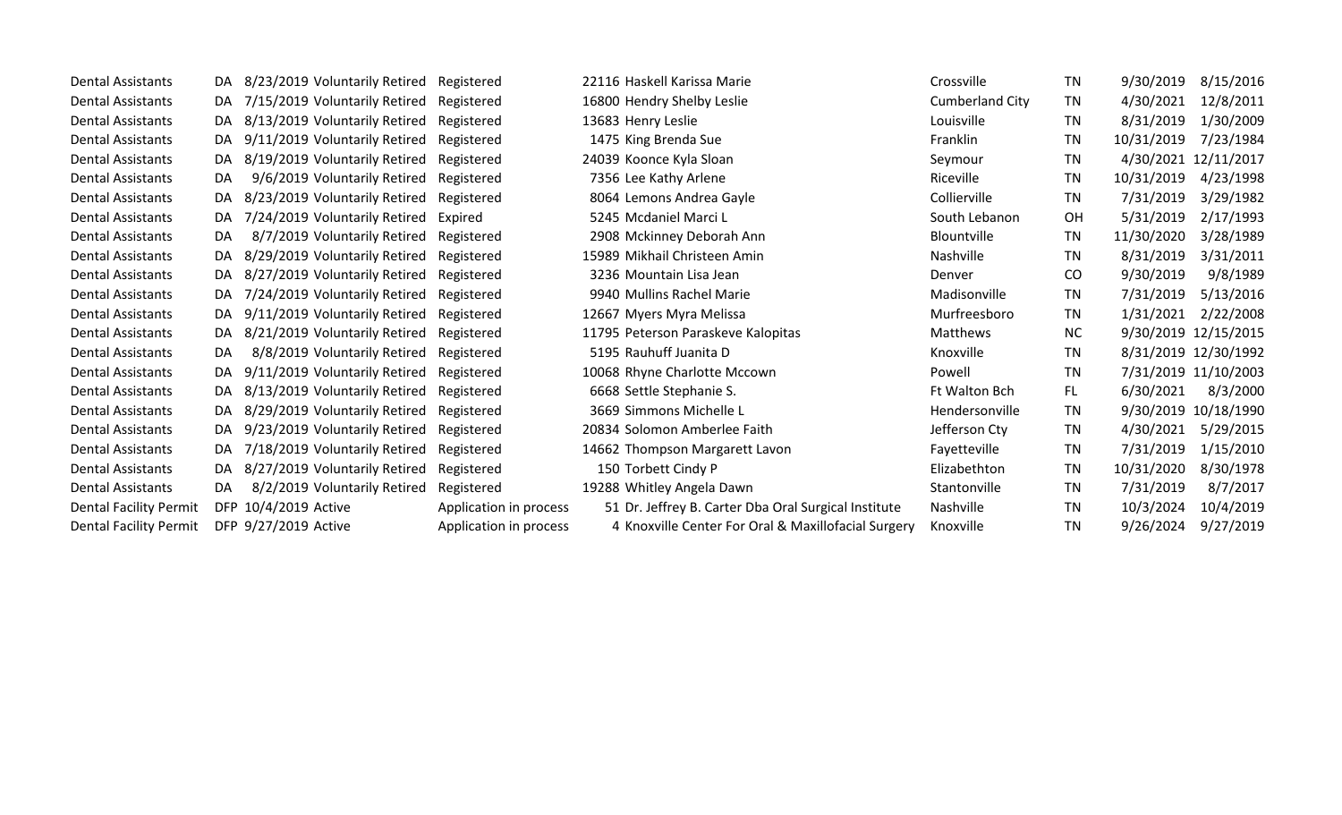| | | | | | | | | | | |
|---|---|---|---|---|---|---|---|---|---|---|
| Dental Assistants | DA | 8/23/2019 | Voluntarily Retired | Registered | 22116 | Haskell Karissa Marie | Crossville | TN | 9/30/2019 | 8/15/2016 |
| Dental Assistants | DA | 7/15/2019 | Voluntarily Retired | Registered | 16800 | Hendry Shelby Leslie | Cumberland City | TN | 4/30/2021 | 12/8/2011 |
| Dental Assistants | DA | 8/13/2019 | Voluntarily Retired | Registered | 13683 | Henry Leslie | Louisville | TN | 8/31/2019 | 1/30/2009 |
| Dental Assistants | DA | 9/11/2019 | Voluntarily Retired | Registered | 1475 | King Brenda Sue | Franklin | TN | 10/31/2019 | 7/23/1984 |
| Dental Assistants | DA | 8/19/2019 | Voluntarily Retired | Registered | 24039 | Koonce Kyla Sloan | Seymour | TN | 4/30/2021 | 12/11/2017 |
| Dental Assistants | DA | 9/6/2019 | Voluntarily Retired | Registered | 7356 | Lee Kathy Arlene | Riceville | TN | 10/31/2019 | 4/23/1998 |
| Dental Assistants | DA | 8/23/2019 | Voluntarily Retired | Registered | 8064 | Lemons Andrea Gayle | Collierville | TN | 7/31/2019 | 3/29/1982 |
| Dental Assistants | DA | 7/24/2019 | Voluntarily Retired | Expired | 5245 | Mcdaniel Marci L | South Lebanon | OH | 5/31/2019 | 2/17/1993 |
| Dental Assistants | DA | 8/7/2019 | Voluntarily Retired | Registered | 2908 | Mckinney Deborah Ann | Blountville | TN | 11/30/2020 | 3/28/1989 |
| Dental Assistants | DA | 8/29/2019 | Voluntarily Retired | Registered | 15989 | Mikhail Christeen Amin | Nashville | TN | 8/31/2019 | 3/31/2011 |
| Dental Assistants | DA | 8/27/2019 | Voluntarily Retired | Registered | 3236 | Mountain Lisa Jean | Denver | CO | 9/30/2019 | 9/8/1989 |
| Dental Assistants | DA | 7/24/2019 | Voluntarily Retired | Registered | 9940 | Mullins Rachel Marie | Madisonville | TN | 7/31/2019 | 5/13/2016 |
| Dental Assistants | DA | 9/11/2019 | Voluntarily Retired | Registered | 12667 | Myers Myra Melissa | Murfreesboro | TN | 1/31/2021 | 2/22/2008 |
| Dental Assistants | DA | 8/21/2019 | Voluntarily Retired | Registered | 11795 | Peterson Paraskeve Kalopitas | Matthews | NC | 9/30/2019 | 12/15/2015 |
| Dental Assistants | DA | 8/8/2019 | Voluntarily Retired | Registered | 5195 | Rauhuff Juanita D | Knoxville | TN | 8/31/2019 | 12/30/1992 |
| Dental Assistants | DA | 9/11/2019 | Voluntarily Retired | Registered | 10068 | Rhyne Charlotte Mccown | Powell | TN | 7/31/2019 | 11/10/2003 |
| Dental Assistants | DA | 8/13/2019 | Voluntarily Retired | Registered | 6668 | Settle Stephanie S. | Ft Walton Bch | FL | 6/30/2021 | 8/3/2000 |
| Dental Assistants | DA | 8/29/2019 | Voluntarily Retired | Registered | 3669 | Simmons Michelle L | Hendersonville | TN | 9/30/2019 | 10/18/1990 |
| Dental Assistants | DA | 9/23/2019 | Voluntarily Retired | Registered | 20834 | Solomon Amberlee Faith | Jefferson Cty | TN | 4/30/2021 | 5/29/2015 |
| Dental Assistants | DA | 7/18/2019 | Voluntarily Retired | Registered | 14662 | Thompson Margarett Lavon | Fayetteville | TN | 7/31/2019 | 1/15/2010 |
| Dental Assistants | DA | 8/27/2019 | Voluntarily Retired | Registered | 150 | Torbett Cindy P | Elizabethton | TN | 10/31/2020 | 8/30/1978 |
| Dental Assistants | DA | 8/2/2019 | Voluntarily Retired | Registered | 19288 | Whitley Angela Dawn | Stantonville | TN | 7/31/2019 | 8/7/2017 |
| Dental Facility Permit | DFP | 10/4/2019 | Active | Application in process | 51 | Dr. Jeffrey B. Carter Dba Oral Surgical Institute | Nashville | TN | 10/3/2024 | 10/4/2019 |
| Dental Facility Permit | DFP | 9/27/2019 | Active | Application in process | 4 | Knoxville Center For Oral & Maxillofacial Surgery | Knoxville | TN | 9/26/2024 | 9/27/2019 |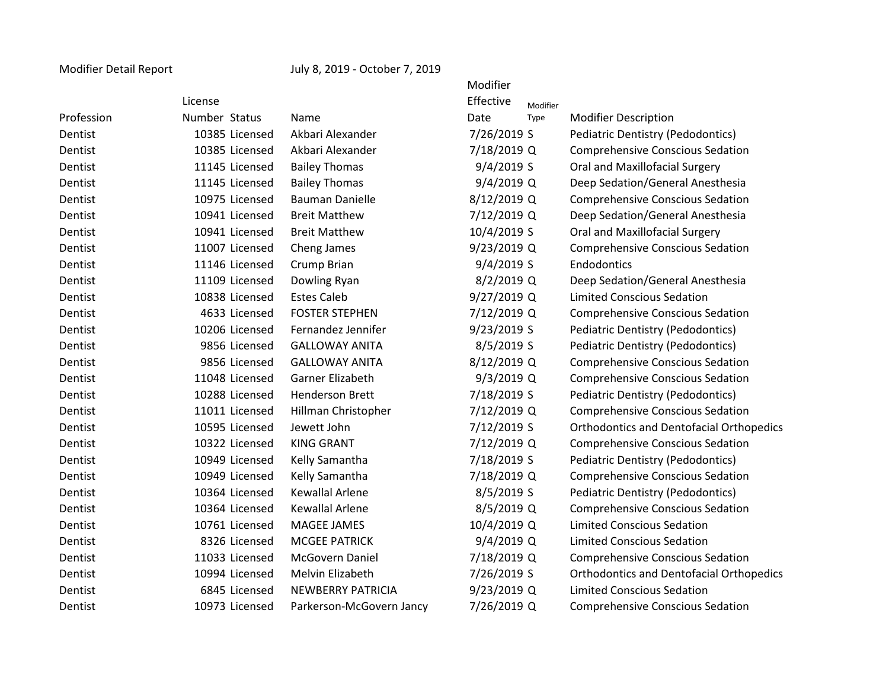Modifier Detail Report July 8, 2019 - October 7, 2019

| Profession | License Number | Status | Name | Modifier Effective Date | Modifier Type | Modifier Description |
|---|---|---|---|---|---|---|
| Dentist | 10385 | Licensed | Akbari Alexander | 7/26/2019 | S | Pediatric Dentistry (Pedodontics) |
| Dentist | 10385 | Licensed | Akbari Alexander | 7/18/2019 | Q | Comprehensive Conscious Sedation |
| Dentist | 11145 | Licensed | Bailey Thomas | 9/4/2019 | S | Oral and Maxillofacial Surgery |
| Dentist | 11145 | Licensed | Bailey Thomas | 9/4/2019 | Q | Deep Sedation/General Anesthesia |
| Dentist | 10975 | Licensed | Bauman Danielle | 8/12/2019 | Q | Comprehensive Conscious Sedation |
| Dentist | 10941 | Licensed | Breit Matthew | 7/12/2019 | Q | Deep Sedation/General Anesthesia |
| Dentist | 10941 | Licensed | Breit Matthew | 10/4/2019 | S | Oral and Maxillofacial Surgery |
| Dentist | 11007 | Licensed | Cheng James | 9/23/2019 | Q | Comprehensive Conscious Sedation |
| Dentist | 11146 | Licensed | Crump Brian | 9/4/2019 | S | Endodontics |
| Dentist | 11109 | Licensed | Dowling Ryan | 8/2/2019 | Q | Deep Sedation/General Anesthesia |
| Dentist | 10838 | Licensed | Estes Caleb | 9/27/2019 | Q | Limited Conscious Sedation |
| Dentist | 4633 | Licensed | FOSTER STEPHEN | 7/12/2019 | Q | Comprehensive Conscious Sedation |
| Dentist | 10206 | Licensed | Fernandez Jennifer | 9/23/2019 | S | Pediatric Dentistry (Pedodontics) |
| Dentist | 9856 | Licensed | GALLOWAY ANITA | 8/5/2019 | S | Pediatric Dentistry (Pedodontics) |
| Dentist | 9856 | Licensed | GALLOWAY ANITA | 8/12/2019 | Q | Comprehensive Conscious Sedation |
| Dentist | 11048 | Licensed | Garner Elizabeth | 9/3/2019 | Q | Comprehensive Conscious Sedation |
| Dentist | 10288 | Licensed | Henderson Brett | 7/18/2019 | S | Pediatric Dentistry (Pedodontics) |
| Dentist | 11011 | Licensed | Hillman Christopher | 7/12/2019 | Q | Comprehensive Conscious Sedation |
| Dentist | 10595 | Licensed | Jewett John | 7/12/2019 | S | Orthodontics and Dentofacial Orthopedics |
| Dentist | 10322 | Licensed | KING GRANT | 7/12/2019 | Q | Comprehensive Conscious Sedation |
| Dentist | 10949 | Licensed | Kelly Samantha | 7/18/2019 | S | Pediatric Dentistry (Pedodontics) |
| Dentist | 10949 | Licensed | Kelly Samantha | 7/18/2019 | Q | Comprehensive Conscious Sedation |
| Dentist | 10364 | Licensed | Kewallal Arlene | 8/5/2019 | S | Pediatric Dentistry (Pedodontics) |
| Dentist | 10364 | Licensed | Kewallal Arlene | 8/5/2019 | Q | Comprehensive Conscious Sedation |
| Dentist | 10761 | Licensed | MAGEE JAMES | 10/4/2019 | Q | Limited Conscious Sedation |
| Dentist | 8326 | Licensed | MCGEE PATRICK | 9/4/2019 | Q | Limited Conscious Sedation |
| Dentist | 11033 | Licensed | McGovern Daniel | 7/18/2019 | Q | Comprehensive Conscious Sedation |
| Dentist | 10994 | Licensed | Melvin Elizabeth | 7/26/2019 | S | Orthodontics and Dentofacial Orthopedics |
| Dentist | 6845 | Licensed | NEWBERRY PATRICIA | 9/23/2019 | Q | Limited Conscious Sedation |
| Dentist | 10973 | Licensed | Parkerson-McGovern Jancy | 7/26/2019 | Q | Comprehensive Conscious Sedation |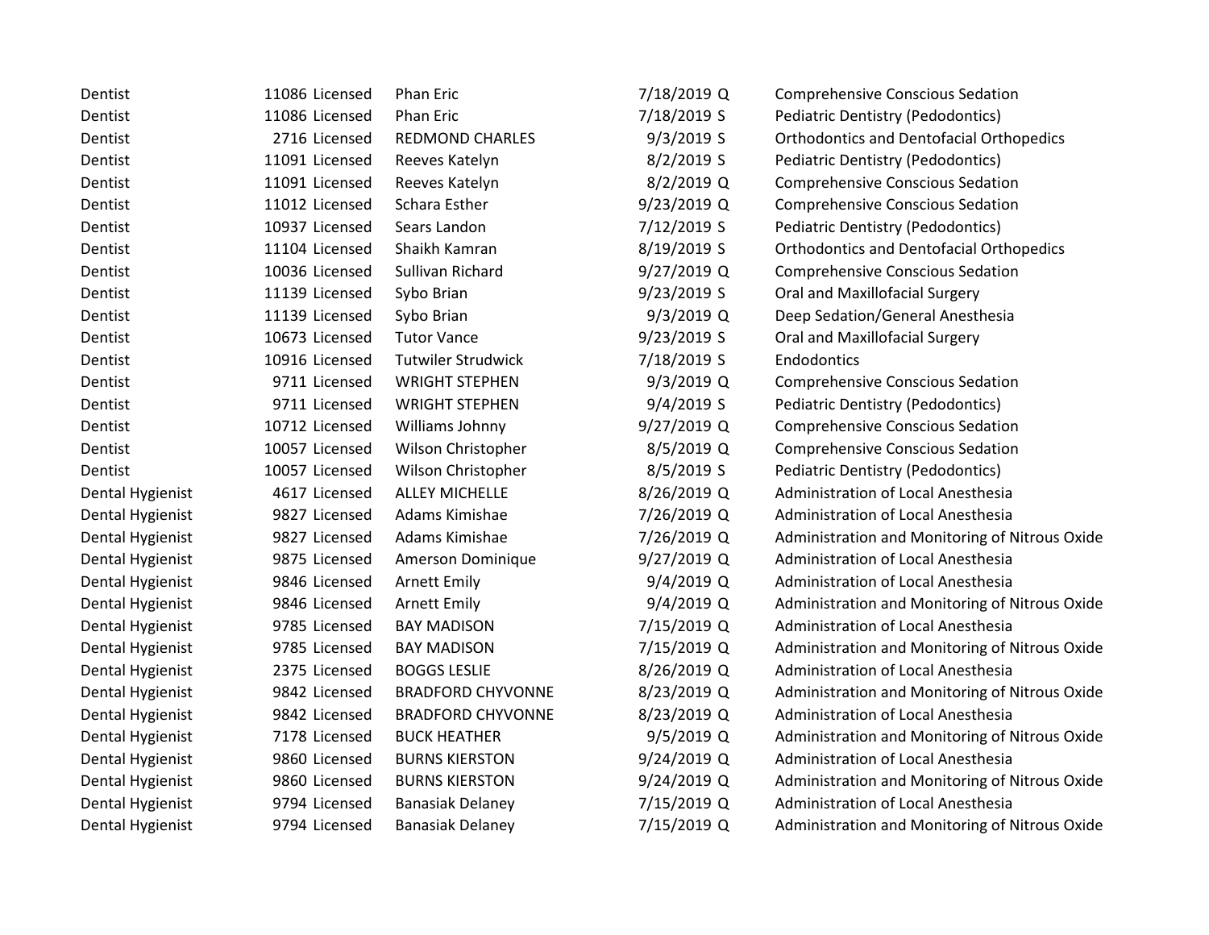| | | | | | | |
|---|---|---|---|---|---|---|
| Dentist | 11086 | Licensed | Phan Eric | 7/18/2019 | Q | Comprehensive Conscious Sedation |
| Dentist | 11086 | Licensed | Phan Eric | 7/18/2019 | S | Pediatric Dentistry (Pedodontics) |
| Dentist | 2716 | Licensed | REDMOND CHARLES | 9/3/2019 | S | Orthodontics and Dentofacial Orthopedics |
| Dentist | 11091 | Licensed | Reeves Katelyn | 8/2/2019 | S | Pediatric Dentistry (Pedodontics) |
| Dentist | 11091 | Licensed | Reeves Katelyn | 8/2/2019 | Q | Comprehensive Conscious Sedation |
| Dentist | 11012 | Licensed | Schara Esther | 9/23/2019 | Q | Comprehensive Conscious Sedation |
| Dentist | 10937 | Licensed | Sears Landon | 7/12/2019 | S | Pediatric Dentistry (Pedodontics) |
| Dentist | 11104 | Licensed | Shaikh Kamran | 8/19/2019 | S | Orthodontics and Dentofacial Orthopedics |
| Dentist | 10036 | Licensed | Sullivan Richard | 9/27/2019 | Q | Comprehensive Conscious Sedation |
| Dentist | 11139 | Licensed | Sybo Brian | 9/23/2019 | S | Oral and Maxillofacial Surgery |
| Dentist | 11139 | Licensed | Sybo Brian | 9/3/2019 | Q | Deep Sedation/General Anesthesia |
| Dentist | 10673 | Licensed | Tutor Vance | 9/23/2019 | S | Oral and Maxillofacial Surgery |
| Dentist | 10916 | Licensed | Tutwiler Strudwick | 7/18/2019 | S | Endodontics |
| Dentist | 9711 | Licensed | WRIGHT STEPHEN | 9/3/2019 | Q | Comprehensive Conscious Sedation |
| Dentist | 9711 | Licensed | WRIGHT STEPHEN | 9/4/2019 | S | Pediatric Dentistry (Pedodontics) |
| Dentist | 10712 | Licensed | Williams Johnny | 9/27/2019 | Q | Comprehensive Conscious Sedation |
| Dentist | 10057 | Licensed | Wilson Christopher | 8/5/2019 | Q | Comprehensive Conscious Sedation |
| Dentist | 10057 | Licensed | Wilson Christopher | 8/5/2019 | S | Pediatric Dentistry (Pedodontics) |
| Dental Hygienist | 4617 | Licensed | ALLEY MICHELLE | 8/26/2019 | Q | Administration of Local Anesthesia |
| Dental Hygienist | 9827 | Licensed | Adams Kimishae | 7/26/2019 | Q | Administration of Local Anesthesia |
| Dental Hygienist | 9827 | Licensed | Adams Kimishae | 7/26/2019 | Q | Administration and Monitoring of Nitrous Oxide |
| Dental Hygienist | 9875 | Licensed | Amerson Dominique | 9/27/2019 | Q | Administration of Local Anesthesia |
| Dental Hygienist | 9846 | Licensed | Arnett Emily | 9/4/2019 | Q | Administration of Local Anesthesia |
| Dental Hygienist | 9846 | Licensed | Arnett Emily | 9/4/2019 | Q | Administration and Monitoring of Nitrous Oxide |
| Dental Hygienist | 9785 | Licensed | BAY MADISON | 7/15/2019 | Q | Administration of Local Anesthesia |
| Dental Hygienist | 9785 | Licensed | BAY MADISON | 7/15/2019 | Q | Administration and Monitoring of Nitrous Oxide |
| Dental Hygienist | 2375 | Licensed | BOGGS LESLIE | 8/26/2019 | Q | Administration of Local Anesthesia |
| Dental Hygienist | 9842 | Licensed | BRADFORD CHYVONNE | 8/23/2019 | Q | Administration and Monitoring of Nitrous Oxide |
| Dental Hygienist | 9842 | Licensed | BRADFORD CHYVONNE | 8/23/2019 | Q | Administration of Local Anesthesia |
| Dental Hygienist | 7178 | Licensed | BUCK HEATHER | 9/5/2019 | Q | Administration and Monitoring of Nitrous Oxide |
| Dental Hygienist | 9860 | Licensed | BURNS KIERSTON | 9/24/2019 | Q | Administration of Local Anesthesia |
| Dental Hygienist | 9860 | Licensed | BURNS KIERSTON | 9/24/2019 | Q | Administration and Monitoring of Nitrous Oxide |
| Dental Hygienist | 9794 | Licensed | Banasiak Delaney | 7/15/2019 | Q | Administration of Local Anesthesia |
| Dental Hygienist | 9794 | Licensed | Banasiak Delaney | 7/15/2019 | Q | Administration and Monitoring of Nitrous Oxide |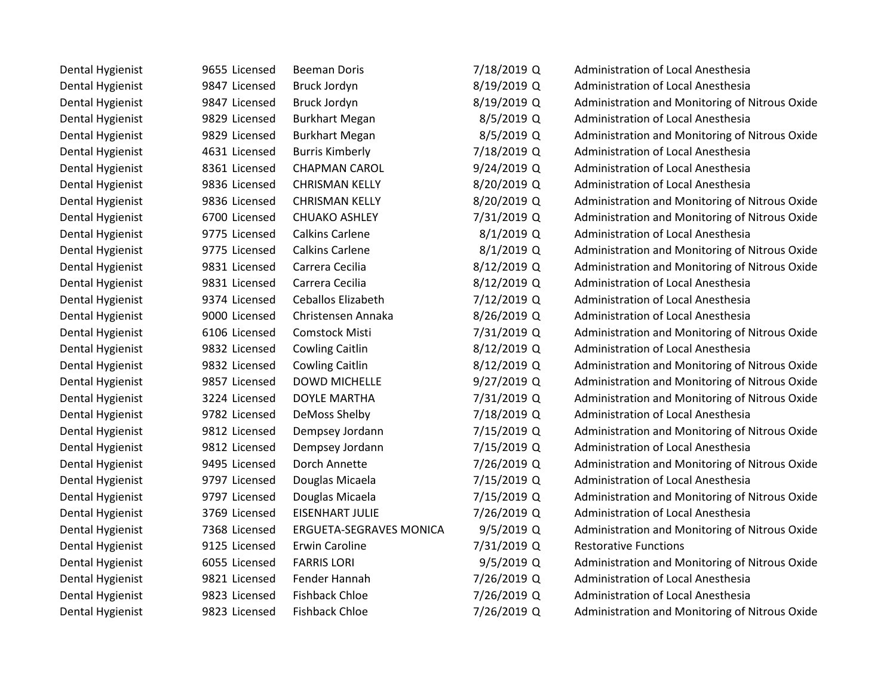| | | | | | | |
|---|---|---|---|---|---|---|
| Dental Hygienist | 9655 | Licensed | Beeman Doris | 7/18/2019 | Q | Administration of Local Anesthesia |
| Dental Hygienist | 9847 | Licensed | Bruck Jordyn | 8/19/2019 | Q | Administration of Local Anesthesia |
| Dental Hygienist | 9847 | Licensed | Bruck Jordyn | 8/19/2019 | Q | Administration and Monitoring of Nitrous Oxide |
| Dental Hygienist | 9829 | Licensed | Burkhart Megan | 8/5/2019 | Q | Administration of Local Anesthesia |
| Dental Hygienist | 9829 | Licensed | Burkhart Megan | 8/5/2019 | Q | Administration and Monitoring of Nitrous Oxide |
| Dental Hygienist | 4631 | Licensed | Burris Kimberly | 7/18/2019 | Q | Administration of Local Anesthesia |
| Dental Hygienist | 8361 | Licensed | CHAPMAN CAROL | 9/24/2019 | Q | Administration of Local Anesthesia |
| Dental Hygienist | 9836 | Licensed | CHRISMAN KELLY | 8/20/2019 | Q | Administration of Local Anesthesia |
| Dental Hygienist | 9836 | Licensed | CHRISMAN KELLY | 8/20/2019 | Q | Administration and Monitoring of Nitrous Oxide |
| Dental Hygienist | 6700 | Licensed | CHUAKO ASHLEY | 7/31/2019 | Q | Administration and Monitoring of Nitrous Oxide |
| Dental Hygienist | 9775 | Licensed | Calkins Carlene | 8/1/2019 | Q | Administration of Local Anesthesia |
| Dental Hygienist | 9775 | Licensed | Calkins Carlene | 8/1/2019 | Q | Administration and Monitoring of Nitrous Oxide |
| Dental Hygienist | 9831 | Licensed | Carrera Cecilia | 8/12/2019 | Q | Administration and Monitoring of Nitrous Oxide |
| Dental Hygienist | 9831 | Licensed | Carrera Cecilia | 8/12/2019 | Q | Administration of Local Anesthesia |
| Dental Hygienist | 9374 | Licensed | Ceballos Elizabeth | 7/12/2019 | Q | Administration of Local Anesthesia |
| Dental Hygienist | 9000 | Licensed | Christensen Annaka | 8/26/2019 | Q | Administration of Local Anesthesia |
| Dental Hygienist | 6106 | Licensed | Comstock Misti | 7/31/2019 | Q | Administration and Monitoring of Nitrous Oxide |
| Dental Hygienist | 9832 | Licensed | Cowling Caitlin | 8/12/2019 | Q | Administration of Local Anesthesia |
| Dental Hygienist | 9832 | Licensed | Cowling Caitlin | 8/12/2019 | Q | Administration and Monitoring of Nitrous Oxide |
| Dental Hygienist | 9857 | Licensed | DOWD MICHELLE | 9/27/2019 | Q | Administration and Monitoring of Nitrous Oxide |
| Dental Hygienist | 3224 | Licensed | DOYLE MARTHA | 7/31/2019 | Q | Administration and Monitoring of Nitrous Oxide |
| Dental Hygienist | 9782 | Licensed | DeMoss Shelby | 7/18/2019 | Q | Administration of Local Anesthesia |
| Dental Hygienist | 9812 | Licensed | Dempsey Jordann | 7/15/2019 | Q | Administration and Monitoring of Nitrous Oxide |
| Dental Hygienist | 9812 | Licensed | Dempsey Jordann | 7/15/2019 | Q | Administration of Local Anesthesia |
| Dental Hygienist | 9495 | Licensed | Dorch Annette | 7/26/2019 | Q | Administration and Monitoring of Nitrous Oxide |
| Dental Hygienist | 9797 | Licensed | Douglas Micaela | 7/15/2019 | Q | Administration of Local Anesthesia |
| Dental Hygienist | 9797 | Licensed | Douglas Micaela | 7/15/2019 | Q | Administration and Monitoring of Nitrous Oxide |
| Dental Hygienist | 3769 | Licensed | EISENHART JULIE | 7/26/2019 | Q | Administration of Local Anesthesia |
| Dental Hygienist | 7368 | Licensed | ERGUETA-SEGRAVES MONICA | 9/5/2019 | Q | Administration and Monitoring of Nitrous Oxide |
| Dental Hygienist | 9125 | Licensed | Erwin Caroline | 7/31/2019 | Q | Restorative Functions |
| Dental Hygienist | 6055 | Licensed | FARRIS LORI | 9/5/2019 | Q | Administration and Monitoring of Nitrous Oxide |
| Dental Hygienist | 9821 | Licensed | Fender Hannah | 7/26/2019 | Q | Administration of Local Anesthesia |
| Dental Hygienist | 9823 | Licensed | Fishback Chloe | 7/26/2019 | Q | Administration of Local Anesthesia |
| Dental Hygienist | 9823 | Licensed | Fishback Chloe | 7/26/2019 | Q | Administration and Monitoring of Nitrous Oxide |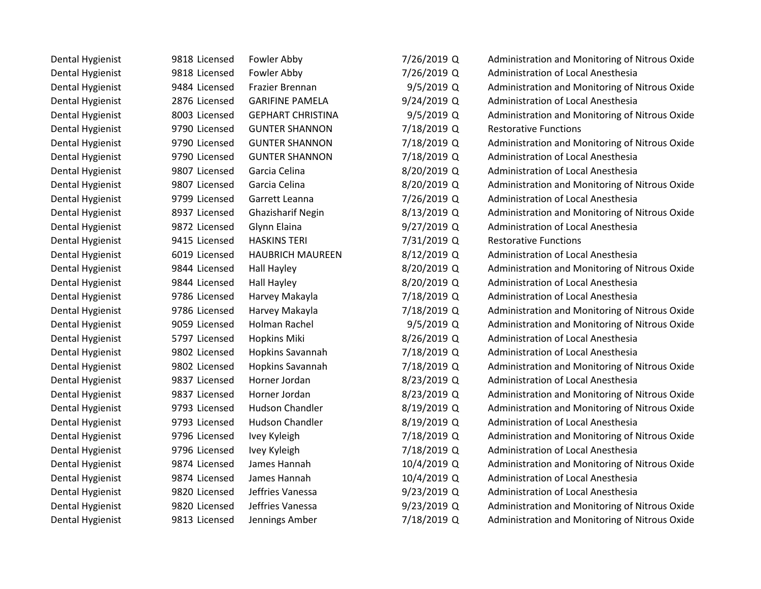| | | | | | | |
|---|---|---|---|---|---|---|
| Dental Hygienist | 9818 | Licensed | Fowler Abby | 7/26/2019 | Q | Administration and Monitoring of Nitrous Oxide |
| Dental Hygienist | 9818 | Licensed | Fowler Abby | 7/26/2019 | Q | Administration of Local Anesthesia |
| Dental Hygienist | 9484 | Licensed | Frazier Brennan | 9/5/2019 | Q | Administration and Monitoring of Nitrous Oxide |
| Dental Hygienist | 2876 | Licensed | GARIFINE PAMELA | 9/24/2019 | Q | Administration of Local Anesthesia |
| Dental Hygienist | 8003 | Licensed | GEPHART CHRISTINA | 9/5/2019 | Q | Administration and Monitoring of Nitrous Oxide |
| Dental Hygienist | 9790 | Licensed | GUNTER SHANNON | 7/18/2019 | Q | Restorative Functions |
| Dental Hygienist | 9790 | Licensed | GUNTER SHANNON | 7/18/2019 | Q | Administration and Monitoring of Nitrous Oxide |
| Dental Hygienist | 9790 | Licensed | GUNTER SHANNON | 7/18/2019 | Q | Administration of Local Anesthesia |
| Dental Hygienist | 9807 | Licensed | Garcia Celina | 8/20/2019 | Q | Administration of Local Anesthesia |
| Dental Hygienist | 9807 | Licensed | Garcia Celina | 8/20/2019 | Q | Administration and Monitoring of Nitrous Oxide |
| Dental Hygienist | 9799 | Licensed | Garrett Leanna | 7/26/2019 | Q | Administration of Local Anesthesia |
| Dental Hygienist | 8937 | Licensed | Ghazisharif Negin | 8/13/2019 | Q | Administration and Monitoring of Nitrous Oxide |
| Dental Hygienist | 9872 | Licensed | Glynn Elaina | 9/27/2019 | Q | Administration of Local Anesthesia |
| Dental Hygienist | 9415 | Licensed | HASKINS TERI | 7/31/2019 | Q | Restorative Functions |
| Dental Hygienist | 6019 | Licensed | HAUBRICH MAUREEN | 8/12/2019 | Q | Administration of Local Anesthesia |
| Dental Hygienist | 9844 | Licensed | Hall Hayley | 8/20/2019 | Q | Administration and Monitoring of Nitrous Oxide |
| Dental Hygienist | 9844 | Licensed | Hall Hayley | 8/20/2019 | Q | Administration of Local Anesthesia |
| Dental Hygienist | 9786 | Licensed | Harvey Makayla | 7/18/2019 | Q | Administration of Local Anesthesia |
| Dental Hygienist | 9786 | Licensed | Harvey Makayla | 7/18/2019 | Q | Administration and Monitoring of Nitrous Oxide |
| Dental Hygienist | 9059 | Licensed | Holman Rachel | 9/5/2019 | Q | Administration and Monitoring of Nitrous Oxide |
| Dental Hygienist | 5797 | Licensed | Hopkins Miki | 8/26/2019 | Q | Administration of Local Anesthesia |
| Dental Hygienist | 9802 | Licensed | Hopkins Savannah | 7/18/2019 | Q | Administration of Local Anesthesia |
| Dental Hygienist | 9802 | Licensed | Hopkins Savannah | 7/18/2019 | Q | Administration and Monitoring of Nitrous Oxide |
| Dental Hygienist | 9837 | Licensed | Horner Jordan | 8/23/2019 | Q | Administration of Local Anesthesia |
| Dental Hygienist | 9837 | Licensed | Horner Jordan | 8/23/2019 | Q | Administration and Monitoring of Nitrous Oxide |
| Dental Hygienist | 9793 | Licensed | Hudson Chandler | 8/19/2019 | Q | Administration and Monitoring of Nitrous Oxide |
| Dental Hygienist | 9793 | Licensed | Hudson Chandler | 8/19/2019 | Q | Administration of Local Anesthesia |
| Dental Hygienist | 9796 | Licensed | Ivey Kyleigh | 7/18/2019 | Q | Administration and Monitoring of Nitrous Oxide |
| Dental Hygienist | 9796 | Licensed | Ivey Kyleigh | 7/18/2019 | Q | Administration of Local Anesthesia |
| Dental Hygienist | 9874 | Licensed | James Hannah | 10/4/2019 | Q | Administration and Monitoring of Nitrous Oxide |
| Dental Hygienist | 9874 | Licensed | James Hannah | 10/4/2019 | Q | Administration of Local Anesthesia |
| Dental Hygienist | 9820 | Licensed | Jeffries Vanessa | 9/23/2019 | Q | Administration of Local Anesthesia |
| Dental Hygienist | 9820 | Licensed | Jeffries Vanessa | 9/23/2019 | Q | Administration and Monitoring of Nitrous Oxide |
| Dental Hygienist | 9813 | Licensed | Jennings Amber | 7/18/2019 | Q | Administration and Monitoring of Nitrous Oxide |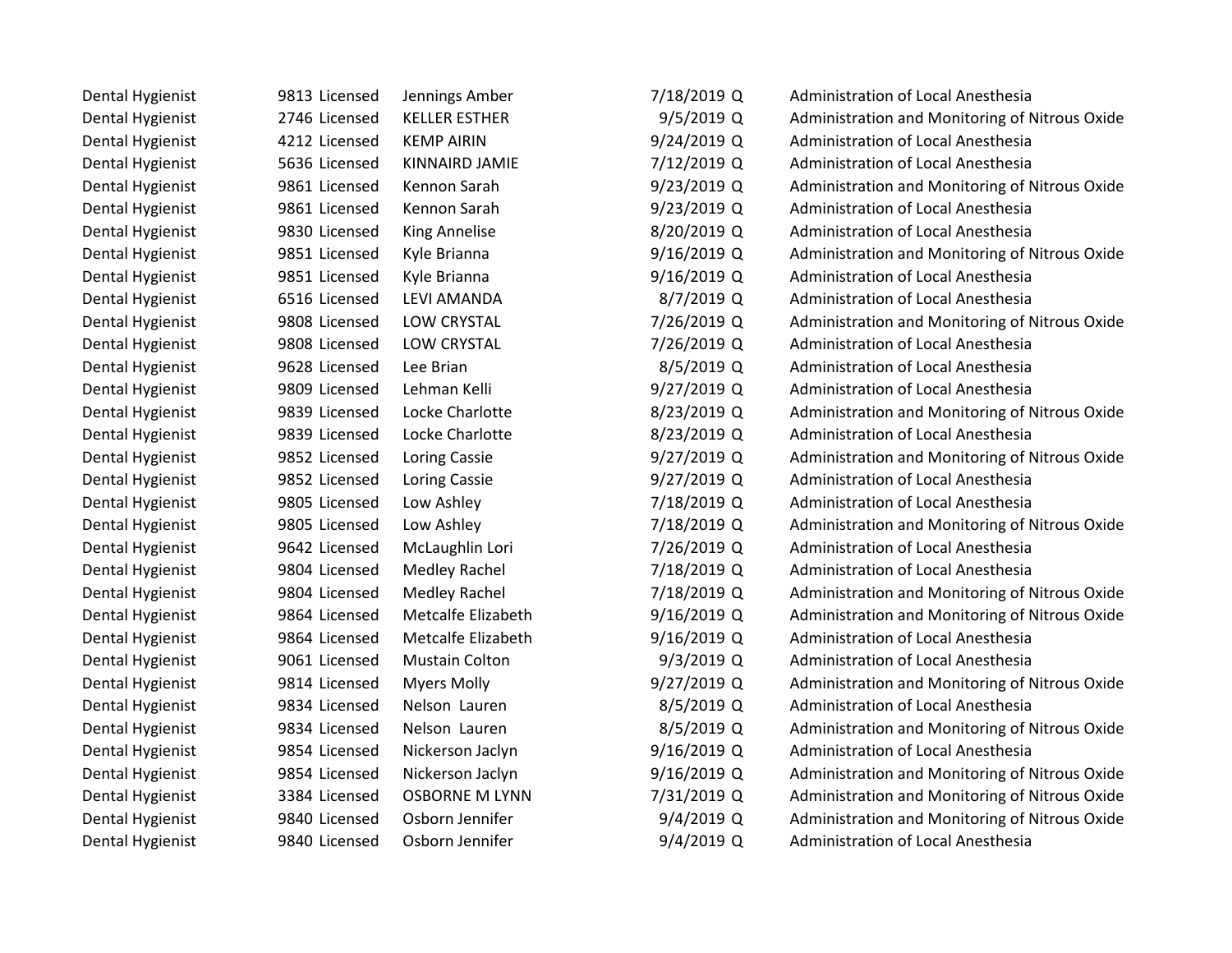| | | | | | | |
|---|---|---|---|---|---|---|
| Dental Hygienist | 9813 | Licensed | Jennings Amber | 7/18/2019 | Q | Administration of Local Anesthesia |
| Dental Hygienist | 2746 | Licensed | KELLER ESTHER | 9/5/2019 | Q | Administration and Monitoring of Nitrous Oxide |
| Dental Hygienist | 4212 | Licensed | KEMP AIRIN | 9/24/2019 | Q | Administration of Local Anesthesia |
| Dental Hygienist | 5636 | Licensed | KINNAIRD JAMIE | 7/12/2019 | Q | Administration of Local Anesthesia |
| Dental Hygienist | 9861 | Licensed | Kennon Sarah | 9/23/2019 | Q | Administration and Monitoring of Nitrous Oxide |
| Dental Hygienist | 9861 | Licensed | Kennon Sarah | 9/23/2019 | Q | Administration of Local Anesthesia |
| Dental Hygienist | 9830 | Licensed | King Annelise | 8/20/2019 | Q | Administration of Local Anesthesia |
| Dental Hygienist | 9851 | Licensed | Kyle Brianna | 9/16/2019 | Q | Administration and Monitoring of Nitrous Oxide |
| Dental Hygienist | 9851 | Licensed | Kyle Brianna | 9/16/2019 | Q | Administration of Local Anesthesia |
| Dental Hygienist | 6516 | Licensed | LEVI AMANDA | 8/7/2019 | Q | Administration of Local Anesthesia |
| Dental Hygienist | 9808 | Licensed | LOW CRYSTAL | 7/26/2019 | Q | Administration and Monitoring of Nitrous Oxide |
| Dental Hygienist | 9808 | Licensed | LOW CRYSTAL | 7/26/2019 | Q | Administration of Local Anesthesia |
| Dental Hygienist | 9628 | Licensed | Lee Brian | 8/5/2019 | Q | Administration of Local Anesthesia |
| Dental Hygienist | 9809 | Licensed | Lehman Kelli | 9/27/2019 | Q | Administration of Local Anesthesia |
| Dental Hygienist | 9839 | Licensed | Locke Charlotte | 8/23/2019 | Q | Administration and Monitoring of Nitrous Oxide |
| Dental Hygienist | 9839 | Licensed | Locke Charlotte | 8/23/2019 | Q | Administration of Local Anesthesia |
| Dental Hygienist | 9852 | Licensed | Loring Cassie | 9/27/2019 | Q | Administration and Monitoring of Nitrous Oxide |
| Dental Hygienist | 9852 | Licensed | Loring Cassie | 9/27/2019 | Q | Administration of Local Anesthesia |
| Dental Hygienist | 9805 | Licensed | Low Ashley | 7/18/2019 | Q | Administration of Local Anesthesia |
| Dental Hygienist | 9805 | Licensed | Low Ashley | 7/18/2019 | Q | Administration and Monitoring of Nitrous Oxide |
| Dental Hygienist | 9642 | Licensed | McLaughlin Lori | 7/26/2019 | Q | Administration of Local Anesthesia |
| Dental Hygienist | 9804 | Licensed | Medley Rachel | 7/18/2019 | Q | Administration of Local Anesthesia |
| Dental Hygienist | 9804 | Licensed | Medley Rachel | 7/18/2019 | Q | Administration and Monitoring of Nitrous Oxide |
| Dental Hygienist | 9864 | Licensed | Metcalfe Elizabeth | 9/16/2019 | Q | Administration and Monitoring of Nitrous Oxide |
| Dental Hygienist | 9864 | Licensed | Metcalfe Elizabeth | 9/16/2019 | Q | Administration of Local Anesthesia |
| Dental Hygienist | 9061 | Licensed | Mustain Colton | 9/3/2019 | Q | Administration of Local Anesthesia |
| Dental Hygienist | 9814 | Licensed | Myers Molly | 9/27/2019 | Q | Administration and Monitoring of Nitrous Oxide |
| Dental Hygienist | 9834 | Licensed | Nelson Lauren | 8/5/2019 | Q | Administration of Local Anesthesia |
| Dental Hygienist | 9834 | Licensed | Nelson Lauren | 8/5/2019 | Q | Administration and Monitoring of Nitrous Oxide |
| Dental Hygienist | 9854 | Licensed | Nickerson Jaclyn | 9/16/2019 | Q | Administration of Local Anesthesia |
| Dental Hygienist | 9854 | Licensed | Nickerson Jaclyn | 9/16/2019 | Q | Administration and Monitoring of Nitrous Oxide |
| Dental Hygienist | 3384 | Licensed | OSBORNE M LYNN | 7/31/2019 | Q | Administration and Monitoring of Nitrous Oxide |
| Dental Hygienist | 9840 | Licensed | Osborn Jennifer | 9/4/2019 | Q | Administration and Monitoring of Nitrous Oxide |
| Dental Hygienist | 9840 | Licensed | Osborn Jennifer | 9/4/2019 | Q | Administration of Local Anesthesia |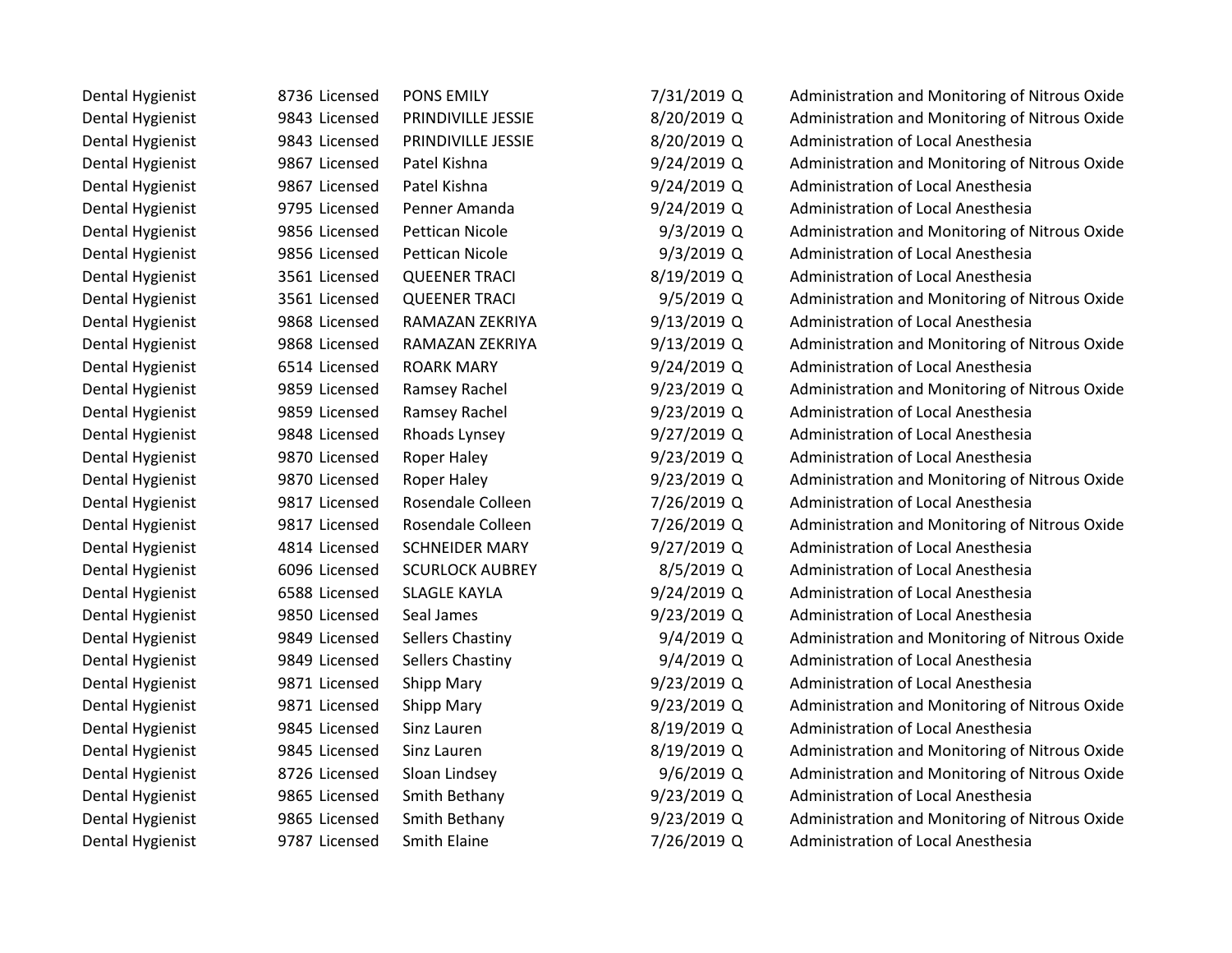| | | | | | | |
|---|---|---|---|---|---|---|
| Dental Hygienist | 8736 | Licensed | PONS EMILY | 7/31/2019 | Q | Administration and Monitoring of Nitrous Oxide |
| Dental Hygienist | 9843 | Licensed | PRINDIVILLE JESSIE | 8/20/2019 | Q | Administration and Monitoring of Nitrous Oxide |
| Dental Hygienist | 9843 | Licensed | PRINDIVILLE JESSIE | 8/20/2019 | Q | Administration of Local Anesthesia |
| Dental Hygienist | 9867 | Licensed | Patel Kishna | 9/24/2019 | Q | Administration and Monitoring of Nitrous Oxide |
| Dental Hygienist | 9867 | Licensed | Patel Kishna | 9/24/2019 | Q | Administration of Local Anesthesia |
| Dental Hygienist | 9795 | Licensed | Penner Amanda | 9/24/2019 | Q | Administration of Local Anesthesia |
| Dental Hygienist | 9856 | Licensed | Pettican Nicole | 9/3/2019 | Q | Administration and Monitoring of Nitrous Oxide |
| Dental Hygienist | 9856 | Licensed | Pettican Nicole | 9/3/2019 | Q | Administration of Local Anesthesia |
| Dental Hygienist | 3561 | Licensed | QUEENER TRACI | 8/19/2019 | Q | Administration of Local Anesthesia |
| Dental Hygienist | 3561 | Licensed | QUEENER TRACI | 9/5/2019 | Q | Administration and Monitoring of Nitrous Oxide |
| Dental Hygienist | 9868 | Licensed | RAMAZAN ZEKRIYA | 9/13/2019 | Q | Administration of Local Anesthesia |
| Dental Hygienist | 9868 | Licensed | RAMAZAN ZEKRIYA | 9/13/2019 | Q | Administration and Monitoring of Nitrous Oxide |
| Dental Hygienist | 6514 | Licensed | ROARK MARY | 9/24/2019 | Q | Administration of Local Anesthesia |
| Dental Hygienist | 9859 | Licensed | Ramsey Rachel | 9/23/2019 | Q | Administration and Monitoring of Nitrous Oxide |
| Dental Hygienist | 9859 | Licensed | Ramsey Rachel | 9/23/2019 | Q | Administration of Local Anesthesia |
| Dental Hygienist | 9848 | Licensed | Rhoads Lynsey | 9/27/2019 | Q | Administration of Local Anesthesia |
| Dental Hygienist | 9870 | Licensed | Roper Haley | 9/23/2019 | Q | Administration of Local Anesthesia |
| Dental Hygienist | 9870 | Licensed | Roper Haley | 9/23/2019 | Q | Administration and Monitoring of Nitrous Oxide |
| Dental Hygienist | 9817 | Licensed | Rosendale Colleen | 7/26/2019 | Q | Administration of Local Anesthesia |
| Dental Hygienist | 9817 | Licensed | Rosendale Colleen | 7/26/2019 | Q | Administration and Monitoring of Nitrous Oxide |
| Dental Hygienist | 4814 | Licensed | SCHNEIDER MARY | 9/27/2019 | Q | Administration of Local Anesthesia |
| Dental Hygienist | 6096 | Licensed | SCURLOCK AUBREY | 8/5/2019 | Q | Administration of Local Anesthesia |
| Dental Hygienist | 6588 | Licensed | SLAGLE KAYLA | 9/24/2019 | Q | Administration of Local Anesthesia |
| Dental Hygienist | 9850 | Licensed | Seal James | 9/23/2019 | Q | Administration of Local Anesthesia |
| Dental Hygienist | 9849 | Licensed | Sellers Chastiny | 9/4/2019 | Q | Administration and Monitoring of Nitrous Oxide |
| Dental Hygienist | 9849 | Licensed | Sellers Chastiny | 9/4/2019 | Q | Administration of Local Anesthesia |
| Dental Hygienist | 9871 | Licensed | Shipp Mary | 9/23/2019 | Q | Administration of Local Anesthesia |
| Dental Hygienist | 9871 | Licensed | Shipp Mary | 9/23/2019 | Q | Administration and Monitoring of Nitrous Oxide |
| Dental Hygienist | 9845 | Licensed | Sinz Lauren | 8/19/2019 | Q | Administration of Local Anesthesia |
| Dental Hygienist | 9845 | Licensed | Sinz Lauren | 8/19/2019 | Q | Administration and Monitoring of Nitrous Oxide |
| Dental Hygienist | 8726 | Licensed | Sloan Lindsey | 9/6/2019 | Q | Administration and Monitoring of Nitrous Oxide |
| Dental Hygienist | 9865 | Licensed | Smith Bethany | 9/23/2019 | Q | Administration of Local Anesthesia |
| Dental Hygienist | 9865 | Licensed | Smith Bethany | 9/23/2019 | Q | Administration and Monitoring of Nitrous Oxide |
| Dental Hygienist | 9787 | Licensed | Smith Elaine | 7/26/2019 | Q | Administration of Local Anesthesia |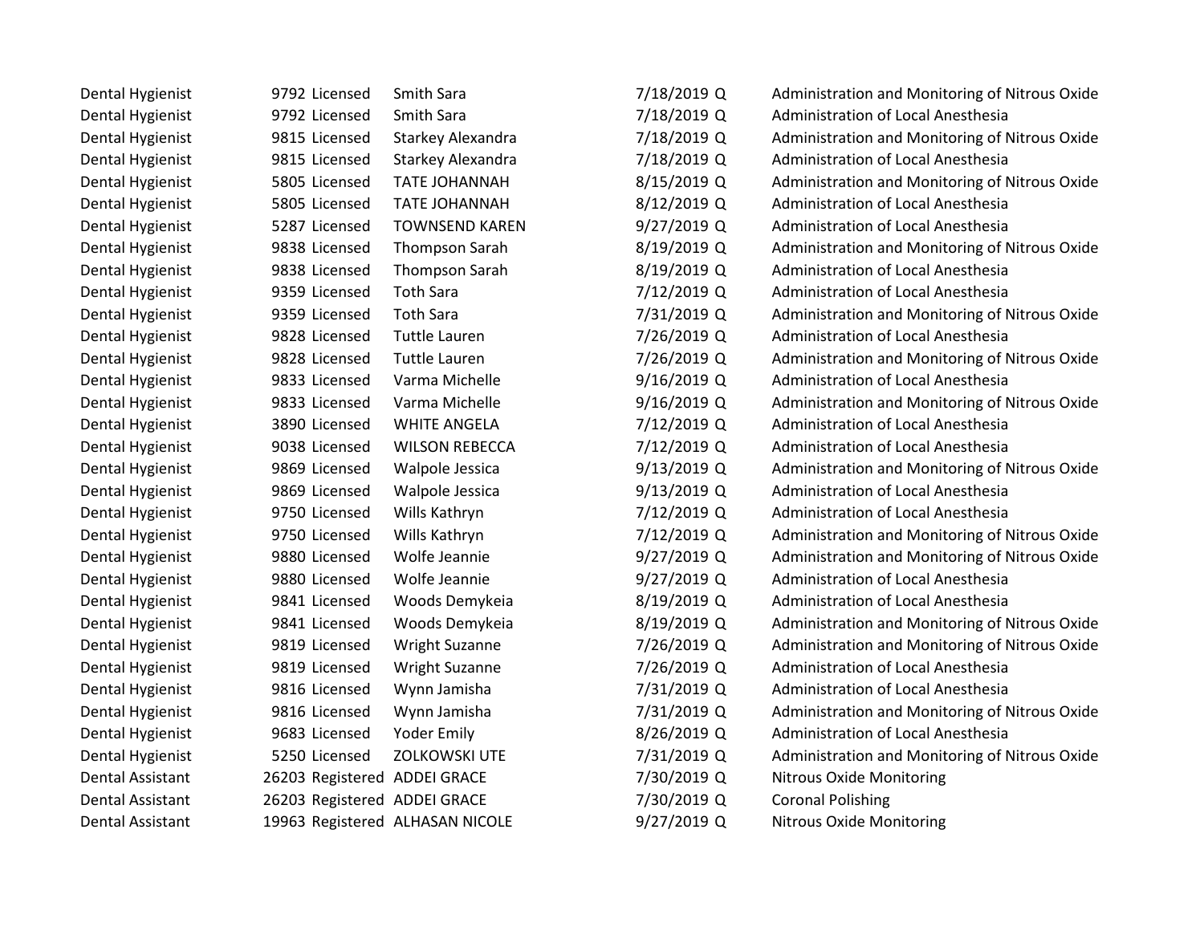| | | | | | | |
|---|---|---|---|---|---|---|
| Dental Hygienist | 9792 | Licensed | Smith Sara | 7/18/2019 | Q | Administration and Monitoring of Nitrous Oxide |
| Dental Hygienist | 9792 | Licensed | Smith Sara | 7/18/2019 | Q | Administration of Local Anesthesia |
| Dental Hygienist | 9815 | Licensed | Starkey Alexandra | 7/18/2019 | Q | Administration and Monitoring of Nitrous Oxide |
| Dental Hygienist | 9815 | Licensed | Starkey Alexandra | 7/18/2019 | Q | Administration of Local Anesthesia |
| Dental Hygienist | 5805 | Licensed | TATE JOHANNAH | 8/15/2019 | Q | Administration and Monitoring of Nitrous Oxide |
| Dental Hygienist | 5805 | Licensed | TATE JOHANNAH | 8/12/2019 | Q | Administration of Local Anesthesia |
| Dental Hygienist | 5287 | Licensed | TOWNSEND KAREN | 9/27/2019 | Q | Administration of Local Anesthesia |
| Dental Hygienist | 9838 | Licensed | Thompson Sarah | 8/19/2019 | Q | Administration and Monitoring of Nitrous Oxide |
| Dental Hygienist | 9838 | Licensed | Thompson Sarah | 8/19/2019 | Q | Administration of Local Anesthesia |
| Dental Hygienist | 9359 | Licensed | Toth Sara | 7/12/2019 | Q | Administration of Local Anesthesia |
| Dental Hygienist | 9359 | Licensed | Toth Sara | 7/31/2019 | Q | Administration and Monitoring of Nitrous Oxide |
| Dental Hygienist | 9828 | Licensed | Tuttle Lauren | 7/26/2019 | Q | Administration of Local Anesthesia |
| Dental Hygienist | 9828 | Licensed | Tuttle Lauren | 7/26/2019 | Q | Administration and Monitoring of Nitrous Oxide |
| Dental Hygienist | 9833 | Licensed | Varma Michelle | 9/16/2019 | Q | Administration of Local Anesthesia |
| Dental Hygienist | 9833 | Licensed | Varma Michelle | 9/16/2019 | Q | Administration and Monitoring of Nitrous Oxide |
| Dental Hygienist | 3890 | Licensed | WHITE ANGELA | 7/12/2019 | Q | Administration of Local Anesthesia |
| Dental Hygienist | 9038 | Licensed | WILSON REBECCA | 7/12/2019 | Q | Administration of Local Anesthesia |
| Dental Hygienist | 9869 | Licensed | Walpole Jessica | 9/13/2019 | Q | Administration and Monitoring of Nitrous Oxide |
| Dental Hygienist | 9869 | Licensed | Walpole Jessica | 9/13/2019 | Q | Administration of Local Anesthesia |
| Dental Hygienist | 9750 | Licensed | Wills Kathryn | 7/12/2019 | Q | Administration of Local Anesthesia |
| Dental Hygienist | 9750 | Licensed | Wills Kathryn | 7/12/2019 | Q | Administration and Monitoring of Nitrous Oxide |
| Dental Hygienist | 9880 | Licensed | Wolfe Jeannie | 9/27/2019 | Q | Administration and Monitoring of Nitrous Oxide |
| Dental Hygienist | 9880 | Licensed | Wolfe Jeannie | 9/27/2019 | Q | Administration of Local Anesthesia |
| Dental Hygienist | 9841 | Licensed | Woods Demykeia | 8/19/2019 | Q | Administration of Local Anesthesia |
| Dental Hygienist | 9841 | Licensed | Woods Demykeia | 8/19/2019 | Q | Administration and Monitoring of Nitrous Oxide |
| Dental Hygienist | 9819 | Licensed | Wright Suzanne | 7/26/2019 | Q | Administration and Monitoring of Nitrous Oxide |
| Dental Hygienist | 9819 | Licensed | Wright Suzanne | 7/26/2019 | Q | Administration of Local Anesthesia |
| Dental Hygienist | 9816 | Licensed | Wynn Jamisha | 7/31/2019 | Q | Administration of Local Anesthesia |
| Dental Hygienist | 9816 | Licensed | Wynn Jamisha | 7/31/2019 | Q | Administration and Monitoring of Nitrous Oxide |
| Dental Hygienist | 9683 | Licensed | Yoder Emily | 8/26/2019 | Q | Administration of Local Anesthesia |
| Dental Hygienist | 5250 | Licensed | ZOLKOWSKI UTE | 7/31/2019 | Q | Administration and Monitoring of Nitrous Oxide |
| Dental Assistant | 26203 | Registered | ADDEI GRACE | 7/30/2019 | Q | Nitrous Oxide Monitoring |
| Dental Assistant | 26203 | Registered | ADDEI GRACE | 7/30/2019 | Q | Coronal Polishing |
| Dental Assistant | 19963 | Registered | ALHASAN NICOLE | 9/27/2019 | Q | Nitrous Oxide Monitoring |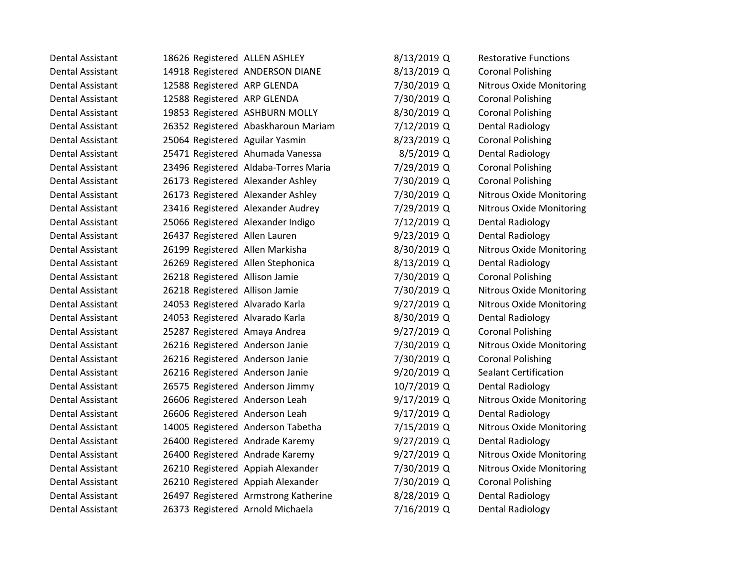| | | | | | | |
|---|---|---|---|---|---|---|
| Dental Assistant | 18626 | Registered | ALLEN ASHLEY | 8/13/2019 | Q | Restorative Functions |
| Dental Assistant | 14918 | Registered | ANDERSON DIANE | 8/13/2019 | Q | Coronal Polishing |
| Dental Assistant | 12588 | Registered | ARP GLENDA | 7/30/2019 | Q | Nitrous Oxide Monitoring |
| Dental Assistant | 12588 | Registered | ARP GLENDA | 7/30/2019 | Q | Coronal Polishing |
| Dental Assistant | 19853 | Registered | ASHBURN MOLLY | 8/30/2019 | Q | Coronal Polishing |
| Dental Assistant | 26352 | Registered | Abaskharoun Mariam | 7/12/2019 | Q | Dental Radiology |
| Dental Assistant | 25064 | Registered | Aguilar Yasmin | 8/23/2019 | Q | Coronal Polishing |
| Dental Assistant | 25471 | Registered | Ahumada Vanessa | 8/5/2019 | Q | Dental Radiology |
| Dental Assistant | 23496 | Registered | Aldaba-Torres Maria | 7/29/2019 | Q | Coronal Polishing |
| Dental Assistant | 26173 | Registered | Alexander Ashley | 7/30/2019 | Q | Coronal Polishing |
| Dental Assistant | 26173 | Registered | Alexander Ashley | 7/30/2019 | Q | Nitrous Oxide Monitoring |
| Dental Assistant | 23416 | Registered | Alexander Audrey | 7/29/2019 | Q | Nitrous Oxide Monitoring |
| Dental Assistant | 25066 | Registered | Alexander Indigo | 7/12/2019 | Q | Dental Radiology |
| Dental Assistant | 26437 | Registered | Allen Lauren | 9/23/2019 | Q | Dental Radiology |
| Dental Assistant | 26199 | Registered | Allen Markisha | 8/30/2019 | Q | Nitrous Oxide Monitoring |
| Dental Assistant | 26269 | Registered | Allen Stephonica | 8/13/2019 | Q | Dental Radiology |
| Dental Assistant | 26218 | Registered | Allison Jamie | 7/30/2019 | Q | Coronal Polishing |
| Dental Assistant | 26218 | Registered | Allison Jamie | 7/30/2019 | Q | Nitrous Oxide Monitoring |
| Dental Assistant | 24053 | Registered | Alvarado Karla | 9/27/2019 | Q | Nitrous Oxide Monitoring |
| Dental Assistant | 24053 | Registered | Alvarado Karla | 8/30/2019 | Q | Dental Radiology |
| Dental Assistant | 25287 | Registered | Amaya Andrea | 9/27/2019 | Q | Coronal Polishing |
| Dental Assistant | 26216 | Registered | Anderson Janie | 7/30/2019 | Q | Nitrous Oxide Monitoring |
| Dental Assistant | 26216 | Registered | Anderson Janie | 7/30/2019 | Q | Coronal Polishing |
| Dental Assistant | 26216 | Registered | Anderson Janie | 9/20/2019 | Q | Sealant Certification |
| Dental Assistant | 26575 | Registered | Anderson Jimmy | 10/7/2019 | Q | Dental Radiology |
| Dental Assistant | 26606 | Registered | Anderson Leah | 9/17/2019 | Q | Nitrous Oxide Monitoring |
| Dental Assistant | 26606 | Registered | Anderson Leah | 9/17/2019 | Q | Dental Radiology |
| Dental Assistant | 14005 | Registered | Anderson Tabetha | 7/15/2019 | Q | Nitrous Oxide Monitoring |
| Dental Assistant | 26400 | Registered | Andrade Karemy | 9/27/2019 | Q | Dental Radiology |
| Dental Assistant | 26400 | Registered | Andrade Karemy | 9/27/2019 | Q | Nitrous Oxide Monitoring |
| Dental Assistant | 26210 | Registered | Appiah Alexander | 7/30/2019 | Q | Nitrous Oxide Monitoring |
| Dental Assistant | 26210 | Registered | Appiah Alexander | 7/30/2019 | Q | Coronal Polishing |
| Dental Assistant | 26497 | Registered | Armstrong Katherine | 8/28/2019 | Q | Dental Radiology |
| Dental Assistant | 26373 | Registered | Arnold Michaela | 7/16/2019 | Q | Dental Radiology |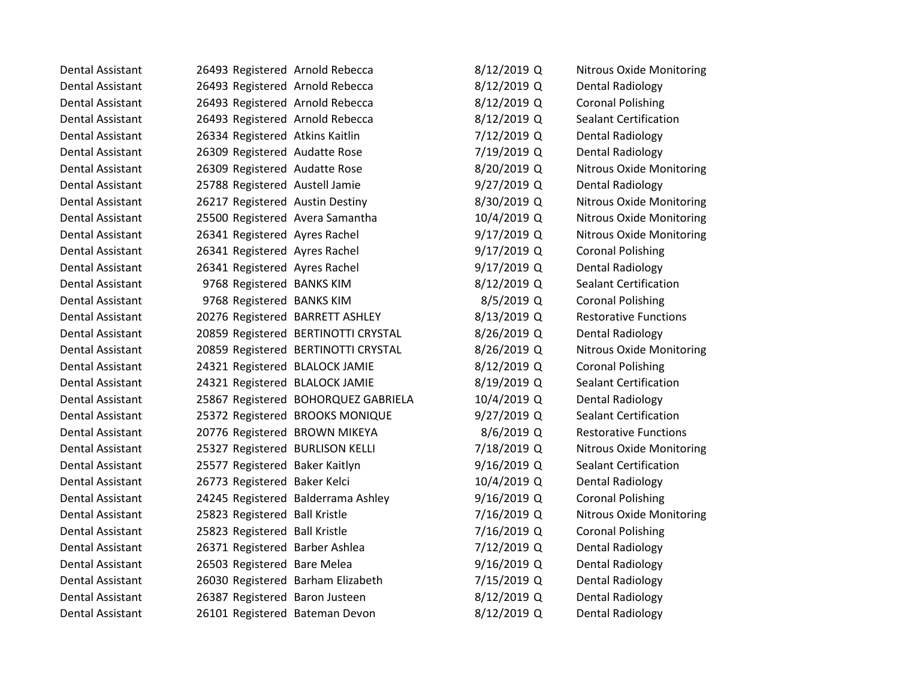| | | | | | | |
|---|---|---|---|---|---|---|
| Dental Assistant | 26493 | Registered | Arnold Rebecca | 8/12/2019 | Q | Nitrous Oxide Monitoring |
| Dental Assistant | 26493 | Registered | Arnold Rebecca | 8/12/2019 | Q | Dental Radiology |
| Dental Assistant | 26493 | Registered | Arnold Rebecca | 8/12/2019 | Q | Coronal Polishing |
| Dental Assistant | 26493 | Registered | Arnold Rebecca | 8/12/2019 | Q | Sealant Certification |
| Dental Assistant | 26334 | Registered | Atkins Kaitlin | 7/12/2019 | Q | Dental Radiology |
| Dental Assistant | 26309 | Registered | Audatte Rose | 7/19/2019 | Q | Dental Radiology |
| Dental Assistant | 26309 | Registered | Audatte Rose | 8/20/2019 | Q | Nitrous Oxide Monitoring |
| Dental Assistant | 25788 | Registered | Austell Jamie | 9/27/2019 | Q | Dental Radiology |
| Dental Assistant | 26217 | Registered | Austin Destiny | 8/30/2019 | Q | Nitrous Oxide Monitoring |
| Dental Assistant | 25500 | Registered | Avera Samantha | 10/4/2019 | Q | Nitrous Oxide Monitoring |
| Dental Assistant | 26341 | Registered | Ayres Rachel | 9/17/2019 | Q | Nitrous Oxide Monitoring |
| Dental Assistant | 26341 | Registered | Ayres Rachel | 9/17/2019 | Q | Coronal Polishing |
| Dental Assistant | 26341 | Registered | Ayres Rachel | 9/17/2019 | Q | Dental Radiology |
| Dental Assistant | 9768 | Registered | BANKS KIM | 8/12/2019 | Q | Sealant Certification |
| Dental Assistant | 9768 | Registered | BANKS KIM | 8/5/2019 | Q | Coronal Polishing |
| Dental Assistant | 20276 | Registered | BARRETT ASHLEY | 8/13/2019 | Q | Restorative Functions |
| Dental Assistant | 20859 | Registered | BERTINOTTI CRYSTAL | 8/26/2019 | Q | Dental Radiology |
| Dental Assistant | 20859 | Registered | BERTINOTTI CRYSTAL | 8/26/2019 | Q | Nitrous Oxide Monitoring |
| Dental Assistant | 24321 | Registered | BLALOCK JAMIE | 8/12/2019 | Q | Coronal Polishing |
| Dental Assistant | 24321 | Registered | BLALOCK JAMIE | 8/19/2019 | Q | Sealant Certification |
| Dental Assistant | 25867 | Registered | BOHORQUEZ GABRIELA | 10/4/2019 | Q | Dental Radiology |
| Dental Assistant | 25372 | Registered | BROOKS MONIQUE | 9/27/2019 | Q | Sealant Certification |
| Dental Assistant | 20776 | Registered | BROWN MIKEYA | 8/6/2019 | Q | Restorative Functions |
| Dental Assistant | 25327 | Registered | BURLISON KELLI | 7/18/2019 | Q | Nitrous Oxide Monitoring |
| Dental Assistant | 25577 | Registered | Baker Kaitlyn | 9/16/2019 | Q | Sealant Certification |
| Dental Assistant | 26773 | Registered | Baker Kelci | 10/4/2019 | Q | Dental Radiology |
| Dental Assistant | 24245 | Registered | Balderrama Ashley | 9/16/2019 | Q | Coronal Polishing |
| Dental Assistant | 25823 | Registered | Ball Kristle | 7/16/2019 | Q | Nitrous Oxide Monitoring |
| Dental Assistant | 25823 | Registered | Ball Kristle | 7/16/2019 | Q | Coronal Polishing |
| Dental Assistant | 26371 | Registered | Barber Ashlea | 7/12/2019 | Q | Dental Radiology |
| Dental Assistant | 26503 | Registered | Bare Melea | 9/16/2019 | Q | Dental Radiology |
| Dental Assistant | 26030 | Registered | Barham Elizabeth | 7/15/2019 | Q | Dental Radiology |
| Dental Assistant | 26387 | Registered | Baron Justeen | 8/12/2019 | Q | Dental Radiology |
| Dental Assistant | 26101 | Registered | Bateman Devon | 8/12/2019 | Q | Dental Radiology |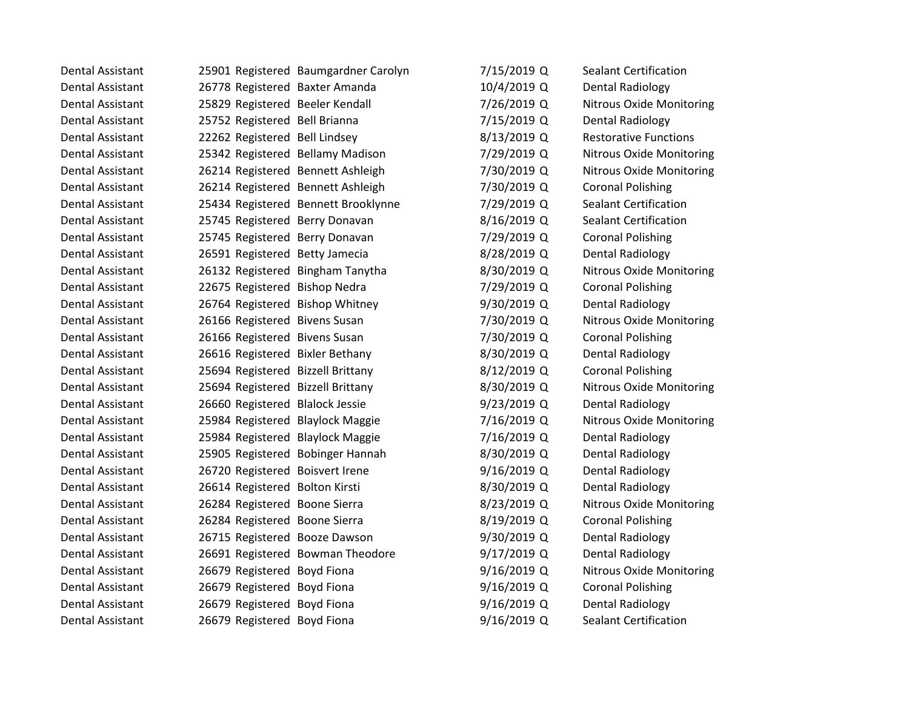| | | | | | | |
|---|---|---|---|---|---|---|
| Dental Assistant | 25901 | Registered | Baumgardner Carolyn | 7/15/2019 | Q | Sealant Certification |
| Dental Assistant | 26778 | Registered | Baxter Amanda | 10/4/2019 | Q | Dental Radiology |
| Dental Assistant | 25829 | Registered | Beeler Kendall | 7/26/2019 | Q | Nitrous Oxide Monitoring |
| Dental Assistant | 25752 | Registered | Bell Brianna | 7/15/2019 | Q | Dental Radiology |
| Dental Assistant | 22262 | Registered | Bell Lindsey | 8/13/2019 | Q | Restorative Functions |
| Dental Assistant | 25342 | Registered | Bellamy Madison | 7/29/2019 | Q | Nitrous Oxide Monitoring |
| Dental Assistant | 26214 | Registered | Bennett Ashleigh | 7/30/2019 | Q | Nitrous Oxide Monitoring |
| Dental Assistant | 26214 | Registered | Bennett Ashleigh | 7/30/2019 | Q | Coronal Polishing |
| Dental Assistant | 25434 | Registered | Bennett Brooklynne | 7/29/2019 | Q | Sealant Certification |
| Dental Assistant | 25745 | Registered | Berry Donavan | 8/16/2019 | Q | Sealant Certification |
| Dental Assistant | 25745 | Registered | Berry Donavan | 7/29/2019 | Q | Coronal Polishing |
| Dental Assistant | 26591 | Registered | Betty Jamecia | 8/28/2019 | Q | Dental Radiology |
| Dental Assistant | 26132 | Registered | Bingham Tanytha | 8/30/2019 | Q | Nitrous Oxide Monitoring |
| Dental Assistant | 22675 | Registered | Bishop Nedra | 7/29/2019 | Q | Coronal Polishing |
| Dental Assistant | 26764 | Registered | Bishop Whitney | 9/30/2019 | Q | Dental Radiology |
| Dental Assistant | 26166 | Registered | Bivens Susan | 7/30/2019 | Q | Nitrous Oxide Monitoring |
| Dental Assistant | 26166 | Registered | Bivens Susan | 7/30/2019 | Q | Coronal Polishing |
| Dental Assistant | 26616 | Registered | Bixler Bethany | 8/30/2019 | Q | Dental Radiology |
| Dental Assistant | 25694 | Registered | Bizzell Brittany | 8/12/2019 | Q | Coronal Polishing |
| Dental Assistant | 25694 | Registered | Bizzell Brittany | 8/30/2019 | Q | Nitrous Oxide Monitoring |
| Dental Assistant | 26660 | Registered | Blalock Jessie | 9/23/2019 | Q | Dental Radiology |
| Dental Assistant | 25984 | Registered | Blaylock Maggie | 7/16/2019 | Q | Nitrous Oxide Monitoring |
| Dental Assistant | 25984 | Registered | Blaylock Maggie | 7/16/2019 | Q | Dental Radiology |
| Dental Assistant | 25905 | Registered | Bobinger Hannah | 8/30/2019 | Q | Dental Radiology |
| Dental Assistant | 26720 | Registered | Boisvert Irene | 9/16/2019 | Q | Dental Radiology |
| Dental Assistant | 26614 | Registered | Bolton Kirsti | 8/30/2019 | Q | Dental Radiology |
| Dental Assistant | 26284 | Registered | Boone Sierra | 8/23/2019 | Q | Nitrous Oxide Monitoring |
| Dental Assistant | 26284 | Registered | Boone Sierra | 8/19/2019 | Q | Coronal Polishing |
| Dental Assistant | 26715 | Registered | Booze Dawson | 9/30/2019 | Q | Dental Radiology |
| Dental Assistant | 26691 | Registered | Bowman Theodore | 9/17/2019 | Q | Dental Radiology |
| Dental Assistant | 26679 | Registered | Boyd Fiona | 9/16/2019 | Q | Nitrous Oxide Monitoring |
| Dental Assistant | 26679 | Registered | Boyd Fiona | 9/16/2019 | Q | Coronal Polishing |
| Dental Assistant | 26679 | Registered | Boyd Fiona | 9/16/2019 | Q | Dental Radiology |
| Dental Assistant | 26679 | Registered | Boyd Fiona | 9/16/2019 | Q | Sealant Certification |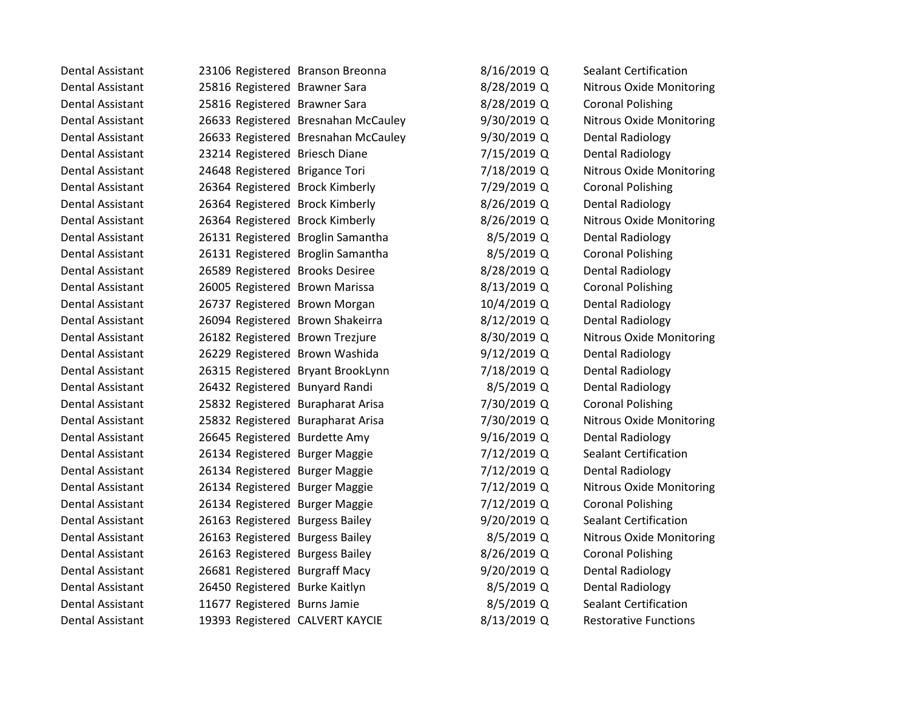| | | | | | | |
|---|---|---|---|---|---|---|
| Dental Assistant | 23106 | Registered | Branson Breonna | 8/16/2019 | Q | Sealant Certification |
| Dental Assistant | 25816 | Registered | Brawner Sara | 8/28/2019 | Q | Nitrous Oxide Monitoring |
| Dental Assistant | 25816 | Registered | Brawner Sara | 8/28/2019 | Q | Coronal Polishing |
| Dental Assistant | 26633 | Registered | Bresnahan McCauley | 9/30/2019 | Q | Nitrous Oxide Monitoring |
| Dental Assistant | 26633 | Registered | Bresnahan McCauley | 9/30/2019 | Q | Dental Radiology |
| Dental Assistant | 23214 | Registered | Briesch Diane | 7/15/2019 | Q | Dental Radiology |
| Dental Assistant | 24648 | Registered | Brigance Tori | 7/18/2019 | Q | Nitrous Oxide Monitoring |
| Dental Assistant | 26364 | Registered | Brock Kimberly | 7/29/2019 | Q | Coronal Polishing |
| Dental Assistant | 26364 | Registered | Brock Kimberly | 8/26/2019 | Q | Dental Radiology |
| Dental Assistant | 26364 | Registered | Brock Kimberly | 8/26/2019 | Q | Nitrous Oxide Monitoring |
| Dental Assistant | 26131 | Registered | Broglin Samantha | 8/5/2019 | Q | Dental Radiology |
| Dental Assistant | 26131 | Registered | Broglin Samantha | 8/5/2019 | Q | Coronal Polishing |
| Dental Assistant | 26589 | Registered | Brooks Desiree | 8/28/2019 | Q | Dental Radiology |
| Dental Assistant | 26005 | Registered | Brown Marissa | 8/13/2019 | Q | Coronal Polishing |
| Dental Assistant | 26737 | Registered | Brown Morgan | 10/4/2019 | Q | Dental Radiology |
| Dental Assistant | 26094 | Registered | Brown Shakeirra | 8/12/2019 | Q | Dental Radiology |
| Dental Assistant | 26182 | Registered | Brown Trezjure | 8/30/2019 | Q | Nitrous Oxide Monitoring |
| Dental Assistant | 26229 | Registered | Brown Washida | 9/12/2019 | Q | Dental Radiology |
| Dental Assistant | 26315 | Registered | Bryant BrookLynn | 7/18/2019 | Q | Dental Radiology |
| Dental Assistant | 26432 | Registered | Bunyard Randi | 8/5/2019 | Q | Dental Radiology |
| Dental Assistant | 25832 | Registered | Burapharat Arisa | 7/30/2019 | Q | Coronal Polishing |
| Dental Assistant | 25832 | Registered | Burapharat Arisa | 7/30/2019 | Q | Nitrous Oxide Monitoring |
| Dental Assistant | 26645 | Registered | Burdette Amy | 9/16/2019 | Q | Dental Radiology |
| Dental Assistant | 26134 | Registered | Burger Maggie | 7/12/2019 | Q | Sealant Certification |
| Dental Assistant | 26134 | Registered | Burger Maggie | 7/12/2019 | Q | Dental Radiology |
| Dental Assistant | 26134 | Registered | Burger Maggie | 7/12/2019 | Q | Nitrous Oxide Monitoring |
| Dental Assistant | 26134 | Registered | Burger Maggie | 7/12/2019 | Q | Coronal Polishing |
| Dental Assistant | 26163 | Registered | Burgess Bailey | 9/20/2019 | Q | Sealant Certification |
| Dental Assistant | 26163 | Registered | Burgess Bailey | 8/5/2019 | Q | Nitrous Oxide Monitoring |
| Dental Assistant | 26163 | Registered | Burgess Bailey | 8/26/2019 | Q | Coronal Polishing |
| Dental Assistant | 26681 | Registered | Burgraff Macy | 9/20/2019 | Q | Dental Radiology |
| Dental Assistant | 26450 | Registered | Burke Kaitlyn | 8/5/2019 | Q | Dental Radiology |
| Dental Assistant | 11677 | Registered | Burns Jamie | 8/5/2019 | Q | Sealant Certification |
| Dental Assistant | 19393 | Registered | CALVERT KAYCIE | 8/13/2019 | Q | Restorative Functions |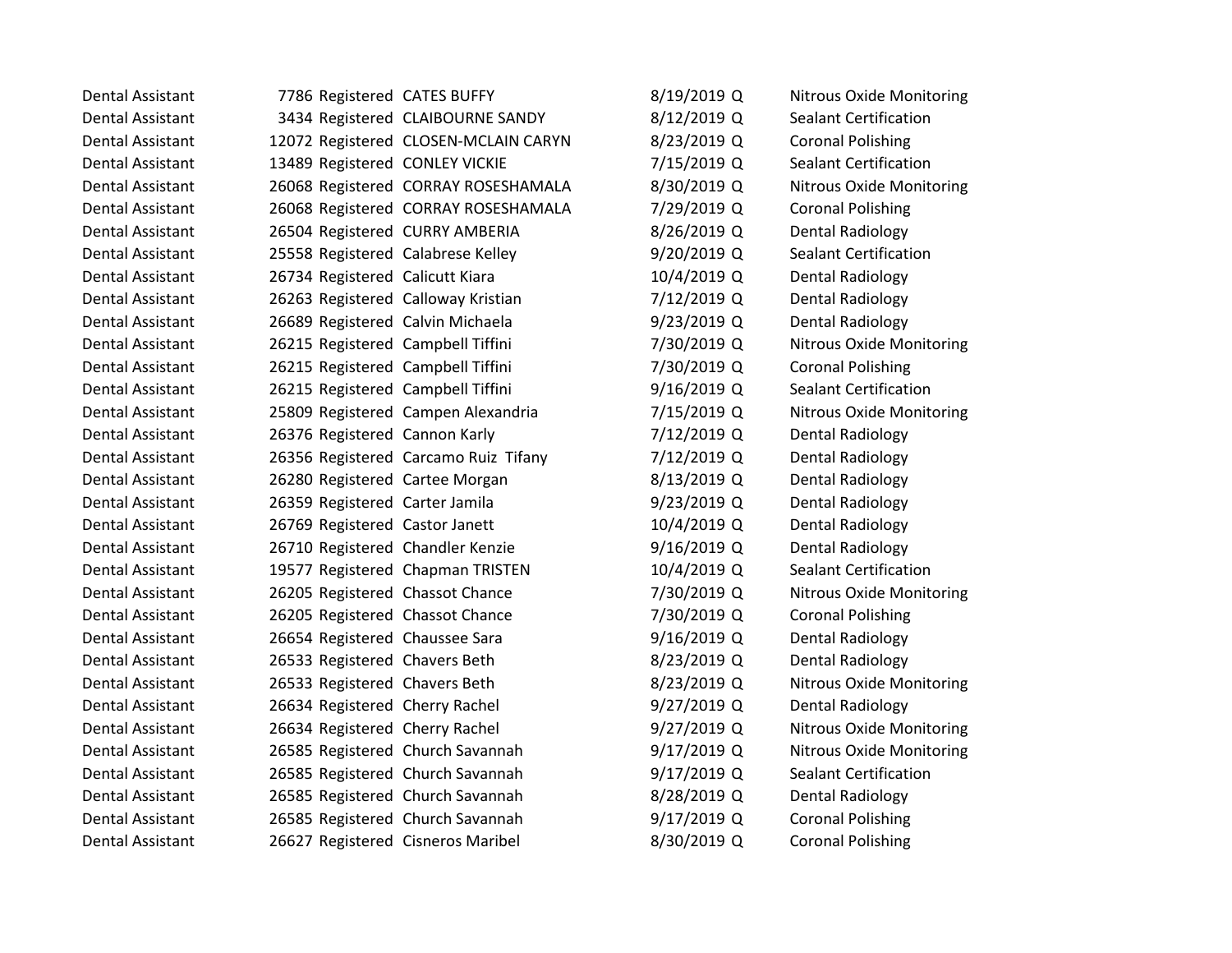| | | | | | | |
|---|---|---|---|---|---|---|
| Dental Assistant | 7786 | Registered | CATES BUFFY | 8/19/2019 | Q | Nitrous Oxide Monitoring |
| Dental Assistant | 3434 | Registered | CLAIBOURNE SANDY | 8/12/2019 | Q | Sealant Certification |
| Dental Assistant | 12072 | Registered | CLOSEN-MCLAIN CARYN | 8/23/2019 | Q | Coronal Polishing |
| Dental Assistant | 13489 | Registered | CONLEY VICKIE | 7/15/2019 | Q | Sealant Certification |
| Dental Assistant | 26068 | Registered | CORRAY ROSESHAMALA | 8/30/2019 | Q | Nitrous Oxide Monitoring |
| Dental Assistant | 26068 | Registered | CORRAY ROSESHAMALA | 7/29/2019 | Q | Coronal Polishing |
| Dental Assistant | 26504 | Registered | CURRY AMBERIA | 8/26/2019 | Q | Dental Radiology |
| Dental Assistant | 25558 | Registered | Calabrese Kelley | 9/20/2019 | Q | Sealant Certification |
| Dental Assistant | 26734 | Registered | Calicutt Kiara | 10/4/2019 | Q | Dental Radiology |
| Dental Assistant | 26263 | Registered | Calloway Kristian | 7/12/2019 | Q | Dental Radiology |
| Dental Assistant | 26689 | Registered | Calvin Michaela | 9/23/2019 | Q | Dental Radiology |
| Dental Assistant | 26215 | Registered | Campbell Tiffini | 7/30/2019 | Q | Nitrous Oxide Monitoring |
| Dental Assistant | 26215 | Registered | Campbell Tiffini | 7/30/2019 | Q | Coronal Polishing |
| Dental Assistant | 26215 | Registered | Campbell Tiffini | 9/16/2019 | Q | Sealant Certification |
| Dental Assistant | 25809 | Registered | Campen Alexandria | 7/15/2019 | Q | Nitrous Oxide Monitoring |
| Dental Assistant | 26376 | Registered | Cannon Karly | 7/12/2019 | Q | Dental Radiology |
| Dental Assistant | 26356 | Registered | Carcamo Ruiz Tifany | 7/12/2019 | Q | Dental Radiology |
| Dental Assistant | 26280 | Registered | Cartee Morgan | 8/13/2019 | Q | Dental Radiology |
| Dental Assistant | 26359 | Registered | Carter Jamila | 9/23/2019 | Q | Dental Radiology |
| Dental Assistant | 26769 | Registered | Castor Janett | 10/4/2019 | Q | Dental Radiology |
| Dental Assistant | 26710 | Registered | Chandler Kenzie | 9/16/2019 | Q | Dental Radiology |
| Dental Assistant | 19577 | Registered | Chapman TRISTEN | 10/4/2019 | Q | Sealant Certification |
| Dental Assistant | 26205 | Registered | Chassot Chance | 7/30/2019 | Q | Nitrous Oxide Monitoring |
| Dental Assistant | 26205 | Registered | Chassot Chance | 7/30/2019 | Q | Coronal Polishing |
| Dental Assistant | 26654 | Registered | Chaussee Sara | 9/16/2019 | Q | Dental Radiology |
| Dental Assistant | 26533 | Registered | Chavers Beth | 8/23/2019 | Q | Dental Radiology |
| Dental Assistant | 26533 | Registered | Chavers Beth | 8/23/2019 | Q | Nitrous Oxide Monitoring |
| Dental Assistant | 26634 | Registered | Cherry Rachel | 9/27/2019 | Q | Dental Radiology |
| Dental Assistant | 26634 | Registered | Cherry Rachel | 9/27/2019 | Q | Nitrous Oxide Monitoring |
| Dental Assistant | 26585 | Registered | Church Savannah | 9/17/2019 | Q | Nitrous Oxide Monitoring |
| Dental Assistant | 26585 | Registered | Church Savannah | 9/17/2019 | Q | Sealant Certification |
| Dental Assistant | 26585 | Registered | Church Savannah | 8/28/2019 | Q | Dental Radiology |
| Dental Assistant | 26585 | Registered | Church Savannah | 9/17/2019 | Q | Coronal Polishing |
| Dental Assistant | 26627 | Registered | Cisneros Maribel | 8/30/2019 | Q | Coronal Polishing |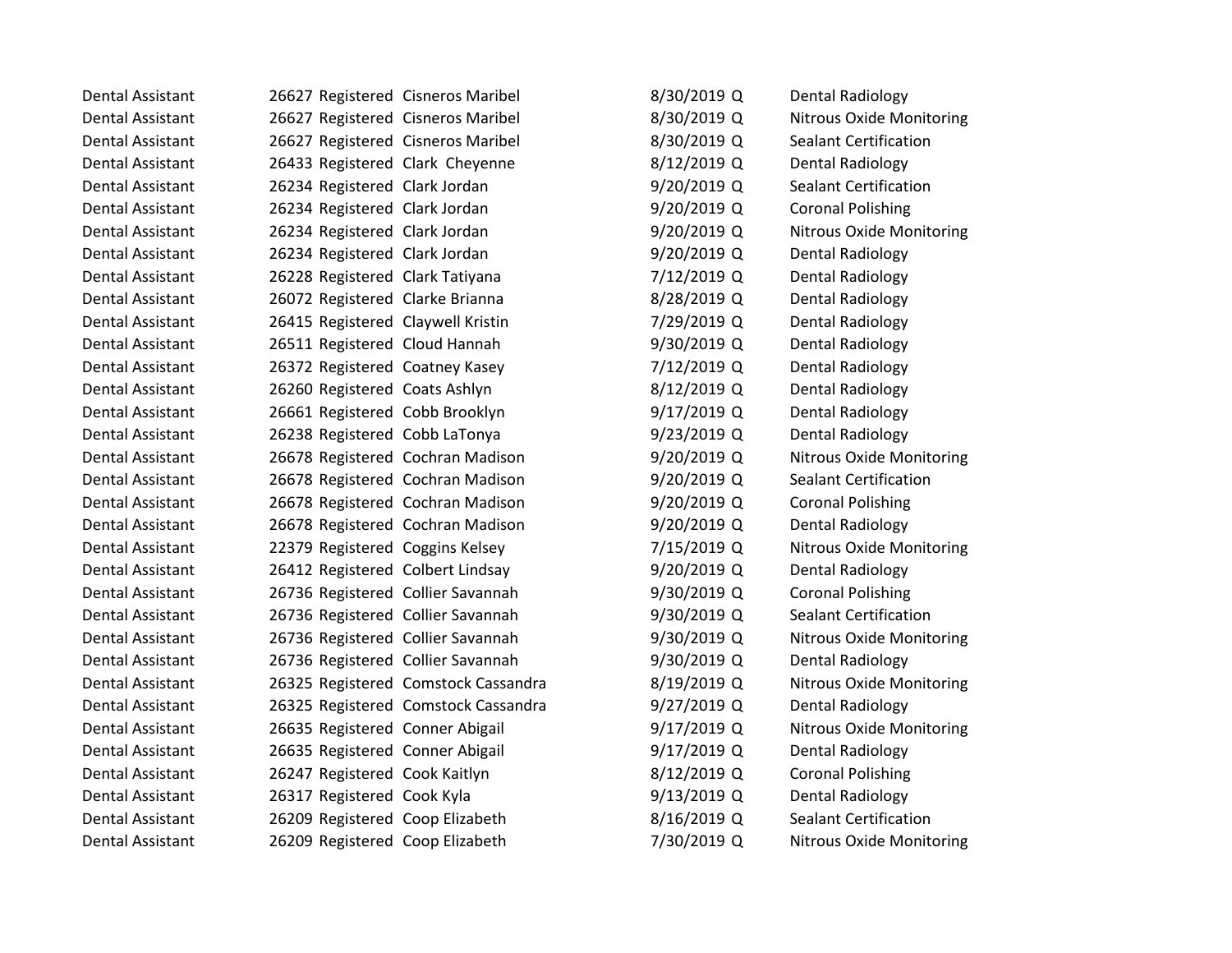| | | | | | | | |
|---|---|---|---|---|---|---|---|
| Dental Assistant | 26627 | Registered | Cisneros | Maribel | 8/30/2019 | Q | Dental Radiology |
| Dental Assistant | 26627 | Registered | Cisneros | Maribel | 8/30/2019 | Q | Nitrous Oxide Monitoring |
| Dental Assistant | 26627 | Registered | Cisneros | Maribel | 8/30/2019 | Q | Sealant Certification |
| Dental Assistant | 26433 | Registered | Clark | Cheyenne | 8/12/2019 | Q | Dental Radiology |
| Dental Assistant | 26234 | Registered | Clark | Jordan | 9/20/2019 | Q | Sealant Certification |
| Dental Assistant | 26234 | Registered | Clark | Jordan | 9/20/2019 | Q | Coronal Polishing |
| Dental Assistant | 26234 | Registered | Clark | Jordan | 9/20/2019 | Q | Nitrous Oxide Monitoring |
| Dental Assistant | 26234 | Registered | Clark | Jordan | 9/20/2019 | Q | Dental Radiology |
| Dental Assistant | 26228 | Registered | Clark | Tatiyana | 7/12/2019 | Q | Dental Radiology |
| Dental Assistant | 26072 | Registered | Clarke | Brianna | 8/28/2019 | Q | Dental Radiology |
| Dental Assistant | 26415 | Registered | Claywell | Kristin | 7/29/2019 | Q | Dental Radiology |
| Dental Assistant | 26511 | Registered | Cloud | Hannah | 9/30/2019 | Q | Dental Radiology |
| Dental Assistant | 26372 | Registered | Coatney | Kasey | 7/12/2019 | Q | Dental Radiology |
| Dental Assistant | 26260 | Registered | Coats | Ashlyn | 8/12/2019 | Q | Dental Radiology |
| Dental Assistant | 26661 | Registered | Cobb | Brooklyn | 9/17/2019 | Q | Dental Radiology |
| Dental Assistant | 26238 | Registered | Cobb | LaTonya | 9/23/2019 | Q | Dental Radiology |
| Dental Assistant | 26678 | Registered | Cochran | Madison | 9/20/2019 | Q | Nitrous Oxide Monitoring |
| Dental Assistant | 26678 | Registered | Cochran | Madison | 9/20/2019 | Q | Sealant Certification |
| Dental Assistant | 26678 | Registered | Cochran | Madison | 9/20/2019 | Q | Coronal Polishing |
| Dental Assistant | 26678 | Registered | Cochran | Madison | 9/20/2019 | Q | Dental Radiology |
| Dental Assistant | 22379 | Registered | Coggins | Kelsey | 7/15/2019 | Q | Nitrous Oxide Monitoring |
| Dental Assistant | 26412 | Registered | Colbert | Lindsay | 9/20/2019 | Q | Dental Radiology |
| Dental Assistant | 26736 | Registered | Collier | Savannah | 9/30/2019 | Q | Coronal Polishing |
| Dental Assistant | 26736 | Registered | Collier | Savannah | 9/30/2019 | Q | Sealant Certification |
| Dental Assistant | 26736 | Registered | Collier | Savannah | 9/30/2019 | Q | Nitrous Oxide Monitoring |
| Dental Assistant | 26736 | Registered | Collier | Savannah | 9/30/2019 | Q | Dental Radiology |
| Dental Assistant | 26325 | Registered | Comstock | Cassandra | 8/19/2019 | Q | Nitrous Oxide Monitoring |
| Dental Assistant | 26325 | Registered | Comstock | Cassandra | 9/27/2019 | Q | Dental Radiology |
| Dental Assistant | 26635 | Registered | Conner | Abigail | 9/17/2019 | Q | Nitrous Oxide Monitoring |
| Dental Assistant | 26635 | Registered | Conner | Abigail | 9/17/2019 | Q | Dental Radiology |
| Dental Assistant | 26247 | Registered | Cook | Kaitlyn | 8/12/2019 | Q | Coronal Polishing |
| Dental Assistant | 26317 | Registered | Cook | Kyla | 9/13/2019 | Q | Dental Radiology |
| Dental Assistant | 26209 | Registered | Coop | Elizabeth | 8/16/2019 | Q | Sealant Certification |
| Dental Assistant | 26209 | Registered | Coop | Elizabeth | 7/30/2019 | Q | Nitrous Oxide Monitoring |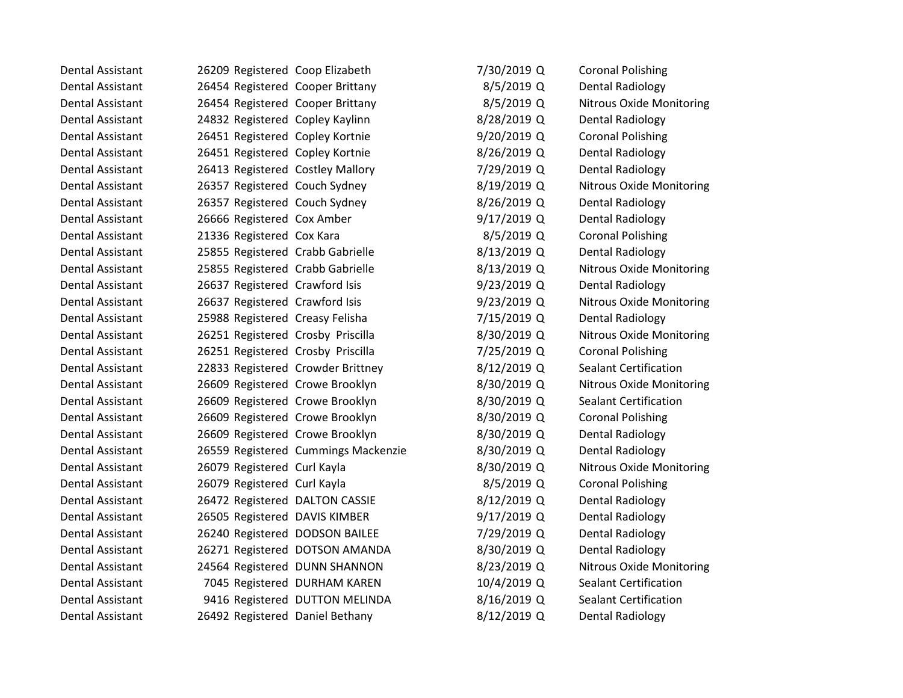| | | | | | | |
|---|---|---|---|---|---|---|
| Dental Assistant | 26209 | Registered | Coop Elizabeth | 7/30/2019 | Q | Coronal Polishing |
| Dental Assistant | 26454 | Registered | Cooper Brittany | 8/5/2019 | Q | Dental Radiology |
| Dental Assistant | 26454 | Registered | Cooper Brittany | 8/5/2019 | Q | Nitrous Oxide Monitoring |
| Dental Assistant | 24832 | Registered | Copley Kaylinn | 8/28/2019 | Q | Dental Radiology |
| Dental Assistant | 26451 | Registered | Copley Kortnie | 9/20/2019 | Q | Coronal Polishing |
| Dental Assistant | 26451 | Registered | Copley Kortnie | 8/26/2019 | Q | Dental Radiology |
| Dental Assistant | 26413 | Registered | Costley Mallory | 7/29/2019 | Q | Dental Radiology |
| Dental Assistant | 26357 | Registered | Couch Sydney | 8/19/2019 | Q | Nitrous Oxide Monitoring |
| Dental Assistant | 26357 | Registered | Couch Sydney | 8/26/2019 | Q | Dental Radiology |
| Dental Assistant | 26666 | Registered | Cox Amber | 9/17/2019 | Q | Dental Radiology |
| Dental Assistant | 21336 | Registered | Cox Kara | 8/5/2019 | Q | Coronal Polishing |
| Dental Assistant | 25855 | Registered | Crabb Gabrielle | 8/13/2019 | Q | Dental Radiology |
| Dental Assistant | 25855 | Registered | Crabb Gabrielle | 8/13/2019 | Q | Nitrous Oxide Monitoring |
| Dental Assistant | 26637 | Registered | Crawford Isis | 9/23/2019 | Q | Dental Radiology |
| Dental Assistant | 26637 | Registered | Crawford Isis | 9/23/2019 | Q | Nitrous Oxide Monitoring |
| Dental Assistant | 25988 | Registered | Creasy Felisha | 7/15/2019 | Q | Dental Radiology |
| Dental Assistant | 26251 | Registered | Crosby Priscilla | 8/30/2019 | Q | Nitrous Oxide Monitoring |
| Dental Assistant | 26251 | Registered | Crosby Priscilla | 7/25/2019 | Q | Coronal Polishing |
| Dental Assistant | 22833 | Registered | Crowder Brittney | 8/12/2019 | Q | Sealant Certification |
| Dental Assistant | 26609 | Registered | Crowe Brooklyn | 8/30/2019 | Q | Nitrous Oxide Monitoring |
| Dental Assistant | 26609 | Registered | Crowe Brooklyn | 8/30/2019 | Q | Sealant Certification |
| Dental Assistant | 26609 | Registered | Crowe Brooklyn | 8/30/2019 | Q | Coronal Polishing |
| Dental Assistant | 26609 | Registered | Crowe Brooklyn | 8/30/2019 | Q | Dental Radiology |
| Dental Assistant | 26559 | Registered | Cummings Mackenzie | 8/30/2019 | Q | Dental Radiology |
| Dental Assistant | 26079 | Registered | Curl Kayla | 8/30/2019 | Q | Nitrous Oxide Monitoring |
| Dental Assistant | 26079 | Registered | Curl Kayla | 8/5/2019 | Q | Coronal Polishing |
| Dental Assistant | 26472 | Registered | DALTON CASSIE | 8/12/2019 | Q | Dental Radiology |
| Dental Assistant | 26505 | Registered | DAVIS KIMBER | 9/17/2019 | Q | Dental Radiology |
| Dental Assistant | 26240 | Registered | DODSON BAILEE | 7/29/2019 | Q | Dental Radiology |
| Dental Assistant | 26271 | Registered | DOTSON AMANDA | 8/30/2019 | Q | Dental Radiology |
| Dental Assistant | 24564 | Registered | DUNN SHANNON | 8/23/2019 | Q | Nitrous Oxide Monitoring |
| Dental Assistant | 7045 | Registered | DURHAM KAREN | 10/4/2019 | Q | Sealant Certification |
| Dental Assistant | 9416 | Registered | DUTTON MELINDA | 8/16/2019 | Q | Sealant Certification |
| Dental Assistant | 26492 | Registered | Daniel Bethany | 8/12/2019 | Q | Dental Radiology |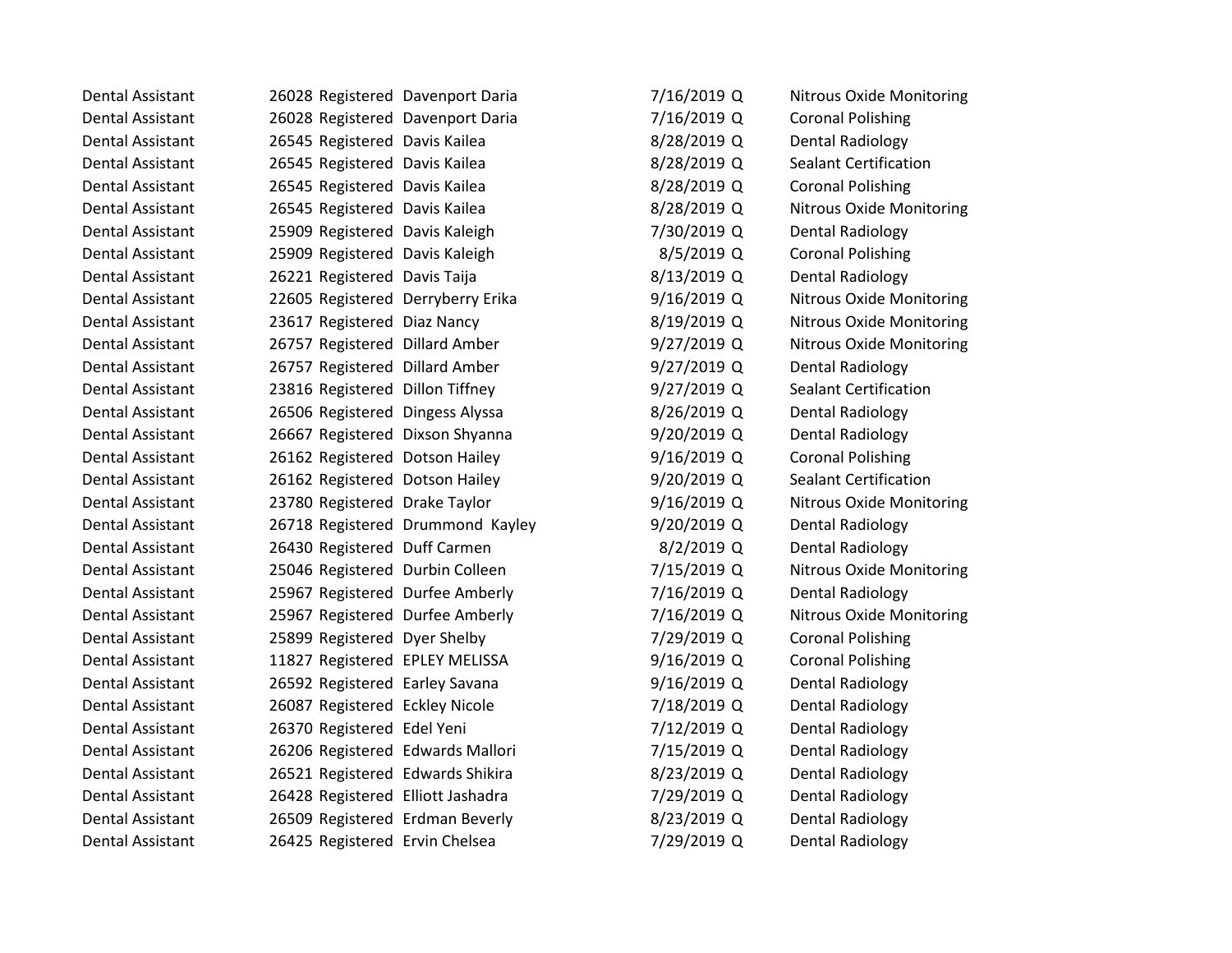| | | | | | | |
|---|---|---|---|---|---|---|
| Dental Assistant | 26028 | Registered | Davenport Daria | 7/16/2019 | Q | Nitrous Oxide Monitoring |
| Dental Assistant | 26028 | Registered | Davenport Daria | 7/16/2019 | Q | Coronal Polishing |
| Dental Assistant | 26545 | Registered | Davis Kailea | 8/28/2019 | Q | Dental Radiology |
| Dental Assistant | 26545 | Registered | Davis Kailea | 8/28/2019 | Q | Sealant Certification |
| Dental Assistant | 26545 | Registered | Davis Kailea | 8/28/2019 | Q | Coronal Polishing |
| Dental Assistant | 26545 | Registered | Davis Kailea | 8/28/2019 | Q | Nitrous Oxide Monitoring |
| Dental Assistant | 25909 | Registered | Davis Kaleigh | 7/30/2019 | Q | Dental Radiology |
| Dental Assistant | 25909 | Registered | Davis Kaleigh | 8/5/2019 | Q | Coronal Polishing |
| Dental Assistant | 26221 | Registered | Davis Taija | 8/13/2019 | Q | Dental Radiology |
| Dental Assistant | 22605 | Registered | Derryberry Erika | 9/16/2019 | Q | Nitrous Oxide Monitoring |
| Dental Assistant | 23617 | Registered | Diaz Nancy | 8/19/2019 | Q | Nitrous Oxide Monitoring |
| Dental Assistant | 26757 | Registered | Dillard Amber | 9/27/2019 | Q | Nitrous Oxide Monitoring |
| Dental Assistant | 26757 | Registered | Dillard Amber | 9/27/2019 | Q | Dental Radiology |
| Dental Assistant | 23816 | Registered | Dillon Tiffney | 9/27/2019 | Q | Sealant Certification |
| Dental Assistant | 26506 | Registered | Dingess Alyssa | 8/26/2019 | Q | Dental Radiology |
| Dental Assistant | 26667 | Registered | Dixson Shyanna | 9/20/2019 | Q | Dental Radiology |
| Dental Assistant | 26162 | Registered | Dotson Hailey | 9/16/2019 | Q | Coronal Polishing |
| Dental Assistant | 26162 | Registered | Dotson Hailey | 9/20/2019 | Q | Sealant Certification |
| Dental Assistant | 23780 | Registered | Drake Taylor | 9/16/2019 | Q | Nitrous Oxide Monitoring |
| Dental Assistant | 26718 | Registered | Drummond Kayley | 9/20/2019 | Q | Dental Radiology |
| Dental Assistant | 26430 | Registered | Duff Carmen | 8/2/2019 | Q | Dental Radiology |
| Dental Assistant | 25046 | Registered | Durbin Colleen | 7/15/2019 | Q | Nitrous Oxide Monitoring |
| Dental Assistant | 25967 | Registered | Durfee Amberly | 7/16/2019 | Q | Dental Radiology |
| Dental Assistant | 25967 | Registered | Durfee Amberly | 7/16/2019 | Q | Nitrous Oxide Monitoring |
| Dental Assistant | 25899 | Registered | Dyer Shelby | 7/29/2019 | Q | Coronal Polishing |
| Dental Assistant | 11827 | Registered | EPLEY MELISSA | 9/16/2019 | Q | Coronal Polishing |
| Dental Assistant | 26592 | Registered | Earley Savana | 9/16/2019 | Q | Dental Radiology |
| Dental Assistant | 26087 | Registered | Eckley Nicole | 7/18/2019 | Q | Dental Radiology |
| Dental Assistant | 26370 | Registered | Edel Yeni | 7/12/2019 | Q | Dental Radiology |
| Dental Assistant | 26206 | Registered | Edwards Mallori | 7/15/2019 | Q | Dental Radiology |
| Dental Assistant | 26521 | Registered | Edwards Shikira | 8/23/2019 | Q | Dental Radiology |
| Dental Assistant | 26428 | Registered | Elliott Jashadra | 7/29/2019 | Q | Dental Radiology |
| Dental Assistant | 26509 | Registered | Erdman Beverly | 8/23/2019 | Q | Dental Radiology |
| Dental Assistant | 26425 | Registered | Ervin Chelsea | 7/29/2019 | Q | Dental Radiology |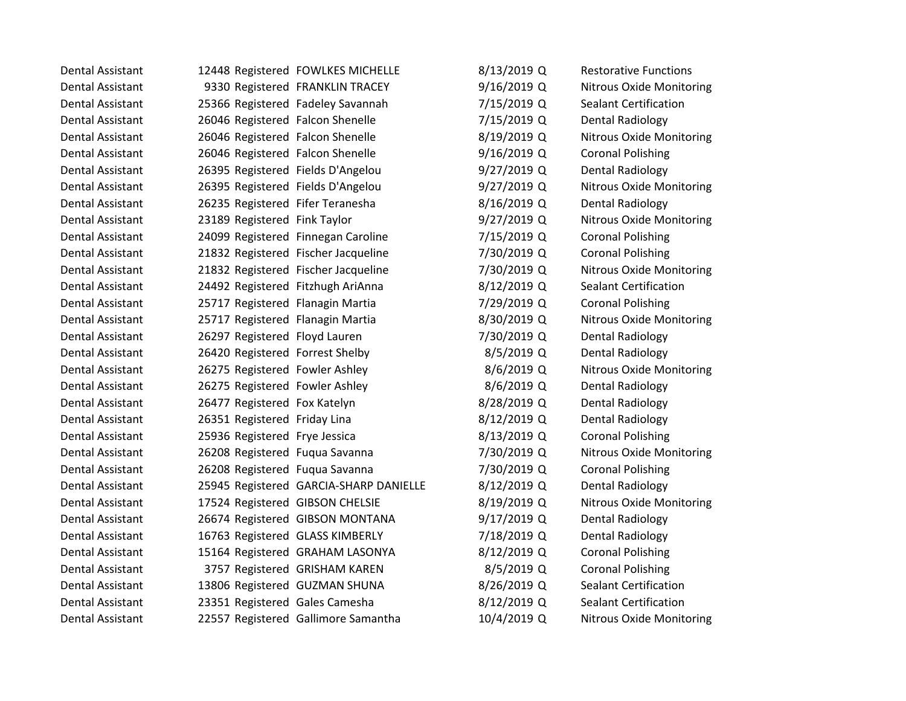| | | | | | | |
|---|---|---|---|---|---|---|
| Dental Assistant | 12448 | Registered | FOWLKES MICHELLE | 8/13/2019 | Q | Restorative Functions |
| Dental Assistant | 9330 | Registered | FRANKLIN TRACEY | 9/16/2019 | Q | Nitrous Oxide Monitoring |
| Dental Assistant | 25366 | Registered | Fadeley Savannah | 7/15/2019 | Q | Sealant Certification |
| Dental Assistant | 26046 | Registered | Falcon Shenelle | 7/15/2019 | Q | Dental Radiology |
| Dental Assistant | 26046 | Registered | Falcon Shenelle | 8/19/2019 | Q | Nitrous Oxide Monitoring |
| Dental Assistant | 26046 | Registered | Falcon Shenelle | 9/16/2019 | Q | Coronal Polishing |
| Dental Assistant | 26395 | Registered | Fields D'Angelou | 9/27/2019 | Q | Dental Radiology |
| Dental Assistant | 26395 | Registered | Fields D'Angelou | 9/27/2019 | Q | Nitrous Oxide Monitoring |
| Dental Assistant | 26235 | Registered | Fifer Teranesha | 8/16/2019 | Q | Dental Radiology |
| Dental Assistant | 23189 | Registered | Fink Taylor | 9/27/2019 | Q | Nitrous Oxide Monitoring |
| Dental Assistant | 24099 | Registered | Finnegan Caroline | 7/15/2019 | Q | Coronal Polishing |
| Dental Assistant | 21832 | Registered | Fischer Jacqueline | 7/30/2019 | Q | Coronal Polishing |
| Dental Assistant | 21832 | Registered | Fischer Jacqueline | 7/30/2019 | Q | Nitrous Oxide Monitoring |
| Dental Assistant | 24492 | Registered | Fitzhugh AriAnna | 8/12/2019 | Q | Sealant Certification |
| Dental Assistant | 25717 | Registered | Flanagin Martia | 7/29/2019 | Q | Coronal Polishing |
| Dental Assistant | 25717 | Registered | Flanagin Martia | 8/30/2019 | Q | Nitrous Oxide Monitoring |
| Dental Assistant | 26297 | Registered | Floyd Lauren | 7/30/2019 | Q | Dental Radiology |
| Dental Assistant | 26420 | Registered | Forrest Shelby | 8/5/2019 | Q | Dental Radiology |
| Dental Assistant | 26275 | Registered | Fowler Ashley | 8/6/2019 | Q | Nitrous Oxide Monitoring |
| Dental Assistant | 26275 | Registered | Fowler Ashley | 8/6/2019 | Q | Dental Radiology |
| Dental Assistant | 26477 | Registered | Fox Katelyn | 8/28/2019 | Q | Dental Radiology |
| Dental Assistant | 26351 | Registered | Friday Lina | 8/12/2019 | Q | Dental Radiology |
| Dental Assistant | 25936 | Registered | Frye Jessica | 8/13/2019 | Q | Coronal Polishing |
| Dental Assistant | 26208 | Registered | Fuqua Savanna | 7/30/2019 | Q | Nitrous Oxide Monitoring |
| Dental Assistant | 26208 | Registered | Fuqua Savanna | 7/30/2019 | Q | Coronal Polishing |
| Dental Assistant | 25945 | Registered | GARCIA-SHARP DANIELLE | 8/12/2019 | Q | Dental Radiology |
| Dental Assistant | 17524 | Registered | GIBSON CHELSIE | 8/19/2019 | Q | Nitrous Oxide Monitoring |
| Dental Assistant | 26674 | Registered | GIBSON MONTANA | 9/17/2019 | Q | Dental Radiology |
| Dental Assistant | 16763 | Registered | GLASS KIMBERLY | 7/18/2019 | Q | Dental Radiology |
| Dental Assistant | 15164 | Registered | GRAHAM LASONYA | 8/12/2019 | Q | Coronal Polishing |
| Dental Assistant | 3757 | Registered | GRISHAM KAREN | 8/5/2019 | Q | Coronal Polishing |
| Dental Assistant | 13806 | Registered | GUZMAN SHUNA | 8/26/2019 | Q | Sealant Certification |
| Dental Assistant | 23351 | Registered | Gales Camesha | 8/12/2019 | Q | Sealant Certification |
| Dental Assistant | 22557 | Registered | Gallimore Samantha | 10/4/2019 | Q | Nitrous Oxide Monitoring |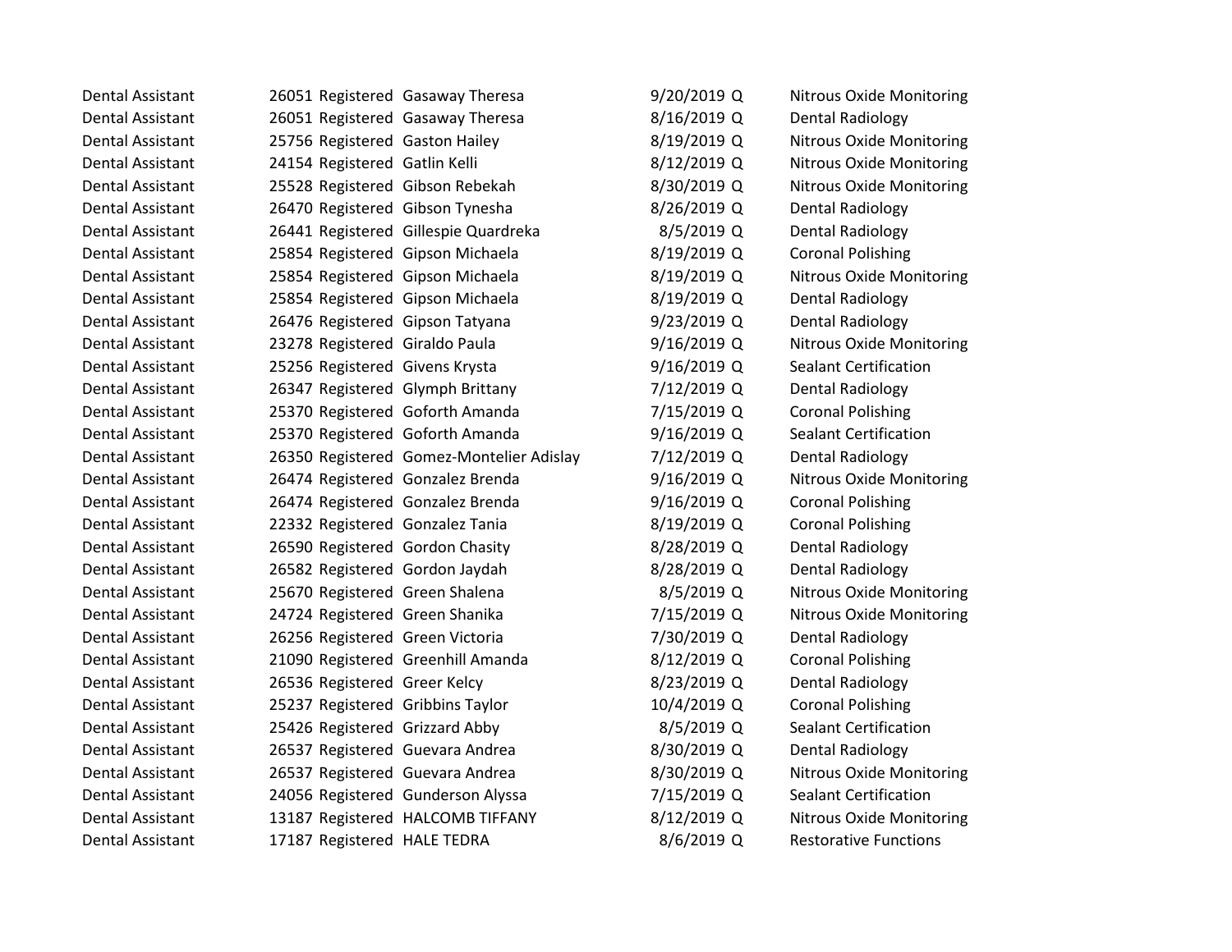| | | | | | | |
|---|---|---|---|---|---|---|
| Dental Assistant | 26051 | Registered | Gasaway Theresa | 9/20/2019 | Q | Nitrous Oxide Monitoring |
| Dental Assistant | 26051 | Registered | Gasaway Theresa | 8/16/2019 | Q | Dental Radiology |
| Dental Assistant | 25756 | Registered | Gaston Hailey | 8/19/2019 | Q | Nitrous Oxide Monitoring |
| Dental Assistant | 24154 | Registered | Gatlin Kelli | 8/12/2019 | Q | Nitrous Oxide Monitoring |
| Dental Assistant | 25528 | Registered | Gibson Rebekah | 8/30/2019 | Q | Nitrous Oxide Monitoring |
| Dental Assistant | 26470 | Registered | Gibson Tynesha | 8/26/2019 | Q | Dental Radiology |
| Dental Assistant | 26441 | Registered | Gillespie Quardreka | 8/5/2019 | Q | Dental Radiology |
| Dental Assistant | 25854 | Registered | Gipson Michaela | 8/19/2019 | Q | Coronal Polishing |
| Dental Assistant | 25854 | Registered | Gipson Michaela | 8/19/2019 | Q | Nitrous Oxide Monitoring |
| Dental Assistant | 25854 | Registered | Gipson Michaela | 8/19/2019 | Q | Dental Radiology |
| Dental Assistant | 26476 | Registered | Gipson Tatyana | 9/23/2019 | Q | Dental Radiology |
| Dental Assistant | 23278 | Registered | Giraldo Paula | 9/16/2019 | Q | Nitrous Oxide Monitoring |
| Dental Assistant | 25256 | Registered | Givens Krysta | 9/16/2019 | Q | Sealant Certification |
| Dental Assistant | 26347 | Registered | Glymph Brittany | 7/12/2019 | Q | Dental Radiology |
| Dental Assistant | 25370 | Registered | Goforth Amanda | 7/15/2019 | Q | Coronal Polishing |
| Dental Assistant | 25370 | Registered | Goforth Amanda | 9/16/2019 | Q | Sealant Certification |
| Dental Assistant | 26350 | Registered | Gomez-Montelier Adislay | 7/12/2019 | Q | Dental Radiology |
| Dental Assistant | 26474 | Registered | Gonzalez Brenda | 9/16/2019 | Q | Nitrous Oxide Monitoring |
| Dental Assistant | 26474 | Registered | Gonzalez Brenda | 9/16/2019 | Q | Coronal Polishing |
| Dental Assistant | 22332 | Registered | Gonzalez Tania | 8/19/2019 | Q | Coronal Polishing |
| Dental Assistant | 26590 | Registered | Gordon Chasity | 8/28/2019 | Q | Dental Radiology |
| Dental Assistant | 26582 | Registered | Gordon Jaydah | 8/28/2019 | Q | Dental Radiology |
| Dental Assistant | 25670 | Registered | Green Shalena | 8/5/2019 | Q | Nitrous Oxide Monitoring |
| Dental Assistant | 24724 | Registered | Green Shanika | 7/15/2019 | Q | Nitrous Oxide Monitoring |
| Dental Assistant | 26256 | Registered | Green Victoria | 7/30/2019 | Q | Dental Radiology |
| Dental Assistant | 21090 | Registered | Greenhill Amanda | 8/12/2019 | Q | Coronal Polishing |
| Dental Assistant | 26536 | Registered | Greer Kelcy | 8/23/2019 | Q | Dental Radiology |
| Dental Assistant | 25237 | Registered | Gribbins Taylor | 10/4/2019 | Q | Coronal Polishing |
| Dental Assistant | 25426 | Registered | Grizzard Abby | 8/5/2019 | Q | Sealant Certification |
| Dental Assistant | 26537 | Registered | Guevara Andrea | 8/30/2019 | Q | Dental Radiology |
| Dental Assistant | 26537 | Registered | Guevara Andrea | 8/30/2019 | Q | Nitrous Oxide Monitoring |
| Dental Assistant | 24056 | Registered | Gunderson Alyssa | 7/15/2019 | Q | Sealant Certification |
| Dental Assistant | 13187 | Registered | HALCOMB TIFFANY | 8/12/2019 | Q | Nitrous Oxide Monitoring |
| Dental Assistant | 17187 | Registered | HALE TEDRA | 8/6/2019 | Q | Restorative Functions |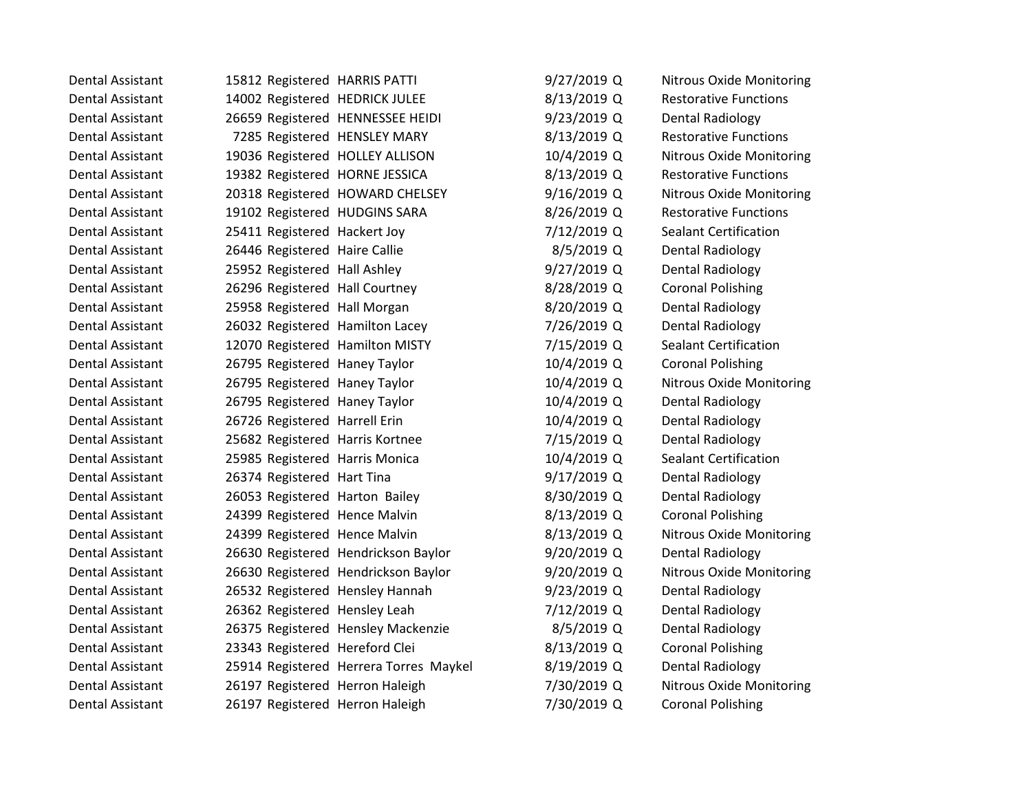| | | | | | | |
|---|---|---|---|---|---|---|
| Dental Assistant | 15812 | Registered | HARRIS PATTI | 9/27/2019 | Q | Nitrous Oxide Monitoring |
| Dental Assistant | 14002 | Registered | HEDRICK JULEE | 8/13/2019 | Q | Restorative Functions |
| Dental Assistant | 26659 | Registered | HENNESSEE HEIDI | 9/23/2019 | Q | Dental Radiology |
| Dental Assistant | 7285 | Registered | HENSLEY MARY | 8/13/2019 | Q | Restorative Functions |
| Dental Assistant | 19036 | Registered | HOLLEY ALLISON | 10/4/2019 | Q | Nitrous Oxide Monitoring |
| Dental Assistant | 19382 | Registered | HORNE JESSICA | 8/13/2019 | Q | Restorative Functions |
| Dental Assistant | 20318 | Registered | HOWARD CHELSEY | 9/16/2019 | Q | Nitrous Oxide Monitoring |
| Dental Assistant | 19102 | Registered | HUDGINS SARA | 8/26/2019 | Q | Restorative Functions |
| Dental Assistant | 25411 | Registered | Hackert Joy | 7/12/2019 | Q | Sealant Certification |
| Dental Assistant | 26446 | Registered | Haire Callie | 8/5/2019 | Q | Dental Radiology |
| Dental Assistant | 25952 | Registered | Hall Ashley | 9/27/2019 | Q | Dental Radiology |
| Dental Assistant | 26296 | Registered | Hall Courtney | 8/28/2019 | Q | Coronal Polishing |
| Dental Assistant | 25958 | Registered | Hall Morgan | 8/20/2019 | Q | Dental Radiology |
| Dental Assistant | 26032 | Registered | Hamilton Lacey | 7/26/2019 | Q | Dental Radiology |
| Dental Assistant | 12070 | Registered | Hamilton MISTY | 7/15/2019 | Q | Sealant Certification |
| Dental Assistant | 26795 | Registered | Haney Taylor | 10/4/2019 | Q | Coronal Polishing |
| Dental Assistant | 26795 | Registered | Haney Taylor | 10/4/2019 | Q | Nitrous Oxide Monitoring |
| Dental Assistant | 26795 | Registered | Haney Taylor | 10/4/2019 | Q | Dental Radiology |
| Dental Assistant | 26726 | Registered | Harrell Erin | 10/4/2019 | Q | Dental Radiology |
| Dental Assistant | 25682 | Registered | Harris Kortnee | 7/15/2019 | Q | Dental Radiology |
| Dental Assistant | 25985 | Registered | Harris Monica | 10/4/2019 | Q | Sealant Certification |
| Dental Assistant | 26374 | Registered | Hart Tina | 9/17/2019 | Q | Dental Radiology |
| Dental Assistant | 26053 | Registered | Harton Bailey | 8/30/2019 | Q | Dental Radiology |
| Dental Assistant | 24399 | Registered | Hence Malvin | 8/13/2019 | Q | Coronal Polishing |
| Dental Assistant | 24399 | Registered | Hence Malvin | 8/13/2019 | Q | Nitrous Oxide Monitoring |
| Dental Assistant | 26630 | Registered | Hendrickson Baylor | 9/20/2019 | Q | Dental Radiology |
| Dental Assistant | 26630 | Registered | Hendrickson Baylor | 9/20/2019 | Q | Nitrous Oxide Monitoring |
| Dental Assistant | 26532 | Registered | Hensley Hannah | 9/23/2019 | Q | Dental Radiology |
| Dental Assistant | 26362 | Registered | Hensley Leah | 7/12/2019 | Q | Dental Radiology |
| Dental Assistant | 26375 | Registered | Hensley Mackenzie | 8/5/2019 | Q | Dental Radiology |
| Dental Assistant | 23343 | Registered | Hereford Clei | 8/13/2019 | Q | Coronal Polishing |
| Dental Assistant | 25914 | Registered | Herrera Torres Maykel | 8/19/2019 | Q | Dental Radiology |
| Dental Assistant | 26197 | Registered | Herron Haleigh | 7/30/2019 | Q | Nitrous Oxide Monitoring |
| Dental Assistant | 26197 | Registered | Herron Haleigh | 7/30/2019 | Q | Coronal Polishing |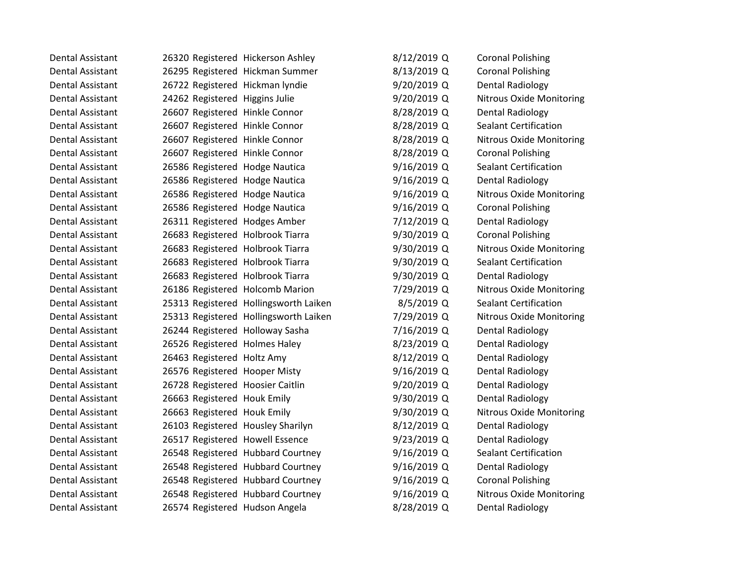| | | | | | | |
|---|---|---|---|---|---|---|
| Dental Assistant | 26320 | Registered | Hickerson Ashley | 8/12/2019 | Q | Coronal Polishing |
| Dental Assistant | 26295 | Registered | Hickman Summer | 8/13/2019 | Q | Coronal Polishing |
| Dental Assistant | 26722 | Registered | Hickman lyndie | 9/20/2019 | Q | Dental Radiology |
| Dental Assistant | 24262 | Registered | Higgins Julie | 9/20/2019 | Q | Nitrous Oxide Monitoring |
| Dental Assistant | 26607 | Registered | Hinkle Connor | 8/28/2019 | Q | Dental Radiology |
| Dental Assistant | 26607 | Registered | Hinkle Connor | 8/28/2019 | Q | Sealant Certification |
| Dental Assistant | 26607 | Registered | Hinkle Connor | 8/28/2019 | Q | Nitrous Oxide Monitoring |
| Dental Assistant | 26607 | Registered | Hinkle Connor | 8/28/2019 | Q | Coronal Polishing |
| Dental Assistant | 26586 | Registered | Hodge Nautica | 9/16/2019 | Q | Sealant Certification |
| Dental Assistant | 26586 | Registered | Hodge Nautica | 9/16/2019 | Q | Dental Radiology |
| Dental Assistant | 26586 | Registered | Hodge Nautica | 9/16/2019 | Q | Nitrous Oxide Monitoring |
| Dental Assistant | 26586 | Registered | Hodge Nautica | 9/16/2019 | Q | Coronal Polishing |
| Dental Assistant | 26311 | Registered | Hodges Amber | 7/12/2019 | Q | Dental Radiology |
| Dental Assistant | 26683 | Registered | Holbrook Tiarra | 9/30/2019 | Q | Coronal Polishing |
| Dental Assistant | 26683 | Registered | Holbrook Tiarra | 9/30/2019 | Q | Nitrous Oxide Monitoring |
| Dental Assistant | 26683 | Registered | Holbrook Tiarra | 9/30/2019 | Q | Sealant Certification |
| Dental Assistant | 26683 | Registered | Holbrook Tiarra | 9/30/2019 | Q | Dental Radiology |
| Dental Assistant | 26186 | Registered | Holcomb Marion | 7/29/2019 | Q | Nitrous Oxide Monitoring |
| Dental Assistant | 25313 | Registered | Hollingsworth Laiken | 8/5/2019 | Q | Sealant Certification |
| Dental Assistant | 25313 | Registered | Hollingsworth Laiken | 7/29/2019 | Q | Nitrous Oxide Monitoring |
| Dental Assistant | 26244 | Registered | Holloway Sasha | 7/16/2019 | Q | Dental Radiology |
| Dental Assistant | 26526 | Registered | Holmes Haley | 8/23/2019 | Q | Dental Radiology |
| Dental Assistant | 26463 | Registered | Holtz Amy | 8/12/2019 | Q | Dental Radiology |
| Dental Assistant | 26576 | Registered | Hooper Misty | 9/16/2019 | Q | Dental Radiology |
| Dental Assistant | 26728 | Registered | Hoosier Caitlin | 9/20/2019 | Q | Dental Radiology |
| Dental Assistant | 26663 | Registered | Houk Emily | 9/30/2019 | Q | Dental Radiology |
| Dental Assistant | 26663 | Registered | Houk Emily | 9/30/2019 | Q | Nitrous Oxide Monitoring |
| Dental Assistant | 26103 | Registered | Housley Sharilyn | 8/12/2019 | Q | Dental Radiology |
| Dental Assistant | 26517 | Registered | Howell Essence | 9/23/2019 | Q | Dental Radiology |
| Dental Assistant | 26548 | Registered | Hubbard Courtney | 9/16/2019 | Q | Sealant Certification |
| Dental Assistant | 26548 | Registered | Hubbard Courtney | 9/16/2019 | Q | Dental Radiology |
| Dental Assistant | 26548 | Registered | Hubbard Courtney | 9/16/2019 | Q | Coronal Polishing |
| Dental Assistant | 26548 | Registered | Hubbard Courtney | 9/16/2019 | Q | Nitrous Oxide Monitoring |
| Dental Assistant | 26574 | Registered | Hudson Angela | 8/28/2019 | Q | Dental Radiology |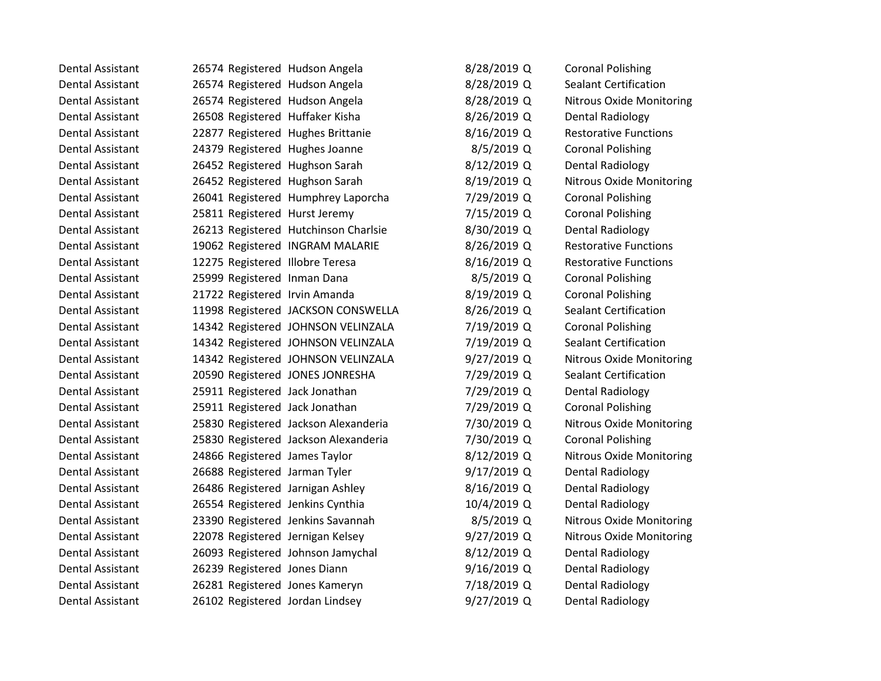| | | | | | | |
|---|---|---|---|---|---|---|
| Dental Assistant | 26574 | Registered | Hudson Angela | 8/28/2019 | Q | Coronal Polishing |
| Dental Assistant | 26574 | Registered | Hudson Angela | 8/28/2019 | Q | Sealant Certification |
| Dental Assistant | 26574 | Registered | Hudson Angela | 8/28/2019 | Q | Nitrous Oxide Monitoring |
| Dental Assistant | 26508 | Registered | Huffaker Kisha | 8/26/2019 | Q | Dental Radiology |
| Dental Assistant | 22877 | Registered | Hughes Brittanie | 8/16/2019 | Q | Restorative Functions |
| Dental Assistant | 24379 | Registered | Hughes Joanne | 8/5/2019 | Q | Coronal Polishing |
| Dental Assistant | 26452 | Registered | Hughson Sarah | 8/12/2019 | Q | Dental Radiology |
| Dental Assistant | 26452 | Registered | Hughson Sarah | 8/19/2019 | Q | Nitrous Oxide Monitoring |
| Dental Assistant | 26041 | Registered | Humphrey Laporcha | 7/29/2019 | Q | Coronal Polishing |
| Dental Assistant | 25811 | Registered | Hurst Jeremy | 7/15/2019 | Q | Coronal Polishing |
| Dental Assistant | 26213 | Registered | Hutchinson Charlsie | 8/30/2019 | Q | Dental Radiology |
| Dental Assistant | 19062 | Registered | INGRAM MALARIE | 8/26/2019 | Q | Restorative Functions |
| Dental Assistant | 12275 | Registered | Illobre Teresa | 8/16/2019 | Q | Restorative Functions |
| Dental Assistant | 25999 | Registered | Inman Dana | 8/5/2019 | Q | Coronal Polishing |
| Dental Assistant | 21722 | Registered | Irvin Amanda | 8/19/2019 | Q | Coronal Polishing |
| Dental Assistant | 11998 | Registered | JACKSON CONSWELLA | 8/26/2019 | Q | Sealant Certification |
| Dental Assistant | 14342 | Registered | JOHNSON VELINZALA | 7/19/2019 | Q | Coronal Polishing |
| Dental Assistant | 14342 | Registered | JOHNSON VELINZALA | 7/19/2019 | Q | Sealant Certification |
| Dental Assistant | 14342 | Registered | JOHNSON VELINZALA | 9/27/2019 | Q | Nitrous Oxide Monitoring |
| Dental Assistant | 20590 | Registered | JONES JONRESHA | 7/29/2019 | Q | Sealant Certification |
| Dental Assistant | 25911 | Registered | Jack Jonathan | 7/29/2019 | Q | Dental Radiology |
| Dental Assistant | 25911 | Registered | Jack Jonathan | 7/29/2019 | Q | Coronal Polishing |
| Dental Assistant | 25830 | Registered | Jackson Alexanderia | 7/30/2019 | Q | Nitrous Oxide Monitoring |
| Dental Assistant | 25830 | Registered | Jackson Alexanderia | 7/30/2019 | Q | Coronal Polishing |
| Dental Assistant | 24866 | Registered | James Taylor | 8/12/2019 | Q | Nitrous Oxide Monitoring |
| Dental Assistant | 26688 | Registered | Jarman Tyler | 9/17/2019 | Q | Dental Radiology |
| Dental Assistant | 26486 | Registered | Jarnigan Ashley | 8/16/2019 | Q | Dental Radiology |
| Dental Assistant | 26554 | Registered | Jenkins Cynthia | 10/4/2019 | Q | Dental Radiology |
| Dental Assistant | 23390 | Registered | Jenkins Savannah | 8/5/2019 | Q | Nitrous Oxide Monitoring |
| Dental Assistant | 22078 | Registered | Jernigan Kelsey | 9/27/2019 | Q | Nitrous Oxide Monitoring |
| Dental Assistant | 26093 | Registered | Johnson Jamychal | 8/12/2019 | Q | Dental Radiology |
| Dental Assistant | 26239 | Registered | Jones Diann | 9/16/2019 | Q | Dental Radiology |
| Dental Assistant | 26281 | Registered | Jones Kameryn | 7/18/2019 | Q | Dental Radiology |
| Dental Assistant | 26102 | Registered | Jordan Lindsey | 9/27/2019 | Q | Dental Radiology |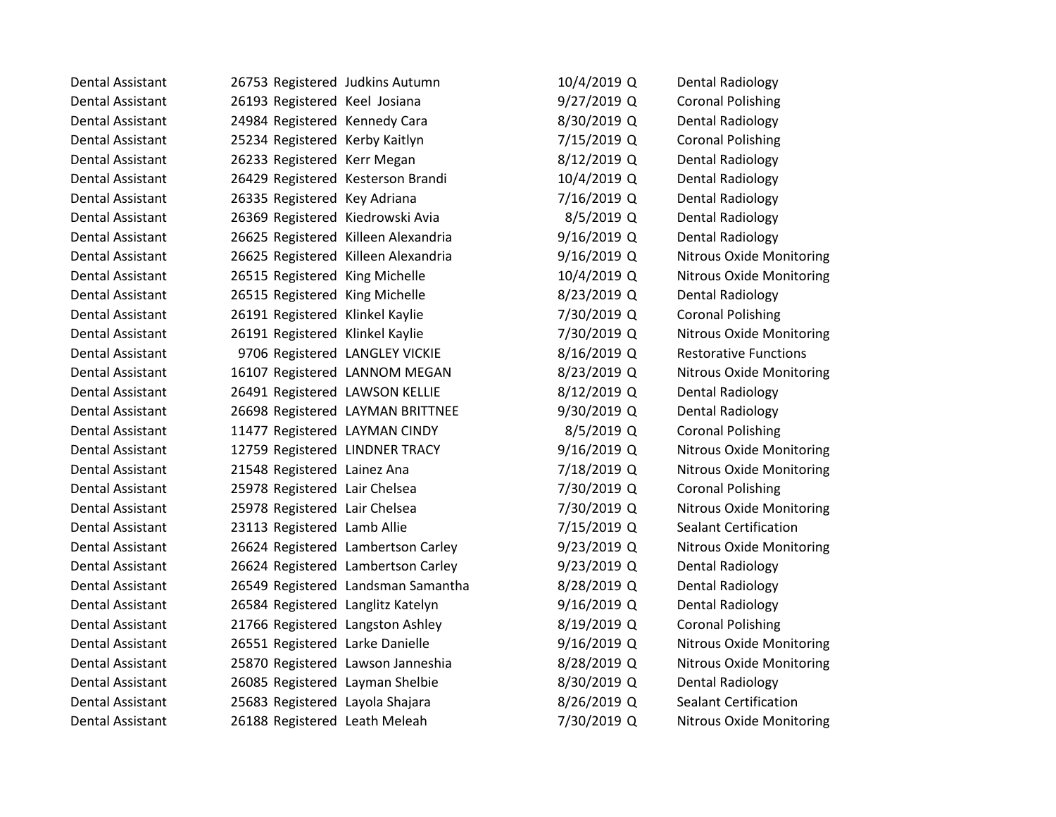| | | | | | | |
|---|---|---|---|---|---|---|
| Dental Assistant | 26753 | Registered | Judkins Autumn | 10/4/2019 | Q | Dental Radiology |
| Dental Assistant | 26193 | Registered | Keel Josiana | 9/27/2019 | Q | Coronal Polishing |
| Dental Assistant | 24984 | Registered | Kennedy Cara | 8/30/2019 | Q | Dental Radiology |
| Dental Assistant | 25234 | Registered | Kerby Kaitlyn | 7/15/2019 | Q | Coronal Polishing |
| Dental Assistant | 26233 | Registered | Kerr Megan | 8/12/2019 | Q | Dental Radiology |
| Dental Assistant | 26429 | Registered | Kesterson Brandi | 10/4/2019 | Q | Dental Radiology |
| Dental Assistant | 26335 | Registered | Key Adriana | 7/16/2019 | Q | Dental Radiology |
| Dental Assistant | 26369 | Registered | Kiedrowski Avia | 8/5/2019 | Q | Dental Radiology |
| Dental Assistant | 26625 | Registered | Killeen Alexandria | 9/16/2019 | Q | Dental Radiology |
| Dental Assistant | 26625 | Registered | Killeen Alexandria | 9/16/2019 | Q | Nitrous Oxide Monitoring |
| Dental Assistant | 26515 | Registered | King Michelle | 10/4/2019 | Q | Nitrous Oxide Monitoring |
| Dental Assistant | 26515 | Registered | King Michelle | 8/23/2019 | Q | Dental Radiology |
| Dental Assistant | 26191 | Registered | Klinkel Kaylie | 7/30/2019 | Q | Coronal Polishing |
| Dental Assistant | 26191 | Registered | Klinkel Kaylie | 7/30/2019 | Q | Nitrous Oxide Monitoring |
| Dental Assistant | 9706 | Registered | LANGLEY VICKIE | 8/16/2019 | Q | Restorative Functions |
| Dental Assistant | 16107 | Registered | LANNOM MEGAN | 8/23/2019 | Q | Nitrous Oxide Monitoring |
| Dental Assistant | 26491 | Registered | LAWSON KELLIE | 8/12/2019 | Q | Dental Radiology |
| Dental Assistant | 26698 | Registered | LAYMAN BRITTNEE | 9/30/2019 | Q | Dental Radiology |
| Dental Assistant | 11477 | Registered | LAYMAN CINDY | 8/5/2019 | Q | Coronal Polishing |
| Dental Assistant | 12759 | Registered | LINDNER TRACY | 9/16/2019 | Q | Nitrous Oxide Monitoring |
| Dental Assistant | 21548 | Registered | Lainez Ana | 7/18/2019 | Q | Nitrous Oxide Monitoring |
| Dental Assistant | 25978 | Registered | Lair Chelsea | 7/30/2019 | Q | Coronal Polishing |
| Dental Assistant | 25978 | Registered | Lair Chelsea | 7/30/2019 | Q | Nitrous Oxide Monitoring |
| Dental Assistant | 23113 | Registered | Lamb Allie | 7/15/2019 | Q | Sealant Certification |
| Dental Assistant | 26624 | Registered | Lambertson Carley | 9/23/2019 | Q | Nitrous Oxide Monitoring |
| Dental Assistant | 26624 | Registered | Lambertson Carley | 9/23/2019 | Q | Dental Radiology |
| Dental Assistant | 26549 | Registered | Landsman Samantha | 8/28/2019 | Q | Dental Radiology |
| Dental Assistant | 26584 | Registered | Langlitz Katelyn | 9/16/2019 | Q | Dental Radiology |
| Dental Assistant | 21766 | Registered | Langston Ashley | 8/19/2019 | Q | Coronal Polishing |
| Dental Assistant | 26551 | Registered | Larke Danielle | 9/16/2019 | Q | Nitrous Oxide Monitoring |
| Dental Assistant | 25870 | Registered | Lawson Janneshia | 8/28/2019 | Q | Nitrous Oxide Monitoring |
| Dental Assistant | 26085 | Registered | Layman Shelbie | 8/30/2019 | Q | Dental Radiology |
| Dental Assistant | 25683 | Registered | Layola Shajara | 8/26/2019 | Q | Sealant Certification |
| Dental Assistant | 26188 | Registered | Leath Meleah | 7/30/2019 | Q | Nitrous Oxide Monitoring |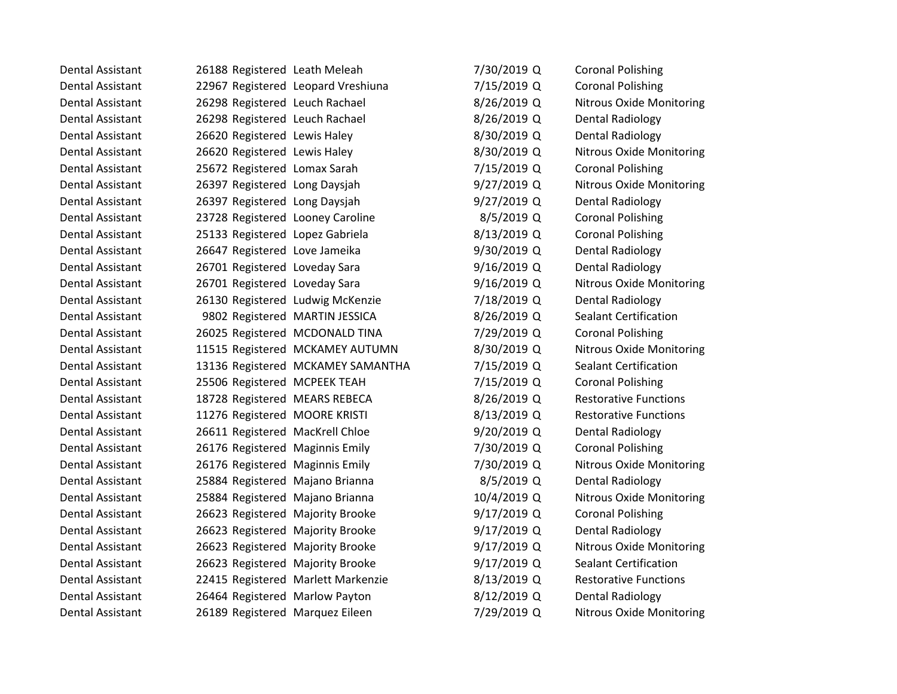| | | | | | | |
|---|---|---|---|---|---|---|
| Dental Assistant | 26188 | Registered | Leath Meleah | 7/30/2019 | Q | Coronal Polishing |
| Dental Assistant | 22967 | Registered | Leopard Vreshiuna | 7/15/2019 | Q | Coronal Polishing |
| Dental Assistant | 26298 | Registered | Leuch Rachael | 8/26/2019 | Q | Nitrous Oxide Monitoring |
| Dental Assistant | 26298 | Registered | Leuch Rachael | 8/26/2019 | Q | Dental Radiology |
| Dental Assistant | 26620 | Registered | Lewis Haley | 8/30/2019 | Q | Dental Radiology |
| Dental Assistant | 26620 | Registered | Lewis Haley | 8/30/2019 | Q | Nitrous Oxide Monitoring |
| Dental Assistant | 25672 | Registered | Lomax Sarah | 7/15/2019 | Q | Coronal Polishing |
| Dental Assistant | 26397 | Registered | Long Daysjah | 9/27/2019 | Q | Nitrous Oxide Monitoring |
| Dental Assistant | 26397 | Registered | Long Daysjah | 9/27/2019 | Q | Dental Radiology |
| Dental Assistant | 23728 | Registered | Looney Caroline | 8/5/2019 | Q | Coronal Polishing |
| Dental Assistant | 25133 | Registered | Lopez Gabriela | 8/13/2019 | Q | Coronal Polishing |
| Dental Assistant | 26647 | Registered | Love Jameika | 9/30/2019 | Q | Dental Radiology |
| Dental Assistant | 26701 | Registered | Loveday Sara | 9/16/2019 | Q | Dental Radiology |
| Dental Assistant | 26701 | Registered | Loveday Sara | 9/16/2019 | Q | Nitrous Oxide Monitoring |
| Dental Assistant | 26130 | Registered | Ludwig McKenzie | 7/18/2019 | Q | Dental Radiology |
| Dental Assistant | 9802 | Registered | MARTIN JESSICA | 8/26/2019 | Q | Sealant Certification |
| Dental Assistant | 26025 | Registered | MCDONALD TINA | 7/29/2019 | Q | Coronal Polishing |
| Dental Assistant | 11515 | Registered | MCKAMEY AUTUMN | 8/30/2019 | Q | Nitrous Oxide Monitoring |
| Dental Assistant | 13136 | Registered | MCKAMEY SAMANTHA | 7/15/2019 | Q | Sealant Certification |
| Dental Assistant | 25506 | Registered | MCPEEK TEAH | 7/15/2019 | Q | Coronal Polishing |
| Dental Assistant | 18728 | Registered | MEARS REBECA | 8/26/2019 | Q | Restorative Functions |
| Dental Assistant | 11276 | Registered | MOORE KRISTI | 8/13/2019 | Q | Restorative Functions |
| Dental Assistant | 26611 | Registered | MacKrell Chloe | 9/20/2019 | Q | Dental Radiology |
| Dental Assistant | 26176 | Registered | Maginnis Emily | 7/30/2019 | Q | Coronal Polishing |
| Dental Assistant | 26176 | Registered | Maginnis Emily | 7/30/2019 | Q | Nitrous Oxide Monitoring |
| Dental Assistant | 25884 | Registered | Majano Brianna | 8/5/2019 | Q | Dental Radiology |
| Dental Assistant | 25884 | Registered | Majano Brianna | 10/4/2019 | Q | Nitrous Oxide Monitoring |
| Dental Assistant | 26623 | Registered | Majority Brooke | 9/17/2019 | Q | Coronal Polishing |
| Dental Assistant | 26623 | Registered | Majority Brooke | 9/17/2019 | Q | Dental Radiology |
| Dental Assistant | 26623 | Registered | Majority Brooke | 9/17/2019 | Q | Nitrous Oxide Monitoring |
| Dental Assistant | 26623 | Registered | Majority Brooke | 9/17/2019 | Q | Sealant Certification |
| Dental Assistant | 22415 | Registered | Marlett Markenzie | 8/13/2019 | Q | Restorative Functions |
| Dental Assistant | 26464 | Registered | Marlow Payton | 8/12/2019 | Q | Dental Radiology |
| Dental Assistant | 26189 | Registered | Marquez Eileen | 7/29/2019 | Q | Nitrous Oxide Monitoring |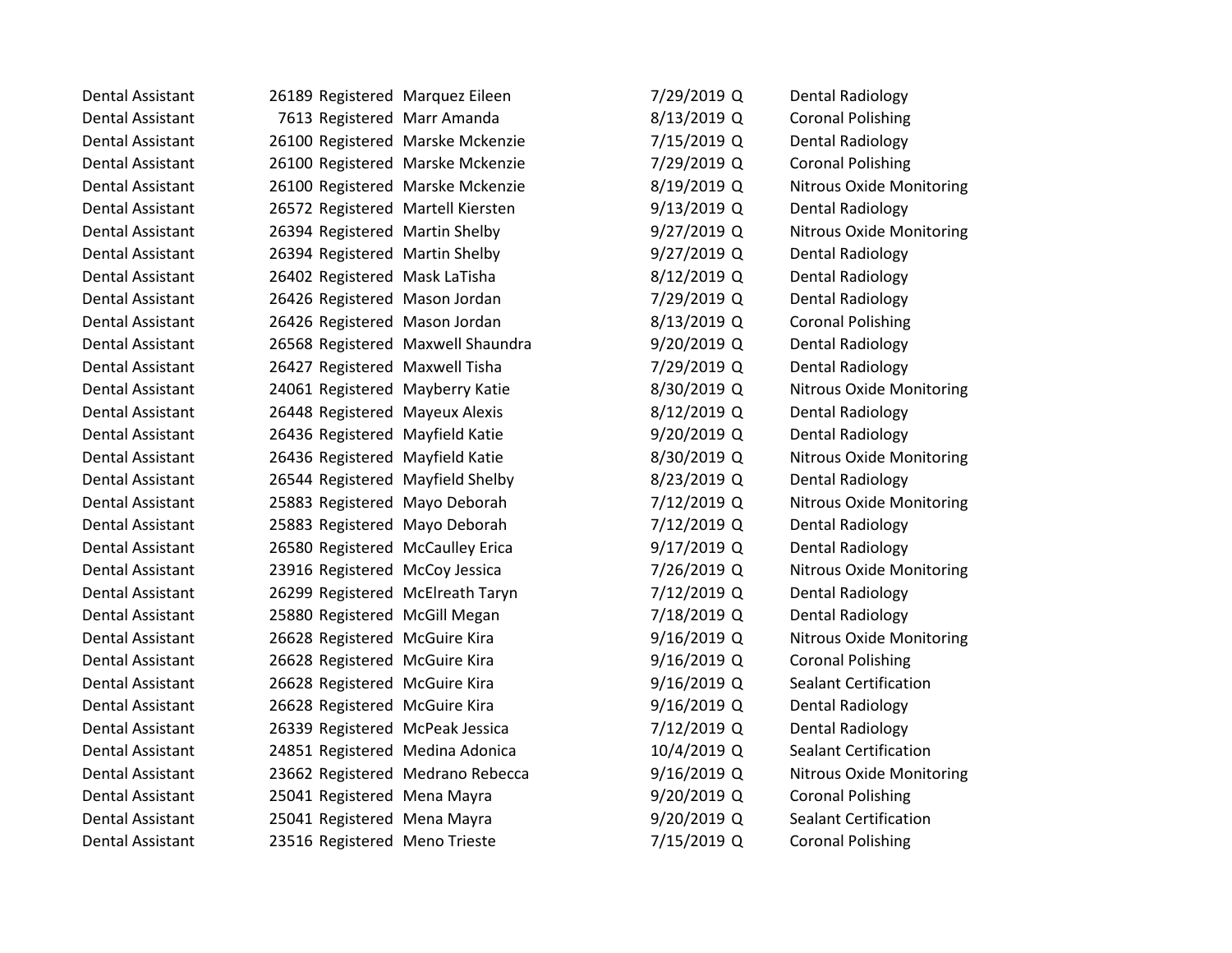| | | | | | | |
|---|---|---|---|---|---|---|
| Dental Assistant | 26189 | Registered | Marquez Eileen | 7/29/2019 | Q | Dental Radiology |
| Dental Assistant | 7613 | Registered | Marr Amanda | 8/13/2019 | Q | Coronal Polishing |
| Dental Assistant | 26100 | Registered | Marske Mckenzie | 7/15/2019 | Q | Dental Radiology |
| Dental Assistant | 26100 | Registered | Marske Mckenzie | 7/29/2019 | Q | Coronal Polishing |
| Dental Assistant | 26100 | Registered | Marske Mckenzie | 8/19/2019 | Q | Nitrous Oxide Monitoring |
| Dental Assistant | 26572 | Registered | Martell Kiersten | 9/13/2019 | Q | Dental Radiology |
| Dental Assistant | 26394 | Registered | Martin Shelby | 9/27/2019 | Q | Nitrous Oxide Monitoring |
| Dental Assistant | 26394 | Registered | Martin Shelby | 9/27/2019 | Q | Dental Radiology |
| Dental Assistant | 26402 | Registered | Mask LaTisha | 8/12/2019 | Q | Dental Radiology |
| Dental Assistant | 26426 | Registered | Mason Jordan | 7/29/2019 | Q | Dental Radiology |
| Dental Assistant | 26426 | Registered | Mason Jordan | 8/13/2019 | Q | Coronal Polishing |
| Dental Assistant | 26568 | Registered | Maxwell Shaundra | 9/20/2019 | Q | Dental Radiology |
| Dental Assistant | 26427 | Registered | Maxwell Tisha | 7/29/2019 | Q | Dental Radiology |
| Dental Assistant | 24061 | Registered | Mayberry Katie | 8/30/2019 | Q | Nitrous Oxide Monitoring |
| Dental Assistant | 26448 | Registered | Mayeux Alexis | 8/12/2019 | Q | Dental Radiology |
| Dental Assistant | 26436 | Registered | Mayfield Katie | 9/20/2019 | Q | Dental Radiology |
| Dental Assistant | 26436 | Registered | Mayfield Katie | 8/30/2019 | Q | Nitrous Oxide Monitoring |
| Dental Assistant | 26544 | Registered | Mayfield Shelby | 8/23/2019 | Q | Dental Radiology |
| Dental Assistant | 25883 | Registered | Mayo Deborah | 7/12/2019 | Q | Nitrous Oxide Monitoring |
| Dental Assistant | 25883 | Registered | Mayo Deborah | 7/12/2019 | Q | Dental Radiology |
| Dental Assistant | 26580 | Registered | McCaulley Erica | 9/17/2019 | Q | Dental Radiology |
| Dental Assistant | 23916 | Registered | McCoy Jessica | 7/26/2019 | Q | Nitrous Oxide Monitoring |
| Dental Assistant | 26299 | Registered | McElreath Taryn | 7/12/2019 | Q | Dental Radiology |
| Dental Assistant | 25880 | Registered | McGill Megan | 7/18/2019 | Q | Dental Radiology |
| Dental Assistant | 26628 | Registered | McGuire Kira | 9/16/2019 | Q | Nitrous Oxide Monitoring |
| Dental Assistant | 26628 | Registered | McGuire Kira | 9/16/2019 | Q | Coronal Polishing |
| Dental Assistant | 26628 | Registered | McGuire Kira | 9/16/2019 | Q | Sealant Certification |
| Dental Assistant | 26628 | Registered | McGuire Kira | 9/16/2019 | Q | Dental Radiology |
| Dental Assistant | 26339 | Registered | McPeak Jessica | 7/12/2019 | Q | Dental Radiology |
| Dental Assistant | 24851 | Registered | Medina Adonica | 10/4/2019 | Q | Sealant Certification |
| Dental Assistant | 23662 | Registered | Medrano Rebecca | 9/16/2019 | Q | Nitrous Oxide Monitoring |
| Dental Assistant | 25041 | Registered | Mena Mayra | 9/20/2019 | Q | Coronal Polishing |
| Dental Assistant | 25041 | Registered | Mena Mayra | 9/20/2019 | Q | Sealant Certification |
| Dental Assistant | 23516 | Registered | Meno Trieste | 7/15/2019 | Q | Coronal Polishing |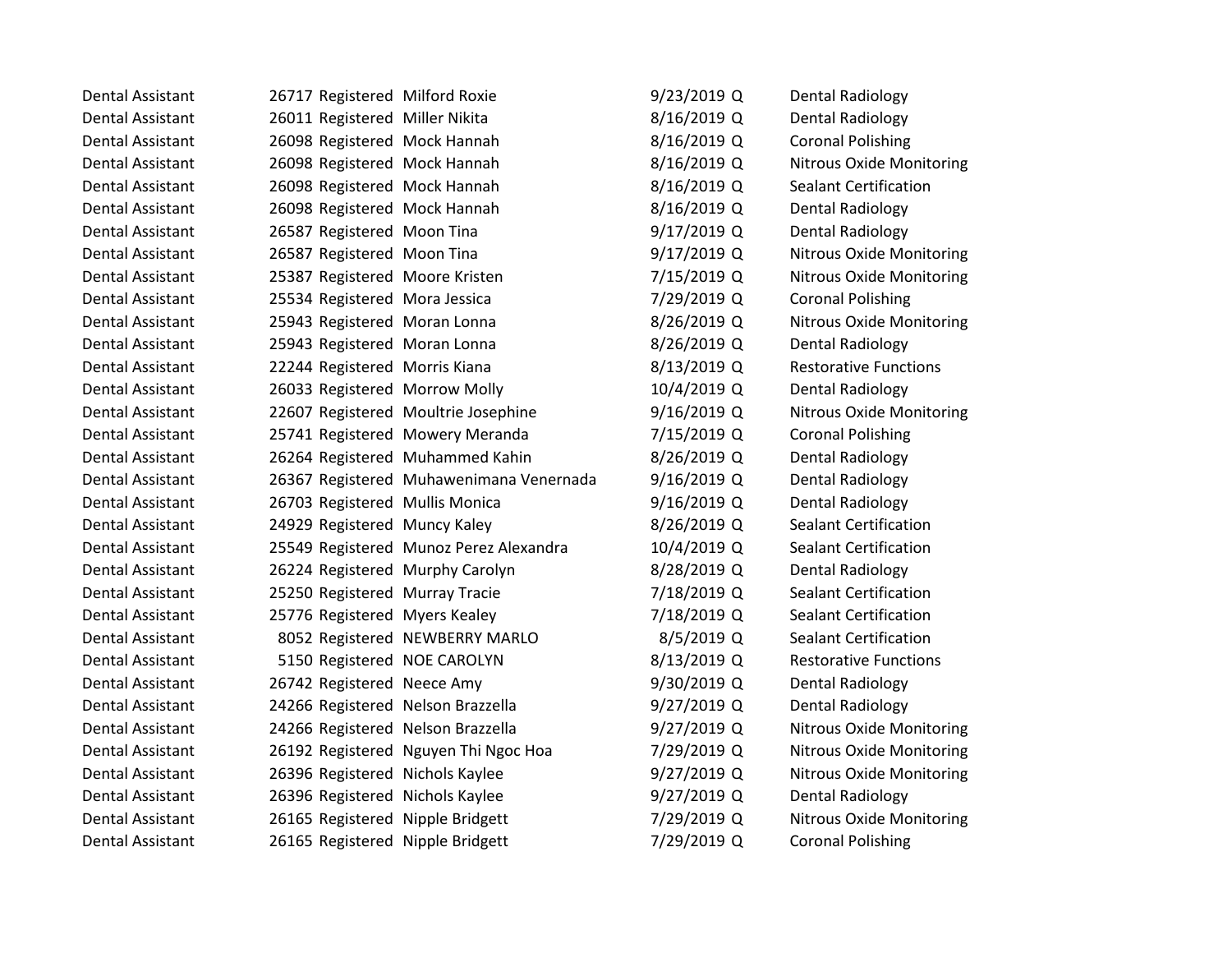| | | | | | | |
|---|---|---|---|---|---|---|
| Dental Assistant | 26717 | Registered | Milford Roxie | 9/23/2019 | Q | Dental Radiology |
| Dental Assistant | 26011 | Registered | Miller Nikita | 8/16/2019 | Q | Dental Radiology |
| Dental Assistant | 26098 | Registered | Mock Hannah | 8/16/2019 | Q | Coronal Polishing |
| Dental Assistant | 26098 | Registered | Mock Hannah | 8/16/2019 | Q | Nitrous Oxide Monitoring |
| Dental Assistant | 26098 | Registered | Mock Hannah | 8/16/2019 | Q | Sealant Certification |
| Dental Assistant | 26098 | Registered | Mock Hannah | 8/16/2019 | Q | Dental Radiology |
| Dental Assistant | 26587 | Registered | Moon Tina | 9/17/2019 | Q | Dental Radiology |
| Dental Assistant | 26587 | Registered | Moon Tina | 9/17/2019 | Q | Nitrous Oxide Monitoring |
| Dental Assistant | 25387 | Registered | Moore Kristen | 7/15/2019 | Q | Nitrous Oxide Monitoring |
| Dental Assistant | 25534 | Registered | Mora Jessica | 7/29/2019 | Q | Coronal Polishing |
| Dental Assistant | 25943 | Registered | Moran Lonna | 8/26/2019 | Q | Nitrous Oxide Monitoring |
| Dental Assistant | 25943 | Registered | Moran Lonna | 8/26/2019 | Q | Dental Radiology |
| Dental Assistant | 22244 | Registered | Morris Kiana | 8/13/2019 | Q | Restorative Functions |
| Dental Assistant | 26033 | Registered | Morrow Molly | 10/4/2019 | Q | Dental Radiology |
| Dental Assistant | 22607 | Registered | Moultrie Josephine | 9/16/2019 | Q | Nitrous Oxide Monitoring |
| Dental Assistant | 25741 | Registered | Mowery Meranda | 7/15/2019 | Q | Coronal Polishing |
| Dental Assistant | 26264 | Registered | Muhammed Kahin | 8/26/2019 | Q | Dental Radiology |
| Dental Assistant | 26367 | Registered | Muhawenimana Venernada | 9/16/2019 | Q | Dental Radiology |
| Dental Assistant | 26703 | Registered | Mullis Monica | 9/16/2019 | Q | Dental Radiology |
| Dental Assistant | 24929 | Registered | Muncy Kaley | 8/26/2019 | Q | Sealant Certification |
| Dental Assistant | 25549 | Registered | Munoz Perez Alexandra | 10/4/2019 | Q | Sealant Certification |
| Dental Assistant | 26224 | Registered | Murphy Carolyn | 8/28/2019 | Q | Dental Radiology |
| Dental Assistant | 25250 | Registered | Murray Tracie | 7/18/2019 | Q | Sealant Certification |
| Dental Assistant | 25776 | Registered | Myers Kealey | 7/18/2019 | Q | Sealant Certification |
| Dental Assistant | 8052 | Registered | NEWBERRY MARLO | 8/5/2019 | Q | Sealant Certification |
| Dental Assistant | 5150 | Registered | NOE CAROLYN | 8/13/2019 | Q | Restorative Functions |
| Dental Assistant | 26742 | Registered | Neece Amy | 9/30/2019 | Q | Dental Radiology |
| Dental Assistant | 24266 | Registered | Nelson Brazzella | 9/27/2019 | Q | Dental Radiology |
| Dental Assistant | 24266 | Registered | Nelson Brazzella | 9/27/2019 | Q | Nitrous Oxide Monitoring |
| Dental Assistant | 26192 | Registered | Nguyen Thi Ngoc Hoa | 7/29/2019 | Q | Nitrous Oxide Monitoring |
| Dental Assistant | 26396 | Registered | Nichols Kaylee | 9/27/2019 | Q | Nitrous Oxide Monitoring |
| Dental Assistant | 26396 | Registered | Nichols Kaylee | 9/27/2019 | Q | Dental Radiology |
| Dental Assistant | 26165 | Registered | Nipple Bridgett | 7/29/2019 | Q | Nitrous Oxide Monitoring |
| Dental Assistant | 26165 | Registered | Nipple Bridgett | 7/29/2019 | Q | Coronal Polishing |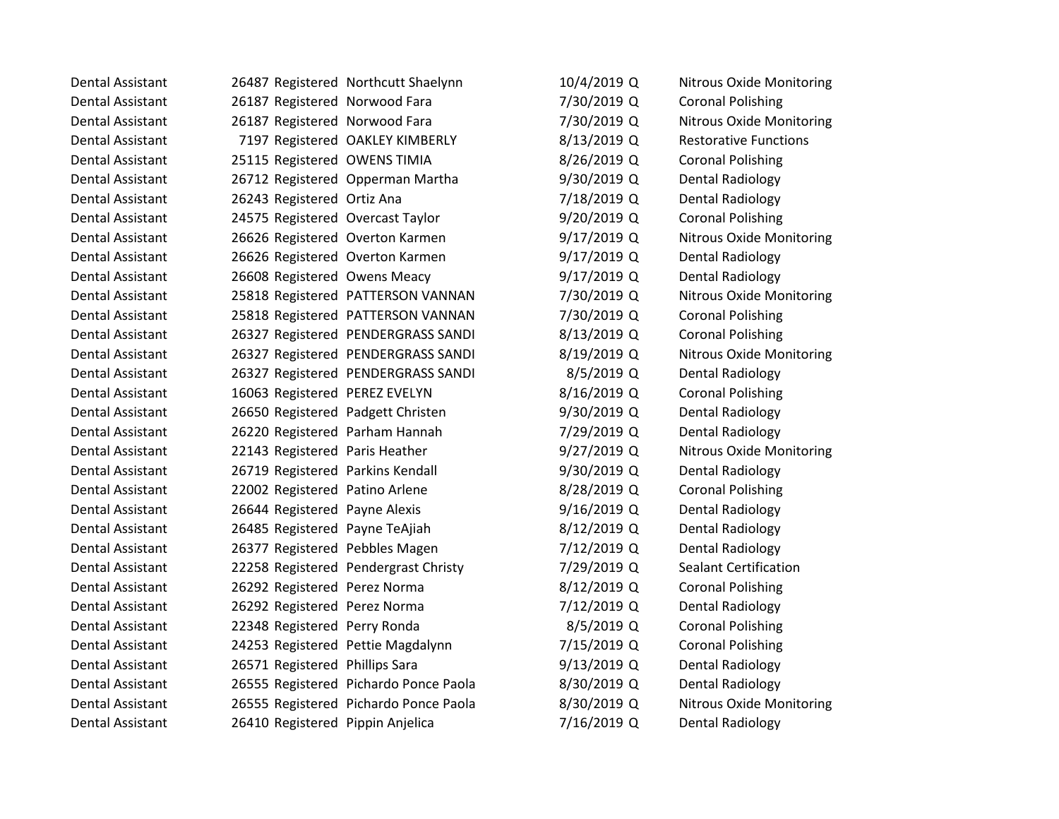| | | | | | | |
|---|---|---|---|---|---|---|
| Dental Assistant | 26487 | Registered | Northcutt Shaelynn | 10/4/2019 | Q | Nitrous Oxide Monitoring |
| Dental Assistant | 26187 | Registered | Norwood Fara | 7/30/2019 | Q | Coronal Polishing |
| Dental Assistant | 26187 | Registered | Norwood Fara | 7/30/2019 | Q | Nitrous Oxide Monitoring |
| Dental Assistant | 7197 | Registered | OAKLEY KIMBERLY | 8/13/2019 | Q | Restorative Functions |
| Dental Assistant | 25115 | Registered | OWENS TIMIA | 8/26/2019 | Q | Coronal Polishing |
| Dental Assistant | 26712 | Registered | Opperman Martha | 9/30/2019 | Q | Dental Radiology |
| Dental Assistant | 26243 | Registered | Ortiz Ana | 7/18/2019 | Q | Dental Radiology |
| Dental Assistant | 24575 | Registered | Overcast Taylor | 9/20/2019 | Q | Coronal Polishing |
| Dental Assistant | 26626 | Registered | Overton Karmen | 9/17/2019 | Q | Nitrous Oxide Monitoring |
| Dental Assistant | 26626 | Registered | Overton Karmen | 9/17/2019 | Q | Dental Radiology |
| Dental Assistant | 26608 | Registered | Owens Meacy | 9/17/2019 | Q | Dental Radiology |
| Dental Assistant | 25818 | Registered | PATTERSON VANNAN | 7/30/2019 | Q | Nitrous Oxide Monitoring |
| Dental Assistant | 25818 | Registered | PATTERSON VANNAN | 7/30/2019 | Q | Coronal Polishing |
| Dental Assistant | 26327 | Registered | PENDERGRASS SANDI | 8/13/2019 | Q | Coronal Polishing |
| Dental Assistant | 26327 | Registered | PENDERGRASS SANDI | 8/19/2019 | Q | Nitrous Oxide Monitoring |
| Dental Assistant | 26327 | Registered | PENDERGRASS SANDI | 8/5/2019 | Q | Dental Radiology |
| Dental Assistant | 16063 | Registered | PEREZ EVELYN | 8/16/2019 | Q | Coronal Polishing |
| Dental Assistant | 26650 | Registered | Padgett Christen | 9/30/2019 | Q | Dental Radiology |
| Dental Assistant | 26220 | Registered | Parham Hannah | 7/29/2019 | Q | Dental Radiology |
| Dental Assistant | 22143 | Registered | Paris Heather | 9/27/2019 | Q | Nitrous Oxide Monitoring |
| Dental Assistant | 26719 | Registered | Parkins Kendall | 9/30/2019 | Q | Dental Radiology |
| Dental Assistant | 22002 | Registered | Patino Arlene | 8/28/2019 | Q | Coronal Polishing |
| Dental Assistant | 26644 | Registered | Payne Alexis | 9/16/2019 | Q | Dental Radiology |
| Dental Assistant | 26485 | Registered | Payne TeAjiah | 8/12/2019 | Q | Dental Radiology |
| Dental Assistant | 26377 | Registered | Pebbles Magen | 7/12/2019 | Q | Dental Radiology |
| Dental Assistant | 22258 | Registered | Pendergrast Christy | 7/29/2019 | Q | Sealant Certification |
| Dental Assistant | 26292 | Registered | Perez Norma | 8/12/2019 | Q | Coronal Polishing |
| Dental Assistant | 26292 | Registered | Perez Norma | 7/12/2019 | Q | Dental Radiology |
| Dental Assistant | 22348 | Registered | Perry Ronda | 8/5/2019 | Q | Coronal Polishing |
| Dental Assistant | 24253 | Registered | Pettie Magdalynn | 7/15/2019 | Q | Coronal Polishing |
| Dental Assistant | 26571 | Registered | Phillips Sara | 9/13/2019 | Q | Dental Radiology |
| Dental Assistant | 26555 | Registered | Pichardo Ponce Paola | 8/30/2019 | Q | Dental Radiology |
| Dental Assistant | 26555 | Registered | Pichardo Ponce Paola | 8/30/2019 | Q | Nitrous Oxide Monitoring |
| Dental Assistant | 26410 | Registered | Pippin Anjelica | 7/16/2019 | Q | Dental Radiology |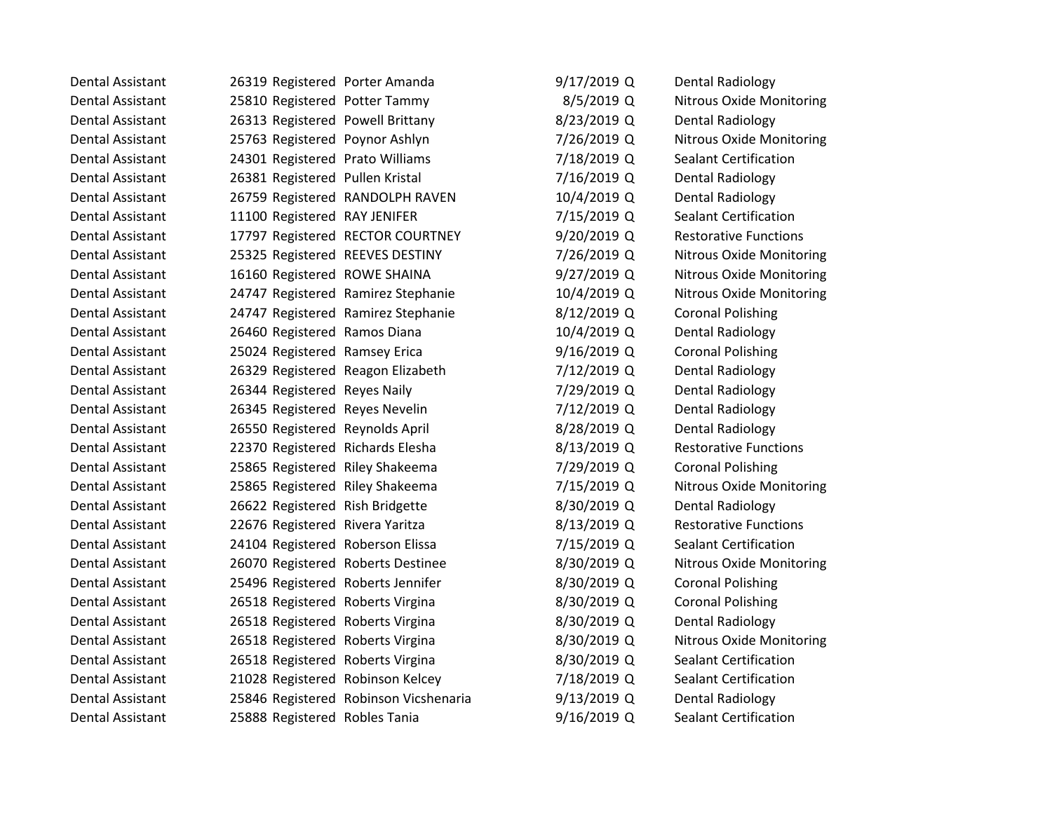| | | | | | | |
|---|---|---|---|---|---|---|
| Dental Assistant | 26319 | Registered | Porter Amanda | 9/17/2019 | Q | Dental Radiology |
| Dental Assistant | 25810 | Registered | Potter Tammy | 8/5/2019 | Q | Nitrous Oxide Monitoring |
| Dental Assistant | 26313 | Registered | Powell Brittany | 8/23/2019 | Q | Dental Radiology |
| Dental Assistant | 25763 | Registered | Poynor Ashlyn | 7/26/2019 | Q | Nitrous Oxide Monitoring |
| Dental Assistant | 24301 | Registered | Prato Williams | 7/18/2019 | Q | Sealant Certification |
| Dental Assistant | 26381 | Registered | Pullen Kristal | 7/16/2019 | Q | Dental Radiology |
| Dental Assistant | 26759 | Registered | RANDOLPH RAVEN | 10/4/2019 | Q | Dental Radiology |
| Dental Assistant | 11100 | Registered | RAY JENIFER | 7/15/2019 | Q | Sealant Certification |
| Dental Assistant | 17797 | Registered | RECTOR COURTNEY | 9/20/2019 | Q | Restorative Functions |
| Dental Assistant | 25325 | Registered | REEVES DESTINY | 7/26/2019 | Q | Nitrous Oxide Monitoring |
| Dental Assistant | 16160 | Registered | ROWE SHAINA | 9/27/2019 | Q | Nitrous Oxide Monitoring |
| Dental Assistant | 24747 | Registered | Ramirez Stephanie | 10/4/2019 | Q | Nitrous Oxide Monitoring |
| Dental Assistant | 24747 | Registered | Ramirez Stephanie | 8/12/2019 | Q | Coronal Polishing |
| Dental Assistant | 26460 | Registered | Ramos Diana | 10/4/2019 | Q | Dental Radiology |
| Dental Assistant | 25024 | Registered | Ramsey Erica | 9/16/2019 | Q | Coronal Polishing |
| Dental Assistant | 26329 | Registered | Reagon Elizabeth | 7/12/2019 | Q | Dental Radiology |
| Dental Assistant | 26344 | Registered | Reyes Naily | 7/29/2019 | Q | Dental Radiology |
| Dental Assistant | 26345 | Registered | Reyes Nevelin | 7/12/2019 | Q | Dental Radiology |
| Dental Assistant | 26550 | Registered | Reynolds April | 8/28/2019 | Q | Dental Radiology |
| Dental Assistant | 22370 | Registered | Richards Elesha | 8/13/2019 | Q | Restorative Functions |
| Dental Assistant | 25865 | Registered | Riley Shakeema | 7/29/2019 | Q | Coronal Polishing |
| Dental Assistant | 25865 | Registered | Riley Shakeema | 7/15/2019 | Q | Nitrous Oxide Monitoring |
| Dental Assistant | 26622 | Registered | Rish Bridgette | 8/30/2019 | Q | Dental Radiology |
| Dental Assistant | 22676 | Registered | Rivera Yaritza | 8/13/2019 | Q | Restorative Functions |
| Dental Assistant | 24104 | Registered | Roberson Elissa | 7/15/2019 | Q | Sealant Certification |
| Dental Assistant | 26070 | Registered | Roberts Destinee | 8/30/2019 | Q | Nitrous Oxide Monitoring |
| Dental Assistant | 25496 | Registered | Roberts Jennifer | 8/30/2019 | Q | Coronal Polishing |
| Dental Assistant | 26518 | Registered | Roberts Virgina | 8/30/2019 | Q | Coronal Polishing |
| Dental Assistant | 26518 | Registered | Roberts Virgina | 8/30/2019 | Q | Dental Radiology |
| Dental Assistant | 26518 | Registered | Roberts Virgina | 8/30/2019 | Q | Nitrous Oxide Monitoring |
| Dental Assistant | 26518 | Registered | Roberts Virgina | 8/30/2019 | Q | Sealant Certification |
| Dental Assistant | 21028 | Registered | Robinson Kelcey | 7/18/2019 | Q | Sealant Certification |
| Dental Assistant | 25846 | Registered | Robinson Vicshenaria | 9/13/2019 | Q | Dental Radiology |
| Dental Assistant | 25888 | Registered | Robles Tania | 9/16/2019 | Q | Sealant Certification |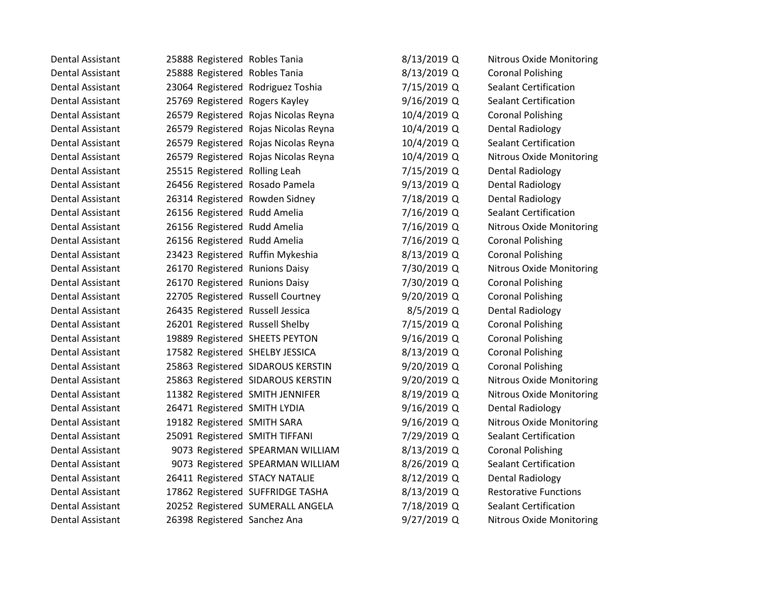| | | | | | | |
|---|---|---|---|---|---|---|
| Dental Assistant | 25888 | Registered | Robles Tania | 8/13/2019 | Q | Nitrous Oxide Monitoring |
| Dental Assistant | 25888 | Registered | Robles Tania | 8/13/2019 | Q | Coronal Polishing |
| Dental Assistant | 23064 | Registered | Rodriguez Toshia | 7/15/2019 | Q | Sealant Certification |
| Dental Assistant | 25769 | Registered | Rogers Kayley | 9/16/2019 | Q | Sealant Certification |
| Dental Assistant | 26579 | Registered | Rojas Nicolas Reyna | 10/4/2019 | Q | Coronal Polishing |
| Dental Assistant | 26579 | Registered | Rojas Nicolas Reyna | 10/4/2019 | Q | Dental Radiology |
| Dental Assistant | 26579 | Registered | Rojas Nicolas Reyna | 10/4/2019 | Q | Sealant Certification |
| Dental Assistant | 26579 | Registered | Rojas Nicolas Reyna | 10/4/2019 | Q | Nitrous Oxide Monitoring |
| Dental Assistant | 25515 | Registered | Rolling Leah | 7/15/2019 | Q | Dental Radiology |
| Dental Assistant | 26456 | Registered | Rosado Pamela | 9/13/2019 | Q | Dental Radiology |
| Dental Assistant | 26314 | Registered | Rowden Sidney | 7/18/2019 | Q | Dental Radiology |
| Dental Assistant | 26156 | Registered | Rudd Amelia | 7/16/2019 | Q | Sealant Certification |
| Dental Assistant | 26156 | Registered | Rudd Amelia | 7/16/2019 | Q | Nitrous Oxide Monitoring |
| Dental Assistant | 26156 | Registered | Rudd Amelia | 7/16/2019 | Q | Coronal Polishing |
| Dental Assistant | 23423 | Registered | Ruffin Mykeshia | 8/13/2019 | Q | Coronal Polishing |
| Dental Assistant | 26170 | Registered | Runions Daisy | 7/30/2019 | Q | Nitrous Oxide Monitoring |
| Dental Assistant | 26170 | Registered | Runions Daisy | 7/30/2019 | Q | Coronal Polishing |
| Dental Assistant | 22705 | Registered | Russell Courtney | 9/20/2019 | Q | Coronal Polishing |
| Dental Assistant | 26435 | Registered | Russell Jessica | 8/5/2019 | Q | Dental Radiology |
| Dental Assistant | 26201 | Registered | Russell Shelby | 7/15/2019 | Q | Coronal Polishing |
| Dental Assistant | 19889 | Registered | SHEETS PEYTON | 9/16/2019 | Q | Coronal Polishing |
| Dental Assistant | 17582 | Registered | SHELBY JESSICA | 8/13/2019 | Q | Coronal Polishing |
| Dental Assistant | 25863 | Registered | SIDAROUS KERSTIN | 9/20/2019 | Q | Coronal Polishing |
| Dental Assistant | 25863 | Registered | SIDAROUS KERSTIN | 9/20/2019 | Q | Nitrous Oxide Monitoring |
| Dental Assistant | 11382 | Registered | SMITH JENNIFER | 8/19/2019 | Q | Nitrous Oxide Monitoring |
| Dental Assistant | 26471 | Registered | SMITH LYDIA | 9/16/2019 | Q | Dental Radiology |
| Dental Assistant | 19182 | Registered | SMITH SARA | 9/16/2019 | Q | Nitrous Oxide Monitoring |
| Dental Assistant | 25091 | Registered | SMITH TIFFANI | 7/29/2019 | Q | Sealant Certification |
| Dental Assistant | 9073 | Registered | SPEARMAN WILLIAM | 8/13/2019 | Q | Coronal Polishing |
| Dental Assistant | 9073 | Registered | SPEARMAN WILLIAM | 8/26/2019 | Q | Sealant Certification |
| Dental Assistant | 26411 | Registered | STACY NATALIE | 8/12/2019 | Q | Dental Radiology |
| Dental Assistant | 17862 | Registered | SUFFRIDGE TASHA | 8/13/2019 | Q | Restorative Functions |
| Dental Assistant | 20252 | Registered | SUMERALL ANGELA | 7/18/2019 | Q | Sealant Certification |
| Dental Assistant | 26398 | Registered | Sanchez Ana | 9/27/2019 | Q | Nitrous Oxide Monitoring |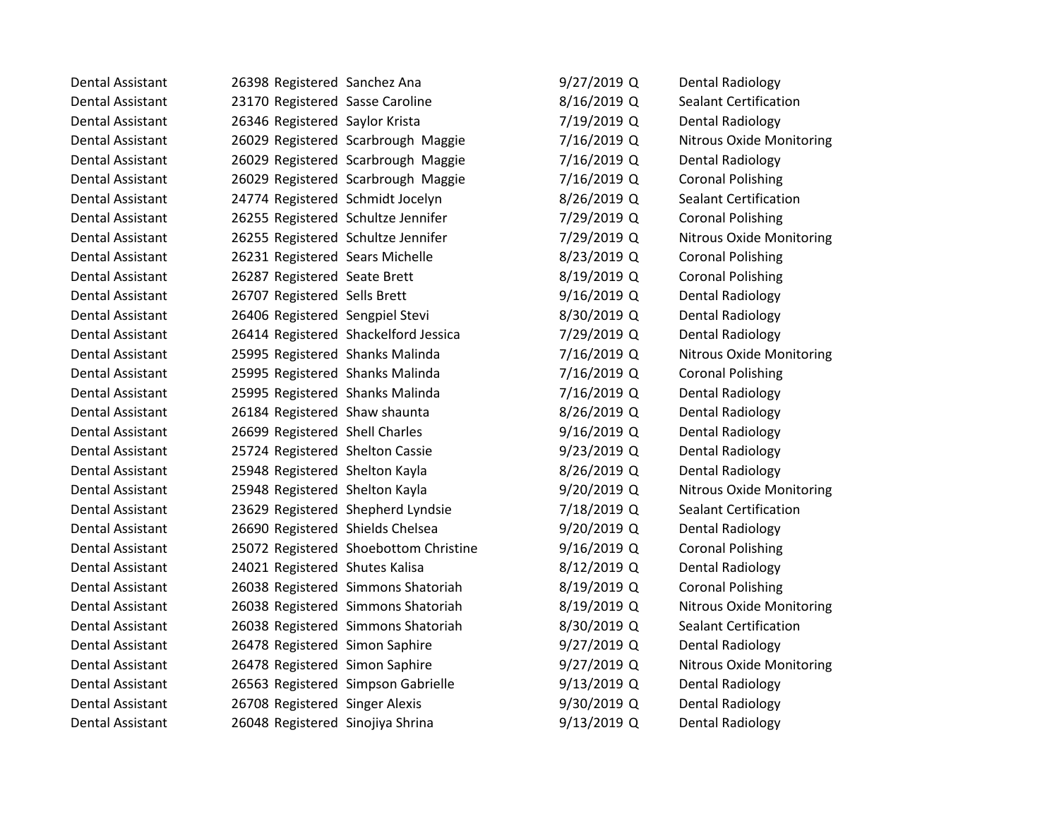| | | | | | | |
|---|---|---|---|---|---|---|
| Dental Assistant | 26398 | Registered | Sanchez Ana | 9/27/2019 | Q | Dental Radiology |
| Dental Assistant | 23170 | Registered | Sasse Caroline | 8/16/2019 | Q | Sealant Certification |
| Dental Assistant | 26346 | Registered | Saylor Krista | 7/19/2019 | Q | Dental Radiology |
| Dental Assistant | 26029 | Registered | Scarbrough Maggie | 7/16/2019 | Q | Nitrous Oxide Monitoring |
| Dental Assistant | 26029 | Registered | Scarbrough Maggie | 7/16/2019 | Q | Dental Radiology |
| Dental Assistant | 26029 | Registered | Scarbrough Maggie | 7/16/2019 | Q | Coronal Polishing |
| Dental Assistant | 24774 | Registered | Schmidt Jocelyn | 8/26/2019 | Q | Sealant Certification |
| Dental Assistant | 26255 | Registered | Schultze Jennifer | 7/29/2019 | Q | Coronal Polishing |
| Dental Assistant | 26255 | Registered | Schultze Jennifer | 7/29/2019 | Q | Nitrous Oxide Monitoring |
| Dental Assistant | 26231 | Registered | Sears Michelle | 8/23/2019 | Q | Coronal Polishing |
| Dental Assistant | 26287 | Registered | Seate Brett | 8/19/2019 | Q | Coronal Polishing |
| Dental Assistant | 26707 | Registered | Sells Brett | 9/16/2019 | Q | Dental Radiology |
| Dental Assistant | 26406 | Registered | Sengpiel Stevi | 8/30/2019 | Q | Dental Radiology |
| Dental Assistant | 26414 | Registered | Shackelford Jessica | 7/29/2019 | Q | Dental Radiology |
| Dental Assistant | 25995 | Registered | Shanks Malinda | 7/16/2019 | Q | Nitrous Oxide Monitoring |
| Dental Assistant | 25995 | Registered | Shanks Malinda | 7/16/2019 | Q | Coronal Polishing |
| Dental Assistant | 25995 | Registered | Shanks Malinda | 7/16/2019 | Q | Dental Radiology |
| Dental Assistant | 26184 | Registered | Shaw shaunta | 8/26/2019 | Q | Dental Radiology |
| Dental Assistant | 26699 | Registered | Shell Charles | 9/16/2019 | Q | Dental Radiology |
| Dental Assistant | 25724 | Registered | Shelton Cassie | 9/23/2019 | Q | Dental Radiology |
| Dental Assistant | 25948 | Registered | Shelton Kayla | 8/26/2019 | Q | Dental Radiology |
| Dental Assistant | 25948 | Registered | Shelton Kayla | 9/20/2019 | Q | Nitrous Oxide Monitoring |
| Dental Assistant | 23629 | Registered | Shepherd Lyndsie | 7/18/2019 | Q | Sealant Certification |
| Dental Assistant | 26690 | Registered | Shields Chelsea | 9/20/2019 | Q | Dental Radiology |
| Dental Assistant | 25072 | Registered | Shoebottom Christine | 9/16/2019 | Q | Coronal Polishing |
| Dental Assistant | 24021 | Registered | Shutes Kalisa | 8/12/2019 | Q | Dental Radiology |
| Dental Assistant | 26038 | Registered | Simmons Shatoriah | 8/19/2019 | Q | Coronal Polishing |
| Dental Assistant | 26038 | Registered | Simmons Shatoriah | 8/19/2019 | Q | Nitrous Oxide Monitoring |
| Dental Assistant | 26038 | Registered | Simmons Shatoriah | 8/30/2019 | Q | Sealant Certification |
| Dental Assistant | 26478 | Registered | Simon Saphire | 9/27/2019 | Q | Dental Radiology |
| Dental Assistant | 26478 | Registered | Simon Saphire | 9/27/2019 | Q | Nitrous Oxide Monitoring |
| Dental Assistant | 26563 | Registered | Simpson Gabrielle | 9/13/2019 | Q | Dental Radiology |
| Dental Assistant | 26708 | Registered | Singer Alexis | 9/30/2019 | Q | Dental Radiology |
| Dental Assistant | 26048 | Registered | Sinojiya Shrina | 9/13/2019 | Q | Dental Radiology |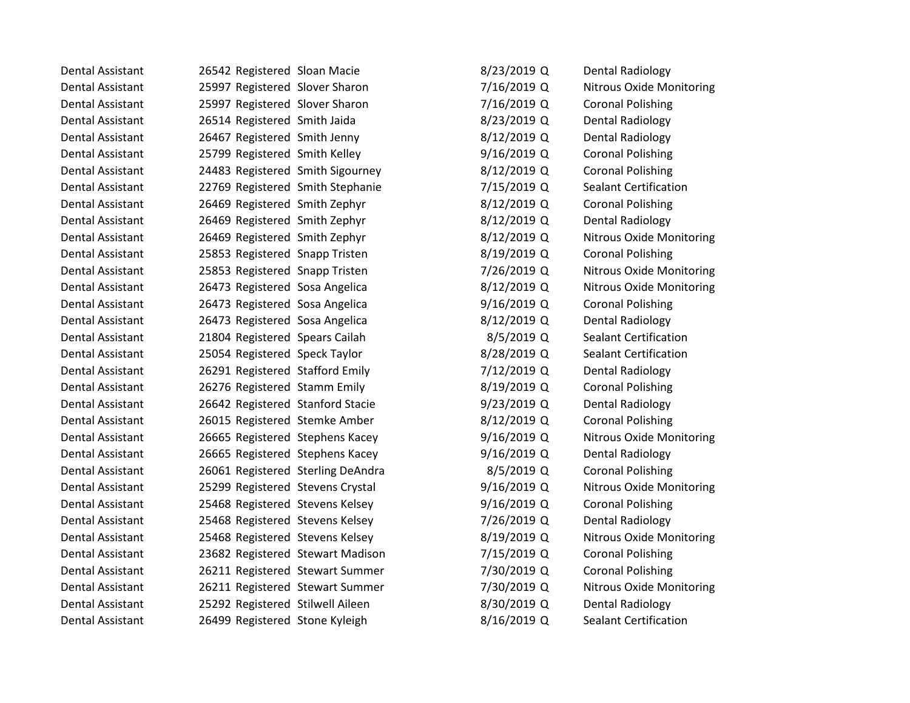| | | | | | | |
|---|---|---|---|---|---|---|
| Dental Assistant | 26542 | Registered | Sloan Macie | 8/23/2019 | Q | Dental Radiology |
| Dental Assistant | 25997 | Registered | Slover Sharon | 7/16/2019 | Q | Nitrous Oxide Monitoring |
| Dental Assistant | 25997 | Registered | Slover Sharon | 7/16/2019 | Q | Coronal Polishing |
| Dental Assistant | 26514 | Registered | Smith Jaida | 8/23/2019 | Q | Dental Radiology |
| Dental Assistant | 26467 | Registered | Smith Jenny | 8/12/2019 | Q | Dental Radiology |
| Dental Assistant | 25799 | Registered | Smith Kelley | 9/16/2019 | Q | Coronal Polishing |
| Dental Assistant | 24483 | Registered | Smith Sigourney | 8/12/2019 | Q | Coronal Polishing |
| Dental Assistant | 22769 | Registered | Smith Stephanie | 7/15/2019 | Q | Sealant Certification |
| Dental Assistant | 26469 | Registered | Smith Zephyr | 8/12/2019 | Q | Coronal Polishing |
| Dental Assistant | 26469 | Registered | Smith Zephyr | 8/12/2019 | Q | Dental Radiology |
| Dental Assistant | 26469 | Registered | Smith Zephyr | 8/12/2019 | Q | Nitrous Oxide Monitoring |
| Dental Assistant | 25853 | Registered | Snapp Tristen | 8/19/2019 | Q | Coronal Polishing |
| Dental Assistant | 25853 | Registered | Snapp Tristen | 7/26/2019 | Q | Nitrous Oxide Monitoring |
| Dental Assistant | 26473 | Registered | Sosa Angelica | 8/12/2019 | Q | Nitrous Oxide Monitoring |
| Dental Assistant | 26473 | Registered | Sosa Angelica | 9/16/2019 | Q | Coronal Polishing |
| Dental Assistant | 26473 | Registered | Sosa Angelica | 8/12/2019 | Q | Dental Radiology |
| Dental Assistant | 21804 | Registered | Spears Cailah | 8/5/2019 | Q | Sealant Certification |
| Dental Assistant | 25054 | Registered | Speck Taylor | 8/28/2019 | Q | Sealant Certification |
| Dental Assistant | 26291 | Registered | Stafford Emily | 7/12/2019 | Q | Dental Radiology |
| Dental Assistant | 26276 | Registered | Stamm Emily | 8/19/2019 | Q | Coronal Polishing |
| Dental Assistant | 26642 | Registered | Stanford Stacie | 9/23/2019 | Q | Dental Radiology |
| Dental Assistant | 26015 | Registered | Stemke Amber | 8/12/2019 | Q | Coronal Polishing |
| Dental Assistant | 26665 | Registered | Stephens Kacey | 9/16/2019 | Q | Nitrous Oxide Monitoring |
| Dental Assistant | 26665 | Registered | Stephens Kacey | 9/16/2019 | Q | Dental Radiology |
| Dental Assistant | 26061 | Registered | Sterling DeAndra | 8/5/2019 | Q | Coronal Polishing |
| Dental Assistant | 25299 | Registered | Stevens Crystal | 9/16/2019 | Q | Nitrous Oxide Monitoring |
| Dental Assistant | 25468 | Registered | Stevens Kelsey | 9/16/2019 | Q | Coronal Polishing |
| Dental Assistant | 25468 | Registered | Stevens Kelsey | 7/26/2019 | Q | Dental Radiology |
| Dental Assistant | 25468 | Registered | Stevens Kelsey | 8/19/2019 | Q | Nitrous Oxide Monitoring |
| Dental Assistant | 23682 | Registered | Stewart Madison | 7/15/2019 | Q | Coronal Polishing |
| Dental Assistant | 26211 | Registered | Stewart Summer | 7/30/2019 | Q | Coronal Polishing |
| Dental Assistant | 26211 | Registered | Stewart Summer | 7/30/2019 | Q | Nitrous Oxide Monitoring |
| Dental Assistant | 25292 | Registered | Stilwell Aileen | 8/30/2019 | Q | Dental Radiology |
| Dental Assistant | 26499 | Registered | Stone Kyleigh | 8/16/2019 | Q | Sealant Certification |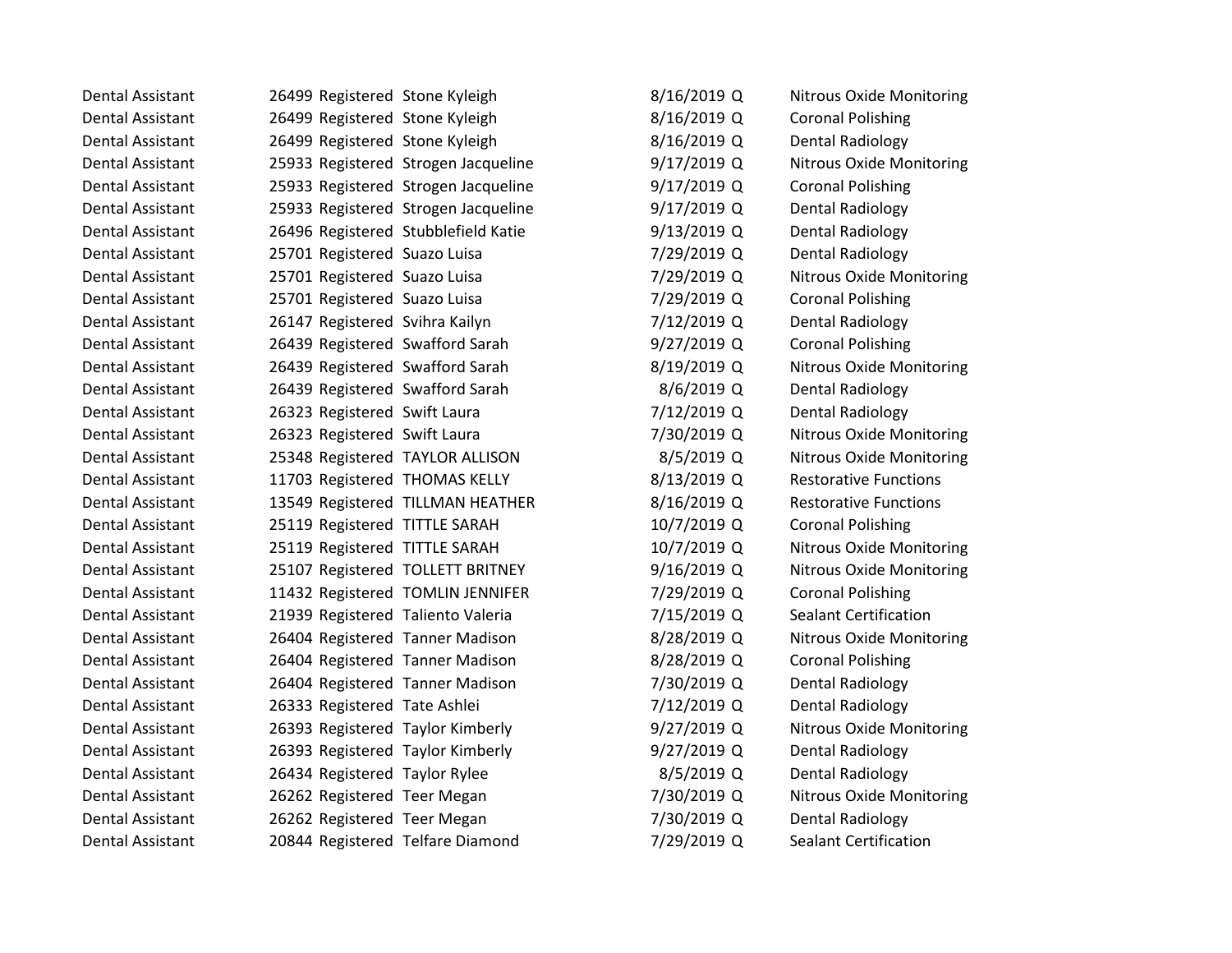| | | | | | | |
|---|---|---|---|---|---|---|
| Dental Assistant | 26499 | Registered | Stone Kyleigh | 8/16/2019 | Q | Nitrous Oxide Monitoring |
| Dental Assistant | 26499 | Registered | Stone Kyleigh | 8/16/2019 | Q | Coronal Polishing |
| Dental Assistant | 26499 | Registered | Stone Kyleigh | 8/16/2019 | Q | Dental Radiology |
| Dental Assistant | 25933 | Registered | Strogen Jacqueline | 9/17/2019 | Q | Nitrous Oxide Monitoring |
| Dental Assistant | 25933 | Registered | Strogen Jacqueline | 9/17/2019 | Q | Coronal Polishing |
| Dental Assistant | 25933 | Registered | Strogen Jacqueline | 9/17/2019 | Q | Dental Radiology |
| Dental Assistant | 26496 | Registered | Stubblefield Katie | 9/13/2019 | Q | Dental Radiology |
| Dental Assistant | 25701 | Registered | Suazo Luisa | 7/29/2019 | Q | Dental Radiology |
| Dental Assistant | 25701 | Registered | Suazo Luisa | 7/29/2019 | Q | Nitrous Oxide Monitoring |
| Dental Assistant | 25701 | Registered | Suazo Luisa | 7/29/2019 | Q | Coronal Polishing |
| Dental Assistant | 26147 | Registered | Svihra Kailyn | 7/12/2019 | Q | Dental Radiology |
| Dental Assistant | 26439 | Registered | Swafford Sarah | 9/27/2019 | Q | Coronal Polishing |
| Dental Assistant | 26439 | Registered | Swafford Sarah | 8/19/2019 | Q | Nitrous Oxide Monitoring |
| Dental Assistant | 26439 | Registered | Swafford Sarah | 8/6/2019 | Q | Dental Radiology |
| Dental Assistant | 26323 | Registered | Swift Laura | 7/12/2019 | Q | Dental Radiology |
| Dental Assistant | 26323 | Registered | Swift Laura | 7/30/2019 | Q | Nitrous Oxide Monitoring |
| Dental Assistant | 25348 | Registered | TAYLOR ALLISON | 8/5/2019 | Q | Nitrous Oxide Monitoring |
| Dental Assistant | 11703 | Registered | THOMAS KELLY | 8/13/2019 | Q | Restorative Functions |
| Dental Assistant | 13549 | Registered | TILLMAN HEATHER | 8/16/2019 | Q | Restorative Functions |
| Dental Assistant | 25119 | Registered | TITTLE SARAH | 10/7/2019 | Q | Coronal Polishing |
| Dental Assistant | 25119 | Registered | TITTLE SARAH | 10/7/2019 | Q | Nitrous Oxide Monitoring |
| Dental Assistant | 25107 | Registered | TOLLETT BRITNEY | 9/16/2019 | Q | Nitrous Oxide Monitoring |
| Dental Assistant | 11432 | Registered | TOMLIN JENNIFER | 7/29/2019 | Q | Coronal Polishing |
| Dental Assistant | 21939 | Registered | Taliento Valeria | 7/15/2019 | Q | Sealant Certification |
| Dental Assistant | 26404 | Registered | Tanner Madison | 8/28/2019 | Q | Nitrous Oxide Monitoring |
| Dental Assistant | 26404 | Registered | Tanner Madison | 8/28/2019 | Q | Coronal Polishing |
| Dental Assistant | 26404 | Registered | Tanner Madison | 7/30/2019 | Q | Dental Radiology |
| Dental Assistant | 26333 | Registered | Tate Ashlei | 7/12/2019 | Q | Dental Radiology |
| Dental Assistant | 26393 | Registered | Taylor Kimberly | 9/27/2019 | Q | Nitrous Oxide Monitoring |
| Dental Assistant | 26393 | Registered | Taylor Kimberly | 9/27/2019 | Q | Dental Radiology |
| Dental Assistant | 26434 | Registered | Taylor Rylee | 8/5/2019 | Q | Dental Radiology |
| Dental Assistant | 26262 | Registered | Teer Megan | 7/30/2019 | Q | Nitrous Oxide Monitoring |
| Dental Assistant | 26262 | Registered | Teer Megan | 7/30/2019 | Q | Dental Radiology |
| Dental Assistant | 20844 | Registered | Telfare Diamond | 7/29/2019 | Q | Sealant Certification |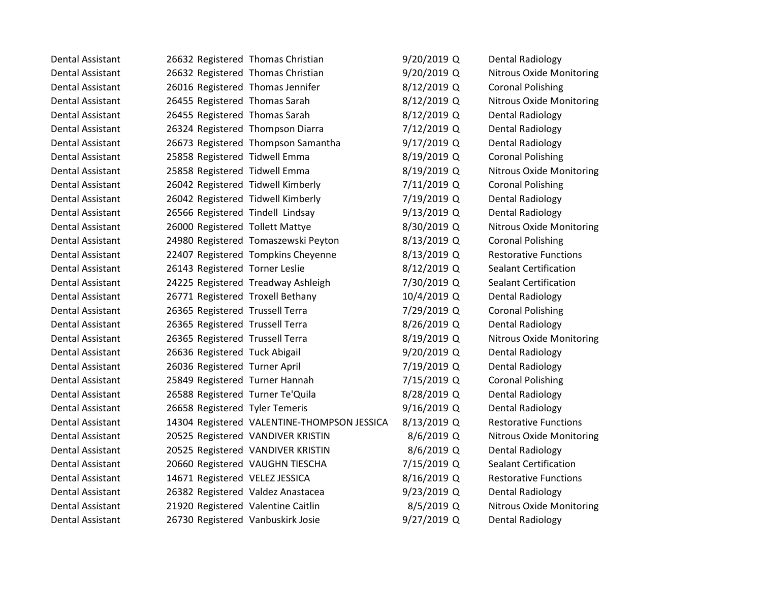| | | | | | | |
|---|---|---|---|---|---|---|
| Dental Assistant | 26632 | Registered | Thomas Christian | 9/20/2019 | Q | Dental Radiology |
| Dental Assistant | 26632 | Registered | Thomas Christian | 9/20/2019 | Q | Nitrous Oxide Monitoring |
| Dental Assistant | 26016 | Registered | Thomas Jennifer | 8/12/2019 | Q | Coronal Polishing |
| Dental Assistant | 26455 | Registered | Thomas Sarah | 8/12/2019 | Q | Nitrous Oxide Monitoring |
| Dental Assistant | 26455 | Registered | Thomas Sarah | 8/12/2019 | Q | Dental Radiology |
| Dental Assistant | 26324 | Registered | Thompson Diarra | 7/12/2019 | Q | Dental Radiology |
| Dental Assistant | 26673 | Registered | Thompson Samantha | 9/17/2019 | Q | Dental Radiology |
| Dental Assistant | 25858 | Registered | Tidwell Emma | 8/19/2019 | Q | Coronal Polishing |
| Dental Assistant | 25858 | Registered | Tidwell Emma | 8/19/2019 | Q | Nitrous Oxide Monitoring |
| Dental Assistant | 26042 | Registered | Tidwell Kimberly | 7/11/2019 | Q | Coronal Polishing |
| Dental Assistant | 26042 | Registered | Tidwell Kimberly | 7/19/2019 | Q | Dental Radiology |
| Dental Assistant | 26566 | Registered | Tindell Lindsay | 9/13/2019 | Q | Dental Radiology |
| Dental Assistant | 26000 | Registered | Tollett Mattye | 8/30/2019 | Q | Nitrous Oxide Monitoring |
| Dental Assistant | 24980 | Registered | Tomaszewski Peyton | 8/13/2019 | Q | Coronal Polishing |
| Dental Assistant | 22407 | Registered | Tompkins Cheyenne | 8/13/2019 | Q | Restorative Functions |
| Dental Assistant | 26143 | Registered | Torner Leslie | 8/12/2019 | Q | Sealant Certification |
| Dental Assistant | 24225 | Registered | Treadway Ashleigh | 7/30/2019 | Q | Sealant Certification |
| Dental Assistant | 26771 | Registered | Troxell Bethany | 10/4/2019 | Q | Dental Radiology |
| Dental Assistant | 26365 | Registered | Trussell Terra | 7/29/2019 | Q | Coronal Polishing |
| Dental Assistant | 26365 | Registered | Trussell Terra | 8/26/2019 | Q | Dental Radiology |
| Dental Assistant | 26365 | Registered | Trussell Terra | 8/19/2019 | Q | Nitrous Oxide Monitoring |
| Dental Assistant | 26636 | Registered | Tuck Abigail | 9/20/2019 | Q | Dental Radiology |
| Dental Assistant | 26036 | Registered | Turner April | 7/19/2019 | Q | Dental Radiology |
| Dental Assistant | 25849 | Registered | Turner Hannah | 7/15/2019 | Q | Coronal Polishing |
| Dental Assistant | 26588 | Registered | Turner Te'Quila | 8/28/2019 | Q | Dental Radiology |
| Dental Assistant | 26658 | Registered | Tyler Temeris | 9/16/2019 | Q | Dental Radiology |
| Dental Assistant | 14304 | Registered | VALENTINE-THOMPSON JESSICA | 8/13/2019 | Q | Restorative Functions |
| Dental Assistant | 20525 | Registered | VANDIVER KRISTIN | 8/6/2019 | Q | Nitrous Oxide Monitoring |
| Dental Assistant | 20525 | Registered | VANDIVER KRISTIN | 8/6/2019 | Q | Dental Radiology |
| Dental Assistant | 20660 | Registered | VAUGHN TIESCHA | 7/15/2019 | Q | Sealant Certification |
| Dental Assistant | 14671 | Registered | VELEZ JESSICA | 8/16/2019 | Q | Restorative Functions |
| Dental Assistant | 26382 | Registered | Valdez Anastacea | 9/23/2019 | Q | Dental Radiology |
| Dental Assistant | 21920 | Registered | Valentine Caitlin | 8/5/2019 | Q | Nitrous Oxide Monitoring |
| Dental Assistant | 26730 | Registered | Vanbuskirk Josie | 9/27/2019 | Q | Dental Radiology |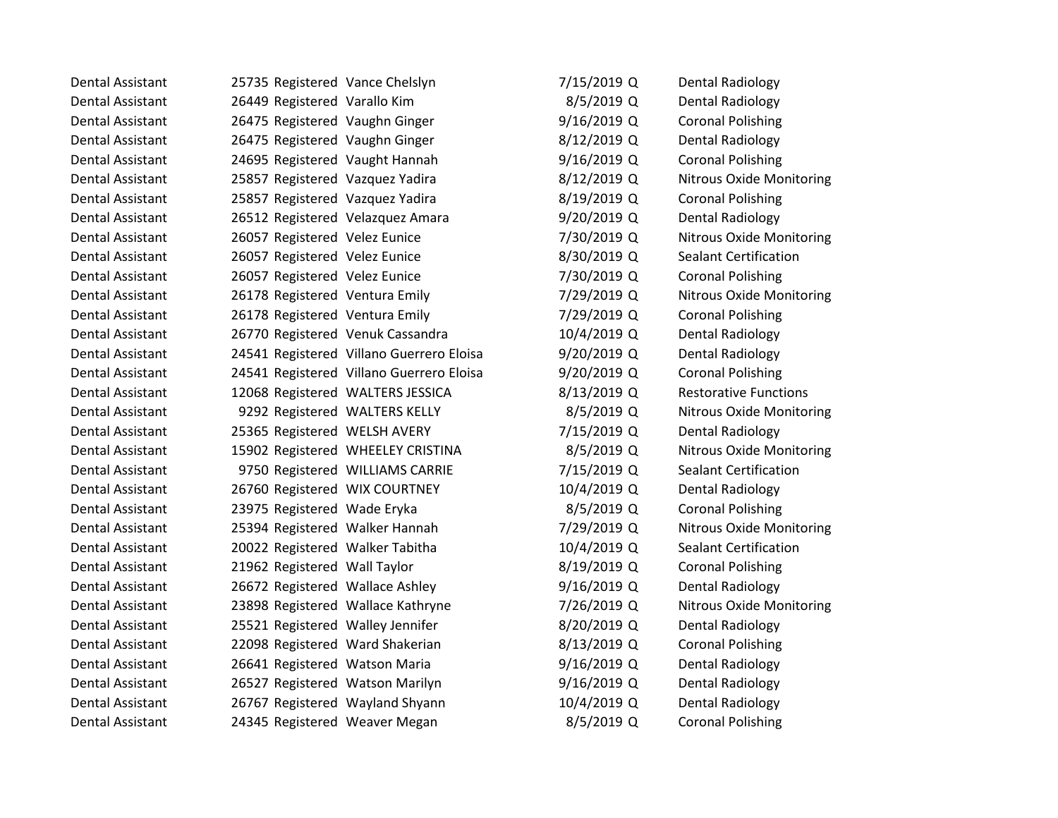| | | | | | | |
|---|---|---|---|---|---|---|
| Dental Assistant | 25735 | Registered | Vance Chelslyn | 7/15/2019 | Q | Dental Radiology |
| Dental Assistant | 26449 | Registered | Varallo Kim | 8/5/2019 | Q | Dental Radiology |
| Dental Assistant | 26475 | Registered | Vaughn Ginger | 9/16/2019 | Q | Coronal Polishing |
| Dental Assistant | 26475 | Registered | Vaughn Ginger | 8/12/2019 | Q | Dental Radiology |
| Dental Assistant | 24695 | Registered | Vaught Hannah | 9/16/2019 | Q | Coronal Polishing |
| Dental Assistant | 25857 | Registered | Vazquez Yadira | 8/12/2019 | Q | Nitrous Oxide Monitoring |
| Dental Assistant | 25857 | Registered | Vazquez Yadira | 8/19/2019 | Q | Coronal Polishing |
| Dental Assistant | 26512 | Registered | Velazquez Amara | 9/20/2019 | Q | Dental Radiology |
| Dental Assistant | 26057 | Registered | Velez Eunice | 7/30/2019 | Q | Nitrous Oxide Monitoring |
| Dental Assistant | 26057 | Registered | Velez Eunice | 8/30/2019 | Q | Sealant Certification |
| Dental Assistant | 26057 | Registered | Velez Eunice | 7/30/2019 | Q | Coronal Polishing |
| Dental Assistant | 26178 | Registered | Ventura Emily | 7/29/2019 | Q | Nitrous Oxide Monitoring |
| Dental Assistant | 26178 | Registered | Ventura Emily | 7/29/2019 | Q | Coronal Polishing |
| Dental Assistant | 26770 | Registered | Venuk Cassandra | 10/4/2019 | Q | Dental Radiology |
| Dental Assistant | 24541 | Registered | Villano Guerrero Eloisa | 9/20/2019 | Q | Dental Radiology |
| Dental Assistant | 24541 | Registered | Villano Guerrero Eloisa | 9/20/2019 | Q | Coronal Polishing |
| Dental Assistant | 12068 | Registered | WALTERS JESSICA | 8/13/2019 | Q | Restorative Functions |
| Dental Assistant | 9292 | Registered | WALTERS KELLY | 8/5/2019 | Q | Nitrous Oxide Monitoring |
| Dental Assistant | 25365 | Registered | WELSH AVERY | 7/15/2019 | Q | Dental Radiology |
| Dental Assistant | 15902 | Registered | WHEELEY CRISTINA | 8/5/2019 | Q | Nitrous Oxide Monitoring |
| Dental Assistant | 9750 | Registered | WILLIAMS CARRIE | 7/15/2019 | Q | Sealant Certification |
| Dental Assistant | 26760 | Registered | WIX COURTNEY | 10/4/2019 | Q | Dental Radiology |
| Dental Assistant | 23975 | Registered | Wade Eryka | 8/5/2019 | Q | Coronal Polishing |
| Dental Assistant | 25394 | Registered | Walker Hannah | 7/29/2019 | Q | Nitrous Oxide Monitoring |
| Dental Assistant | 20022 | Registered | Walker Tabitha | 10/4/2019 | Q | Sealant Certification |
| Dental Assistant | 21962 | Registered | Wall Taylor | 8/19/2019 | Q | Coronal Polishing |
| Dental Assistant | 26672 | Registered | Wallace Ashley | 9/16/2019 | Q | Dental Radiology |
| Dental Assistant | 23898 | Registered | Wallace Kathryne | 7/26/2019 | Q | Nitrous Oxide Monitoring |
| Dental Assistant | 25521 | Registered | Walley Jennifer | 8/20/2019 | Q | Dental Radiology |
| Dental Assistant | 22098 | Registered | Ward Shakerian | 8/13/2019 | Q | Coronal Polishing |
| Dental Assistant | 26641 | Registered | Watson Maria | 9/16/2019 | Q | Dental Radiology |
| Dental Assistant | 26527 | Registered | Watson Marilyn | 9/16/2019 | Q | Dental Radiology |
| Dental Assistant | 26767 | Registered | Wayland Shyann | 10/4/2019 | Q | Dental Radiology |
| Dental Assistant | 24345 | Registered | Weaver Megan | 8/5/2019 | Q | Coronal Polishing |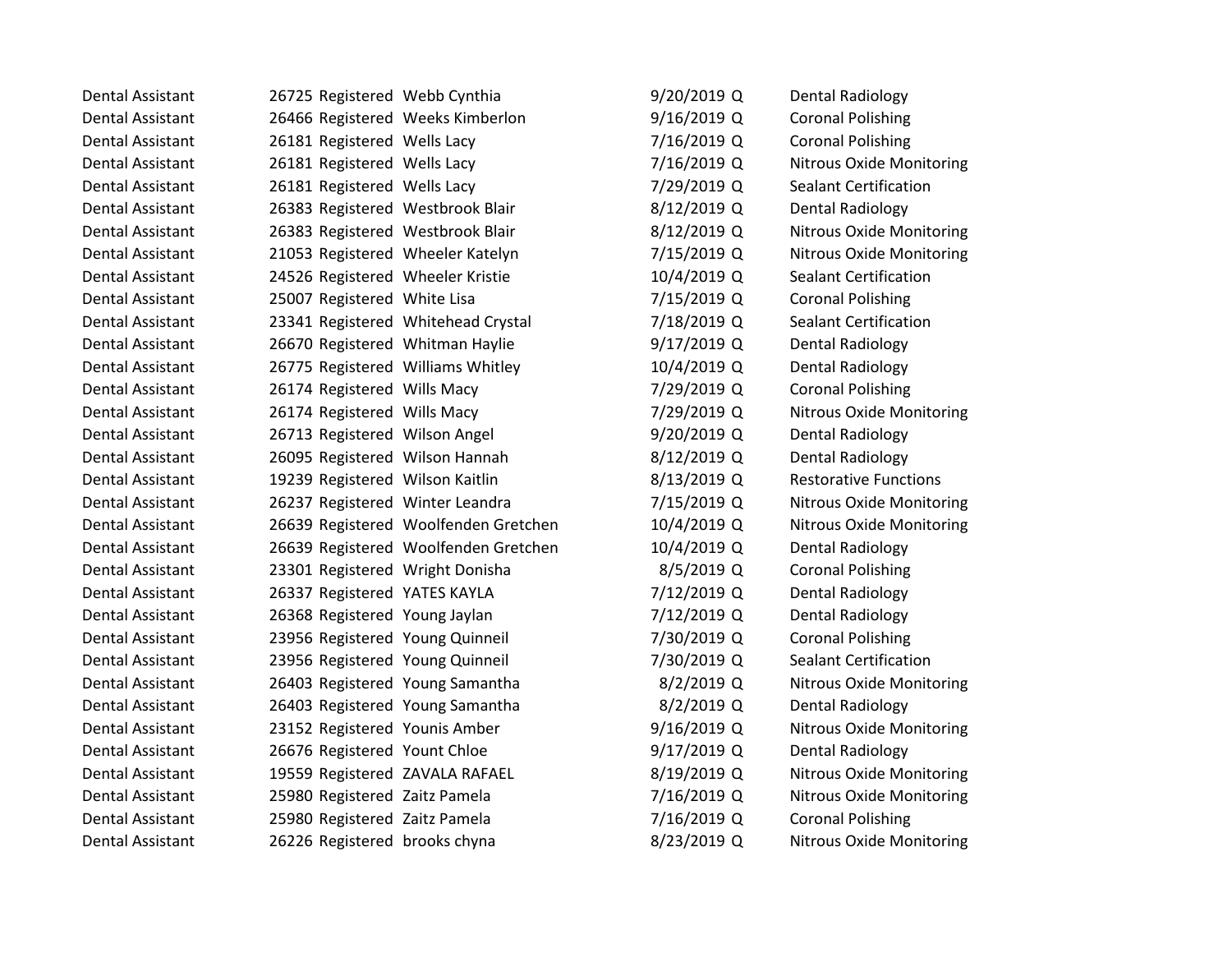| | | | | | | |
|---|---|---|---|---|---|---|
| Dental Assistant | 26725 | Registered | Webb Cynthia | 9/20/2019 | Q | Dental Radiology |
| Dental Assistant | 26466 | Registered | Weeks Kimberlon | 9/16/2019 | Q | Coronal Polishing |
| Dental Assistant | 26181 | Registered | Wells Lacy | 7/16/2019 | Q | Coronal Polishing |
| Dental Assistant | 26181 | Registered | Wells Lacy | 7/16/2019 | Q | Nitrous Oxide Monitoring |
| Dental Assistant | 26181 | Registered | Wells Lacy | 7/29/2019 | Q | Sealant Certification |
| Dental Assistant | 26383 | Registered | Westbrook Blair | 8/12/2019 | Q | Dental Radiology |
| Dental Assistant | 26383 | Registered | Westbrook Blair | 8/12/2019 | Q | Nitrous Oxide Monitoring |
| Dental Assistant | 21053 | Registered | Wheeler Katelyn | 7/15/2019 | Q | Nitrous Oxide Monitoring |
| Dental Assistant | 24526 | Registered | Wheeler Kristie | 10/4/2019 | Q | Sealant Certification |
| Dental Assistant | 25007 | Registered | White Lisa | 7/15/2019 | Q | Coronal Polishing |
| Dental Assistant | 23341 | Registered | Whitehead Crystal | 7/18/2019 | Q | Sealant Certification |
| Dental Assistant | 26670 | Registered | Whitman Haylie | 9/17/2019 | Q | Dental Radiology |
| Dental Assistant | 26775 | Registered | Williams Whitley | 10/4/2019 | Q | Dental Radiology |
| Dental Assistant | 26174 | Registered | Wills Macy | 7/29/2019 | Q | Coronal Polishing |
| Dental Assistant | 26174 | Registered | Wills Macy | 7/29/2019 | Q | Nitrous Oxide Monitoring |
| Dental Assistant | 26713 | Registered | Wilson Angel | 9/20/2019 | Q | Dental Radiology |
| Dental Assistant | 26095 | Registered | Wilson Hannah | 8/12/2019 | Q | Dental Radiology |
| Dental Assistant | 19239 | Registered | Wilson Kaitlin | 8/13/2019 | Q | Restorative Functions |
| Dental Assistant | 26237 | Registered | Winter Leandra | 7/15/2019 | Q | Nitrous Oxide Monitoring |
| Dental Assistant | 26639 | Registered | Woolfenden Gretchen | 10/4/2019 | Q | Nitrous Oxide Monitoring |
| Dental Assistant | 26639 | Registered | Woolfenden Gretchen | 10/4/2019 | Q | Dental Radiology |
| Dental Assistant | 23301 | Registered | Wright Donisha | 8/5/2019 | Q | Coronal Polishing |
| Dental Assistant | 26337 | Registered | YATES KAYLA | 7/12/2019 | Q | Dental Radiology |
| Dental Assistant | 26368 | Registered | Young Jaylan | 7/12/2019 | Q | Dental Radiology |
| Dental Assistant | 23956 | Registered | Young Quinneil | 7/30/2019 | Q | Coronal Polishing |
| Dental Assistant | 23956 | Registered | Young Quinneil | 7/30/2019 | Q | Sealant Certification |
| Dental Assistant | 26403 | Registered | Young Samantha | 8/2/2019 | Q | Nitrous Oxide Monitoring |
| Dental Assistant | 26403 | Registered | Young Samantha | 8/2/2019 | Q | Dental Radiology |
| Dental Assistant | 23152 | Registered | Younis Amber | 9/16/2019 | Q | Nitrous Oxide Monitoring |
| Dental Assistant | 26676 | Registered | Yount Chloe | 9/17/2019 | Q | Dental Radiology |
| Dental Assistant | 19559 | Registered | ZAVALA RAFAEL | 8/19/2019 | Q | Nitrous Oxide Monitoring |
| Dental Assistant | 25980 | Registered | Zaitz Pamela | 7/16/2019 | Q | Nitrous Oxide Monitoring |
| Dental Assistant | 25980 | Registered | Zaitz Pamela | 7/16/2019 | Q | Coronal Polishing |
| Dental Assistant | 26226 | Registered | brooks chyna | 8/23/2019 | Q | Nitrous Oxide Monitoring |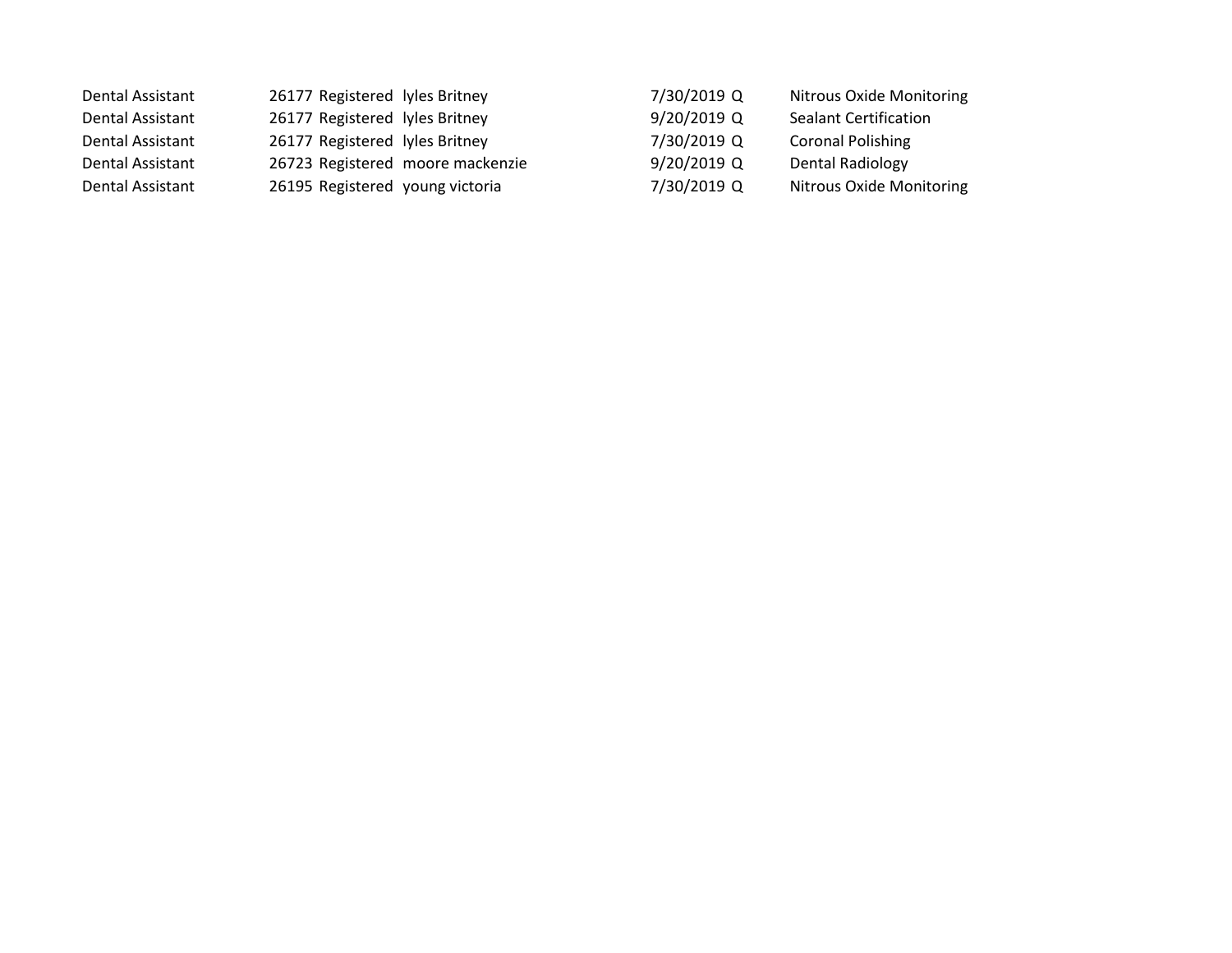| | | | | | | |
|---|---|---|---|---|---|---|
| Dental Assistant | 26177 | Registered | lyles Britney | 7/30/2019 | Q | Nitrous Oxide Monitoring |
| Dental Assistant | 26177 | Registered | lyles Britney | 9/20/2019 | Q | Sealant Certification |
| Dental Assistant | 26177 | Registered | lyles Britney | 7/30/2019 | Q | Coronal Polishing |
| Dental Assistant | 26723 | Registered | moore mackenzie | 9/20/2019 | Q | Dental Radiology |
| Dental Assistant | 26195 | Registered | young victoria | 7/30/2019 | Q | Nitrous Oxide Monitoring |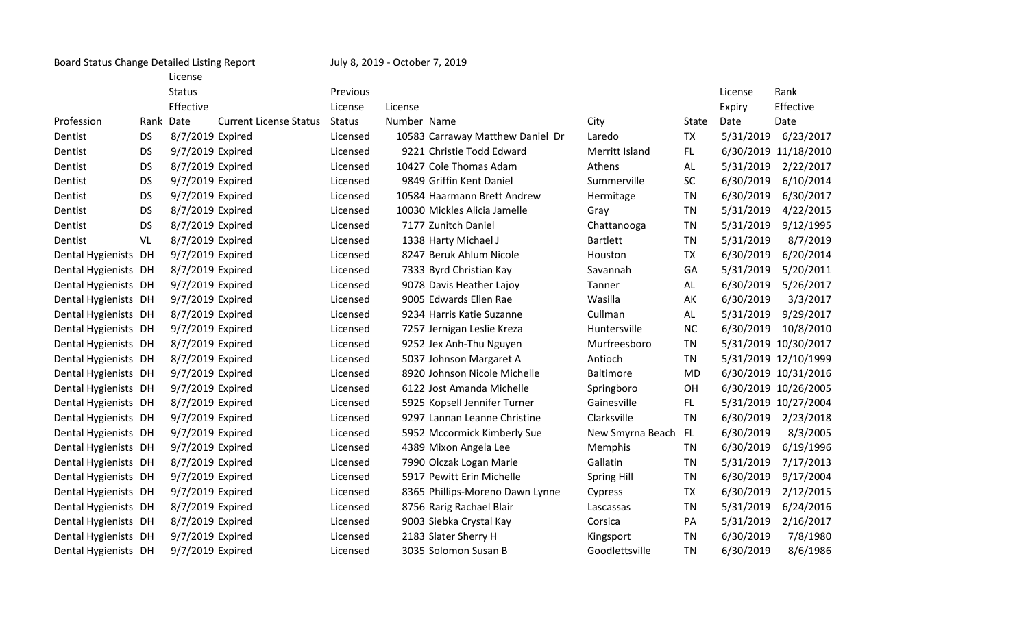Board Status Change Detailed Listing Report July 8, 2019 - October 7, 2019

| Profession | Rank | License Status Effective Date | Current License Status | Previous License Status | License Number | Name | City | State | License Expiry Date | Rank Effective Date |
|---|---|---|---|---|---|---|---|---|---|---|
| Dentist | DS | 8/7/2019 | Expired | Licensed | 10583 | Carraway Matthew Daniel Dr | Laredo | TX | 5/31/2019 | 6/23/2017 |
| Dentist | DS | 9/7/2019 | Expired | Licensed | 9221 | Christie Todd Edward | Merritt Island | FL | 6/30/2019 | 11/18/2010 |
| Dentist | DS | 8/7/2019 | Expired | Licensed | 10427 | Cole Thomas Adam | Athens | AL | 5/31/2019 | 2/22/2017 |
| Dentist | DS | 9/7/2019 | Expired | Licensed | 9849 | Griffin Kent Daniel | Summerville | SC | 6/30/2019 | 6/10/2014 |
| Dentist | DS | 9/7/2019 | Expired | Licensed | 10584 | Haarmann Brett Andrew | Hermitage | TN | 6/30/2019 | 6/30/2017 |
| Dentist | DS | 8/7/2019 | Expired | Licensed | 10030 | Mickles Alicia Jamelle | Gray | TN | 5/31/2019 | 4/22/2015 |
| Dentist | DS | 8/7/2019 | Expired | Licensed | 7177 | Zunitch Daniel | Chattanooga | TN | 5/31/2019 | 9/12/1995 |
| Dentist | VL | 8/7/2019 | Expired | Licensed | 1338 | Harty Michael J | Bartlett | TN | 5/31/2019 | 8/7/2019 |
| Dental Hygienists | DH | 9/7/2019 | Expired | Licensed | 8247 | Beruk Ahlum Nicole | Houston | TX | 6/30/2019 | 6/20/2014 |
| Dental Hygienists | DH | 8/7/2019 | Expired | Licensed | 7333 | Byrd Christian Kay | Savannah | GA | 5/31/2019 | 5/20/2011 |
| Dental Hygienists | DH | 9/7/2019 | Expired | Licensed | 9078 | Davis Heather Lajoy | Tanner | AL | 6/30/2019 | 5/26/2017 |
| Dental Hygienists | DH | 9/7/2019 | Expired | Licensed | 9005 | Edwards Ellen Rae | Wasilla | AK | 6/30/2019 | 3/3/2017 |
| Dental Hygienists | DH | 8/7/2019 | Expired | Licensed | 9234 | Harris Katie Suzanne | Cullman | AL | 5/31/2019 | 9/29/2017 |
| Dental Hygienists | DH | 9/7/2019 | Expired | Licensed | 7257 | Jernigan Leslie Kreza | Huntersville | NC | 6/30/2019 | 10/8/2010 |
| Dental Hygienists | DH | 8/7/2019 | Expired | Licensed | 9252 | Jex Anh-Thu Nguyen | Murfreesboro | TN | 5/31/2019 | 10/30/2017 |
| Dental Hygienists | DH | 8/7/2019 | Expired | Licensed | 5037 | Johnson Margaret A | Antioch | TN | 5/31/2019 | 12/10/1999 |
| Dental Hygienists | DH | 9/7/2019 | Expired | Licensed | 8920 | Johnson Nicole Michelle | Baltimore | MD | 6/30/2019 | 10/31/2016 |
| Dental Hygienists | DH | 9/7/2019 | Expired | Licensed | 6122 | Jost Amanda Michelle | Springboro | OH | 6/30/2019 | 10/26/2005 |
| Dental Hygienists | DH | 8/7/2019 | Expired | Licensed | 5925 | Kopsell Jennifer Turner | Gainesville | FL | 5/31/2019 | 10/27/2004 |
| Dental Hygienists | DH | 9/7/2019 | Expired | Licensed | 9297 | Lannan Leanne Christine | Clarksville | TN | 6/30/2019 | 2/23/2018 |
| Dental Hygienists | DH | 9/7/2019 | Expired | Licensed | 5952 | Mccormick Kimberly Sue | New Smyrna Beach | FL | 6/30/2019 | 8/3/2005 |
| Dental Hygienists | DH | 9/7/2019 | Expired | Licensed | 4389 | Mixon Angela Lee | Memphis | TN | 6/30/2019 | 6/19/1996 |
| Dental Hygienists | DH | 8/7/2019 | Expired | Licensed | 7990 | Olczak Logan Marie | Gallatin | TN | 5/31/2019 | 7/17/2013 |
| Dental Hygienists | DH | 9/7/2019 | Expired | Licensed | 5917 | Pewitt Erin Michelle | Spring Hill | TN | 6/30/2019 | 9/17/2004 |
| Dental Hygienists | DH | 9/7/2019 | Expired | Licensed | 8365 | Phillips-Moreno Dawn Lynne | Cypress | TX | 6/30/2019 | 2/12/2015 |
| Dental Hygienists | DH | 8/7/2019 | Expired | Licensed | 8756 | Rarig Rachael Blair | Lascassas | TN | 5/31/2019 | 6/24/2016 |
| Dental Hygienists | DH | 8/7/2019 | Expired | Licensed | 9003 | Siebka Crystal Kay | Corsica | PA | 5/31/2019 | 2/16/2017 |
| Dental Hygienists | DH | 9/7/2019 | Expired | Licensed | 2183 | Slater Sherry H | Kingsport | TN | 6/30/2019 | 7/8/1980 |
| Dental Hygienists | DH | 9/7/2019 | Expired | Licensed | 3035 | Solomon Susan B | Goodlettsville | TN | 6/30/2019 | 8/6/1986 |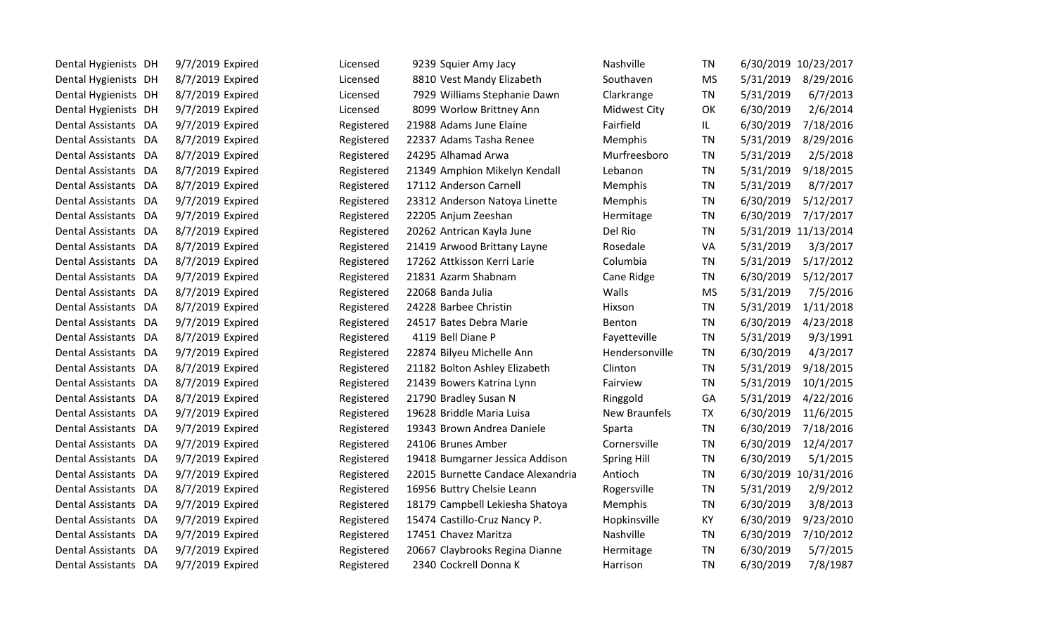| | | | | | | | | | | |
|---|---|---|---|---|---|---|---|---|---|---|
| Dental Hygienists | DH | 9/7/2019 | Expired | Licensed | 9239 | Squier Amy Jacy | Nashville | TN | 6/30/2019 | 10/23/2017 |
| Dental Hygienists | DH | 8/7/2019 | Expired | Licensed | 8810 | Vest Mandy Elizabeth | Southaven | MS | 5/31/2019 | 8/29/2016 |
| Dental Hygienists | DH | 8/7/2019 | Expired | Licensed | 7929 | Williams Stephanie Dawn | Clarkrange | TN | 5/31/2019 | 6/7/2013 |
| Dental Hygienists | DH | 9/7/2019 | Expired | Licensed | 8099 | Worlow Brittney Ann | Midwest City | OK | 6/30/2019 | 2/6/2014 |
| Dental Assistants | DA | 9/7/2019 | Expired | Registered | 21988 | Adams June Elaine | Fairfield | IL | 6/30/2019 | 7/18/2016 |
| Dental Assistants | DA | 8/7/2019 | Expired | Registered | 22337 | Adams Tasha Renee | Memphis | TN | 5/31/2019 | 8/29/2016 |
| Dental Assistants | DA | 8/7/2019 | Expired | Registered | 24295 | Alhamad Arwa | Murfreesboro | TN | 5/31/2019 | 2/5/2018 |
| Dental Assistants | DA | 8/7/2019 | Expired | Registered | 21349 | Amphion Mikelyn Kendall | Lebanon | TN | 5/31/2019 | 9/18/2015 |
| Dental Assistants | DA | 8/7/2019 | Expired | Registered | 17112 | Anderson Carnell | Memphis | TN | 5/31/2019 | 8/7/2017 |
| Dental Assistants | DA | 9/7/2019 | Expired | Registered | 23312 | Anderson Natoya Linette | Memphis | TN | 6/30/2019 | 5/12/2017 |
| Dental Assistants | DA | 9/7/2019 | Expired | Registered | 22205 | Anjum Zeeshan | Hermitage | TN | 6/30/2019 | 7/17/2017 |
| Dental Assistants | DA | 8/7/2019 | Expired | Registered | 20262 | Antrican Kayla June | Del Rio | TN | 5/31/2019 | 11/13/2014 |
| Dental Assistants | DA | 8/7/2019 | Expired | Registered | 21419 | Arwood Brittany Layne | Rosedale | VA | 5/31/2019 | 3/3/2017 |
| Dental Assistants | DA | 8/7/2019 | Expired | Registered | 17262 | Attkisson Kerri Larie | Columbia | TN | 5/31/2019 | 5/17/2012 |
| Dental Assistants | DA | 9/7/2019 | Expired | Registered | 21831 | Azarm Shabnam | Cane Ridge | TN | 6/30/2019 | 5/12/2017 |
| Dental Assistants | DA | 8/7/2019 | Expired | Registered | 22068 | Banda Julia | Walls | MS | 5/31/2019 | 7/5/2016 |
| Dental Assistants | DA | 8/7/2019 | Expired | Registered | 24228 | Barbee Christin | Hixson | TN | 5/31/2019 | 1/11/2018 |
| Dental Assistants | DA | 9/7/2019 | Expired | Registered | 24517 | Bates Debra Marie | Benton | TN | 6/30/2019 | 4/23/2018 |
| Dental Assistants | DA | 8/7/2019 | Expired | Registered | 4119 | Bell Diane P | Fayetteville | TN | 5/31/2019 | 9/3/1991 |
| Dental Assistants | DA | 9/7/2019 | Expired | Registered | 22874 | Bilyeu Michelle Ann | Hendersonville | TN | 6/30/2019 | 4/3/2017 |
| Dental Assistants | DA | 8/7/2019 | Expired | Registered | 21182 | Bolton Ashley Elizabeth | Clinton | TN | 5/31/2019 | 9/18/2015 |
| Dental Assistants | DA | 8/7/2019 | Expired | Registered | 21439 | Bowers Katrina Lynn | Fairview | TN | 5/31/2019 | 10/1/2015 |
| Dental Assistants | DA | 8/7/2019 | Expired | Registered | 21790 | Bradley Susan N | Ringgold | GA | 5/31/2019 | 4/22/2016 |
| Dental Assistants | DA | 9/7/2019 | Expired | Registered | 19628 | Briddle Maria Luisa | New Braunfels | TX | 6/30/2019 | 11/6/2015 |
| Dental Assistants | DA | 9/7/2019 | Expired | Registered | 19343 | Brown Andrea Daniele | Sparta | TN | 6/30/2019 | 7/18/2016 |
| Dental Assistants | DA | 9/7/2019 | Expired | Registered | 24106 | Brunes Amber | Cornersville | TN | 6/30/2019 | 12/4/2017 |
| Dental Assistants | DA | 9/7/2019 | Expired | Registered | 19418 | Bumgarner Jessica Addison | Spring Hill | TN | 6/30/2019 | 5/1/2015 |
| Dental Assistants | DA | 9/7/2019 | Expired | Registered | 22015 | Burnette Candace Alexandria | Antioch | TN | 6/30/2019 | 10/31/2016 |
| Dental Assistants | DA | 8/7/2019 | Expired | Registered | 16956 | Buttry Chelsie Leann | Rogersville | TN | 5/31/2019 | 2/9/2012 |
| Dental Assistants | DA | 9/7/2019 | Expired | Registered | 18179 | Campbell Lekiesha Shatoya | Memphis | TN | 6/30/2019 | 3/8/2013 |
| Dental Assistants | DA | 9/7/2019 | Expired | Registered | 15474 | Castillo-Cruz Nancy P. | Hopkinsville | KY | 6/30/2019 | 9/23/2010 |
| Dental Assistants | DA | 9/7/2019 | Expired | Registered | 17451 | Chavez Maritza | Nashville | TN | 6/30/2019 | 7/10/2012 |
| Dental Assistants | DA | 9/7/2019 | Expired | Registered | 20667 | Claybrooks Regina Dianne | Hermitage | TN | 6/30/2019 | 5/7/2015 |
| Dental Assistants | DA | 9/7/2019 | Expired | Registered | 2340 | Cockrell Donna K | Harrison | TN | 6/30/2019 | 7/8/1987 |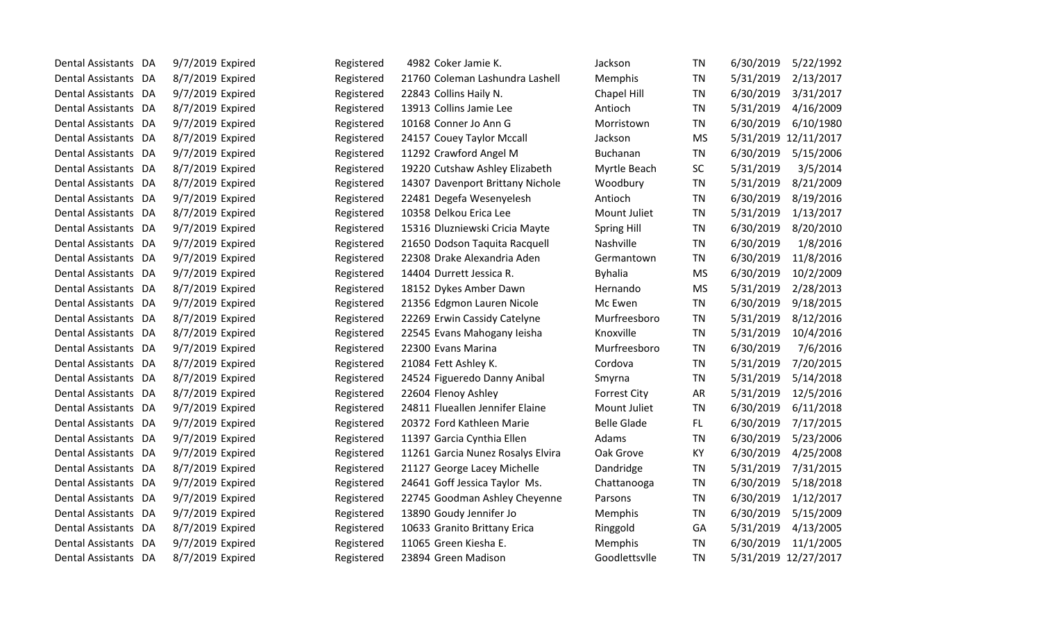| | | | | | | | | | | |
|---|---|---|---|---|---|---|---|---|---|---|
| Dental Assistants | DA | 9/7/2019 | Expired | Registered | 4982 | Coker Jamie K. | Jackson | TN | 6/30/2019 | 5/22/1992 |
| Dental Assistants | DA | 8/7/2019 | Expired | Registered | 21760 | Coleman Lashundra Lashell | Memphis | TN | 5/31/2019 | 2/13/2017 |
| Dental Assistants | DA | 9/7/2019 | Expired | Registered | 22843 | Collins Haily N. | Chapel Hill | TN | 6/30/2019 | 3/31/2017 |
| Dental Assistants | DA | 8/7/2019 | Expired | Registered | 13913 | Collins Jamie Lee | Antioch | TN | 5/31/2019 | 4/16/2009 |
| Dental Assistants | DA | 9/7/2019 | Expired | Registered | 10168 | Conner Jo Ann G | Morristown | TN | 6/30/2019 | 6/10/1980 |
| Dental Assistants | DA | 8/7/2019 | Expired | Registered | 24157 | Couey Taylor Mccall | Jackson | MS | 5/31/2019 | 12/11/2017 |
| Dental Assistants | DA | 9/7/2019 | Expired | Registered | 11292 | Crawford Angel M | Buchanan | TN | 6/30/2019 | 5/15/2006 |
| Dental Assistants | DA | 8/7/2019 | Expired | Registered | 19220 | Cutshaw Ashley Elizabeth | Myrtle Beach | SC | 5/31/2019 | 3/5/2014 |
| Dental Assistants | DA | 8/7/2019 | Expired | Registered | 14307 | Davenport Brittany Nichole | Woodbury | TN | 5/31/2019 | 8/21/2009 |
| Dental Assistants | DA | 9/7/2019 | Expired | Registered | 22481 | Degefa Wesenyelesh | Antioch | TN | 6/30/2019 | 8/19/2016 |
| Dental Assistants | DA | 8/7/2019 | Expired | Registered | 10358 | Delkou Erica Lee | Mount Juliet | TN | 5/31/2019 | 1/13/2017 |
| Dental Assistants | DA | 9/7/2019 | Expired | Registered | 15316 | Dluzniewski Cricia Mayte | Spring Hill | TN | 6/30/2019 | 8/20/2010 |
| Dental Assistants | DA | 9/7/2019 | Expired | Registered | 21650 | Dodson Taquita Racquell | Nashville | TN | 6/30/2019 | 1/8/2016 |
| Dental Assistants | DA | 9/7/2019 | Expired | Registered | 22308 | Drake Alexandria Aden | Germantown | TN | 6/30/2019 | 11/8/2016 |
| Dental Assistants | DA | 9/7/2019 | Expired | Registered | 14404 | Durrett Jessica R. | Byhalia | MS | 6/30/2019 | 10/2/2009 |
| Dental Assistants | DA | 8/7/2019 | Expired | Registered | 18152 | Dykes Amber Dawn | Hernando | MS | 5/31/2019 | 2/28/2013 |
| Dental Assistants | DA | 9/7/2019 | Expired | Registered | 21356 | Edgmon Lauren Nicole | Mc Ewen | TN | 6/30/2019 | 9/18/2015 |
| Dental Assistants | DA | 8/7/2019 | Expired | Registered | 22269 | Erwin Cassidy Catelyne | Murfreesboro | TN | 5/31/2019 | 8/12/2016 |
| Dental Assistants | DA | 8/7/2019 | Expired | Registered | 22545 | Evans Mahogany Ieisha | Knoxville | TN | 5/31/2019 | 10/4/2016 |
| Dental Assistants | DA | 9/7/2019 | Expired | Registered | 22300 | Evans Marina | Murfreesboro | TN | 6/30/2019 | 7/6/2016 |
| Dental Assistants | DA | 8/7/2019 | Expired | Registered | 21084 | Fett Ashley K. | Cordova | TN | 5/31/2019 | 7/20/2015 |
| Dental Assistants | DA | 8/7/2019 | Expired | Registered | 24524 | Figueredo Danny Anibal | Smyrna | TN | 5/31/2019 | 5/14/2018 |
| Dental Assistants | DA | 8/7/2019 | Expired | Registered | 22604 | Flenoy Ashley | Forrest City | AR | 5/31/2019 | 12/5/2016 |
| Dental Assistants | DA | 9/7/2019 | Expired | Registered | 24811 | Flueallen Jennifer Elaine | Mount Juliet | TN | 6/30/2019 | 6/11/2018 |
| Dental Assistants | DA | 9/7/2019 | Expired | Registered | 20372 | Ford Kathleen Marie | Belle Glade | FL | 6/30/2019 | 7/17/2015 |
| Dental Assistants | DA | 9/7/2019 | Expired | Registered | 11397 | Garcia Cynthia Ellen | Adams | TN | 6/30/2019 | 5/23/2006 |
| Dental Assistants | DA | 9/7/2019 | Expired | Registered | 11261 | Garcia Nunez Rosalys Elvira | Oak Grove | KY | 6/30/2019 | 4/25/2008 |
| Dental Assistants | DA | 8/7/2019 | Expired | Registered | 21127 | George Lacey Michelle | Dandridge | TN | 5/31/2019 | 7/31/2015 |
| Dental Assistants | DA | 9/7/2019 | Expired | Registered | 24641 | Goff Jessica Taylor Ms. | Chattanooga | TN | 6/30/2019 | 5/18/2018 |
| Dental Assistants | DA | 9/7/2019 | Expired | Registered | 22745 | Goodman Ashley Cheyenne | Parsons | TN | 6/30/2019 | 1/12/2017 |
| Dental Assistants | DA | 9/7/2019 | Expired | Registered | 13890 | Goudy Jennifer Jo | Memphis | TN | 6/30/2019 | 5/15/2009 |
| Dental Assistants | DA | 8/7/2019 | Expired | Registered | 10633 | Granito Brittany Erica | Ringgold | GA | 5/31/2019 | 4/13/2005 |
| Dental Assistants | DA | 9/7/2019 | Expired | Registered | 11065 | Green Kiesha E. | Memphis | TN | 6/30/2019 | 11/1/2005 |
| Dental Assistants | DA | 8/7/2019 | Expired | Registered | 23894 | Green Madison | Goodlettsvlle | TN | 5/31/2019 | 12/27/2017 |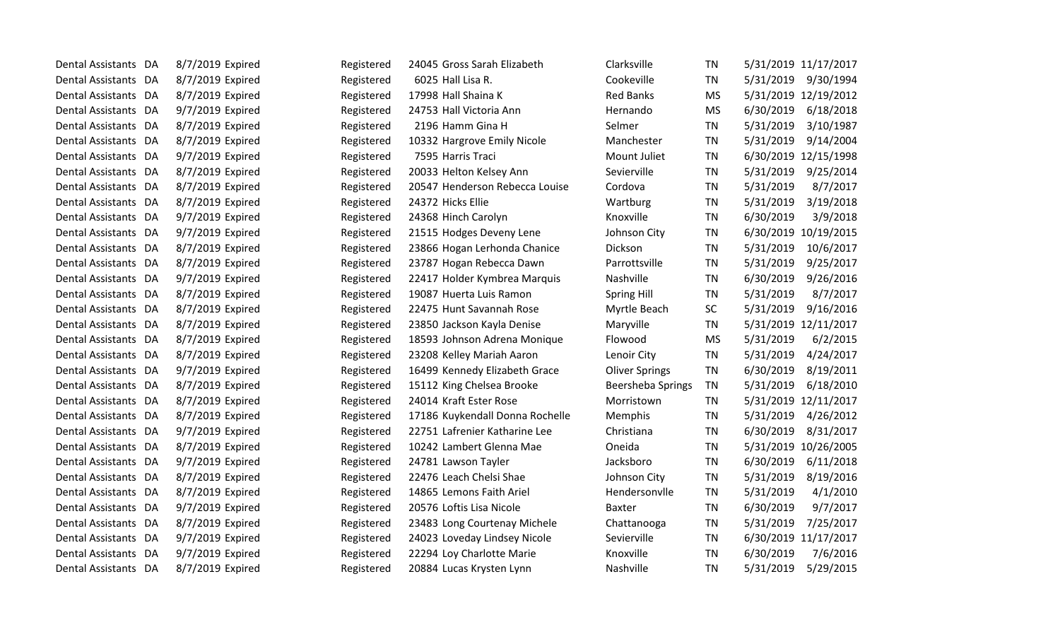| | | | | | | | | | | | |
|---|---|---|---|---|---|---|---|---|---|---|---|
| Dental Assistants | DA | 8/7/2019 | Expired | Registered | 24045 | Gross Sarah Elizabeth | Clarksville | TN | 5/31/2019 | 11/17/2017 |
| Dental Assistants | DA | 8/7/2019 | Expired | Registered | 6025 | Hall Lisa R. | Cookeville | TN | 5/31/2019 | 9/30/1994 |
| Dental Assistants | DA | 8/7/2019 | Expired | Registered | 17998 | Hall Shaina K | Red Banks | MS | 5/31/2019 | 12/19/2012 |
| Dental Assistants | DA | 9/7/2019 | Expired | Registered | 24753 | Hall Victoria Ann | Hernando | MS | 6/30/2019 | 6/18/2018 |
| Dental Assistants | DA | 8/7/2019 | Expired | Registered | 2196 | Hamm Gina H | Selmer | TN | 5/31/2019 | 3/10/1987 |
| Dental Assistants | DA | 8/7/2019 | Expired | Registered | 10332 | Hargrove Emily Nicole | Manchester | TN | 5/31/2019 | 9/14/2004 |
| Dental Assistants | DA | 9/7/2019 | Expired | Registered | 7595 | Harris Traci | Mount Juliet | TN | 6/30/2019 | 12/15/1998 |
| Dental Assistants | DA | 8/7/2019 | Expired | Registered | 20033 | Helton Kelsey Ann | Sevierville | TN | 5/31/2019 | 9/25/2014 |
| Dental Assistants | DA | 8/7/2019 | Expired | Registered | 20547 | Henderson Rebecca Louise | Cordova | TN | 5/31/2019 | 8/7/2017 |
| Dental Assistants | DA | 8/7/2019 | Expired | Registered | 24372 | Hicks Ellie | Wartburg | TN | 5/31/2019 | 3/19/2018 |
| Dental Assistants | DA | 9/7/2019 | Expired | Registered | 24368 | Hinch Carolyn | Knoxville | TN | 6/30/2019 | 3/9/2018 |
| Dental Assistants | DA | 9/7/2019 | Expired | Registered | 21515 | Hodges Deveny Lene | Johnson City | TN | 6/30/2019 | 10/19/2015 |
| Dental Assistants | DA | 8/7/2019 | Expired | Registered | 23866 | Hogan Lerhonda Chanice | Dickson | TN | 5/31/2019 | 10/6/2017 |
| Dental Assistants | DA | 8/7/2019 | Expired | Registered | 23787 | Hogan Rebecca Dawn | Parrottsville | TN | 5/31/2019 | 9/25/2017 |
| Dental Assistants | DA | 9/7/2019 | Expired | Registered | 22417 | Holder Kymbrea Marquis | Nashville | TN | 6/30/2019 | 9/26/2016 |
| Dental Assistants | DA | 8/7/2019 | Expired | Registered | 19087 | Huerta Luis Ramon | Spring Hill | TN | 5/31/2019 | 8/7/2017 |
| Dental Assistants | DA | 8/7/2019 | Expired | Registered | 22475 | Hunt Savannah Rose | Myrtle Beach | SC | 5/31/2019 | 9/16/2016 |
| Dental Assistants | DA | 8/7/2019 | Expired | Registered | 23850 | Jackson Kayla Denise | Maryville | TN | 5/31/2019 | 12/11/2017 |
| Dental Assistants | DA | 8/7/2019 | Expired | Registered | 18593 | Johnson Adrena Monique | Flowood | MS | 5/31/2019 | 6/2/2015 |
| Dental Assistants | DA | 8/7/2019 | Expired | Registered | 23208 | Kelley Mariah Aaron | Lenoir City | TN | 5/31/2019 | 4/24/2017 |
| Dental Assistants | DA | 9/7/2019 | Expired | Registered | 16499 | Kennedy Elizabeth Grace | Oliver Springs | TN | 6/30/2019 | 8/19/2011 |
| Dental Assistants | DA | 8/7/2019 | Expired | Registered | 15112 | King Chelsea Brooke | Beersheba Springs | TN | 5/31/2019 | 6/18/2010 |
| Dental Assistants | DA | 8/7/2019 | Expired | Registered | 24014 | Kraft Ester Rose | Morristown | TN | 5/31/2019 | 12/11/2017 |
| Dental Assistants | DA | 8/7/2019 | Expired | Registered | 17186 | Kuykendall Donna Rochelle | Memphis | TN | 5/31/2019 | 4/26/2012 |
| Dental Assistants | DA | 9/7/2019 | Expired | Registered | 22751 | Lafrenier Katharine Lee | Christiana | TN | 6/30/2019 | 8/31/2017 |
| Dental Assistants | DA | 8/7/2019 | Expired | Registered | 10242 | Lambert Glenna Mae | Oneida | TN | 5/31/2019 | 10/26/2005 |
| Dental Assistants | DA | 9/7/2019 | Expired | Registered | 24781 | Lawson Tayler | Jacksboro | TN | 6/30/2019 | 6/11/2018 |
| Dental Assistants | DA | 8/7/2019 | Expired | Registered | 22476 | Leach Chelsi Shae | Johnson City | TN | 5/31/2019 | 8/19/2016 |
| Dental Assistants | DA | 8/7/2019 | Expired | Registered | 14865 | Lemons Faith Ariel | Hendersonvlle | TN | 5/31/2019 | 4/1/2010 |
| Dental Assistants | DA | 9/7/2019 | Expired | Registered | 20576 | Loftis Lisa Nicole | Baxter | TN | 6/30/2019 | 9/7/2017 |
| Dental Assistants | DA | 8/7/2019 | Expired | Registered | 23483 | Long Courtenay Michele | Chattanooga | TN | 5/31/2019 | 7/25/2017 |
| Dental Assistants | DA | 9/7/2019 | Expired | Registered | 24023 | Loveday Lindsey Nicole | Sevierville | TN | 6/30/2019 | 11/17/2017 |
| Dental Assistants | DA | 9/7/2019 | Expired | Registered | 22294 | Loy Charlotte Marie | Knoxville | TN | 6/30/2019 | 7/6/2016 |
| Dental Assistants | DA | 8/7/2019 | Expired | Registered | 20884 | Lucas Krysten Lynn | Nashville | TN | 5/31/2019 | 5/29/2015 |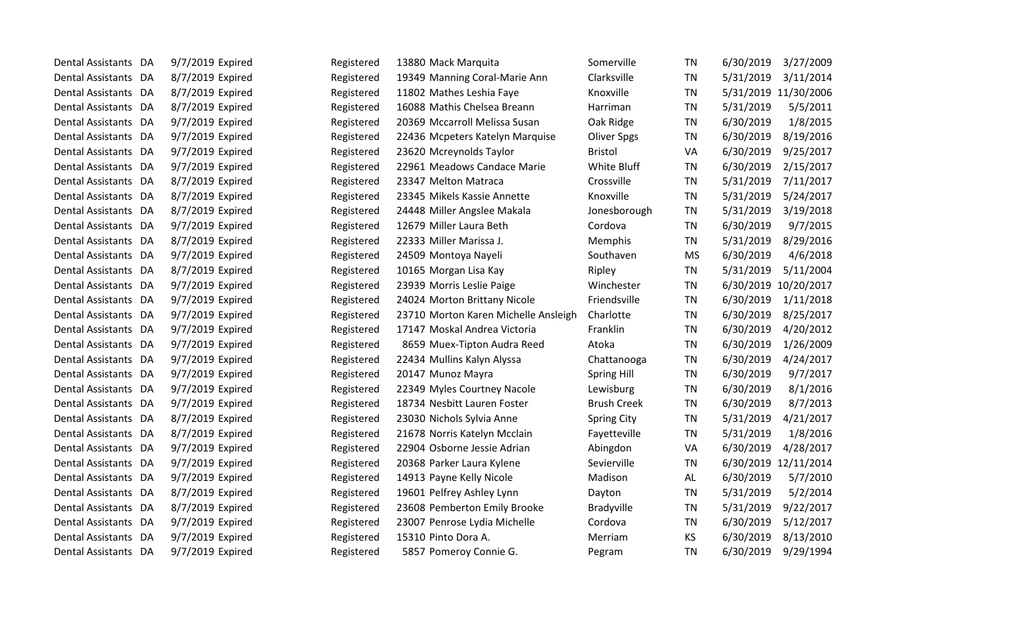| | | | | | | | | | | |
|---|---|---|---|---|---|---|---|---|---|---|
| Dental Assistants | DA | 9/7/2019 | Expired | Registered | 13880 | Mack Marquita | Somerville | TN | 6/30/2019 | 3/27/2009 |
| Dental Assistants | DA | 8/7/2019 | Expired | Registered | 19349 | Manning Coral-Marie Ann | Clarksville | TN | 5/31/2019 | 3/11/2014 |
| Dental Assistants | DA | 8/7/2019 | Expired | Registered | 11802 | Mathes Leshia Faye | Knoxville | TN | 5/31/2019 | 11/30/2006 |
| Dental Assistants | DA | 8/7/2019 | Expired | Registered | 16088 | Mathis Chelsea Breann | Harriman | TN | 5/31/2019 | 5/5/2011 |
| Dental Assistants | DA | 9/7/2019 | Expired | Registered | 20369 | Mccarroll Melissa Susan | Oak Ridge | TN | 6/30/2019 | 1/8/2015 |
| Dental Assistants | DA | 9/7/2019 | Expired | Registered | 22436 | Mcpeters Katelyn Marquise | Oliver Spgs | TN | 6/30/2019 | 8/19/2016 |
| Dental Assistants | DA | 9/7/2019 | Expired | Registered | 23620 | Mcreynolds Taylor | Bristol | VA | 6/30/2019 | 9/25/2017 |
| Dental Assistants | DA | 9/7/2019 | Expired | Registered | 22961 | Meadows Candace Marie | White Bluff | TN | 6/30/2019 | 2/15/2017 |
| Dental Assistants | DA | 8/7/2019 | Expired | Registered | 23347 | Melton Matraca | Crossville | TN | 5/31/2019 | 7/11/2017 |
| Dental Assistants | DA | 8/7/2019 | Expired | Registered | 23345 | Mikels Kassie Annette | Knoxville | TN | 5/31/2019 | 5/24/2017 |
| Dental Assistants | DA | 8/7/2019 | Expired | Registered | 24448 | Miller Angslee Makala | Jonesborough | TN | 5/31/2019 | 3/19/2018 |
| Dental Assistants | DA | 9/7/2019 | Expired | Registered | 12679 | Miller Laura Beth | Cordova | TN | 6/30/2019 | 9/7/2015 |
| Dental Assistants | DA | 8/7/2019 | Expired | Registered | 22333 | Miller Marissa J. | Memphis | TN | 5/31/2019 | 8/29/2016 |
| Dental Assistants | DA | 9/7/2019 | Expired | Registered | 24509 | Montoya Nayeli | Southaven | MS | 6/30/2019 | 4/6/2018 |
| Dental Assistants | DA | 8/7/2019 | Expired | Registered | 10165 | Morgan Lisa Kay | Ripley | TN | 5/31/2019 | 5/11/2004 |
| Dental Assistants | DA | 9/7/2019 | Expired | Registered | 23939 | Morris Leslie Paige | Winchester | TN | 6/30/2019 | 10/20/2017 |
| Dental Assistants | DA | 9/7/2019 | Expired | Registered | 24024 | Morton Brittany Nicole | Friendsville | TN | 6/30/2019 | 1/11/2018 |
| Dental Assistants | DA | 9/7/2019 | Expired | Registered | 23710 | Morton Karen Michelle Ansleigh | Charlotte | TN | 6/30/2019 | 8/25/2017 |
| Dental Assistants | DA | 9/7/2019 | Expired | Registered | 17147 | Moskal Andrea Victoria | Franklin | TN | 6/30/2019 | 4/20/2012 |
| Dental Assistants | DA | 9/7/2019 | Expired | Registered | 8659 | Muex-Tipton Audra Reed | Atoka | TN | 6/30/2019 | 1/26/2009 |
| Dental Assistants | DA | 9/7/2019 | Expired | Registered | 22434 | Mullins Kalyn Alyssa | Chattanooga | TN | 6/30/2019 | 4/24/2017 |
| Dental Assistants | DA | 9/7/2019 | Expired | Registered | 20147 | Munoz Mayra | Spring Hill | TN | 6/30/2019 | 9/7/2017 |
| Dental Assistants | DA | 9/7/2019 | Expired | Registered | 22349 | Myles Courtney Nacole | Lewisburg | TN | 6/30/2019 | 8/1/2016 |
| Dental Assistants | DA | 9/7/2019 | Expired | Registered | 18734 | Nesbitt Lauren Foster | Brush Creek | TN | 6/30/2019 | 8/7/2013 |
| Dental Assistants | DA | 8/7/2019 | Expired | Registered | 23030 | Nichols Sylvia Anne | Spring City | TN | 5/31/2019 | 4/21/2017 |
| Dental Assistants | DA | 8/7/2019 | Expired | Registered | 21678 | Norris Katelyn Mcclain | Fayetteville | TN | 5/31/2019 | 1/8/2016 |
| Dental Assistants | DA | 9/7/2019 | Expired | Registered | 22904 | Osborne Jessie Adrian | Abingdon | VA | 6/30/2019 | 4/28/2017 |
| Dental Assistants | DA | 9/7/2019 | Expired | Registered | 20368 | Parker Laura Kylene | Sevierville | TN | 6/30/2019 | 12/11/2014 |
| Dental Assistants | DA | 9/7/2019 | Expired | Registered | 14913 | Payne Kelly Nicole | Madison | AL | 6/30/2019 | 5/7/2010 |
| Dental Assistants | DA | 8/7/2019 | Expired | Registered | 19601 | Pelfrey Ashley Lynn | Dayton | TN | 5/31/2019 | 5/2/2014 |
| Dental Assistants | DA | 8/7/2019 | Expired | Registered | 23608 | Pemberton Emily Brooke | Bradyville | TN | 5/31/2019 | 9/22/2017 |
| Dental Assistants | DA | 9/7/2019 | Expired | Registered | 23007 | Penrose Lydia Michelle | Cordova | TN | 6/30/2019 | 5/12/2017 |
| Dental Assistants | DA | 9/7/2019 | Expired | Registered | 15310 | Pinto Dora A. | Merriam | KS | 6/30/2019 | 8/13/2010 |
| Dental Assistants | DA | 9/7/2019 | Expired | Registered | 5857 | Pomeroy Connie G. | Pegram | TN | 6/30/2019 | 9/29/1994 |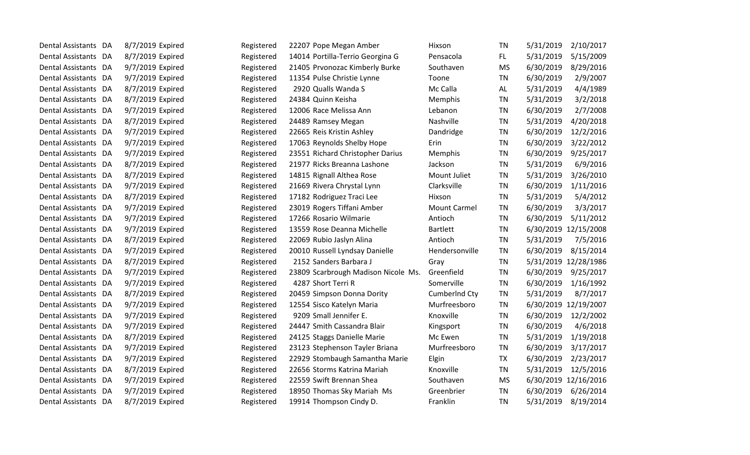| | | | | | | | | | | |
|---|---|---|---|---|---|---|---|---|---|---|
| Dental Assistants | DA | 8/7/2019 | Expired | Registered | 22207 | Pope Megan Amber | Hixson | TN | 5/31/2019 | 2/10/2017 |
| Dental Assistants | DA | 8/7/2019 | Expired | Registered | 14014 | Portilla-Terrio Georgina G | Pensacola | FL | 5/31/2019 | 5/15/2009 |
| Dental Assistants | DA | 9/7/2019 | Expired | Registered | 21405 | Prvonozac Kimberly Burke | Southaven | MS | 6/30/2019 | 8/29/2016 |
| Dental Assistants | DA | 9/7/2019 | Expired | Registered | 11354 | Pulse Christie Lynne | Toone | TN | 6/30/2019 | 2/9/2007 |
| Dental Assistants | DA | 8/7/2019 | Expired | Registered | 2920 | Qualls Wanda S | Mc Calla | AL | 5/31/2019 | 4/4/1989 |
| Dental Assistants | DA | 8/7/2019 | Expired | Registered | 24384 | Quinn Keisha | Memphis | TN | 5/31/2019 | 3/2/2018 |
| Dental Assistants | DA | 9/7/2019 | Expired | Registered | 12006 | Race Melissa Ann | Lebanon | TN | 6/30/2019 | 2/7/2008 |
| Dental Assistants | DA | 8/7/2019 | Expired | Registered | 24489 | Ramsey Megan | Nashville | TN | 5/31/2019 | 4/20/2018 |
| Dental Assistants | DA | 9/7/2019 | Expired | Registered | 22665 | Reis Kristin Ashley | Dandridge | TN | 6/30/2019 | 12/2/2016 |
| Dental Assistants | DA | 9/7/2019 | Expired | Registered | 17063 | Reynolds Shelby Hope | Erin | TN | 6/30/2019 | 3/22/2012 |
| Dental Assistants | DA | 9/7/2019 | Expired | Registered | 23551 | Richard Christopher Darius | Memphis | TN | 6/30/2019 | 9/25/2017 |
| Dental Assistants | DA | 8/7/2019 | Expired | Registered | 21977 | Ricks Breanna Lashone | Jackson | TN | 5/31/2019 | 6/9/2016 |
| Dental Assistants | DA | 8/7/2019 | Expired | Registered | 14815 | Rignall Althea Rose | Mount Juliet | TN | 5/31/2019 | 3/26/2010 |
| Dental Assistants | DA | 9/7/2019 | Expired | Registered | 21669 | Rivera Chrystal Lynn | Clarksville | TN | 6/30/2019 | 1/11/2016 |
| Dental Assistants | DA | 8/7/2019 | Expired | Registered | 17182 | Rodriguez Traci Lee | Hixson | TN | 5/31/2019 | 5/4/2012 |
| Dental Assistants | DA | 9/7/2019 | Expired | Registered | 23019 | Rogers Tiffani Amber | Mount Carmel | TN | 6/30/2019 | 3/3/2017 |
| Dental Assistants | DA | 9/7/2019 | Expired | Registered | 17266 | Rosario Wilmarie | Antioch | TN | 6/30/2019 | 5/11/2012 |
| Dental Assistants | DA | 9/7/2019 | Expired | Registered | 13559 | Rose Deanna Michelle | Bartlett | TN | 6/30/2019 | 12/15/2008 |
| Dental Assistants | DA | 8/7/2019 | Expired | Registered | 22069 | Rubio Jaslyn Alina | Antioch | TN | 5/31/2019 | 7/5/2016 |
| Dental Assistants | DA | 9/7/2019 | Expired | Registered | 20010 | Russell Lyndsay Danielle | Hendersonville | TN | 6/30/2019 | 8/15/2014 |
| Dental Assistants | DA | 8/7/2019 | Expired | Registered | 2152 | Sanders Barbara J | Gray | TN | 5/31/2019 | 12/28/1986 |
| Dental Assistants | DA | 9/7/2019 | Expired | Registered | 23809 | Scarbrough Madison Nicole Ms. | Greenfield | TN | 6/30/2019 | 9/25/2017 |
| Dental Assistants | DA | 9/7/2019 | Expired | Registered | 4287 | Short Terri R | Somerville | TN | 6/30/2019 | 1/16/1992 |
| Dental Assistants | DA | 8/7/2019 | Expired | Registered | 20459 | Simpson Donna Dority | Cumberlnd Cty | TN | 5/31/2019 | 8/7/2017 |
| Dental Assistants | DA | 9/7/2019 | Expired | Registered | 12554 | Sisco Katelyn Maria | Murfreesboro | TN | 6/30/2019 | 12/19/2007 |
| Dental Assistants | DA | 9/7/2019 | Expired | Registered | 9209 | Small Jennifer E. | Knoxville | TN | 6/30/2019 | 12/2/2002 |
| Dental Assistants | DA | 9/7/2019 | Expired | Registered | 24447 | Smith Cassandra Blair | Kingsport | TN | 6/30/2019 | 4/6/2018 |
| Dental Assistants | DA | 8/7/2019 | Expired | Registered | 24125 | Staggs Danielle Marie | Mc Ewen | TN | 5/31/2019 | 1/19/2018 |
| Dental Assistants | DA | 9/7/2019 | Expired | Registered | 23123 | Stephenson Tayler Briana | Murfreesboro | TN | 6/30/2019 | 3/17/2017 |
| Dental Assistants | DA | 9/7/2019 | Expired | Registered | 22929 | Stombaugh Samantha Marie | Elgin | TX | 6/30/2019 | 2/23/2017 |
| Dental Assistants | DA | 8/7/2019 | Expired | Registered | 22656 | Storms Katrina Mariah | Knoxville | TN | 5/31/2019 | 12/5/2016 |
| Dental Assistants | DA | 9/7/2019 | Expired | Registered | 22559 | Swift Brennan Shea | Southaven | MS | 6/30/2019 | 12/16/2016 |
| Dental Assistants | DA | 9/7/2019 | Expired | Registered | 18950 | Thomas Sky Mariah Ms | Greenbrier | TN | 6/30/2019 | 6/26/2014 |
| Dental Assistants | DA | 8/7/2019 | Expired | Registered | 19914 | Thompson Cindy D. | Franklin | TN | 5/31/2019 | 8/19/2014 |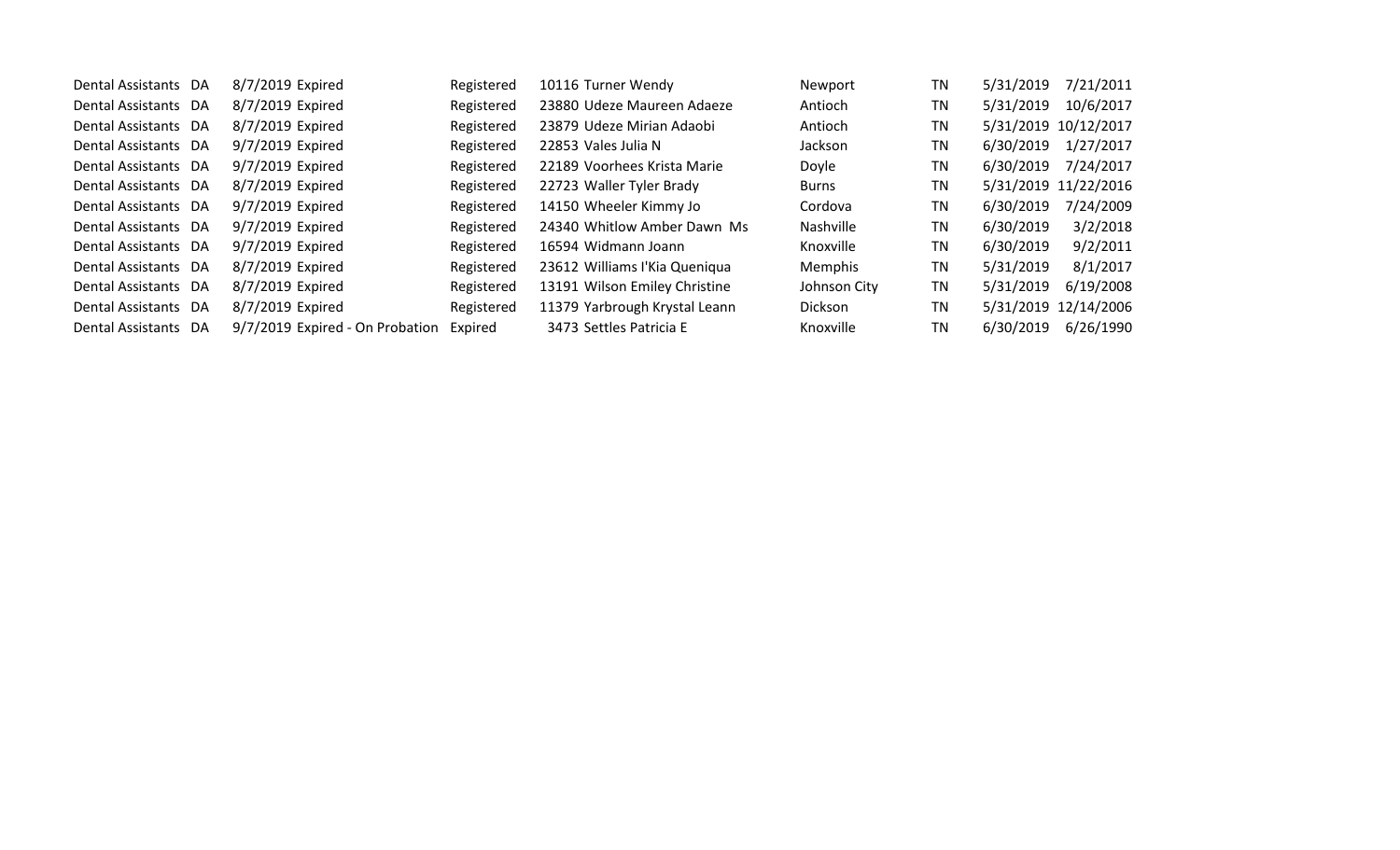| | | | | | | | | | | | |
|---|---|---|---|---|---|---|---|---|---|---|---|
| Dental Assistants | DA | 8/7/2019 | Expired | Registered | 10116 | Turner Wendy | Newport | TN | 5/31/2019 | 7/21/2011 |
| Dental Assistants | DA | 8/7/2019 | Expired | Registered | 23880 | Udeze Maureen Adaeze | Antioch | TN | 5/31/2019 | 10/6/2017 |
| Dental Assistants | DA | 8/7/2019 | Expired | Registered | 23879 | Udeze Mirian Adaobi | Antioch | TN | 5/31/2019 | 10/12/2017 |
| Dental Assistants | DA | 9/7/2019 | Expired | Registered | 22853 | Vales Julia N | Jackson | TN | 6/30/2019 | 1/27/2017 |
| Dental Assistants | DA | 9/7/2019 | Expired | Registered | 22189 | Voorhees Krista Marie | Doyle | TN | 6/30/2019 | 7/24/2017 |
| Dental Assistants | DA | 8/7/2019 | Expired | Registered | 22723 | Waller Tyler Brady | Burns | TN | 5/31/2019 | 11/22/2016 |
| Dental Assistants | DA | 9/7/2019 | Expired | Registered | 14150 | Wheeler Kimmy Jo | Cordova | TN | 6/30/2019 | 7/24/2009 |
| Dental Assistants | DA | 9/7/2019 | Expired | Registered | 24340 | Whitlow Amber Dawn Ms | Nashville | TN | 6/30/2019 | 3/2/2018 |
| Dental Assistants | DA | 9/7/2019 | Expired | Registered | 16594 | Widmann Joann | Knoxville | TN | 6/30/2019 | 9/2/2011 |
| Dental Assistants | DA | 8/7/2019 | Expired | Registered | 23612 | Williams I'Kia Queniqua | Memphis | TN | 5/31/2019 | 8/1/2017 |
| Dental Assistants | DA | 8/7/2019 | Expired | Registered | 13191 | Wilson Emiley Christine | Johnson City | TN | 5/31/2019 | 6/19/2008 |
| Dental Assistants | DA | 8/7/2019 | Expired | Registered | 11379 | Yarbrough Krystal Leann | Dickson | TN | 5/31/2019 | 12/14/2006 |
| Dental Assistants | DA | 9/7/2019 | Expired - On Probation | Expired | 3473 | Settles Patricia E | Knoxville | TN | 6/30/2019 | 6/26/1990 |